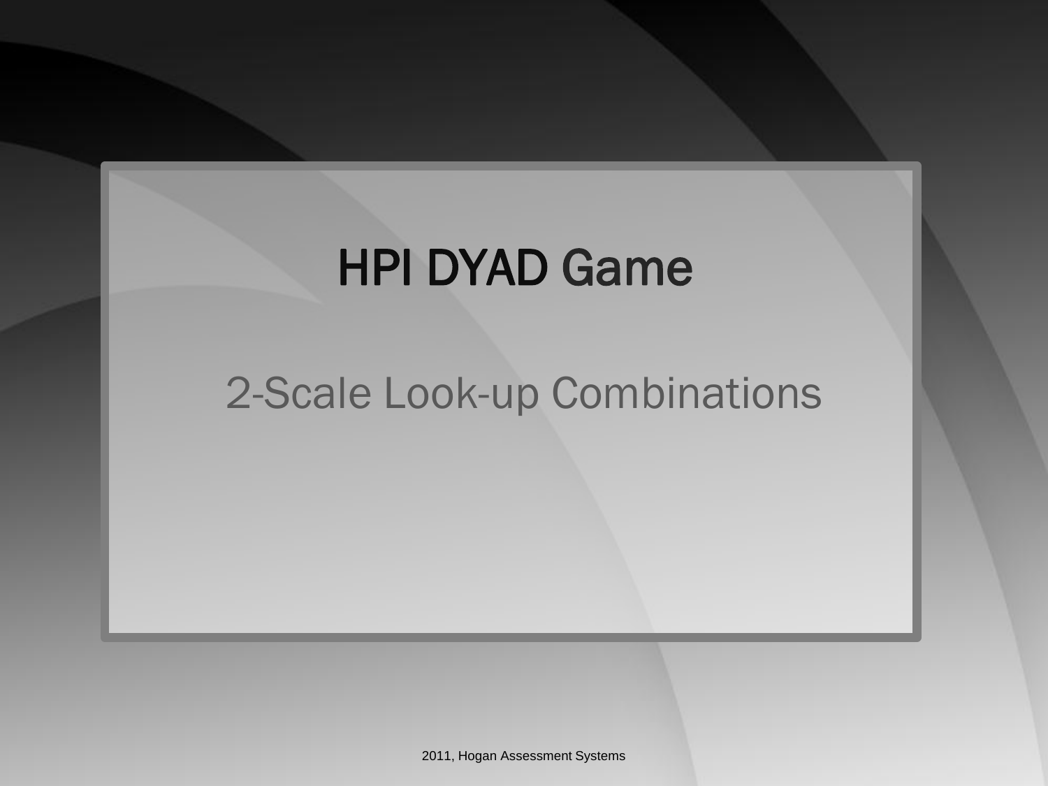# HPI DYAD Game

2-Scale Look-up Combinations

2011, Hogan Assessment Systems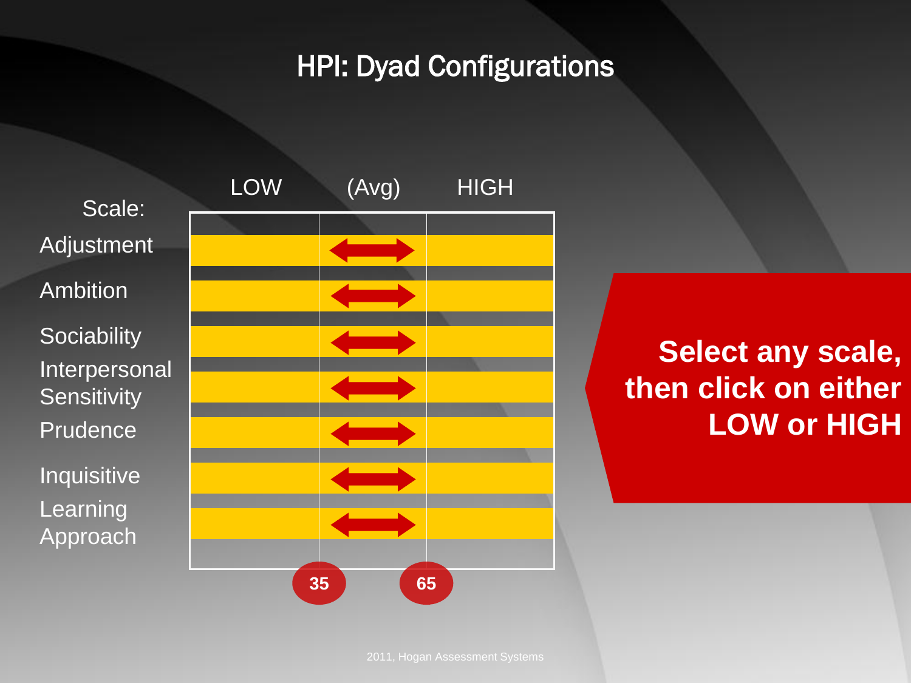# HPI: Dyad Configurations

| Scale: | LOW | (Avg) | HIGH |
|---|---|---|---|
| Adjustment | | ⟷ | |
| Ambition | | ⟷ | |
| Sociability | | ⟷ | |
| Interpersonal Sensitivity | | ⟷ | |
| Prudence | | ⟷ | |
| Inquisitive | | ⟷ | |
| Learning Approach | | ⟷ | |
| | 35 | | 65 |

**Select any scale, then click on either LOW or HIGH**

2011, Hogan Assessment Systems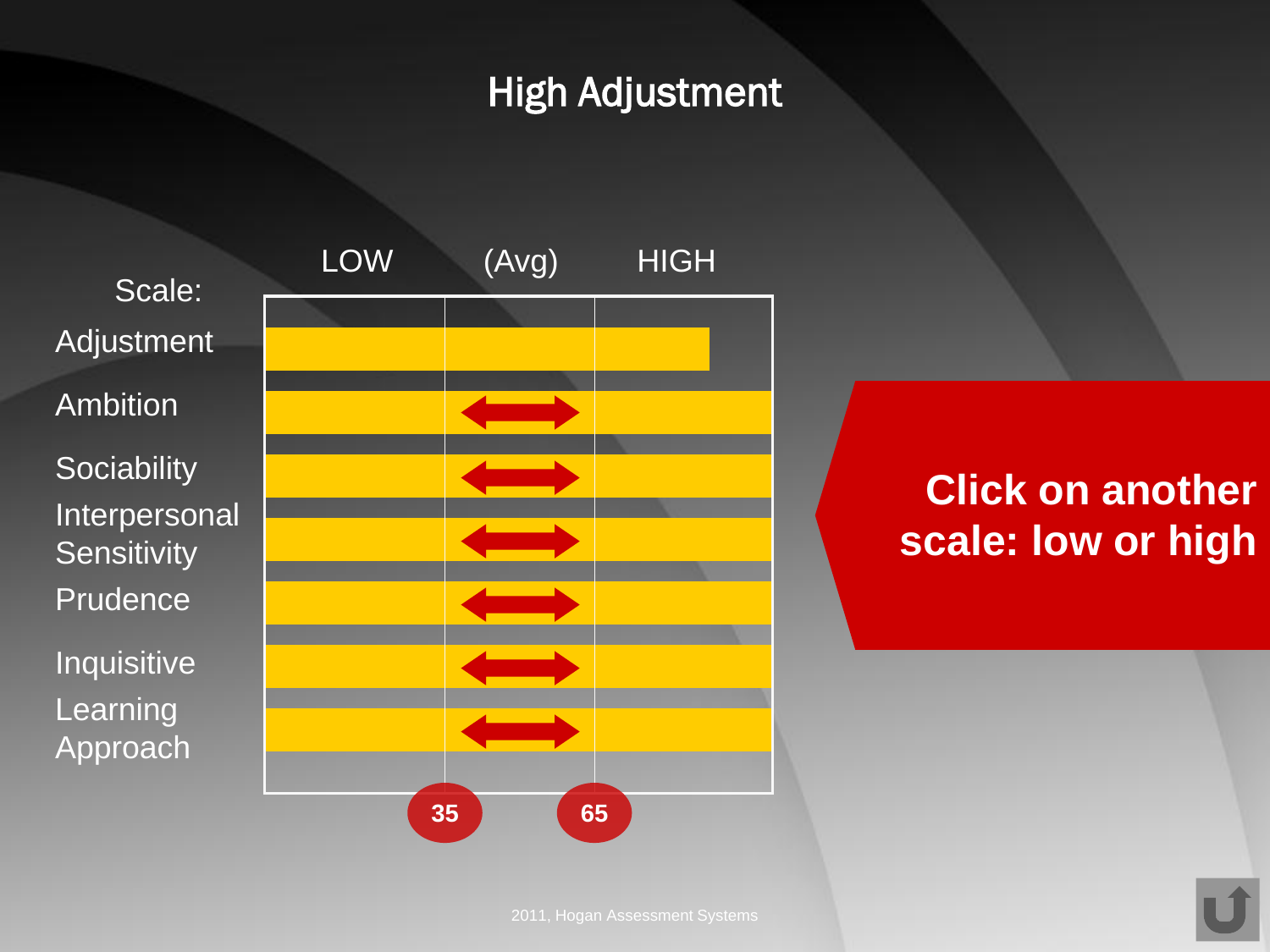# High Adjustment

| Scale: | LOW | (Avg) | HIGH |
|---|---|---|---|
| Adjustment | | | |
| Ambition | | | |
| Sociability | | | |
| Interpersonal Sensitivity | | | |
| Prudence | | | |
| Inquisitive | | | |
| Learning Approach | | | |

35 65

**Click on another scale: low or high**

2011, Hogan Assessment Systems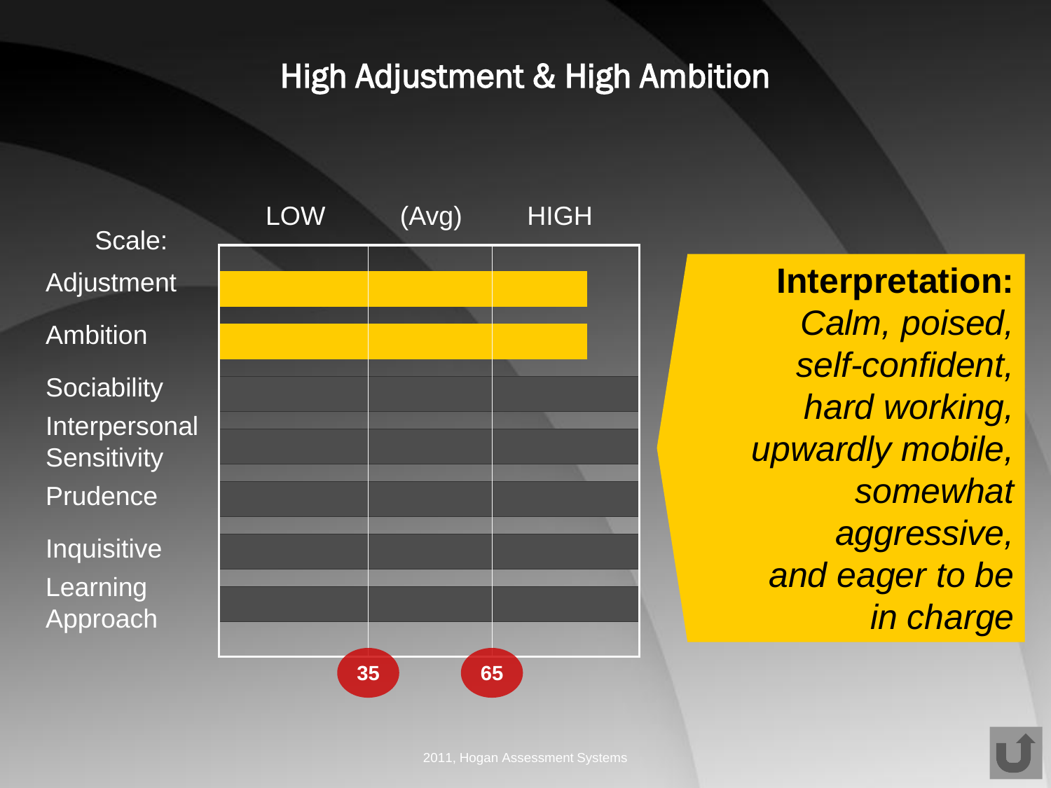# High Adjustment & High Ambition

| Scale: | LOW | (Avg) | HIGH |
|---|---|---|---|
| Adjustment | | | |
| Ambition | | | |
| Sociability | | | |
| Interpersonal Sensitivity | | | |
| Prudence | | | |
| Inquisitive | | | |
| Learning Approach | | | |
| | 35 | 65 | |

**Interpretation:**
*Calm, poised, self-confident, hard working, upwardly mobile, somewhat aggressive, and eager to be in charge*

2011, Hogan Assessment Systems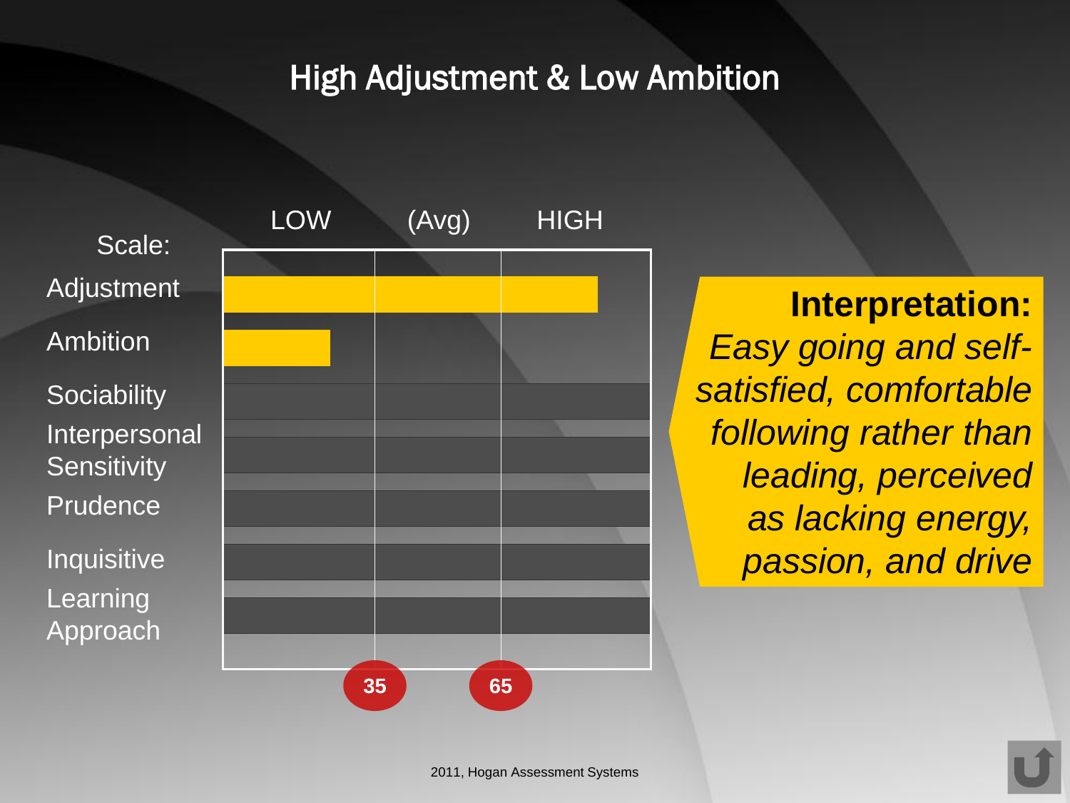# High Adjustment & Low Ambition

| Scale: | LOW | (Avg) | HIGH |
|---|---|---|---|
| Adjustment | | | |
| Ambition | | | |
| Sociability | | | |
| Interpersonal Sensitivity | | | |
| Prudence | | | |
| Inquisitive | | | |
| Learning Approach | | | |

35 65

**Interpretation:**
*Easy going and self-satisfied, comfortable following rather than leading, perceived as lacking energy, passion, and drive*

2011, Hogan Assessment Systems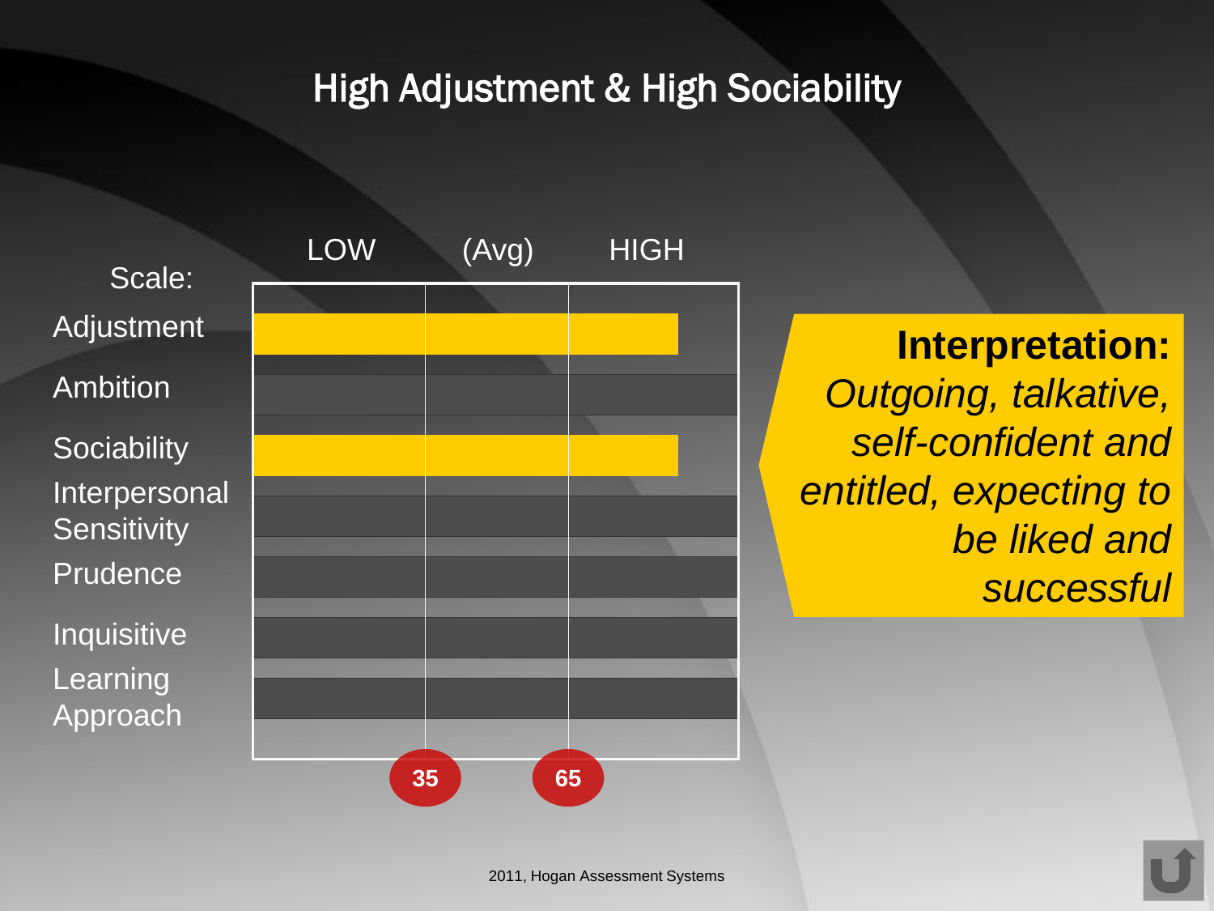# High Adjustment & High Sociability

| Scale: | LOW | (Avg) | HIGH |
|---|---|---|---|
| Adjustment | | | |
| Ambition | | | |
| Sociability | | | |
| Interpersonal Sensitivity | | | |
| Prudence | | | |
| Inquisitive | | | |
| Learning Approach | | | |
| | 35 | 65 | |

**Interpretation:** *Outgoing, talkative, self-confident and entitled, expecting to be liked and successful*

2011, Hogan Assessment Systems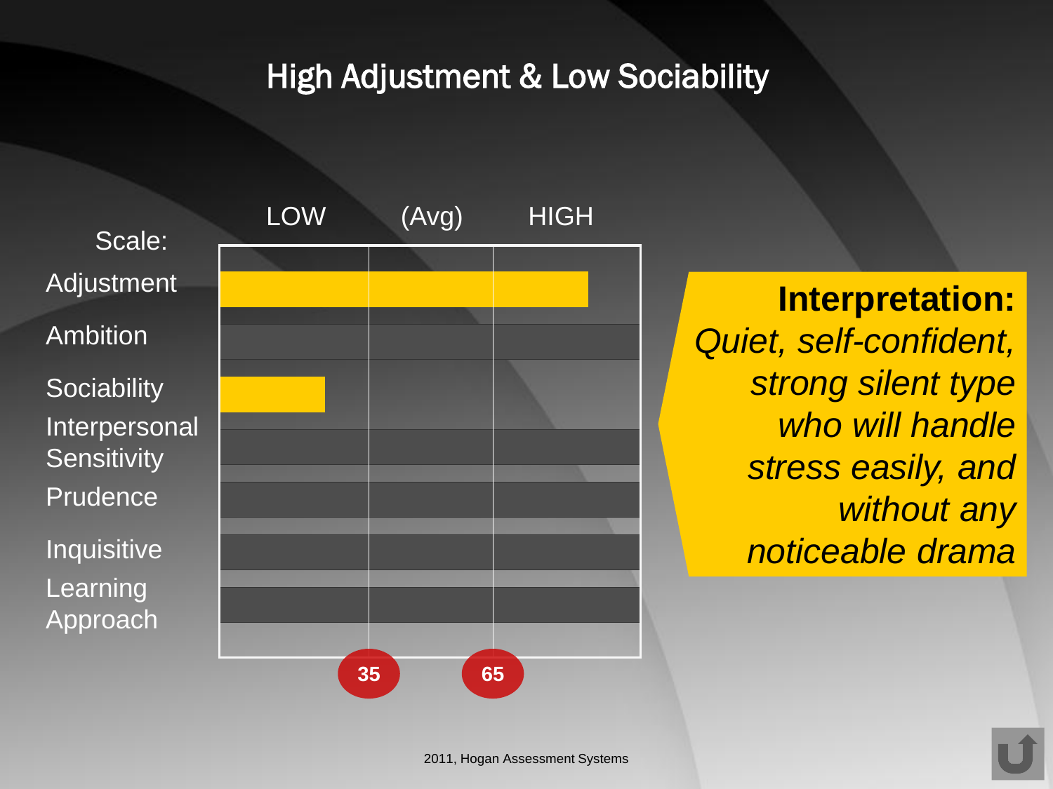# High Adjustment & Low Sociability

| Scale: | LOW | (Avg) | HIGH |
|---|---|---|---|
| Adjustment | | | |
| Ambition | | | |
| Sociability | | | |
| Interpersonal Sensitivity | | | |
| Prudence | | | |
| Inquisitive | | | |
| Learning Approach | | | |

35 65

**Interpretation:**
*Quiet, self-confident, strong silent type who will handle stress easily, and without any noticeable drama*

2011, Hogan Assessment Systems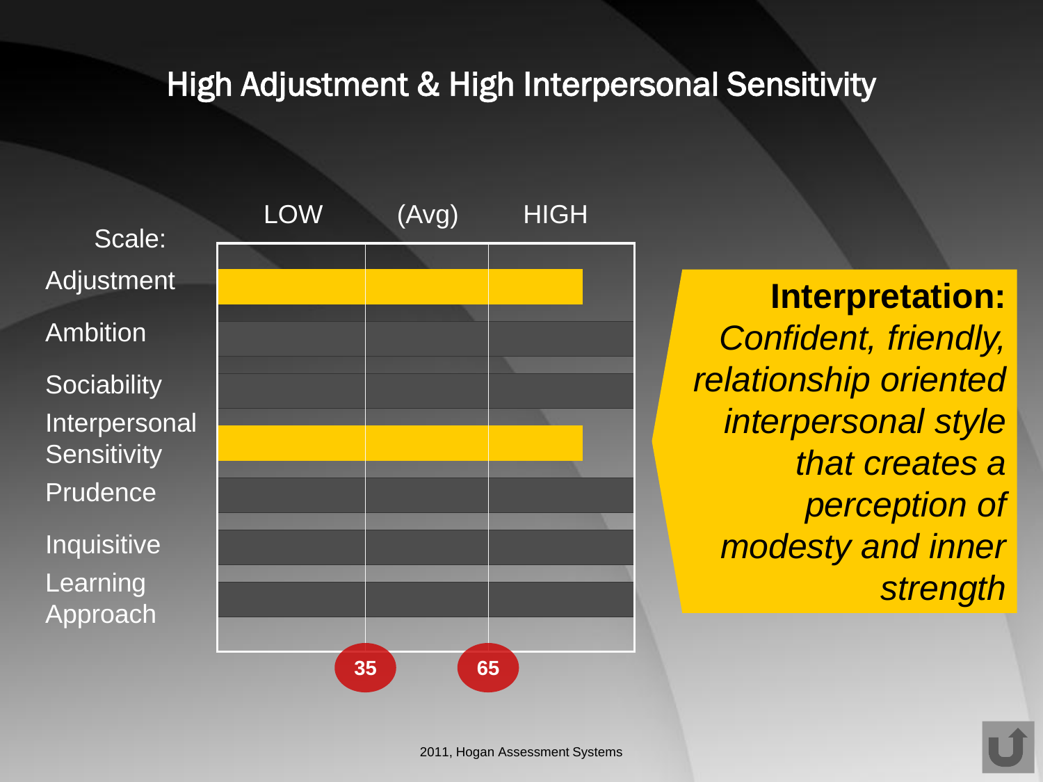# High Adjustment & High Interpersonal Sensitivity

| Scale: | LOW | (Avg) | HIGH |
|---|---|---|---|
| Adjustment | | | |
| Ambition | | | |
| Sociability | | | |
| Interpersonal Sensitivity | | | |
| Prudence | | | |
| Inquisitive | | | |
| Learning Approach | | | |

35 65

**Interpretation:**
*Confident, friendly, relationship oriented interpersonal style that creates a perception of modesty and inner strength*

2011, Hogan Assessment Systems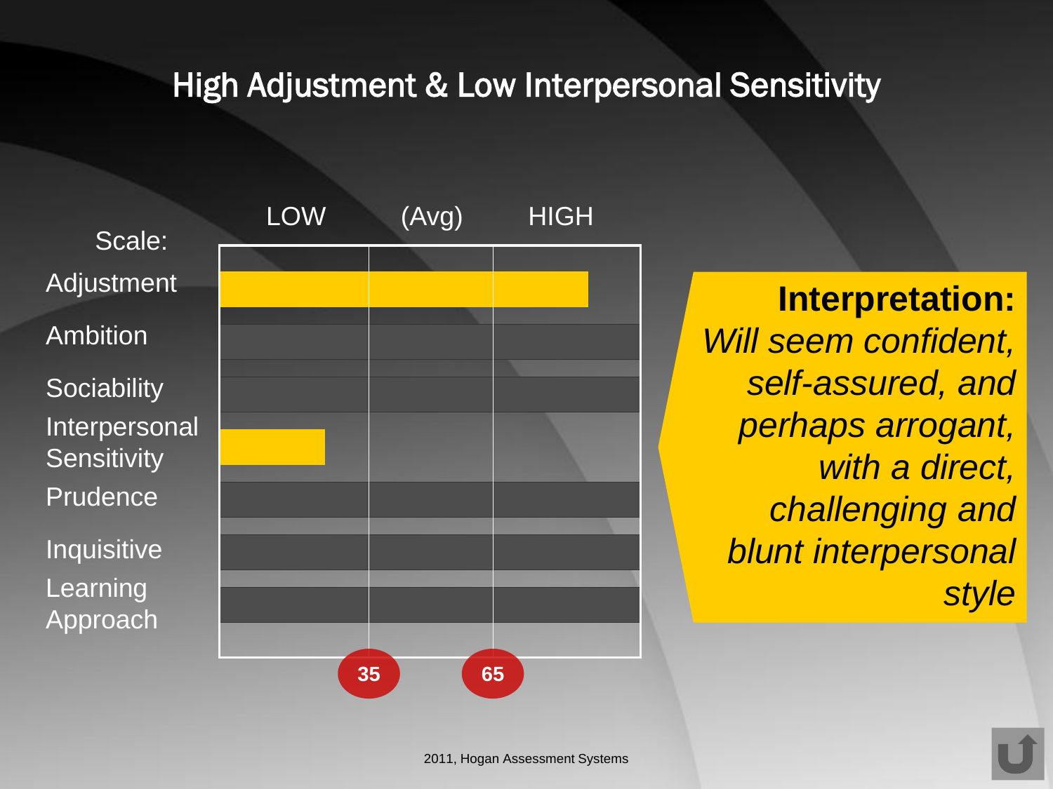# High Adjustment & Low Interpersonal Sensitivity

| Scale: | LOW | (Avg) | HIGH |
|---|---|---|---|
| Adjustment | | | |
| Ambition | | | |
| Sociability | | | |
| Interpersonal Sensitivity | | | |
| Prudence | | | |
| Inquisitive | | | |
| Learning Approach | | | |

35 65

**Interpretation:**
*Will seem confident, self-assured, and perhaps arrogant, with a direct, challenging and blunt interpersonal style*

2011, Hogan Assessment Systems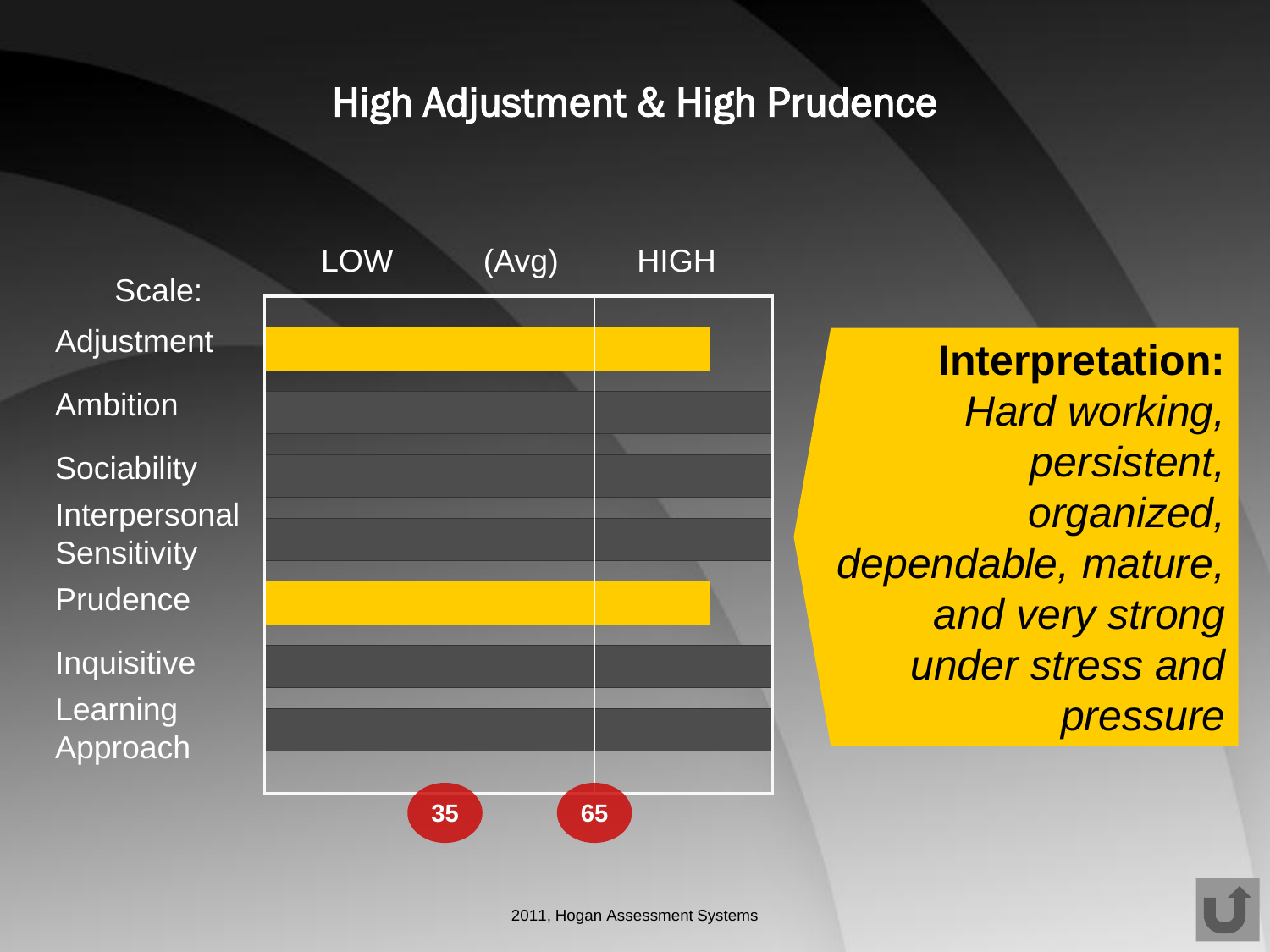# High Adjustment & High Prudence

| Scale: | LOW | (Avg) | HIGH |
|---|---|---|---|
| Adjustment | | | |
| Ambition | | | |
| Sociability | | | |
| Interpersonal Sensitivity | | | |
| Prudence | | | |
| Inquisitive | | | |
| Learning Approach | | | |
| | 35 | 65 | |

**Interpretation:**
*Hard working, persistent, organized, dependable, mature, and very strong under stress and pressure*

2011, Hogan Assessment Systems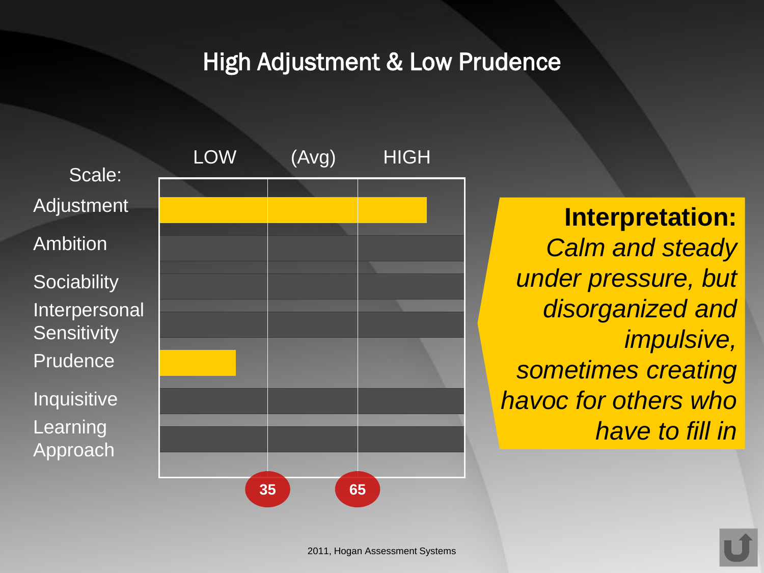# High Adjustment & Low Prudence

| Scale: | LOW | (Avg) | HIGH |
|---|---|---|---|
| Adjustment | | | |
| Ambition | | | |
| Sociability | | | |
| Interpersonal Sensitivity | | | |
| Prudence | | | |
| Inquisitive | | | |
| Learning Approach | | | |

35 65

**Interpretation:** *Calm and steady under pressure, but disorganized and impulsive, sometimes creating havoc for others who have to fill in*

2011, Hogan Assessment Systems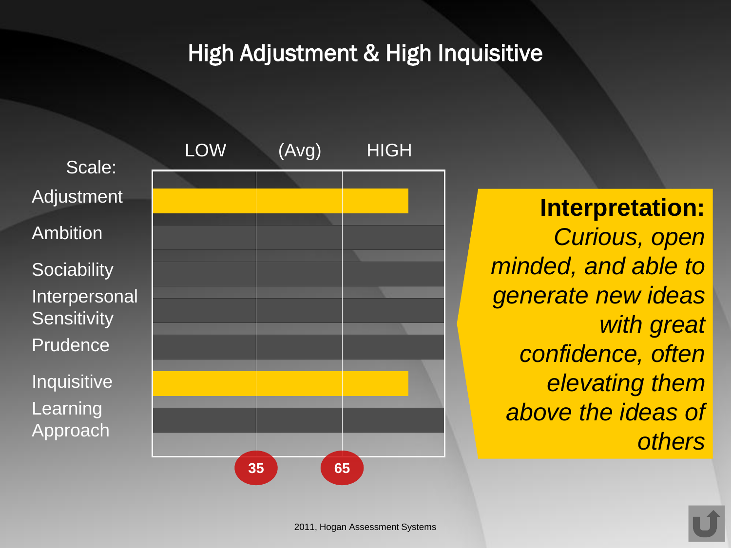# High Adjustment & High Inquisitive

| Scale: | LOW | (Avg) | HIGH |
|---|---|---|---|
| Adjustment | ■ | ■ | ■ |
| Ambition | | | |
| Sociability | | | |
| Interpersonal Sensitivity | | | |
| Prudence | | | |
| Inquisitive | ■ | ■ | ■ |
| Learning Approach | | | |

35 &nbsp;&nbsp;&nbsp; 65

**Interpretation:** *Curious, open minded, and able to generate new ideas with great confidence, often elevating them above the ideas of others*

2011, Hogan Assessment Systems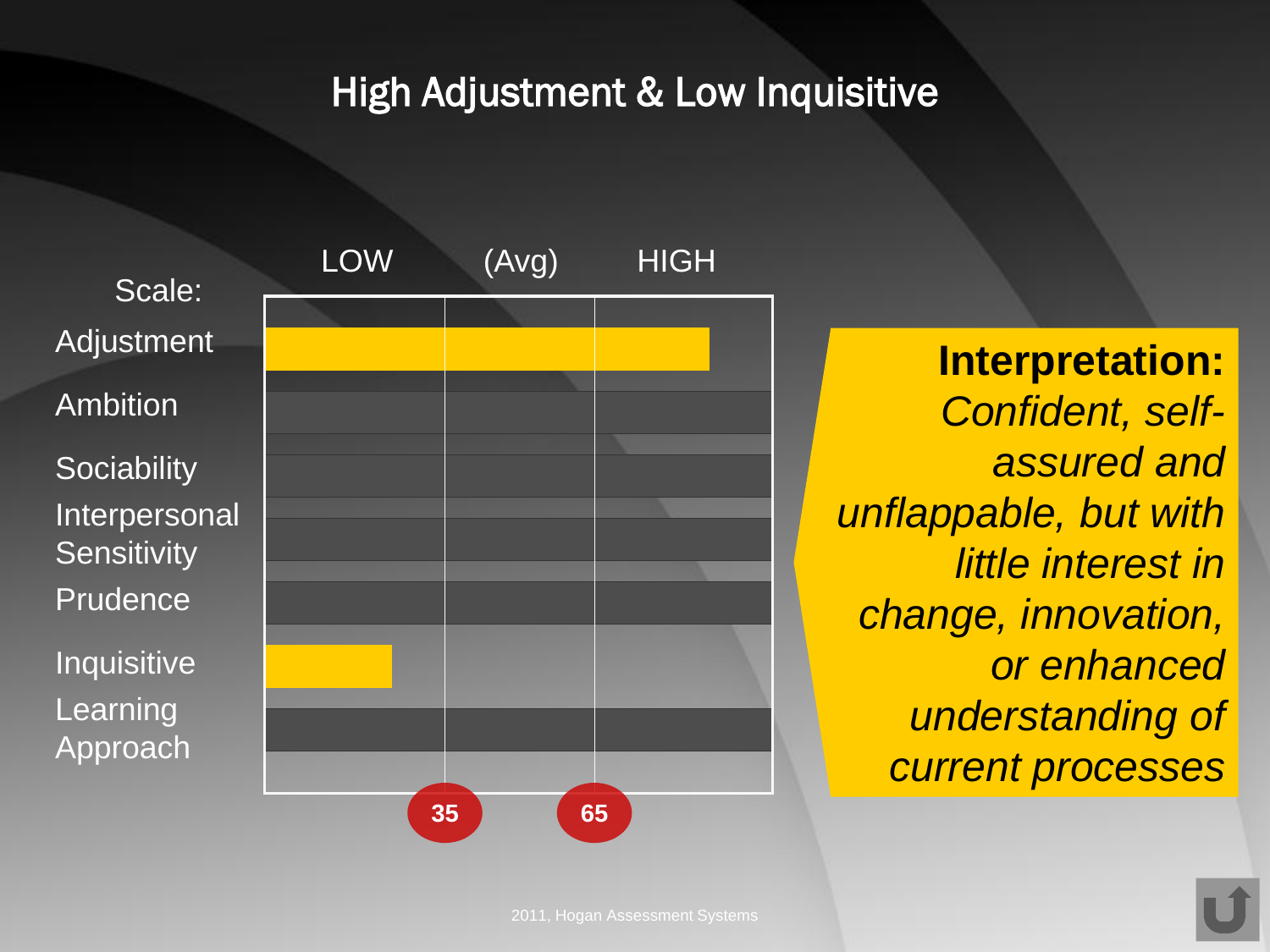# High Adjustment & Low Inquisitive

| Scale: | LOW | (Avg) | HIGH |
|---|---|---|---|
| Adjustment | | | |
| Ambition | | | |
| Sociability | | | |
| Interpersonal Sensitivity | | | |
| Prudence | | | |
| Inquisitive | | | |
| Learning Approach | | | |

35 65

**Interpretation:** *Confident, self-assured and unflappable, but with little interest in change, innovation, or enhanced understanding of current processes*

2011, Hogan Assessment Systems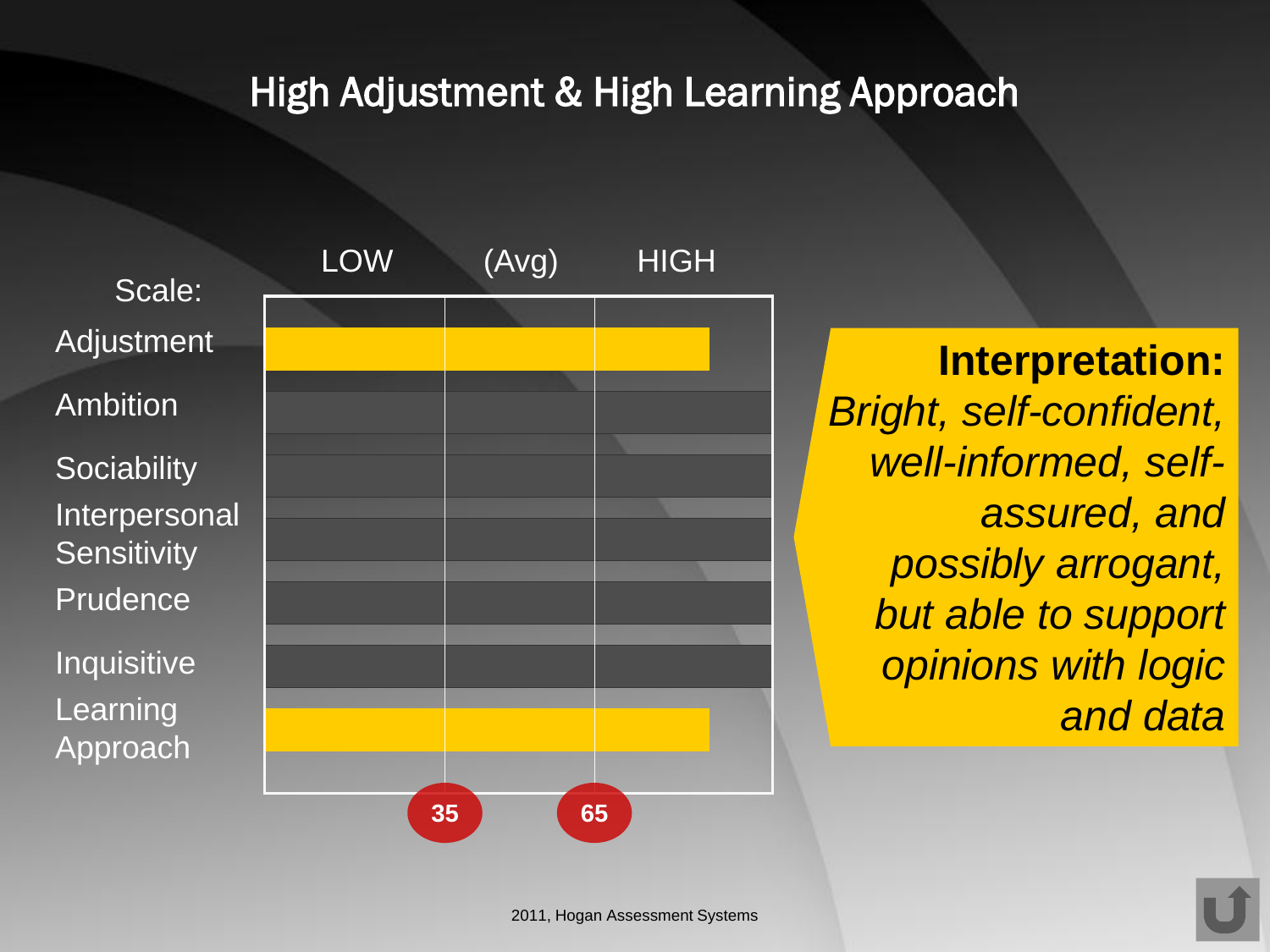# High Adjustment & High Learning Approach

| Scale: | LOW | (Avg) | HIGH |
|---|---|---|---|
| Adjustment | | | |
| Ambition | | | |
| Sociability | | | |
| Interpersonal Sensitivity | | | |
| Prudence | | | |
| Inquisitive | | | |
| Learning Approach | | | |

35 | 65

**Interpretation:**
*Bright, self-confident, well-informed, self-assured, and possibly arrogant, but able to support opinions with logic and data*

2011, Hogan Assessment Systems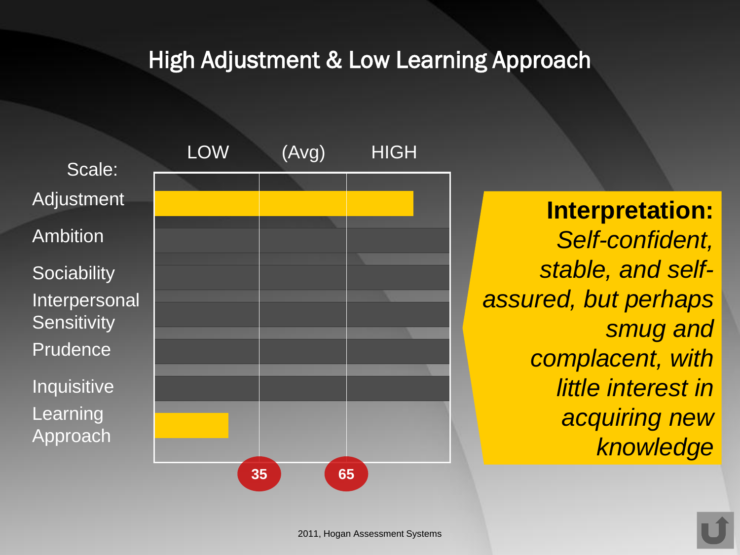# High Adjustment & Low Learning Approach

| Scale: | LOW | (Avg) | HIGH |
|---|---|---|---|
| Adjustment | | | |
| Ambition | | | |
| Sociability | | | |
| Interpersonal Sensitivity | | | |
| Prudence | | | |
| Inquisitive | | | |
| Learning Approach | | | |

35 65

**Interpretation:** *Self-confident, stable, and self-assured, but perhaps smug and complacent, with little interest in acquiring new knowledge*

2011, Hogan Assessment Systems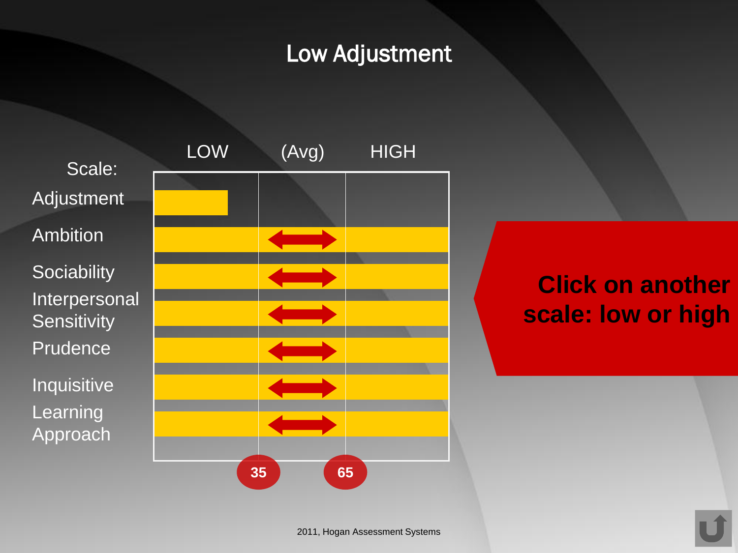# Low Adjustment

| Scale: | LOW | (Avg) | HIGH |
|---|---|---|---|
| Adjustment | | | |
| Ambition | | | |
| Sociability | | | |
| Interpersonal Sensitivity | | | |
| Prudence | | | |
| Inquisitive | | | |
| Learning Approach | | | |

35 65

**Click on another scale: low or high**

2011, Hogan Assessment Systems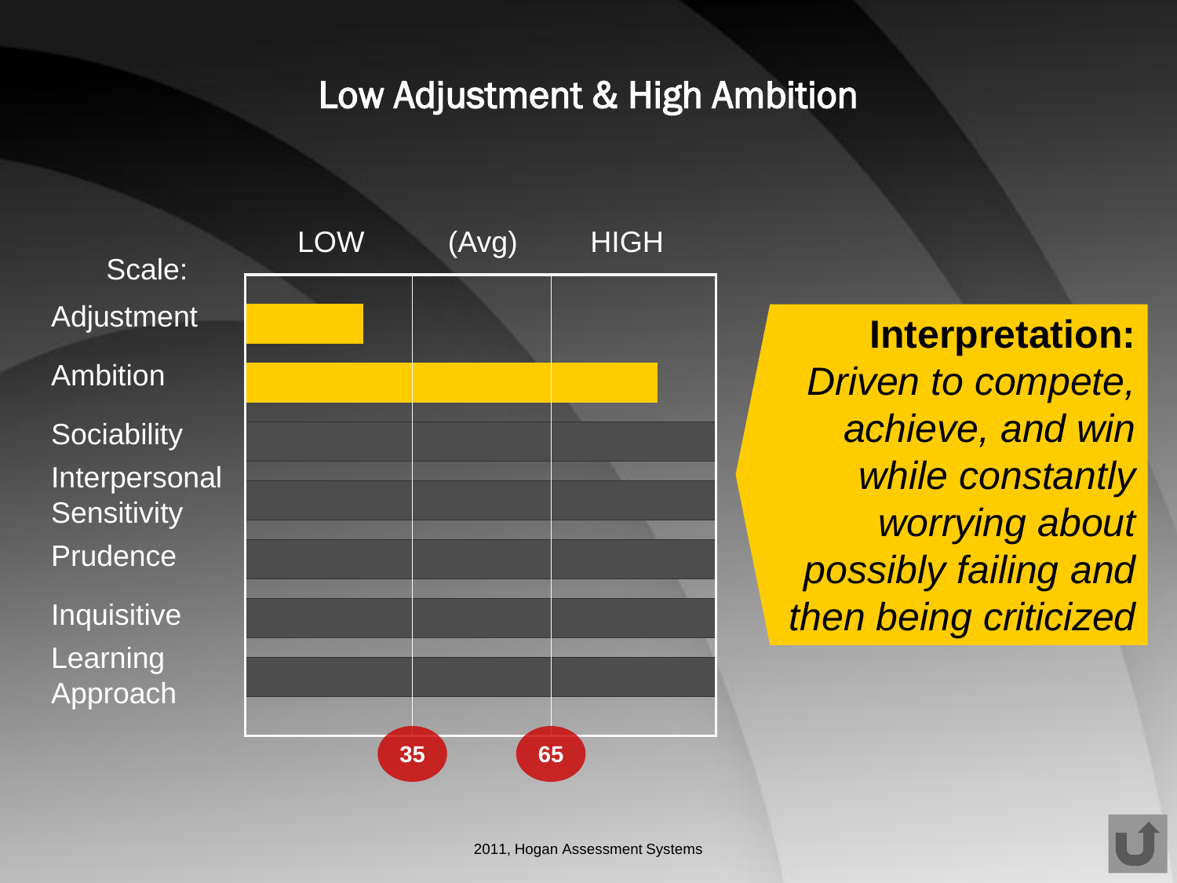# Low Adjustment & High Ambition

| Scale: | LOW | (Avg) | HIGH |
|---|---|---|---|
| Adjustment | | | |
| Ambition | | | |
| Sociability | | | |
| Interpersonal Sensitivity | | | |
| Prudence | | | |
| Inquisitive | | | |
| Learning Approach | | | |

35 65

**Interpretation:** *Driven to compete, achieve, and win while constantly worrying about possibly failing and then being criticized*

2011, Hogan Assessment Systems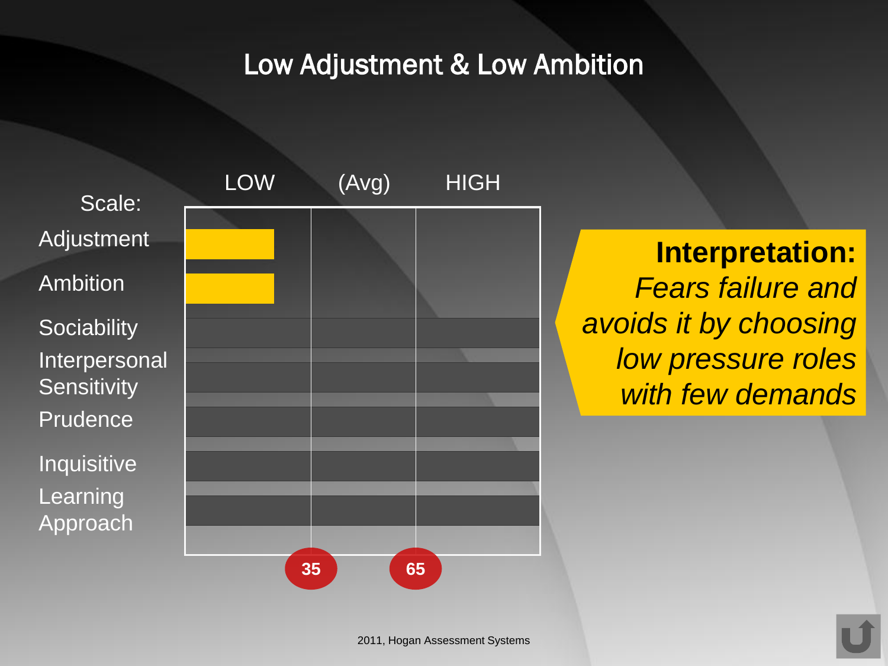# Low Adjustment & Low Ambition

| Scale: | LOW | (Avg) | HIGH |
|---|---|---|---|
| Adjustment | ■ | | |
| Ambition | ■ | | |
| Sociability | | | |
| Interpersonal Sensitivity | | | |
| Prudence | | | |
| Inquisitive | | | |
| Learning Approach | | | |
| | | 35 | 65 |

**Interpretation:** *Fears failure and avoids it by choosing low pressure roles with few demands*

2011, Hogan Assessment Systems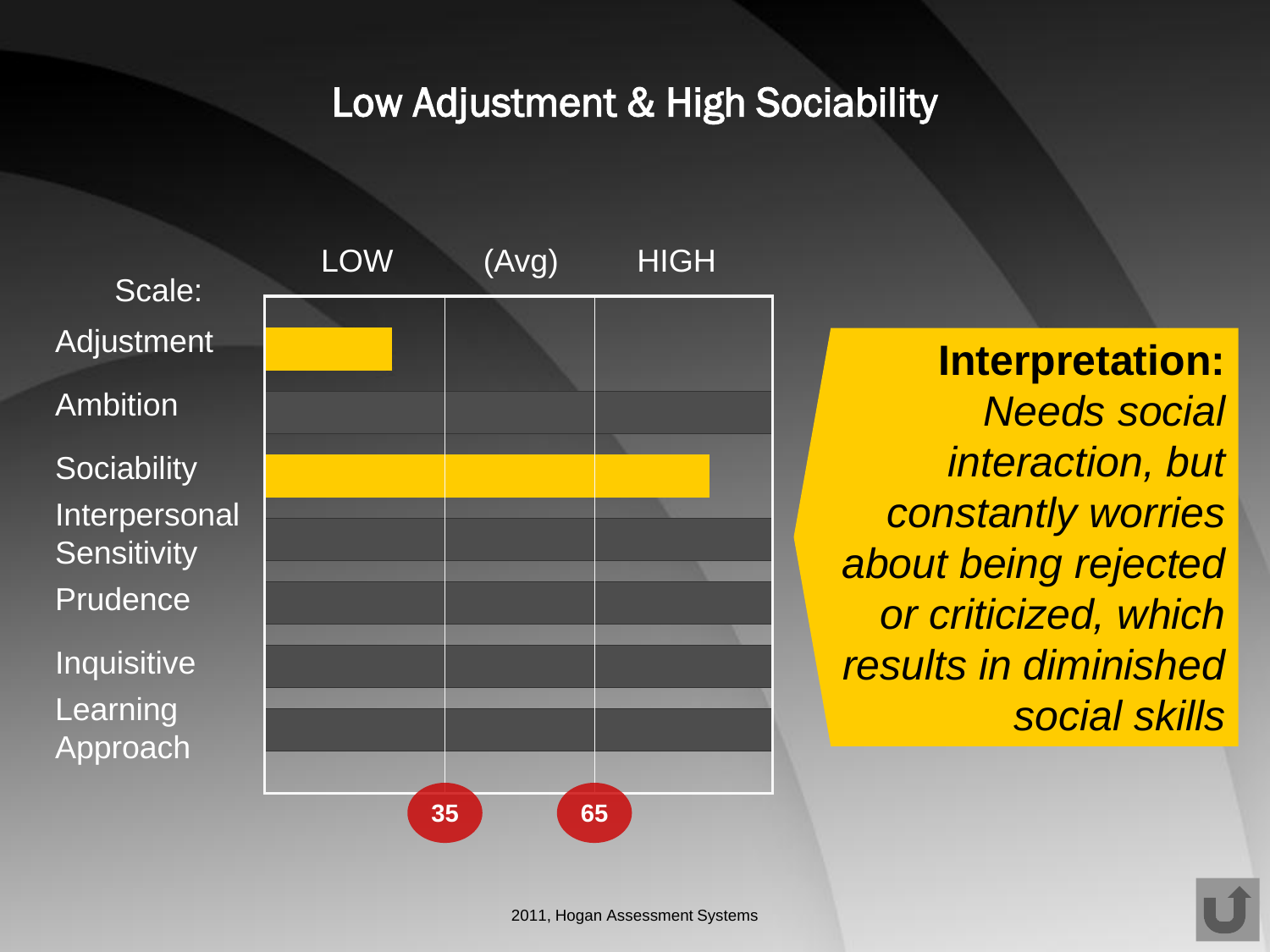# Low Adjustment & High Sociability

| Scale: | LOW | (Avg) | HIGH |
| --- | --- | --- | --- |
| Adjustment | ■ | | |
| Ambition | | | |
| Sociability | ■ | ■ | ■ |
| Interpersonal Sensitivity | | | |
| Prudence | | | |
| Inquisitive | | | |
| Learning Approach | | | |

35 65

**Interpretation:** *Needs social interaction, but constantly worries about being rejected or criticized, which results in diminished social skills*

2011, Hogan Assessment Systems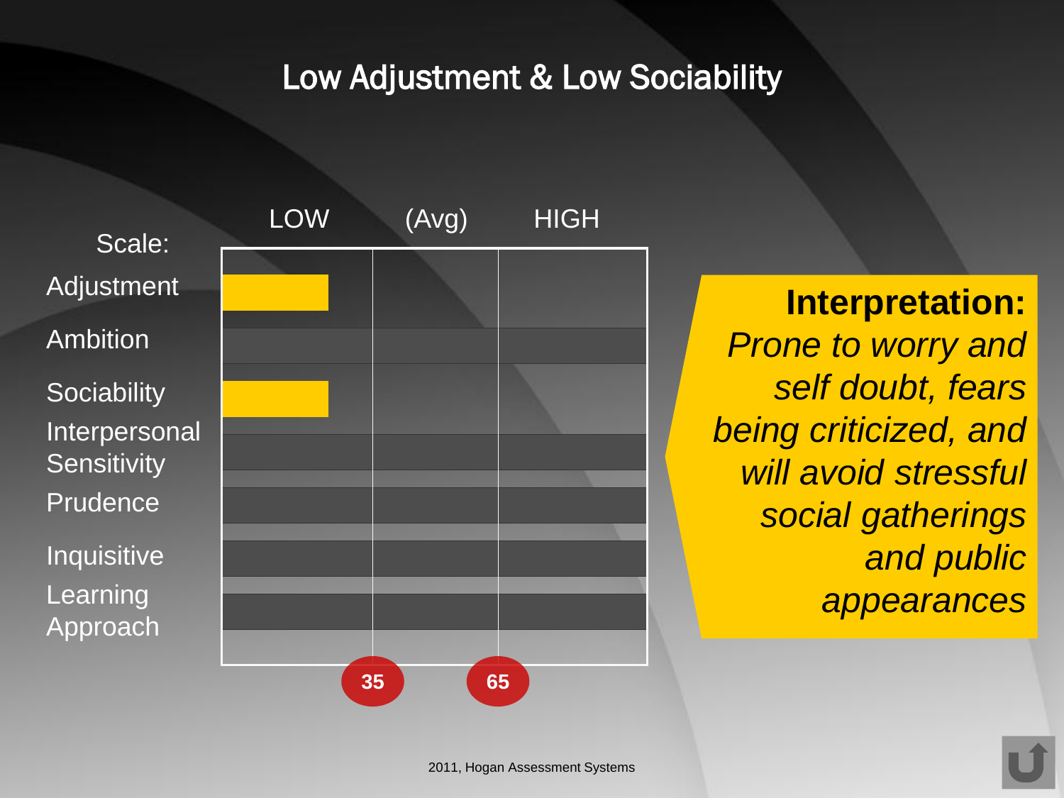# Low Adjustment & Low Sociability

| Scale: | LOW | (Avg) | HIGH |
|---|---|---|---|
| Adjustment | ■ | | |
| Ambition | | | |
| Sociability | ■ | | |
| Interpersonal Sensitivity | | | |
| Prudence | | | |
| Inquisitive | | | |
| Learning Approach | | | |
| | 35 | 65 | |

**Interpretation:** *Prone to worry and self doubt, fears being criticized, and will avoid stressful social gatherings and public appearances*

2011, Hogan Assessment Systems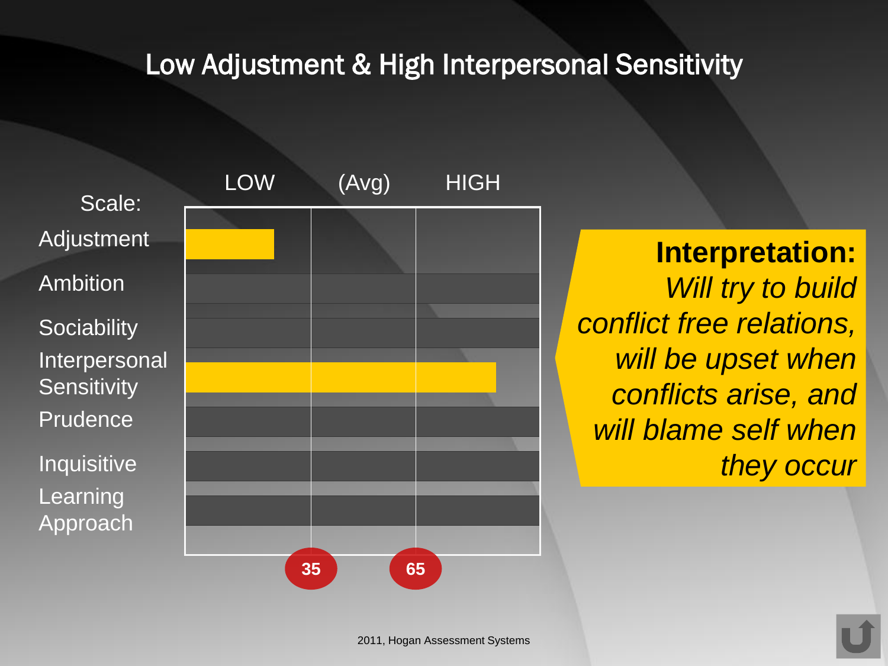# Low Adjustment & High Interpersonal Sensitivity

| Scale: | LOW | (Avg) | HIGH |
|---|---|---|---|
| Adjustment | | | |
| Ambition | | | |
| Sociability | | | |
| Interpersonal Sensitivity | | | |
| Prudence | | | |
| Inquisitive | | | |
| Learning Approach | | | |

35 65

**Interpretation:**
*Will try to build conflict free relations, will be upset when conflicts arise, and will blame self when they occur*

2011, Hogan Assessment Systems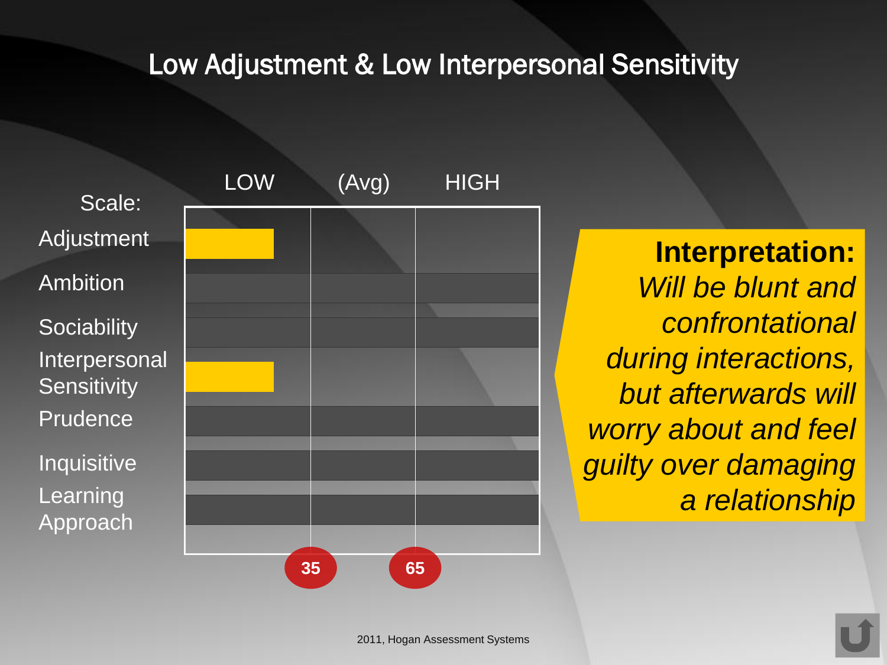# Low Adjustment & Low Interpersonal Sensitivity

| Scale: | LOW | (Avg) | HIGH |
|---|---|---|---|
| Adjustment | ▇ | | |
| Ambition | | | |
| Sociability | | | |
| Interpersonal Sensitivity | ▇ | | |
| Prudence | | | |
| Inquisitive | | | |
| Learning Approach | | | |

35 65

**Interpretation:**
*Will be blunt and confrontational during interactions, but afterwards will worry about and feel guilty over damaging a relationship*

2011, Hogan Assessment Systems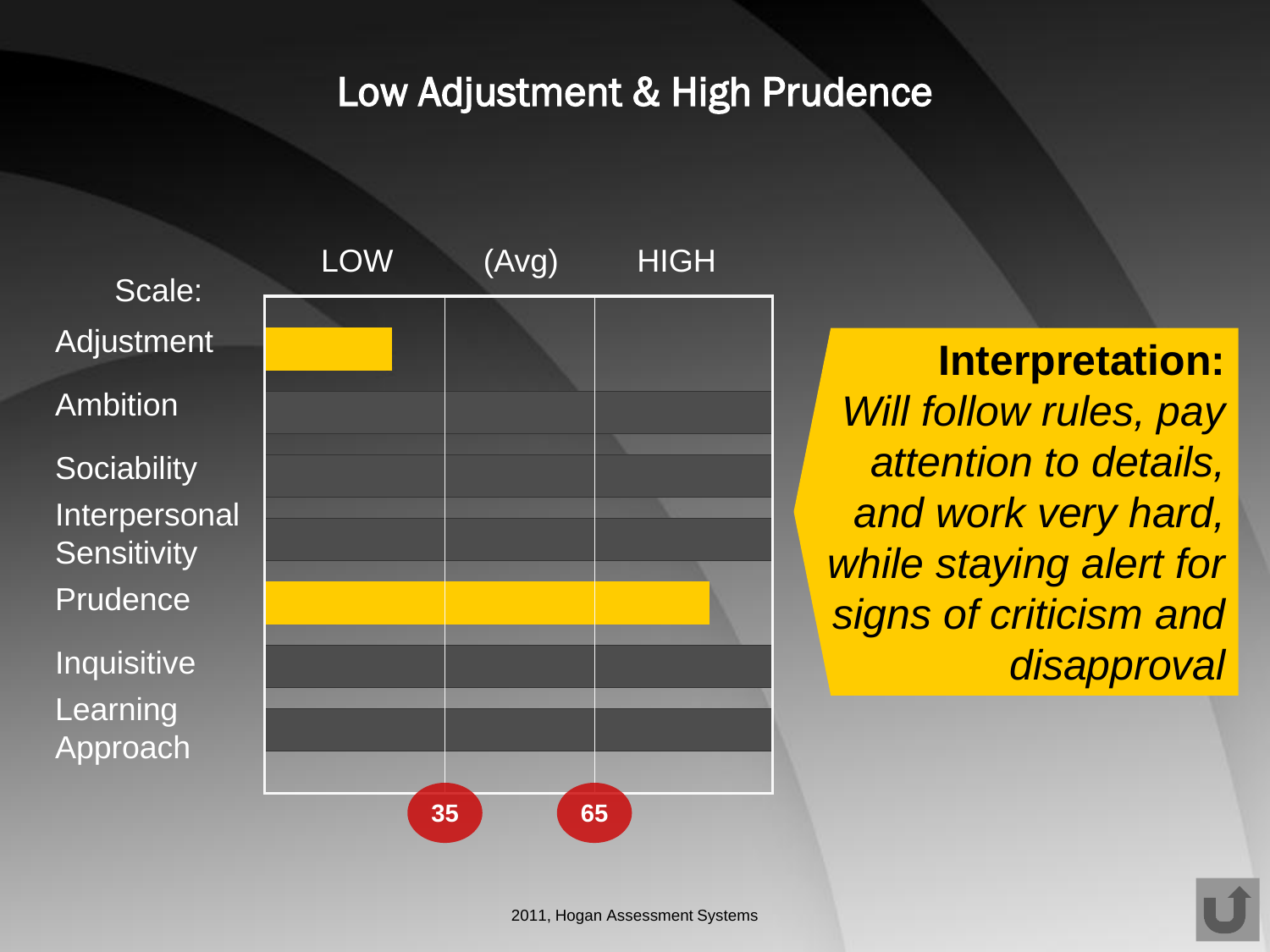# Low Adjustment & High Prudence

| Scale: | LOW | (Avg) | HIGH |
|---|---|---|---|
| Adjustment | | | |
| Ambition | | | |
| Sociability | | | |
| Interpersonal Sensitivity | | | |
| Prudence | | | |
| Inquisitive | | | |
| Learning Approach | | | |

35 65

**Interpretation:**
*Will follow rules, pay attention to details, and work very hard, while staying alert for signs of criticism and disapproval*

2011, Hogan Assessment Systems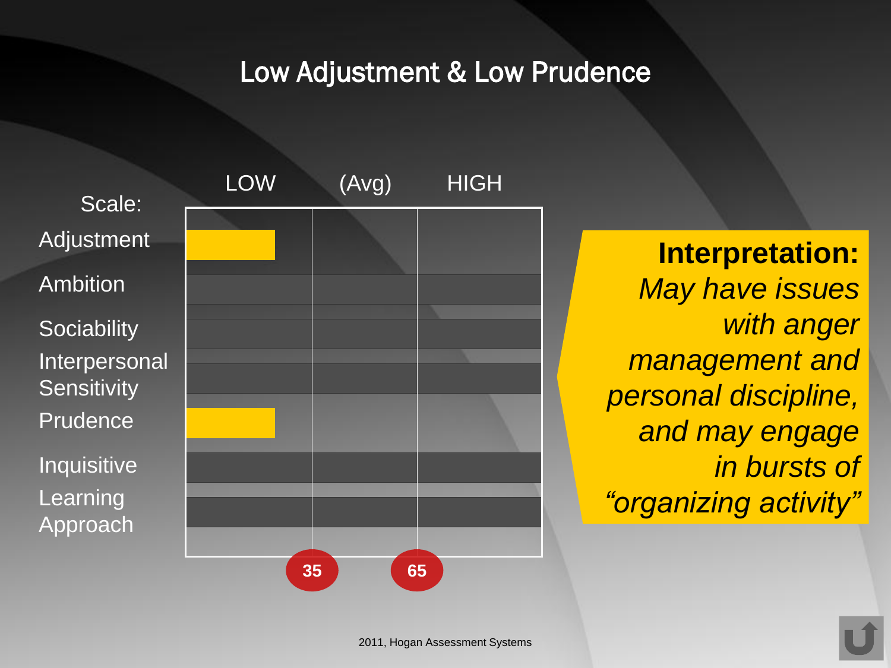# Low Adjustment & Low Prudence

| Scale: | LOW | (Avg) | HIGH |
|---|---|---|---|
| Adjustment | ■ | | |
| Ambition | | | |
| Sociability | | | |
| Interpersonal Sensitivity | | | |
| Prudence | ■ | | |
| Inquisitive | | | |
| Learning Approach | | | |

35 65

**Interpretation:** *May have issues with anger management and personal discipline, and may engage in bursts of "organizing activity"*

2011, Hogan Assessment Systems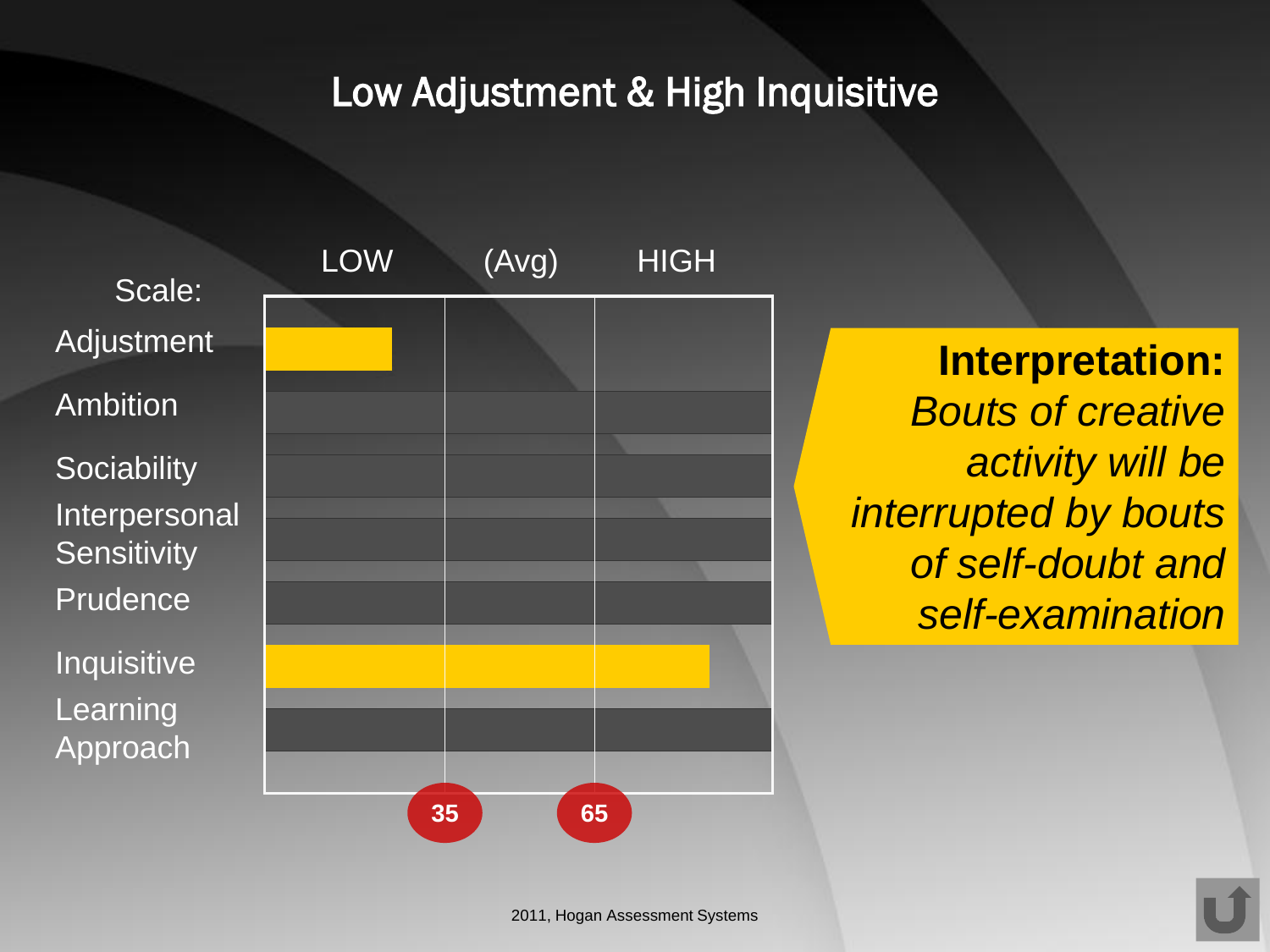# Low Adjustment & High Inquisitive

| Scale: | LOW | (Avg) | HIGH |
|---|---|---|---|
| Adjustment | | | |
| Ambition | | | |
| Sociability | | | |
| Interpersonal Sensitivity | | | |
| Prudence | | | |
| Inquisitive | | | |
| Learning Approach | | | |

35 65

**Interpretation:**
*Bouts of creative activity will be interrupted by bouts of self-doubt and self-examination*

2011, Hogan Assessment Systems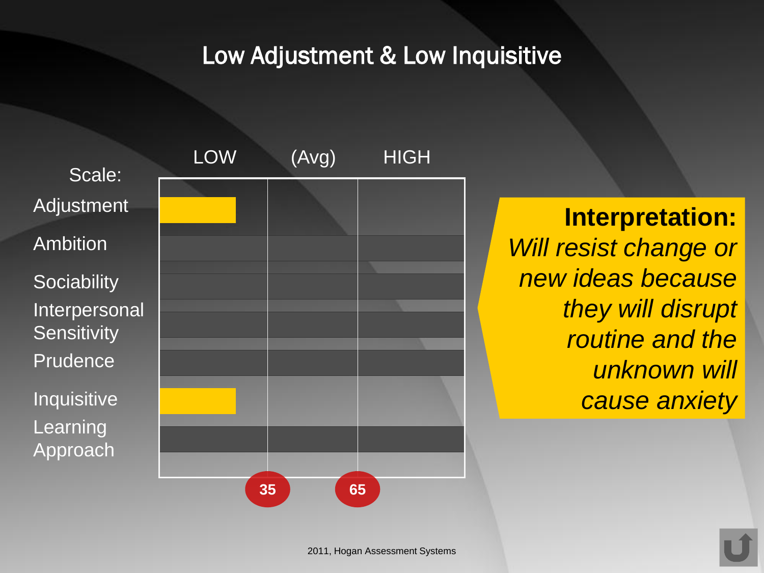# Low Adjustment & Low Inquisitive

| Scale: | LOW | (Avg) | HIGH |
|---|---|---|---|
| Adjustment | ■ | | |
| Ambition | | | |
| Sociability | | | |
| Interpersonal Sensitivity | | | |
| Prudence | | | |
| Inquisitive | ■ | | |
| Learning Approach | | | |

35 65

**Interpretation:**
*Will resist change or new ideas because they will disrupt routine and the unknown will cause anxiety*

2011, Hogan Assessment Systems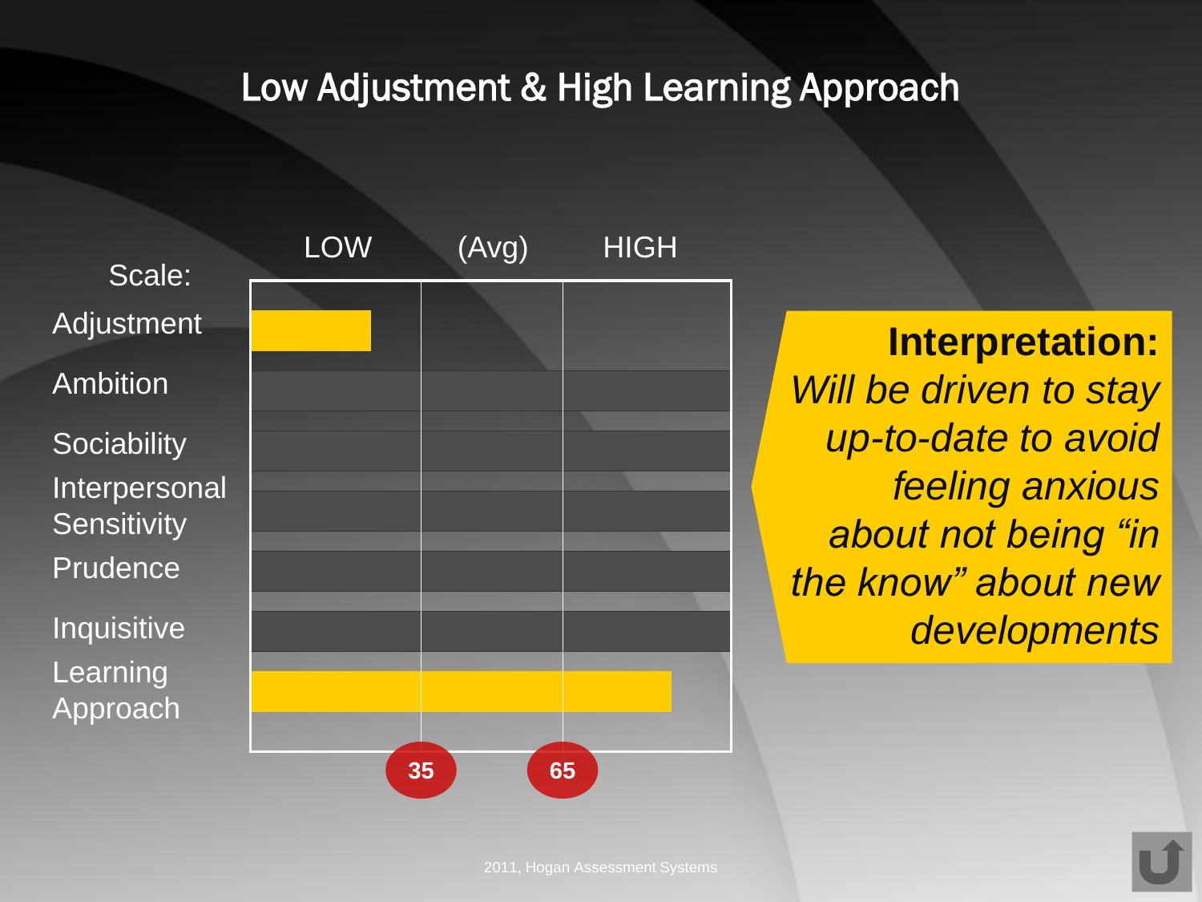# Low Adjustment & High Learning Approach

| Scale: | LOW | (Avg) | HIGH |
| --- | --- | --- | --- |
| Adjustment | | | |
| Ambition | | | |
| Sociability | | | |
| Interpersonal Sensitivity | | | |
| Prudence | | | |
| Inquisitive | | | |
| Learning Approach | | | |

35 &nbsp;&nbsp; 65

**Interpretation:**
*Will be driven to stay up-to-date to avoid feeling anxious about not being "in the know" about new developments*

2011, Hogan Assessment Systems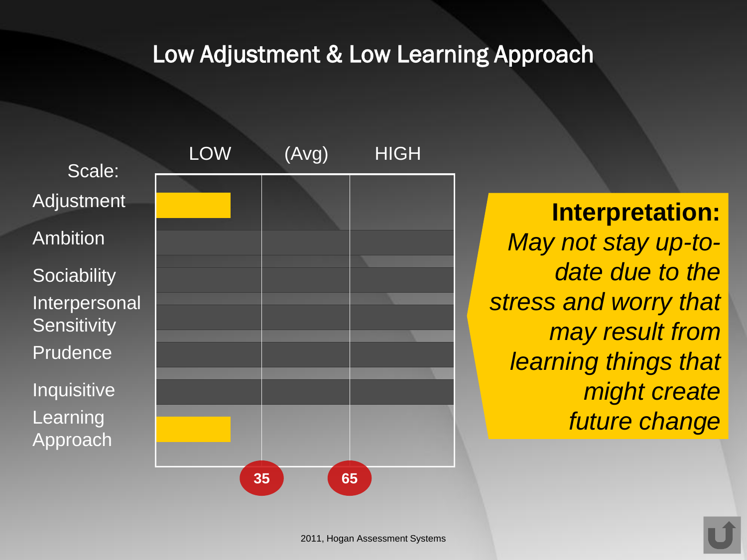# Low Adjustment & Low Learning Approach

| Scale: | LOW | (Avg) | HIGH |
|---|---|---|---|
| Adjustment | ■ | | |
| Ambition | | | |
| Sociability | | | |
| Interpersonal Sensitivity | | | |
| Prudence | | | |
| Inquisitive | | | |
| Learning Approach | ■ | | |
| | | 35 | 65 |

**Interpretation:**
*May not stay up-to-date due to the stress and worry that may result from learning things that might create future change*

2011, Hogan Assessment Systems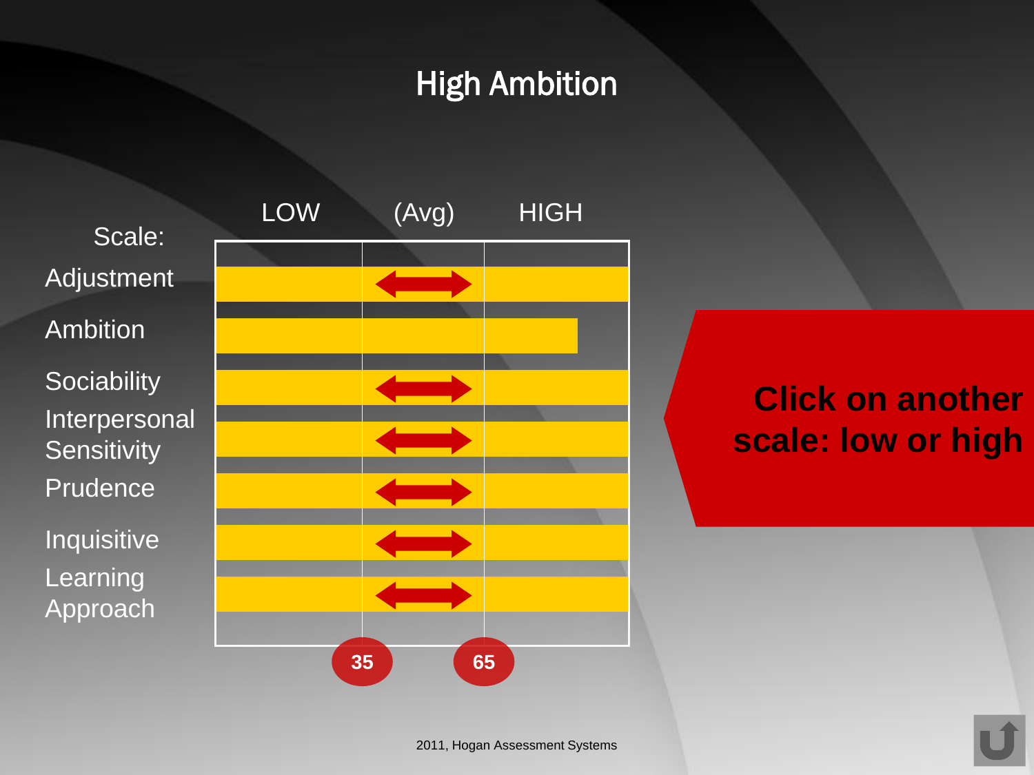# High Ambition

| Scale: | LOW | (Avg) | HIGH |
|---|---|---|---|
| Adjustment | | ↔ | |
| Ambition | | | |
| Sociability | | ↔ | |
| Interpersonal Sensitivity | | ↔ | |
| Prudence | | ↔ | |
| Inquisitive | | ↔ | |
| Learning Approach | | ↔ | |

35 65

**Click on another scale: low or high**

2011, Hogan Assessment Systems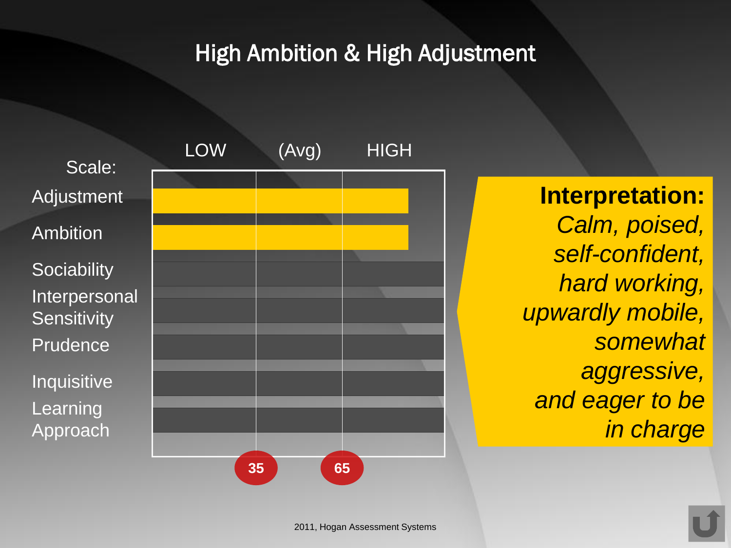# High Ambition & High Adjustment

| Scale: | LOW | (Avg) | HIGH |
|---|---|---|---|
| Adjustment | | | |
| Ambition | | | |
| Sociability | | | |
| Interpersonal Sensitivity | | | |
| Prudence | | | |
| Inquisitive | | | |
| Learning Approach | | | |
| | 35 | 65 | |

**Interpretation:** *Calm, poised, self-confident, hard working, upwardly mobile, somewhat aggressive, and eager to be in charge*

2011, Hogan Assessment Systems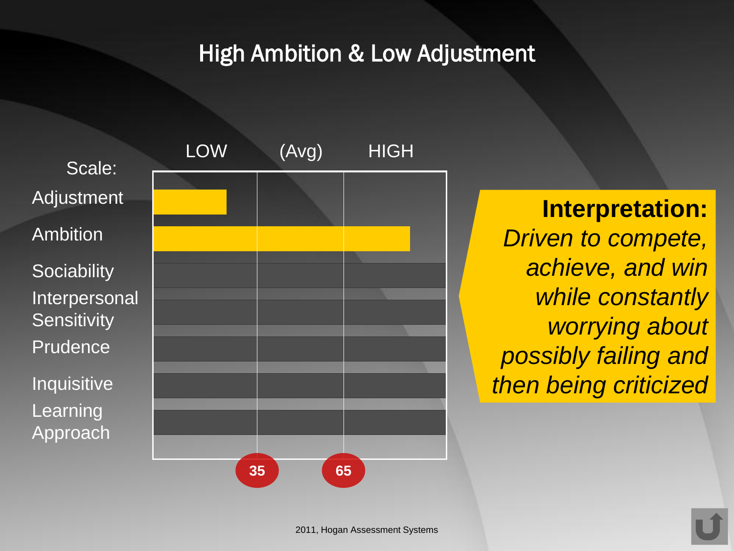# High Ambition & Low Adjustment

| Scale: | LOW | (Avg) | HIGH |
|---|---|---|---|
| Adjustment | | | |
| Ambition | | | |
| Sociability | | | |
| Interpersonal Sensitivity | | | |
| Prudence | | | |
| Inquisitive | | | |
| Learning Approach | | | |

35 65

**Interpretation:**
*Driven to compete, achieve, and win while constantly worrying about possibly failing and then being criticized*

2011, Hogan Assessment Systems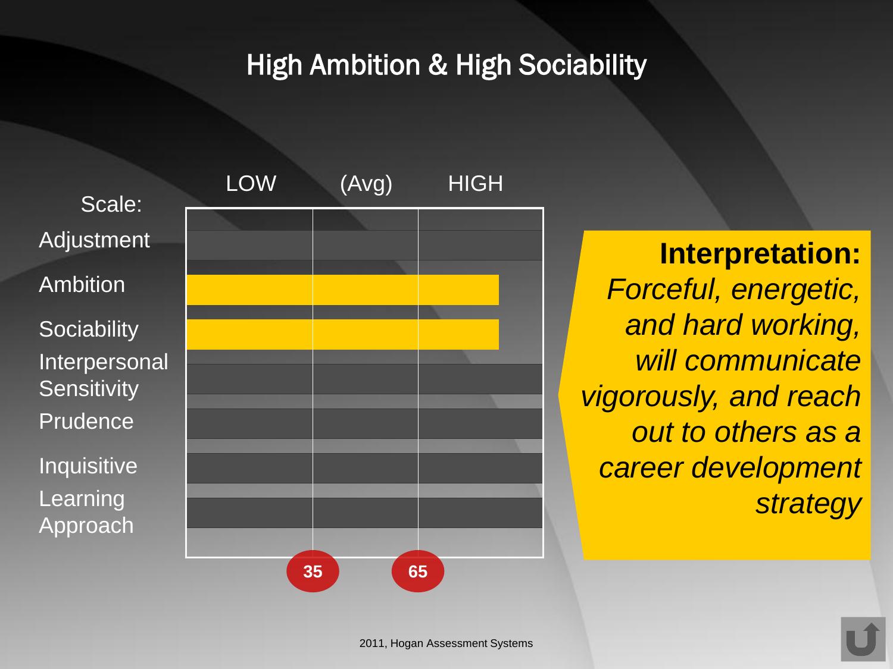# High Ambition & High Sociability

| Scale: | LOW | (Avg) | HIGH |
|---|---|---|---|
| Adjustment | | | |
| Ambition | ████ | ████ | ████ |
| Sociability | ████ | ████ | ████ |
| Interpersonal Sensitivity | | | |
| Prudence | | | |
| Inquisitive | | | |
| Learning Approach | | | |
| | 35 | 65 | |

**Interpretation:** *Forceful, energetic, and hard working, will communicate vigorously, and reach out to others as a career development strategy*

2011, Hogan Assessment Systems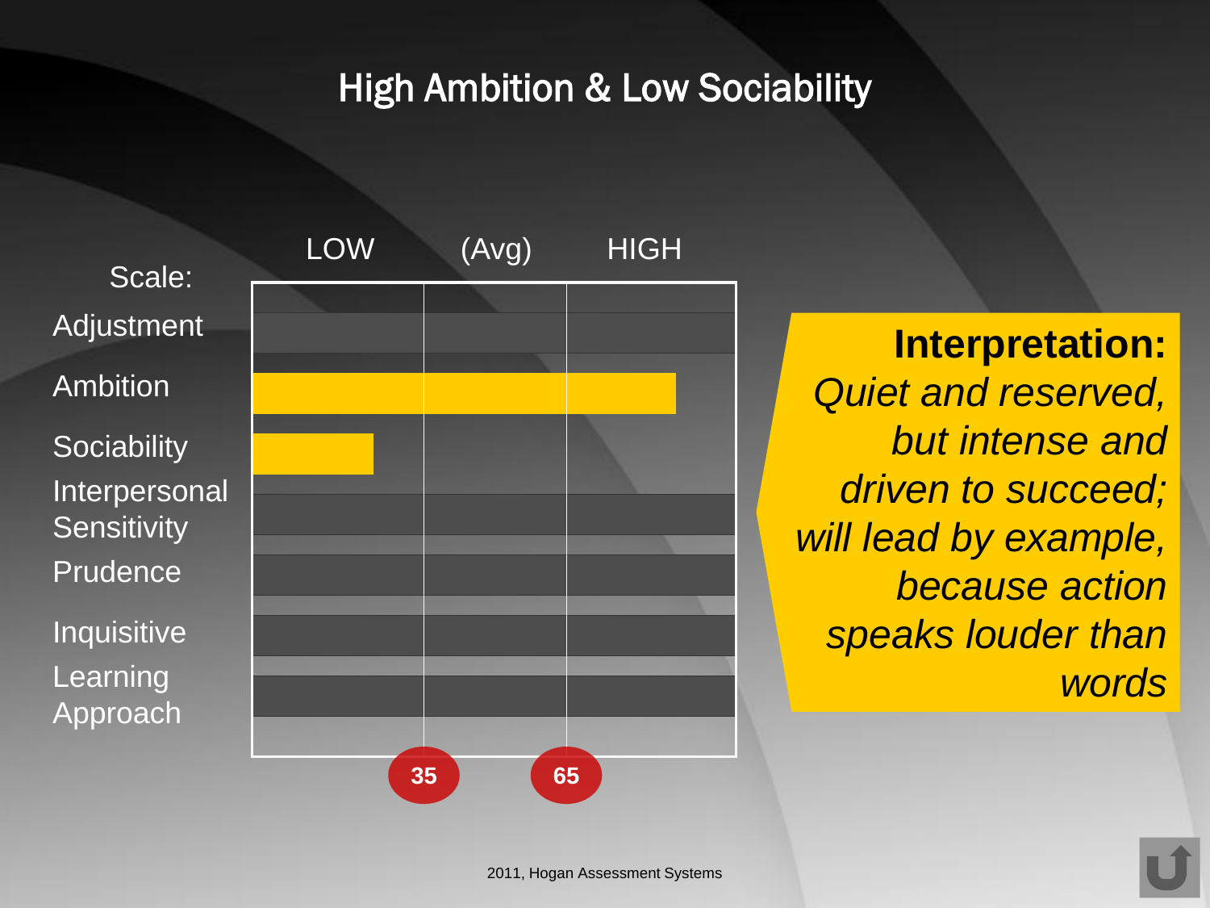# High Ambition & Low Sociability

| Scale: | LOW | (Avg) | HIGH |
|---|---|---|---|
| Adjustment | | | |
| Ambition | ████ | ████ | ███ |
| Sociability | ███ | | |
| Interpersonal Sensitivity | | | |
| Prudence | | | |
| Inquisitive | | | |
| Learning Approach | | | |

35 | 65

**Interpretation:** *Quiet and reserved, but intense and driven to succeed; will lead by example, because action speaks louder than words*

2011, Hogan Assessment Systems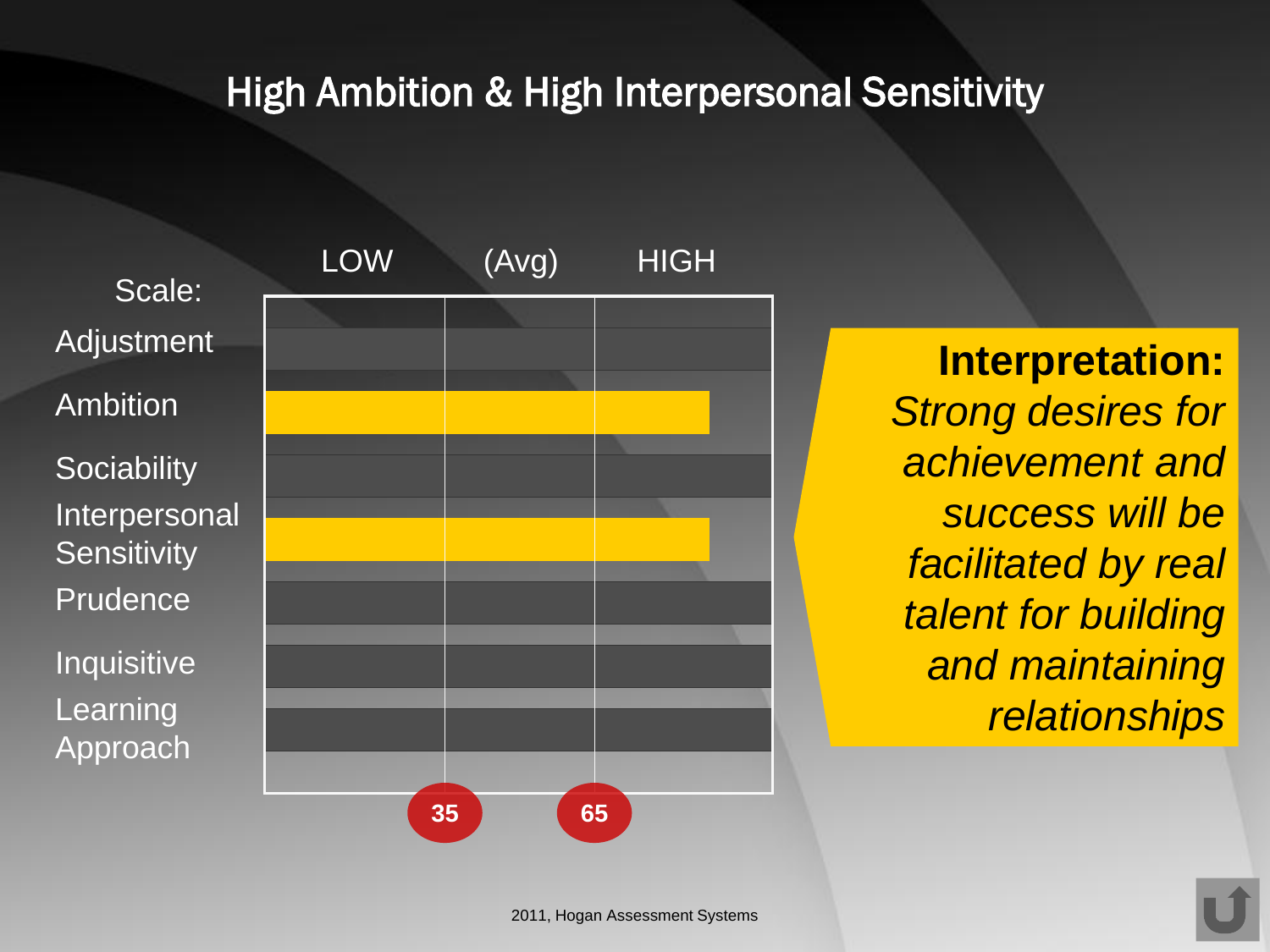# High Ambition & High Interpersonal Sensitivity

| Scale: | LOW | (Avg) | HIGH |
|---|---|---|---|
| Adjustment | | | |
| Ambition | ■ | ■ | ■ |
| Sociability | | | |
| Interpersonal Sensitivity | ■ | ■ | ■ |
| Prudence | | | |
| Inquisitive | | | |
| Learning Approach | | | |

35 65

**Interpretation:**
*Strong desires for achievement and success will be facilitated by real talent for building and maintaining relationships*

2011, Hogan Assessment Systems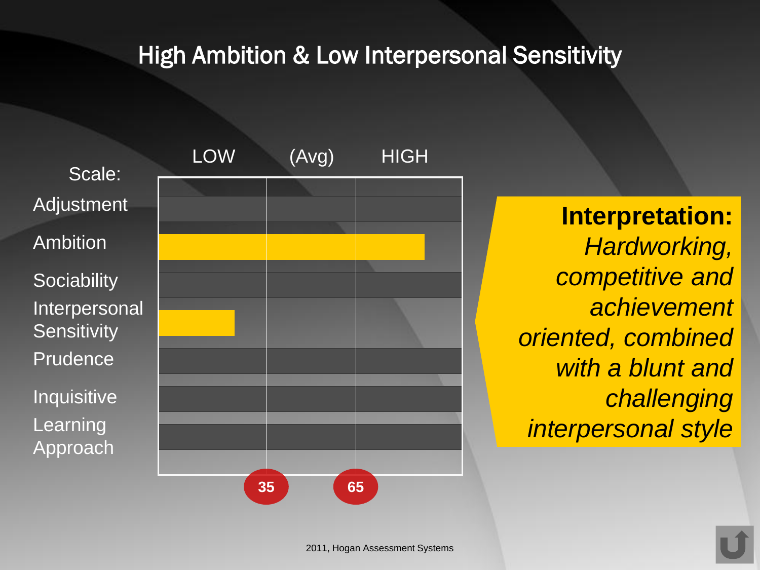# High Ambition & Low Interpersonal Sensitivity

| Scale: | LOW | (Avg) | HIGH |
|---|---|---|---|
| Adjustment | | | |
| Ambition | ████ | ████ | ███ |
| Sociability | | | |
| Interpersonal Sensitivity | ██ | | |
| Prudence | | | |
| Inquisitive | | | |
| Learning Approach | | | |

35 65

**Interpretation:** *Hardworking, competitive and achievement oriented, combined with a blunt and challenging interpersonal style*

2011, Hogan Assessment Systems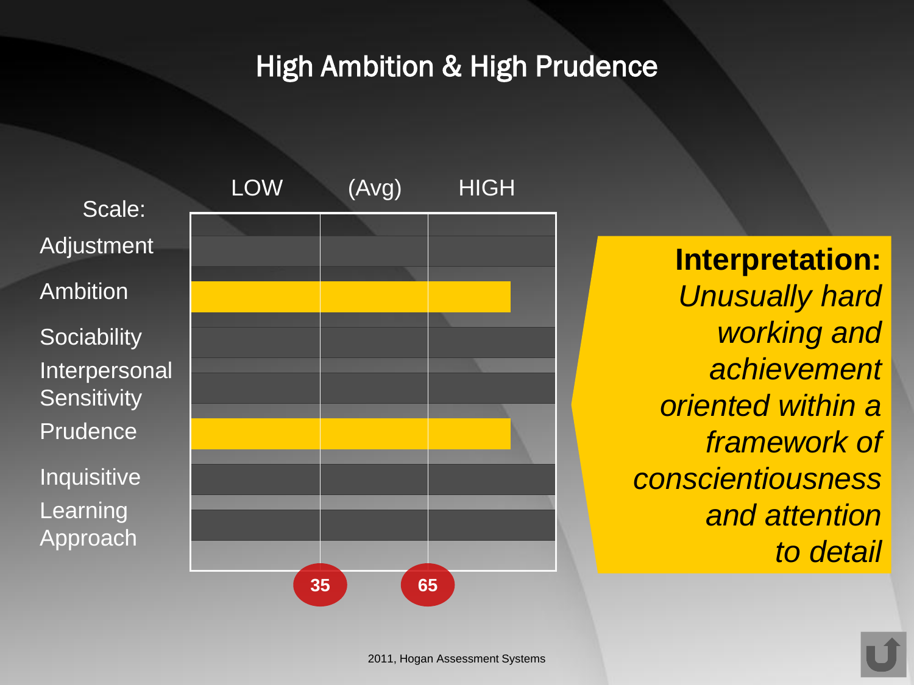# High Ambition & High Prudence

| Scale: | LOW | (Avg) | HIGH |
|---|---|---|---|
| Adjustment | | | |
| Ambition | | | |
| Sociability | | | |
| Interpersonal Sensitivity | | | |
| Prudence | | | |
| Inquisitive | | | |
| Learning Approach | | | |

35 65

**Interpretation:** *Unusually hard working and achievement oriented within a framework of conscientiousness and attention to detail*

2011, Hogan Assessment Systems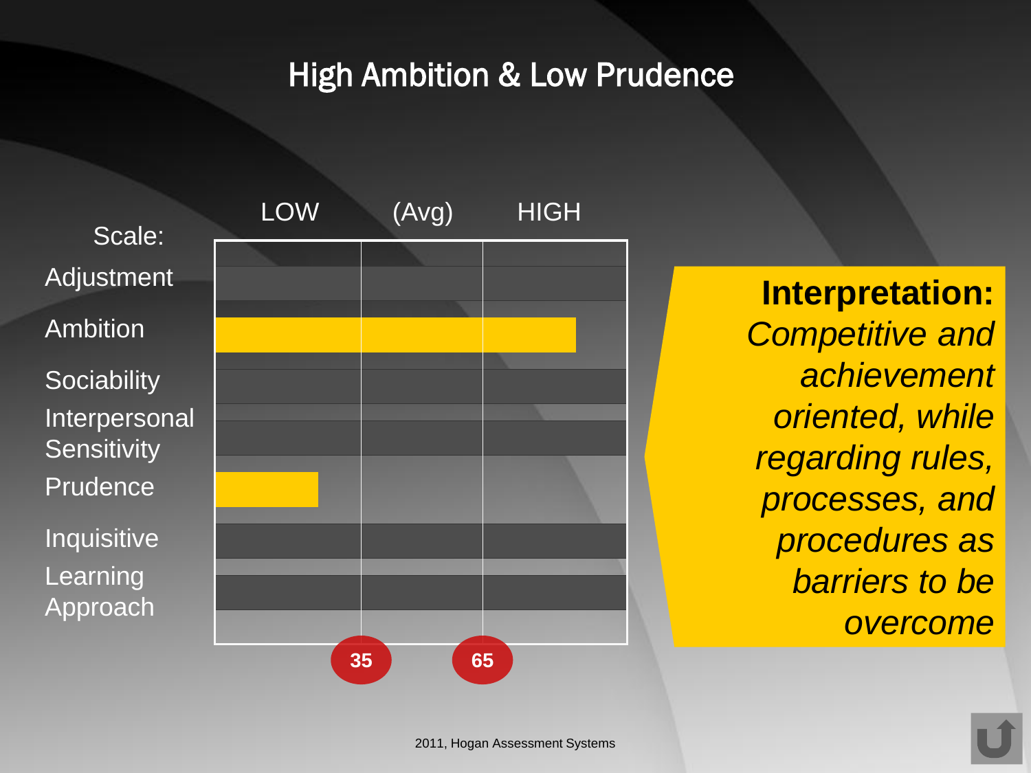## High Ambition & Low Prudence

| Scale: | LOW | (Avg) | HIGH |
|---|---|---|---|
| Adjustment | | | |
| Ambition | ██████ | ██████ | ████ |
| Sociability | | | |
| Interpersonal Sensitivity | | | |
| Prudence | ████ | | |
| Inquisitive | | | |
| Learning Approach | | | |

35 65

**Interpretation:** *Competitive and achievement oriented, while regarding rules, processes, and procedures as barriers to be overcome*

2011, Hogan Assessment Systems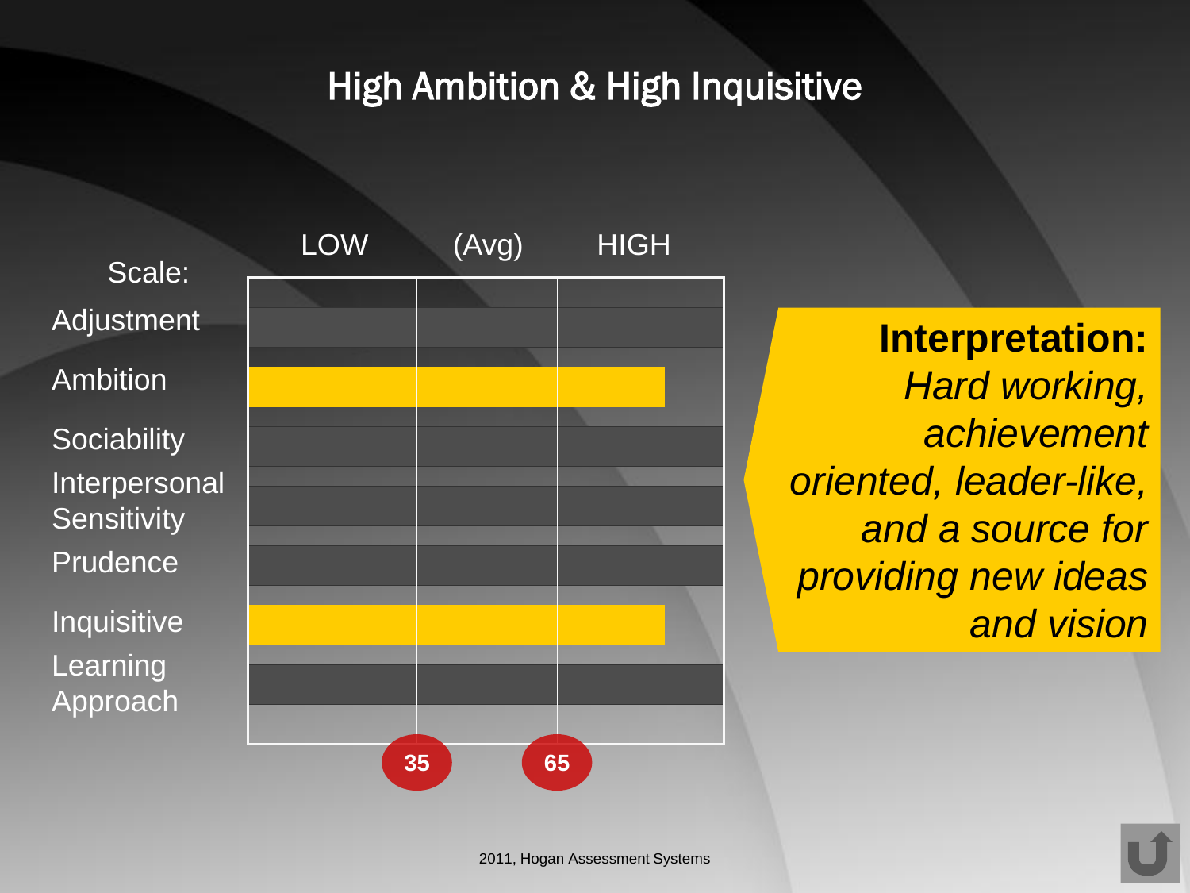# High Ambition & High Inquisitive

Scale: LOW (Avg) HIGH

- Adjustment
- Ambition
- Sociability
- Interpersonal Sensitivity
- Prudence
- Inquisitive
- Learning Approach

35 65

**Interpretation:**
*Hard working, achievement oriented, leader-like, and a source for providing new ideas and vision*

2011, Hogan Assessment Systems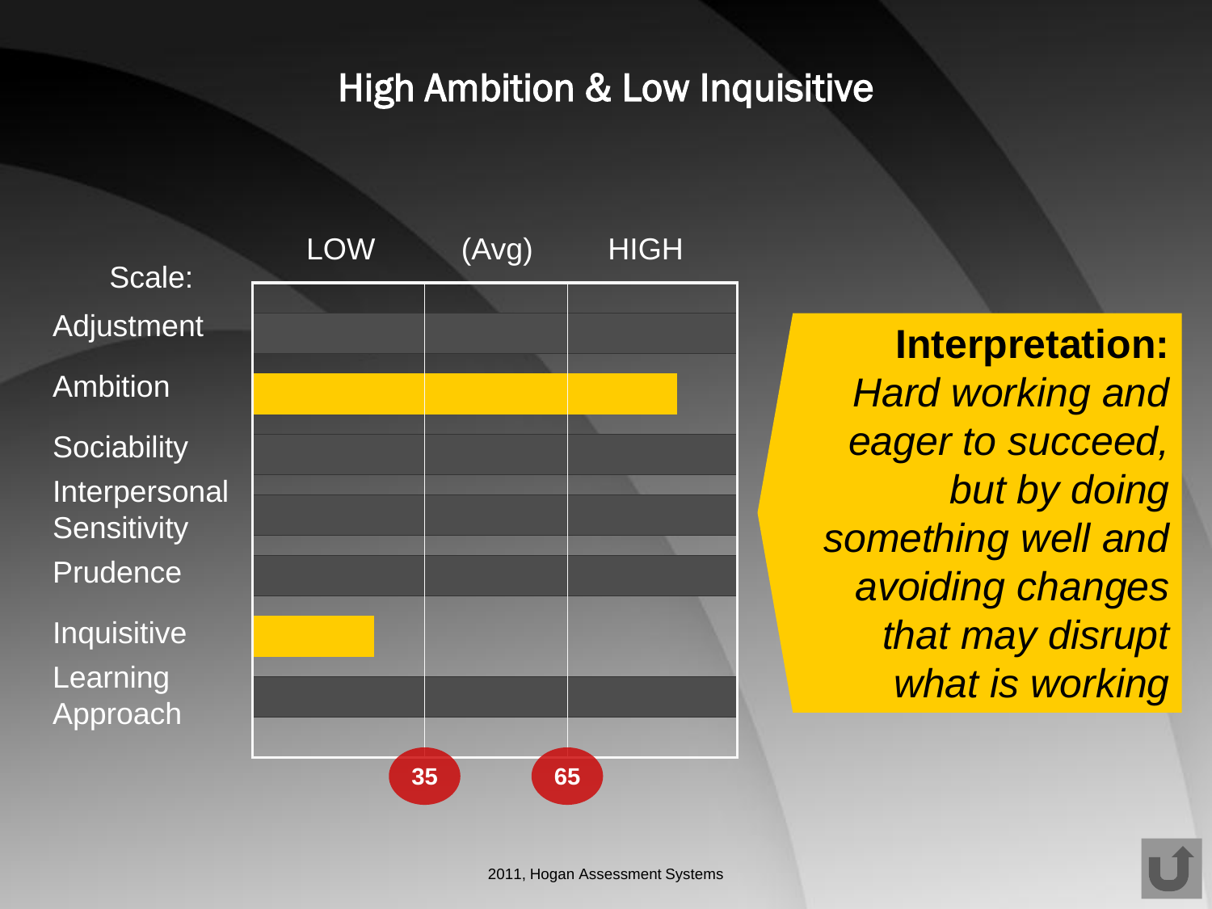# High Ambition & Low Inquisitive

| Scale: | LOW | (Avg) | HIGH |
|---|---|---|---|
| Adjustment | | | |
| Ambition | ■ | ■ | ■ |
| Sociability | | | |
| Interpersonal Sensitivity | | | |
| Prudence | | | |
| Inquisitive | ■ | | |
| Learning Approach | | | |

35 | 65

**Interpretation:**
*Hard working and eager to succeed, but by doing something well and avoiding changes that may disrupt what is working*

2011, Hogan Assessment Systems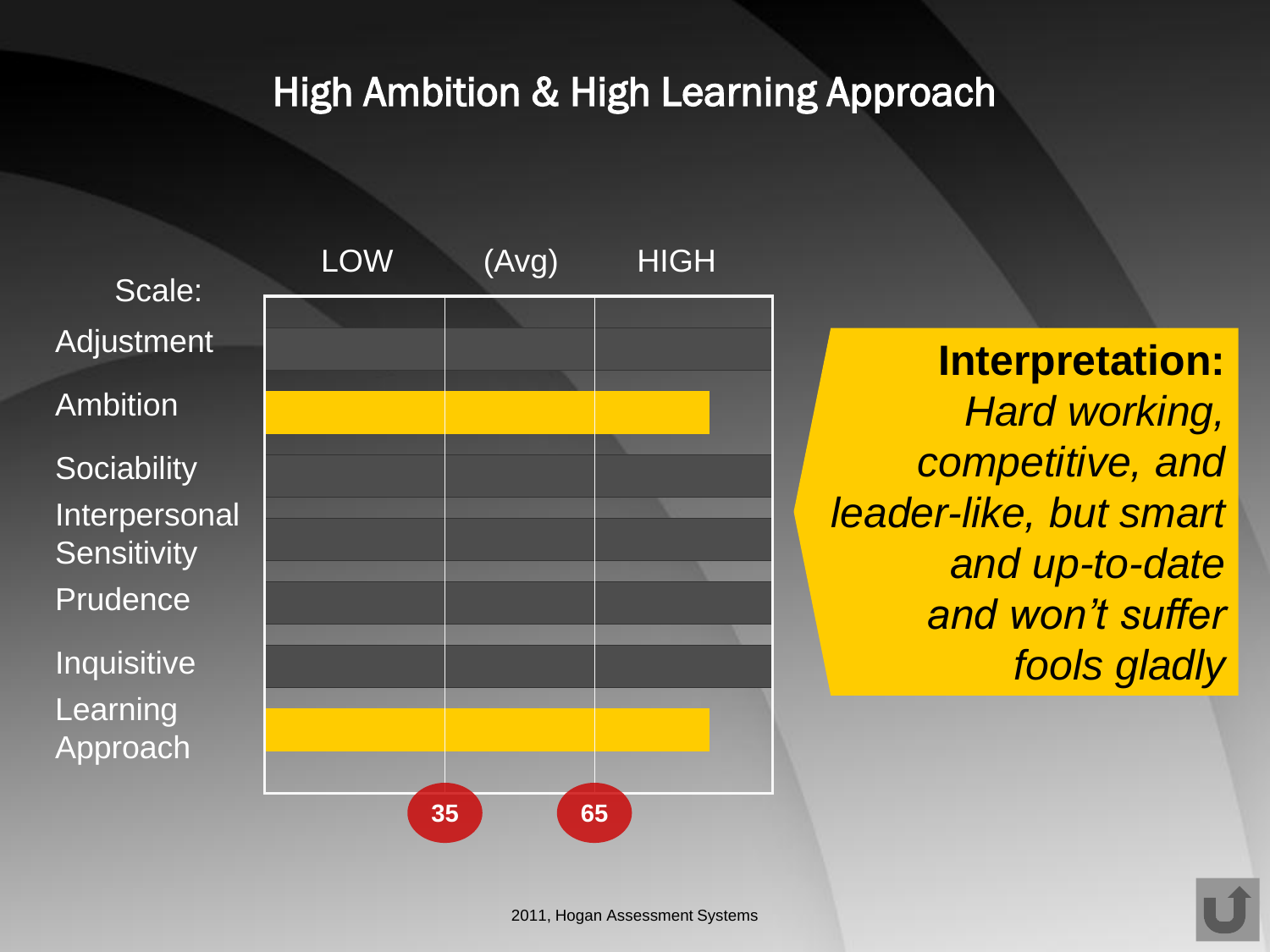# High Ambition & High Learning Approach

| Scale: | LOW | (Avg) | HIGH |
|---|---|---|---|
| Adjustment | | | |
| Ambition | | | |
| Sociability | | | |
| Interpersonal Sensitivity | | | |
| Prudence | | | |
| Inquisitive | | | |
| Learning Approach | | | |

35 65

**Interpretation:** *Hard working, competitive, and leader-like, but smart and up-to-date and won't suffer fools gladly*

2011, Hogan Assessment Systems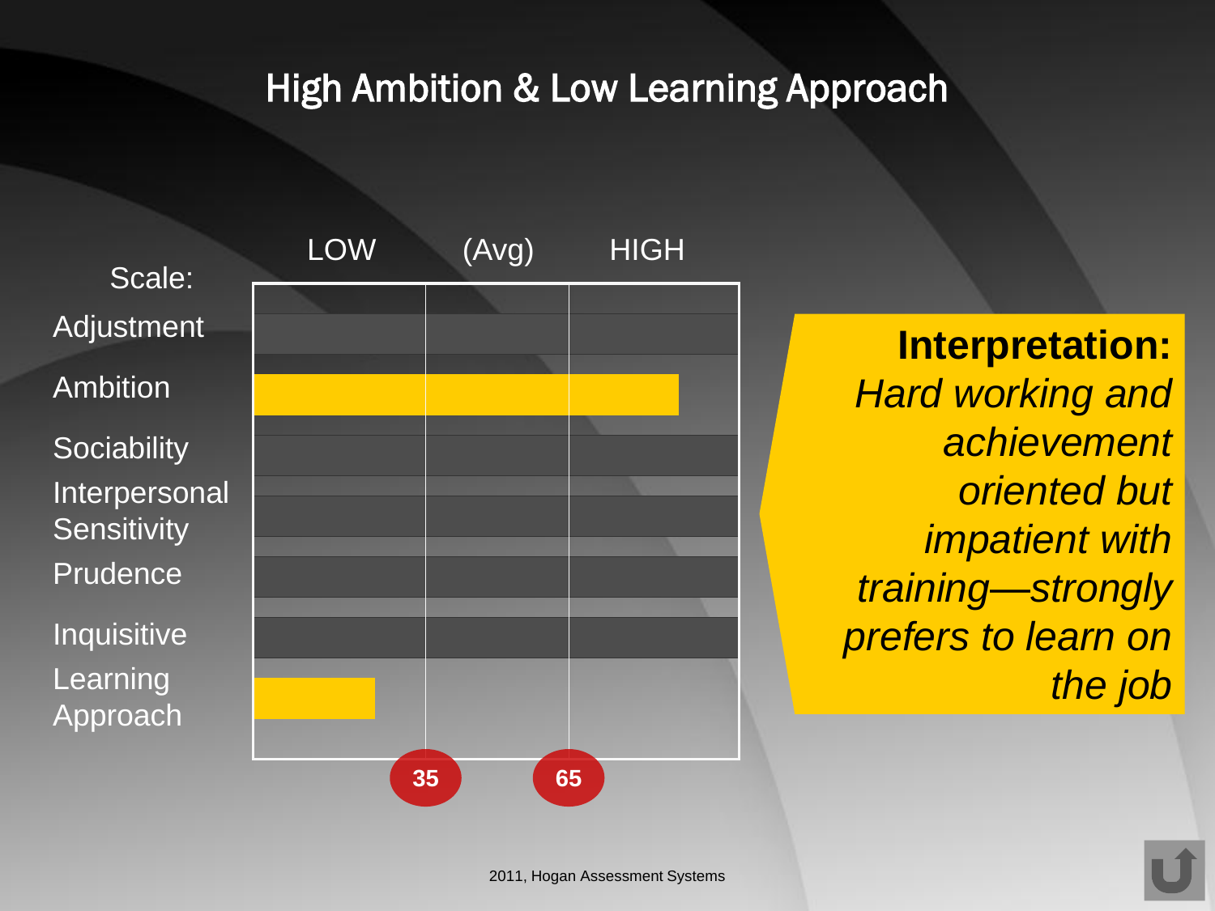# High Ambition & Low Learning Approach

| Scale: | LOW | (Avg) | HIGH |
|---|---|---|---|
| Adjustment | | | |
| Ambition | | | |
| Sociability | | | |
| Interpersonal Sensitivity | | | |
| Prudence | | | |
| Inquisitive | | | |
| Learning Approach | | | |

35 &nbsp;&nbsp; 65

**Interpretation:** *Hard working and achievement oriented but impatient with training—strongly prefers to learn on the job*

2011, Hogan Assessment Systems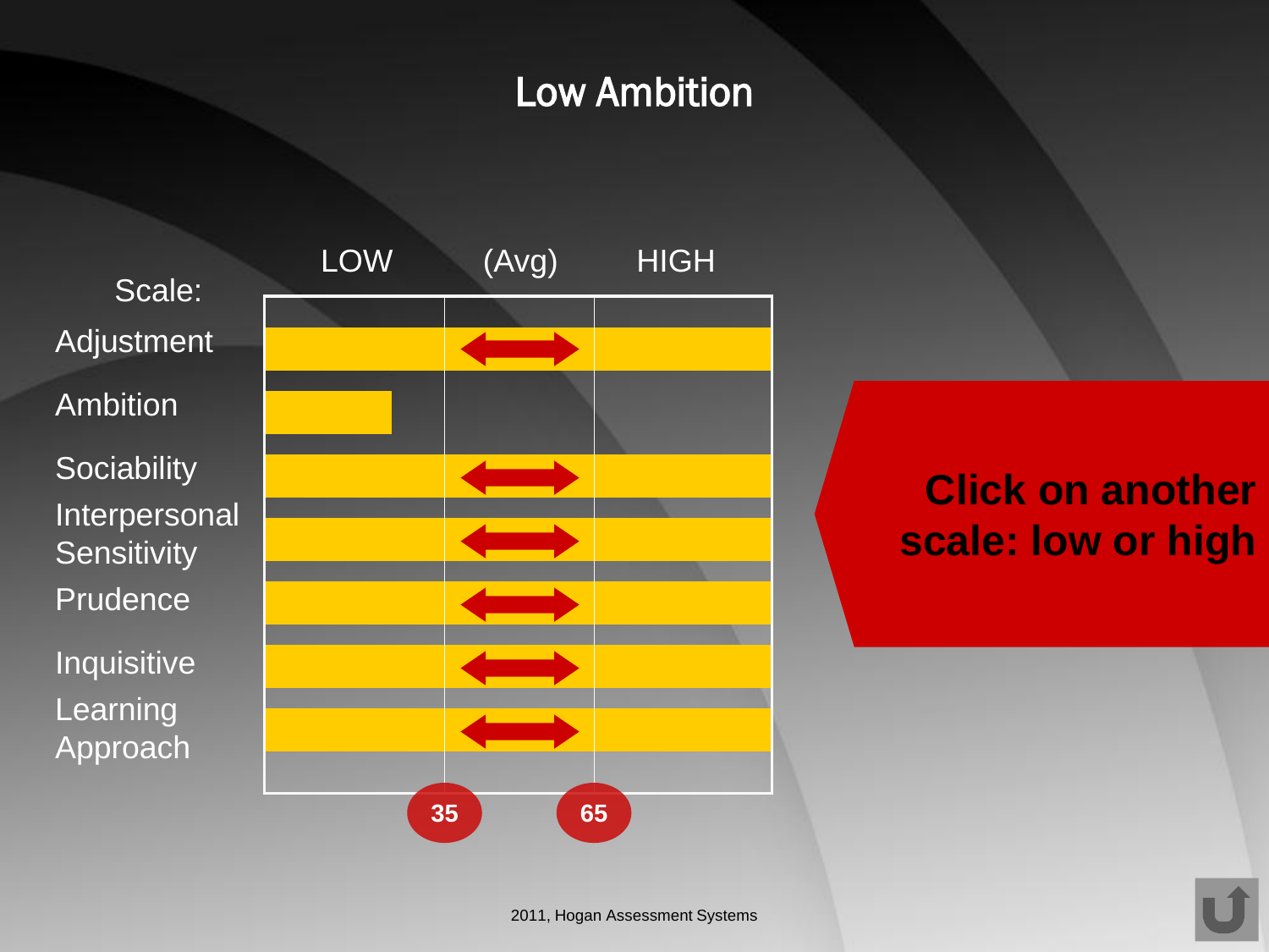# Low Ambition

| Scale: | LOW | (Avg) | HIGH |
|---|---|---|---|
| Adjustment | | ⟷ | |
| Ambition | ▬ | | |
| Sociability | | ⟷ | |
| Interpersonal Sensitivity | | ⟷ | |
| Prudence | | ⟷ | |
| Inquisitive | | ⟷ | |
| Learning Approach | | ⟷ | |

35 65

**Click on another scale: low or high**

2011, Hogan Assessment Systems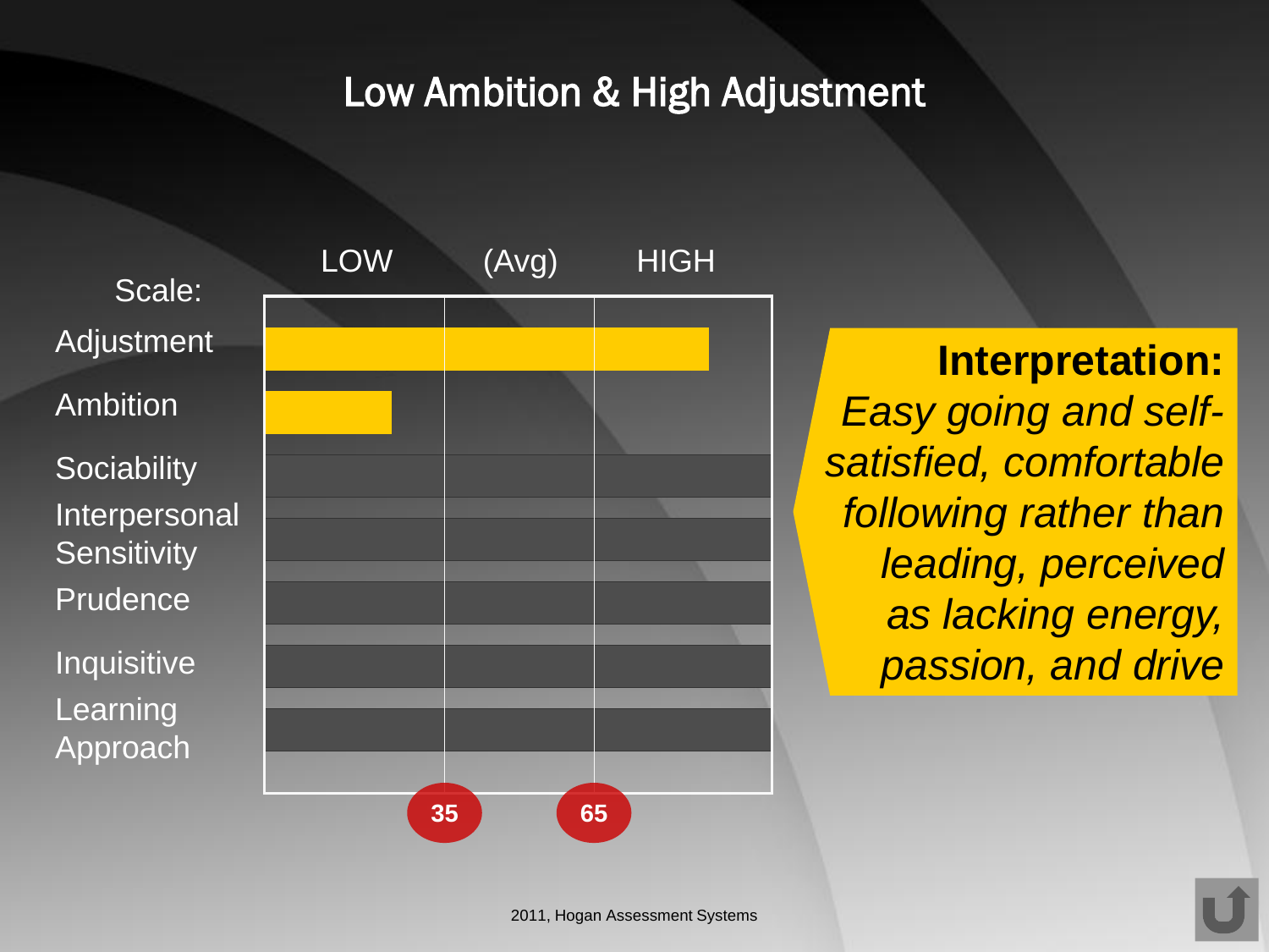# Low Ambition & High Adjustment

| Scale: | LOW | (Avg) | HIGH |
|---|---|---|---|
| Adjustment | | | |
| Ambition | | | |
| Sociability | | | |
| Interpersonal Sensitivity | | | |
| Prudence | | | |
| Inquisitive | | | |
| Learning Approach | | | |

35 65

**Interpretation:** *Easy going and self-satisfied, comfortable following rather than leading, perceived as lacking energy, passion, and drive*

2011, Hogan Assessment Systems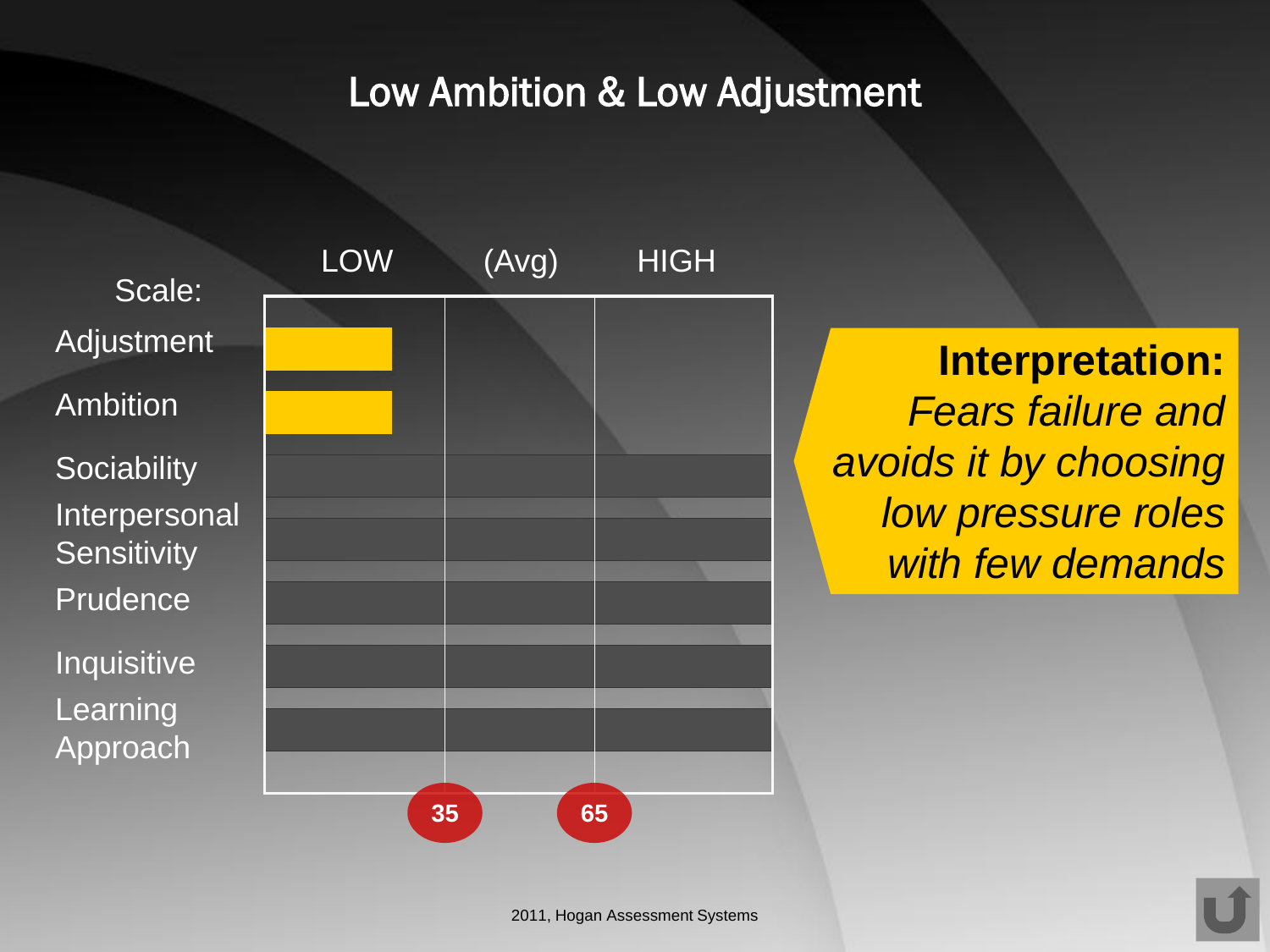# Low Ambition & Low Adjustment

| Scale: | LOW | (Avg) | HIGH |
|---|---|---|---|
| Adjustment | ■ | | |
| Ambition | ■ | | |
| Sociability | | | |
| Interpersonal Sensitivity | | | |
| Prudence | | | |
| Inquisitive | | | |
| Learning Approach | | | |
| | 35 | 65 | |

**Interpretation:** *Fears failure and avoids it by choosing low pressure roles with few demands*

2011, Hogan Assessment Systems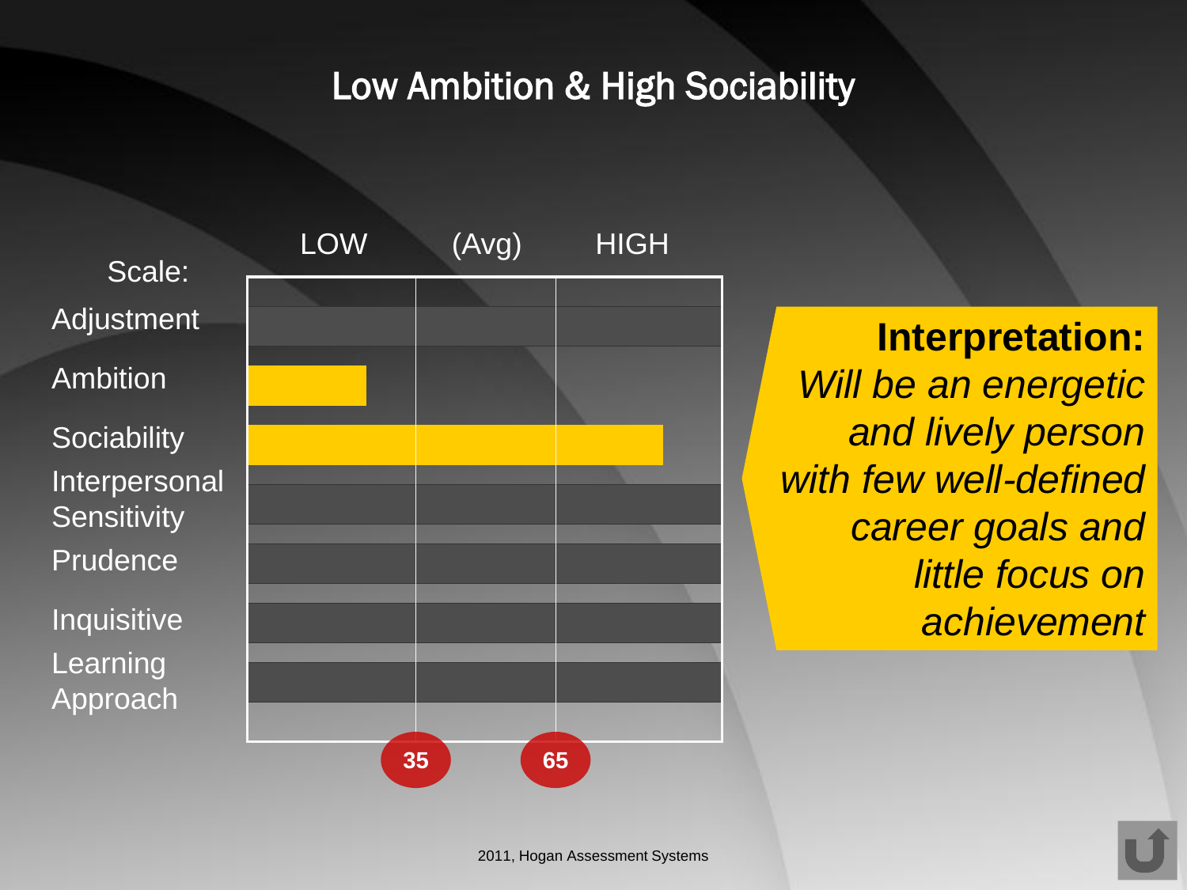# Low Ambition & High Sociability

| Scale: | LOW | (Avg) | HIGH |
|---|---|---|---|
| Adjustment | | | |
| Ambition | | | |
| Sociability | | | |
| Interpersonal Sensitivity | | | |
| Prudence | | | |
| Inquisitive | | | |
| Learning Approach | | | |
| | 35 | 65 | |

**Interpretation:** *Will be an energetic and lively person with few well-defined career goals and little focus on achievement*

2011, Hogan Assessment Systems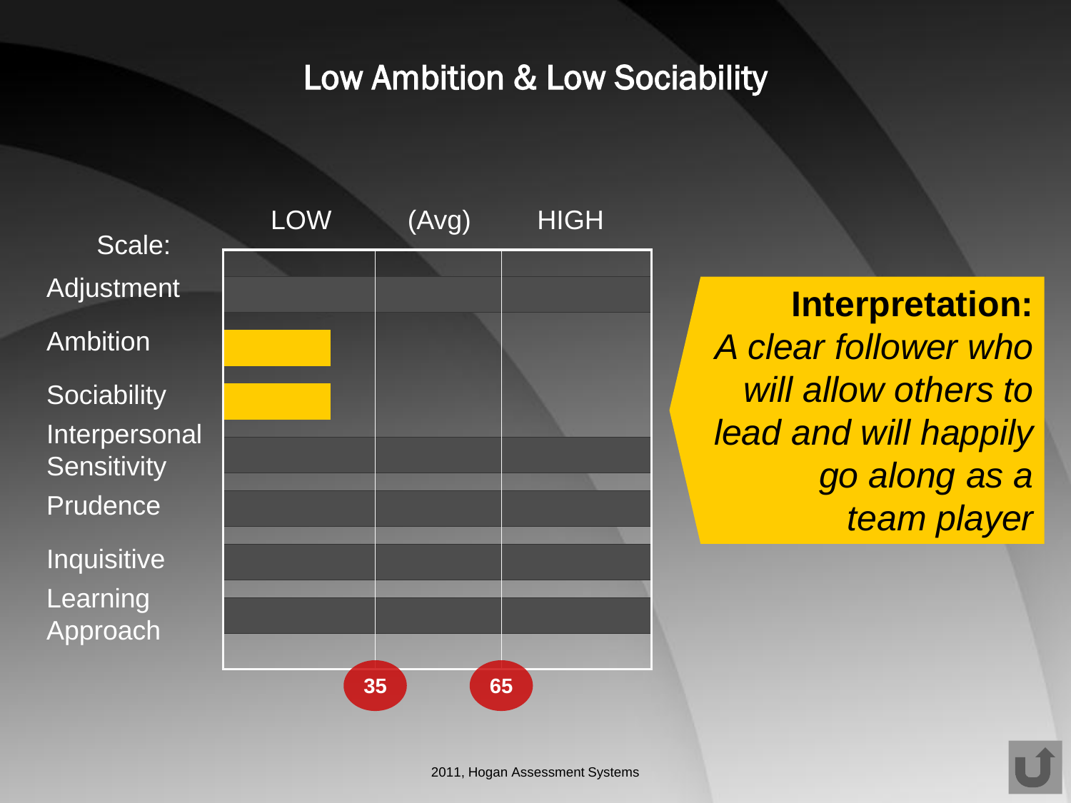# Low Ambition & Low Sociability

| Scale: | LOW | (Avg) | HIGH |
|---|---|---|---|
| Adjustment | | | |
| Ambition | ■ | | |
| Sociability | ■ | | |
| Interpersonal Sensitivity | | | |
| Prudence | | | |
| Inquisitive | | | |
| Learning Approach | | | |

35 | 65

**Interpretation:**
*A clear follower who will allow others to lead and will happily go along as a team player*

2011, Hogan Assessment Systems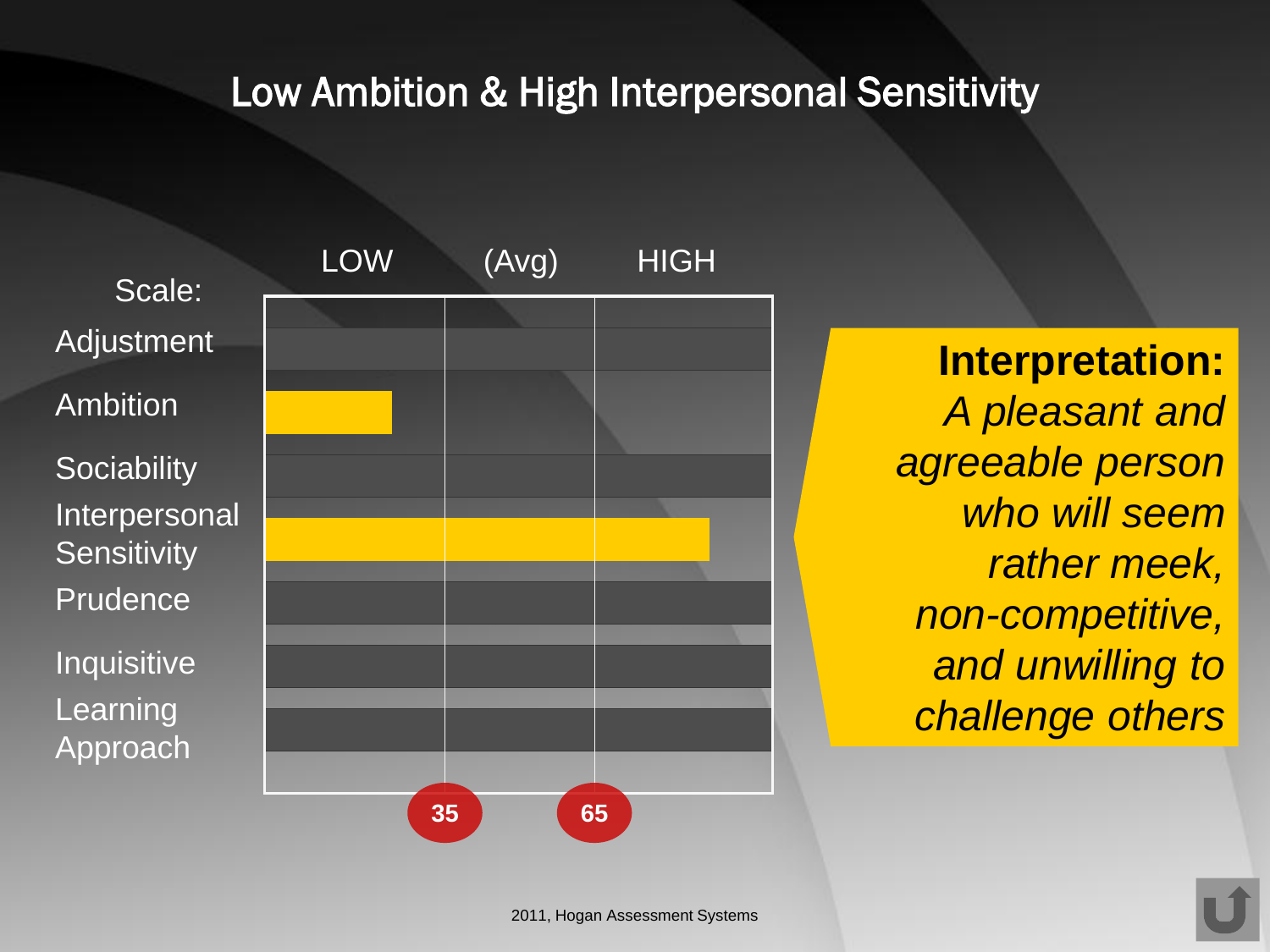# Low Ambition & High Interpersonal Sensitivity

| Scale: | LOW | (Avg) | HIGH |
|---|---|---|---|
| Adjustment | | | |
| Ambition | ■ | | |
| Sociability | | | |
| Interpersonal Sensitivity | ■ | ■ | ■ |
| Prudence | | | |
| Inquisitive | | | |
| Learning Approach | | | |

35 65

**Interpretation:**
*A pleasant and agreeable person who will seem rather meek, non-competitive, and unwilling to challenge others*

2011, Hogan Assessment Systems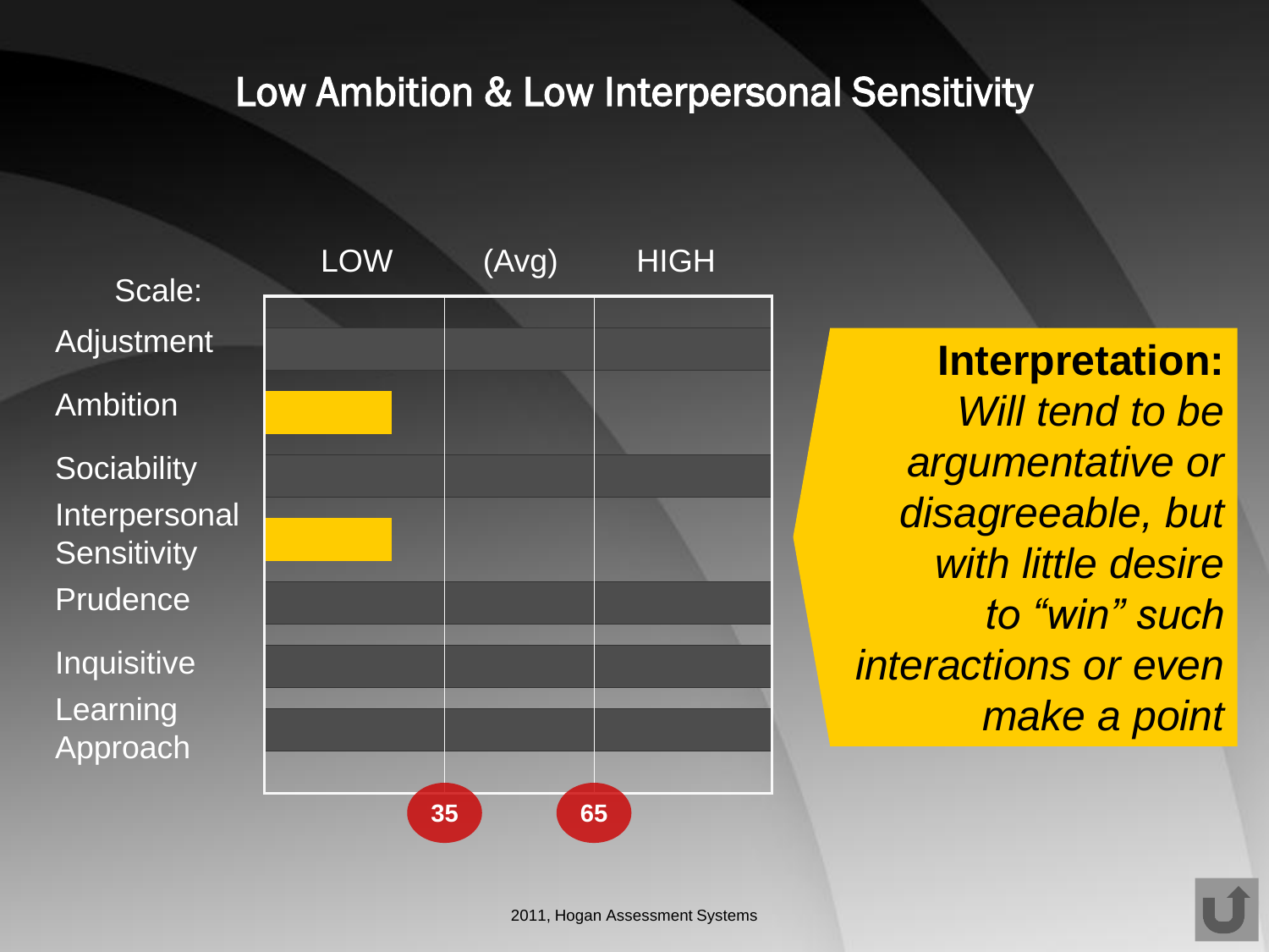# Low Ambition & Low Interpersonal Sensitivity

| Scale: | LOW | (Avg) | HIGH |
|---|---|---|---|
| Adjustment | | | |
| Ambition | ▬ | | |
| Sociability | | | |
| Interpersonal Sensitivity | ▬ | | |
| Prudence | | | |
| Inquisitive | | | |
| Learning Approach | | | |

35 65

**Interpretation:**
*Will tend to be argumentative or disagreeable, but with little desire to "win" such interactions or even make a point*

2011, Hogan Assessment Systems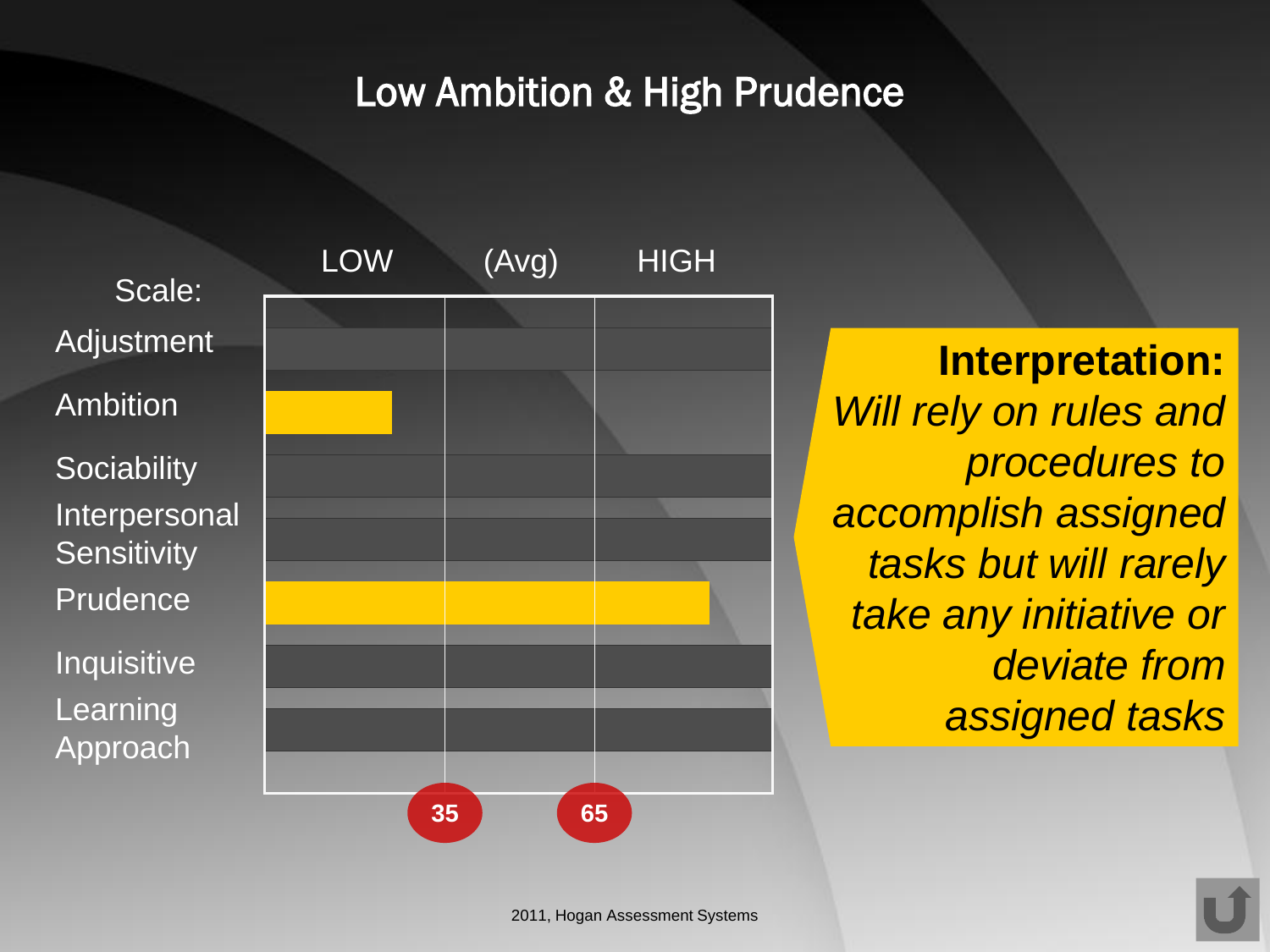# Low Ambition & High Prudence

| Scale: | LOW | (Avg) | HIGH |
|---|---|---|---|
| Adjustment | | | |
| Ambition | ■ | | |
| Sociability | | | |
| Interpersonal Sensitivity | | | |
| Prudence | ■ | ■ | ■ |
| Inquisitive | | | |
| Learning Approach | | | |

35 65

**Interpretation:**
*Will rely on rules and procedures to accomplish assigned tasks but will rarely take any initiative or deviate from assigned tasks*

2011, Hogan Assessment Systems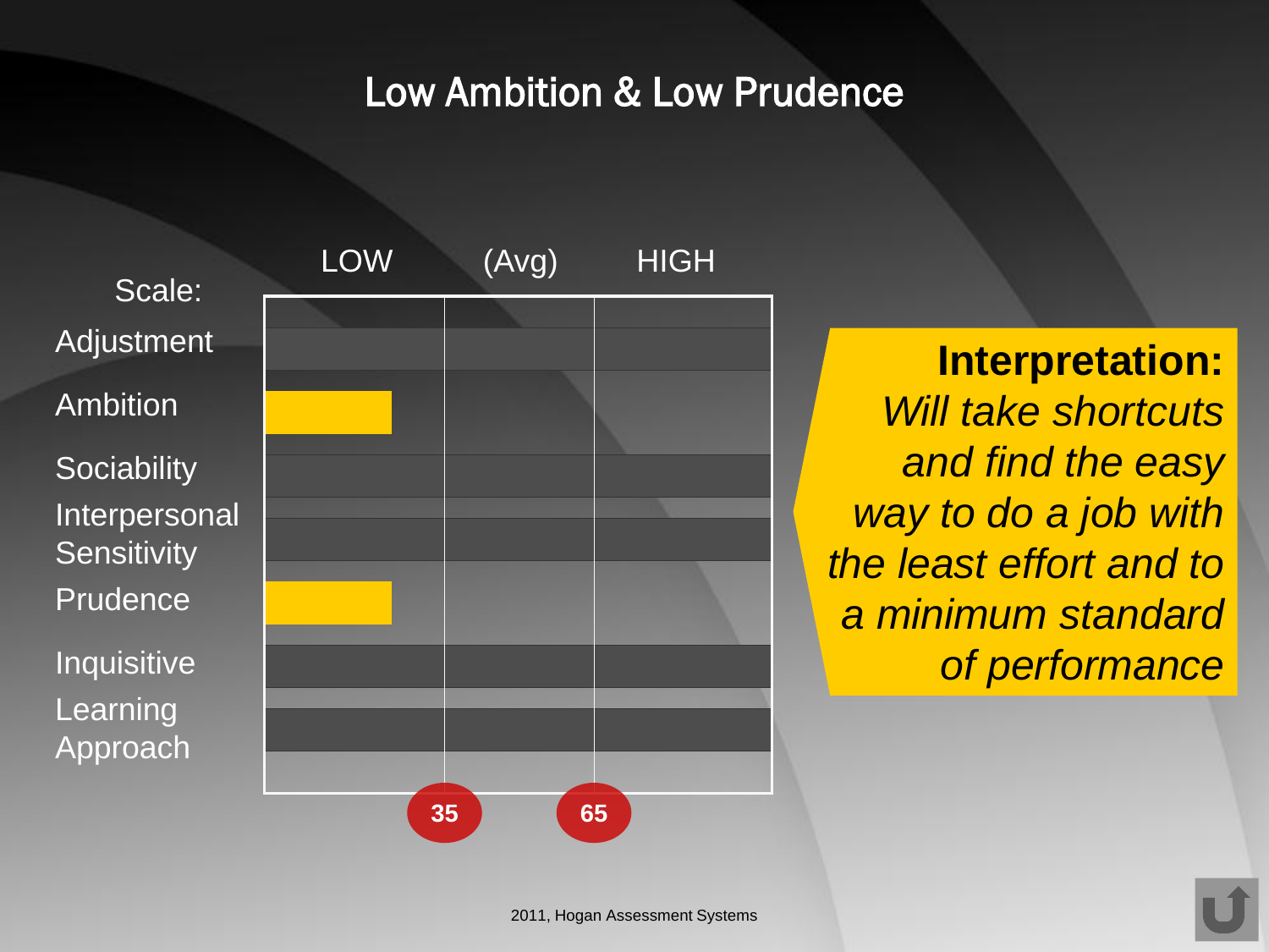# Low Ambition & Low Prudence

| Scale: | LOW | (Avg) | HIGH |
|---|---|---|---|
| Adjustment | | | |
| Ambition | ■ | | |
| Sociability | | | |
| Interpersonal Sensitivity | | | |
| Prudence | ■ | | |
| Inquisitive | | | |
| Learning Approach | | | |

35 65

**Interpretation:**
*Will take shortcuts and find the easy way to do a job with the least effort and to a minimum standard of performance*

2011, Hogan Assessment Systems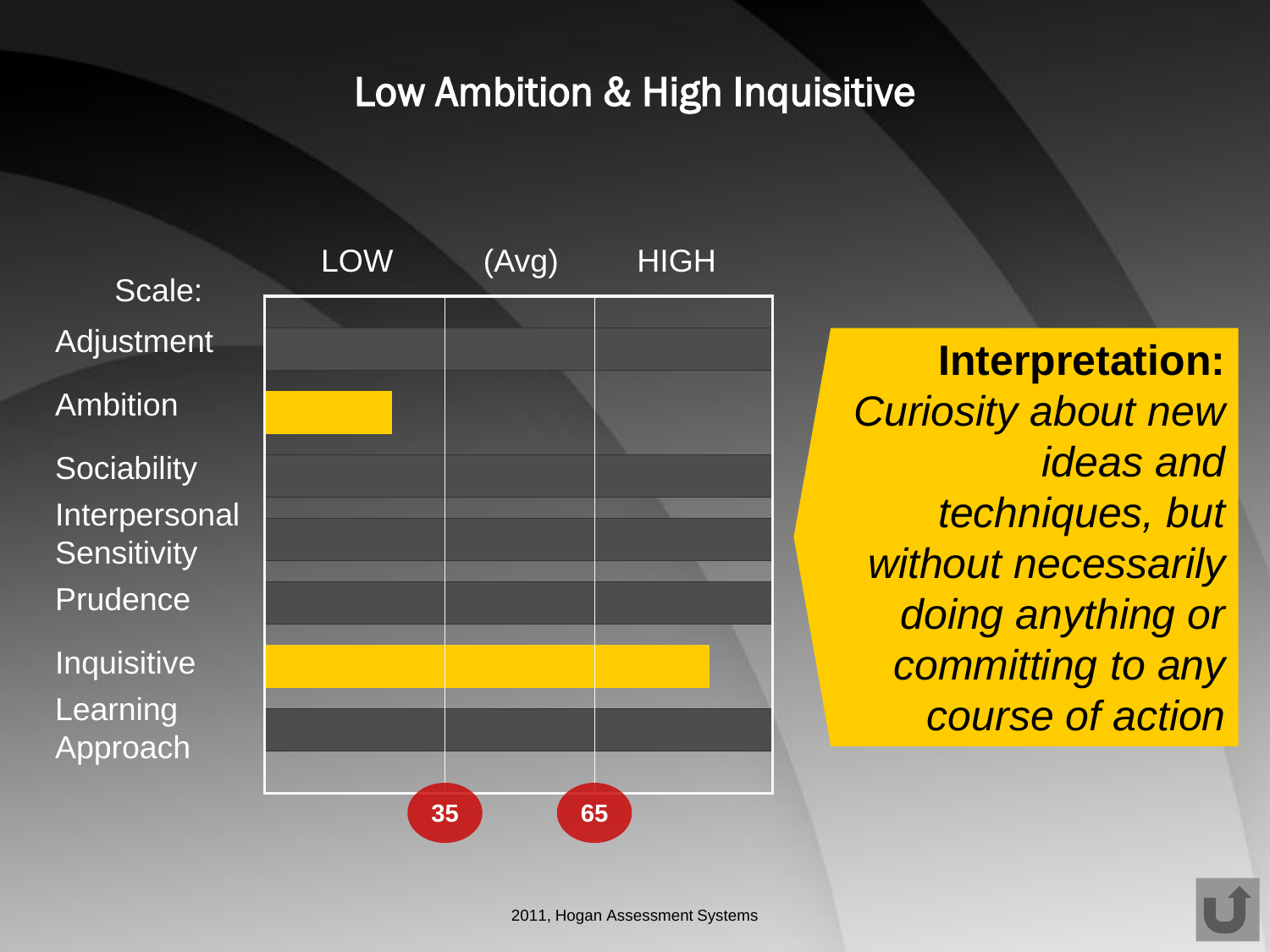# Low Ambition & High Inquisitive

| Scale: | LOW | (Avg) | HIGH |
|---|---|---|---|
| Adjustment | | | |
| Ambition | ■ | | |
| Sociability | | | |
| Interpersonal Sensitivity | | | |
| Prudence | | | |
| Inquisitive | ■ | ■ | ■ |
| Learning Approach | | | |

35 — 65

**Interpretation:** *Curiosity about new ideas and techniques, but without necessarily doing anything or committing to any course of action*

2011, Hogan Assessment Systems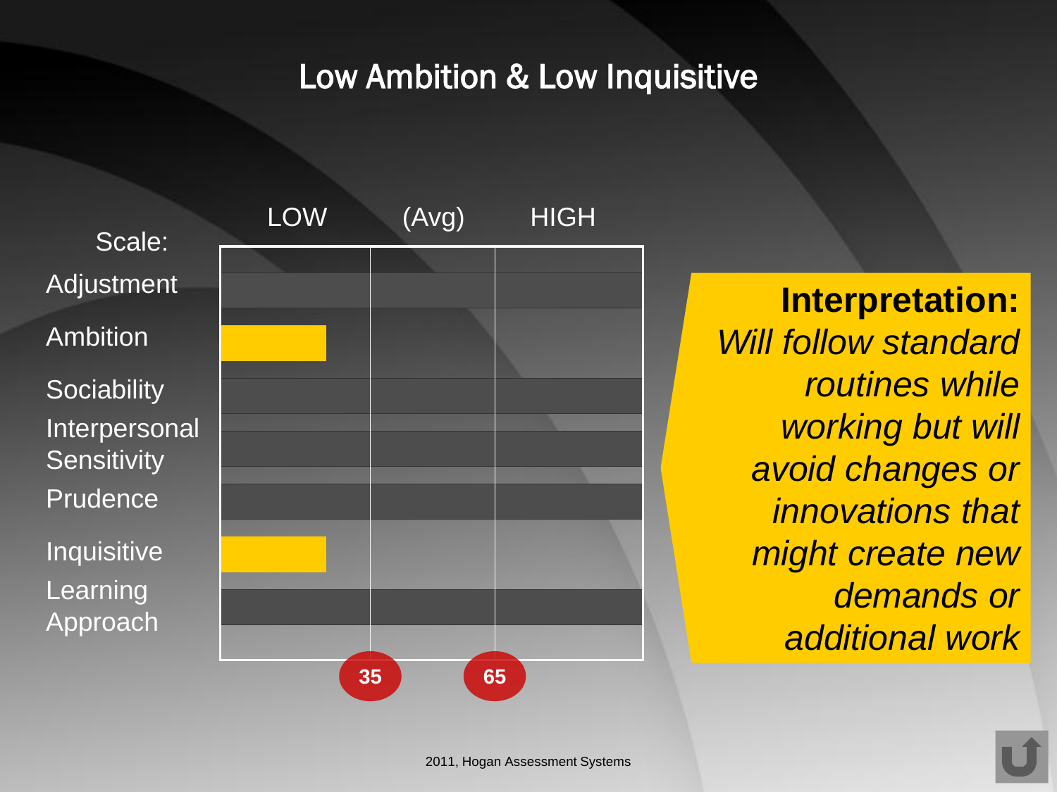# Low Ambition & Low Inquisitive

| Scale: | LOW | (Avg) | HIGH |
| --- | --- | --- | --- |
| Adjustment | | | |
| Ambition | ■ | | |
| Sociability | | | |
| Interpersonal Sensitivity | | | |
| Prudence | | | |
| Inquisitive | ■ | | |
| Learning Approach | | | |
| | 35 | 65 | |

**Interpretation:**
*Will follow standard routines while working but will avoid changes or innovations that might create new demands or additional work*

2011, Hogan Assessment Systems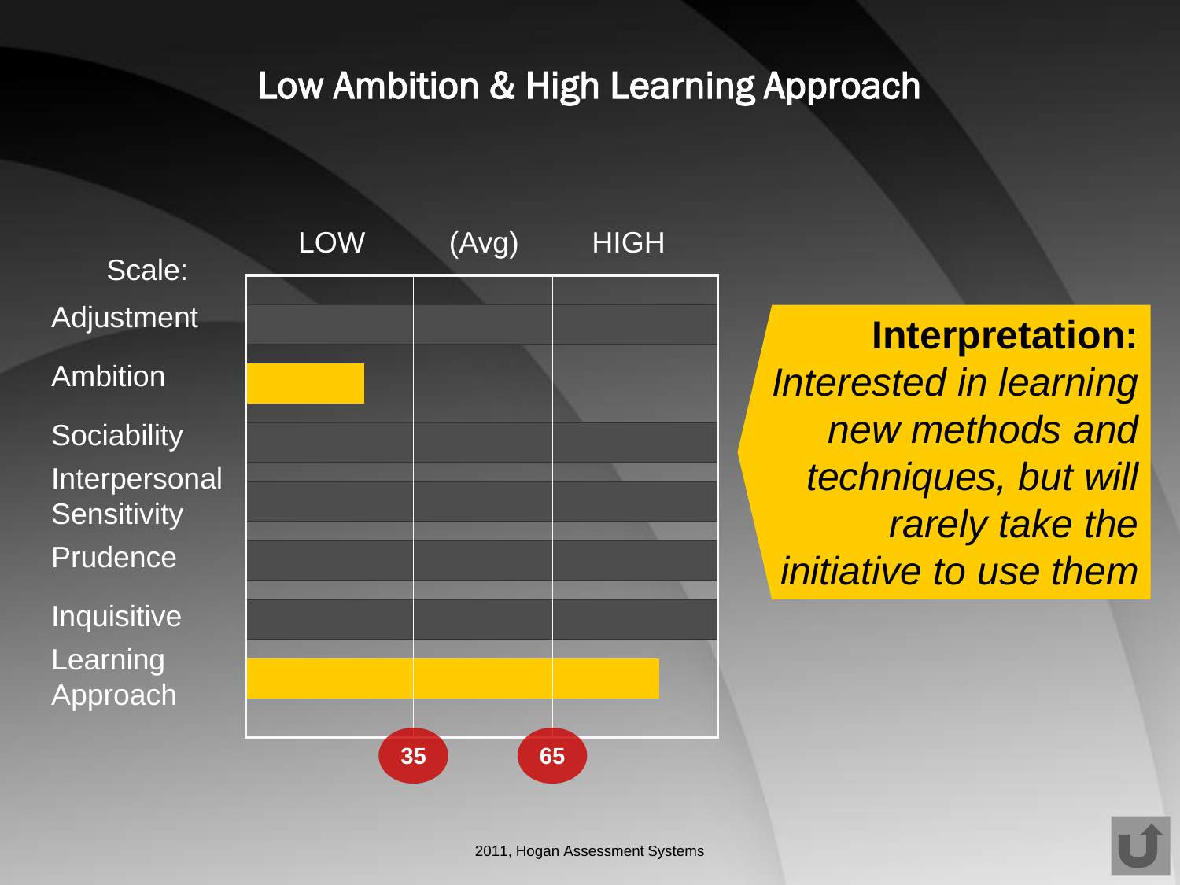# Low Ambition & High Learning Approach

| Scale: | LOW | (Avg) | HIGH |
| --- | --- | --- | --- |
| Adjustment | | | |
| Ambition | | | |
| Sociability | | | |
| Interpersonal Sensitivity | | | |
| Prudence | | | |
| Inquisitive | | | |
| Learning Approach | | | |
| | 35 | 65 | |

**Interpretation:** *Interested in learning new methods and techniques, but will rarely take the initiative to use them*

2011, Hogan Assessment Systems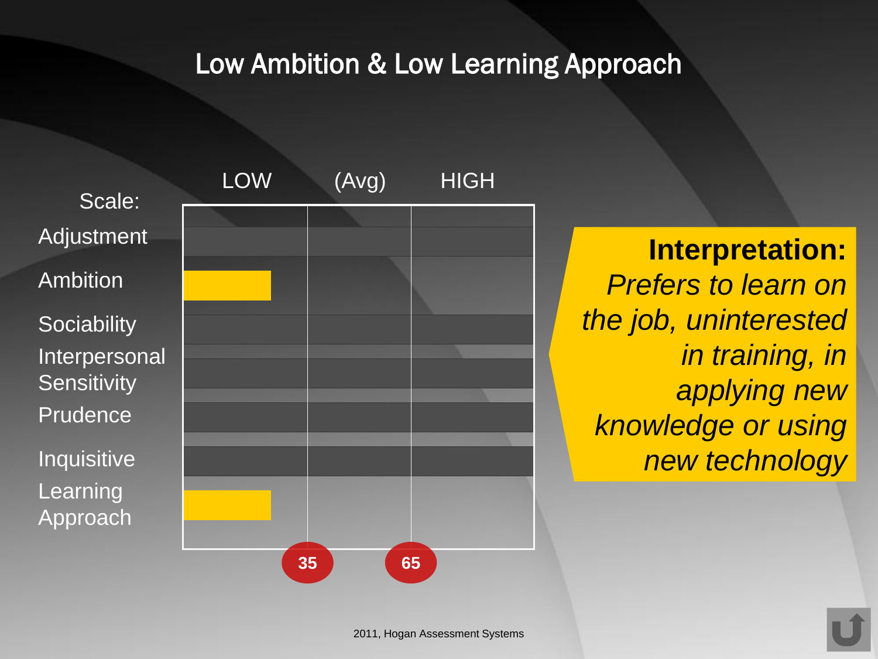# Low Ambition & Low Learning Approach

| Scale: | LOW | (Avg) | HIGH |
|---|---|---|---|
| Adjustment | | | |
| Ambition | ■ | | |
| Sociability | | | |
| Interpersonal Sensitivity | | | |
| Prudence | | | |
| Inquisitive | | | |
| Learning Approach | ■ | | |

35 — 65

**Interpretation:** *Prefers to learn on the job, uninterested in training, in applying new knowledge or using new technology*

2011, Hogan Assessment Systems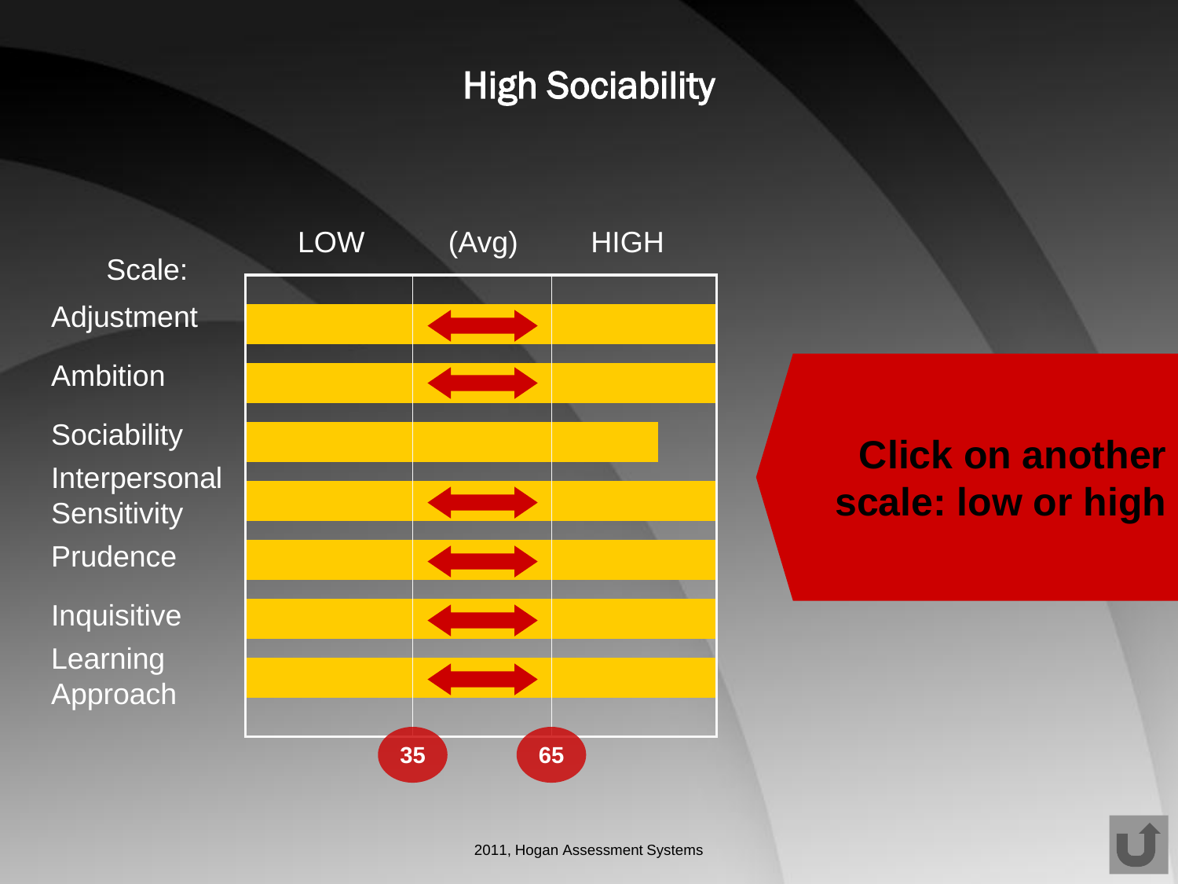# High Sociability

| Scale: | LOW | (Avg) | HIGH |
|---|---|---|---|
| Adjustment | | ⟷ | |
| Ambition | | ⟷ | |
| Sociability | | | |
| Interpersonal Sensitivity | | ⟷ | |
| Prudence | | ⟷ | |
| Inquisitive | | ⟷ | |
| Learning Approach | | ⟷ | |
| | 35 | | 65 |

**Click on another scale: low or high**

2011, Hogan Assessment Systems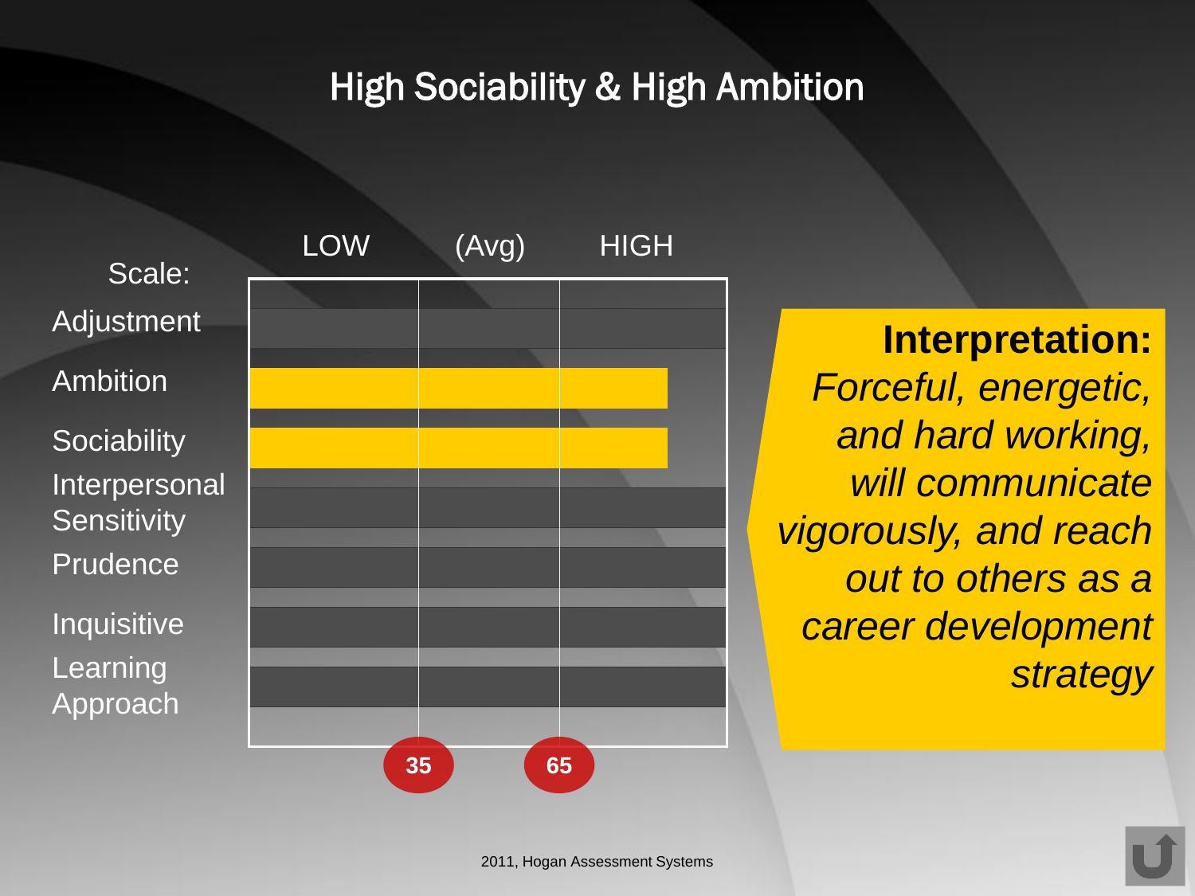# High Sociability & High Ambition

| Scale: | LOW | (Avg) | HIGH |
|---|---|---|---|
| Adjustment | | | |
| Ambition | ■ | ■ | ■ |
| Sociability | ■ | ■ | ■ |
| Interpersonal Sensitivity | | | |
| Prudence | | | |
| Inquisitive | | | |
| Learning Approach | | | |

35 65

**Interpretation:** *Forceful, energetic, and hard working, will communicate vigorously, and reach out to others as a career development strategy*

2011, Hogan Assessment Systems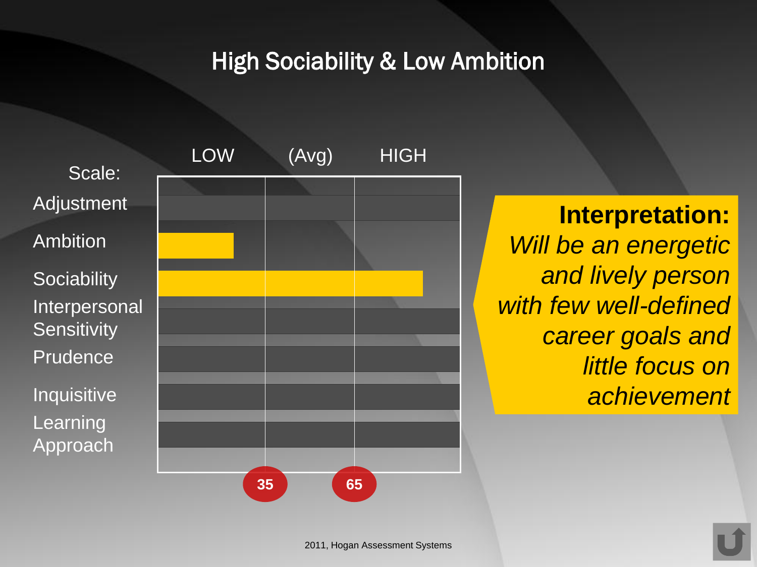# High Sociability & Low Ambition

| Scale: | LOW | (Avg) | HIGH |
|---|---|---|---|
| Adjustment | | | |
| Ambition | | | |
| Sociability | | | |
| Interpersonal Sensitivity | | | |
| Prudence | | | |
| Inquisitive | | | |
| Learning Approach | | | |

35 65

**Interpretation:**
*Will be an energetic and lively person with few well-defined career goals and little focus on achievement*

2011, Hogan Assessment Systems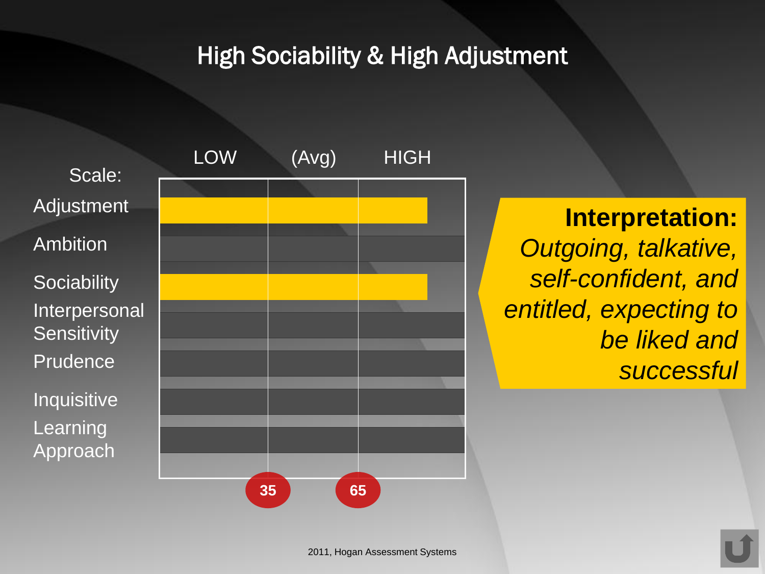# High Sociability & High Adjustment

| Scale: | LOW | (Avg) | HIGH |
| --- | --- | --- | --- |
| Adjustment | | | |
| Ambition | | | |
| Sociability | | | |
| Interpersonal Sensitivity | | | |
| Prudence | | | |
| Inquisitive | | | |
| Learning Approach | | | |
| | 35 | | 65 |

**Interpretation:**
*Outgoing, talkative, self-confident, and entitled, expecting to be liked and successful*

2011, Hogan Assessment Systems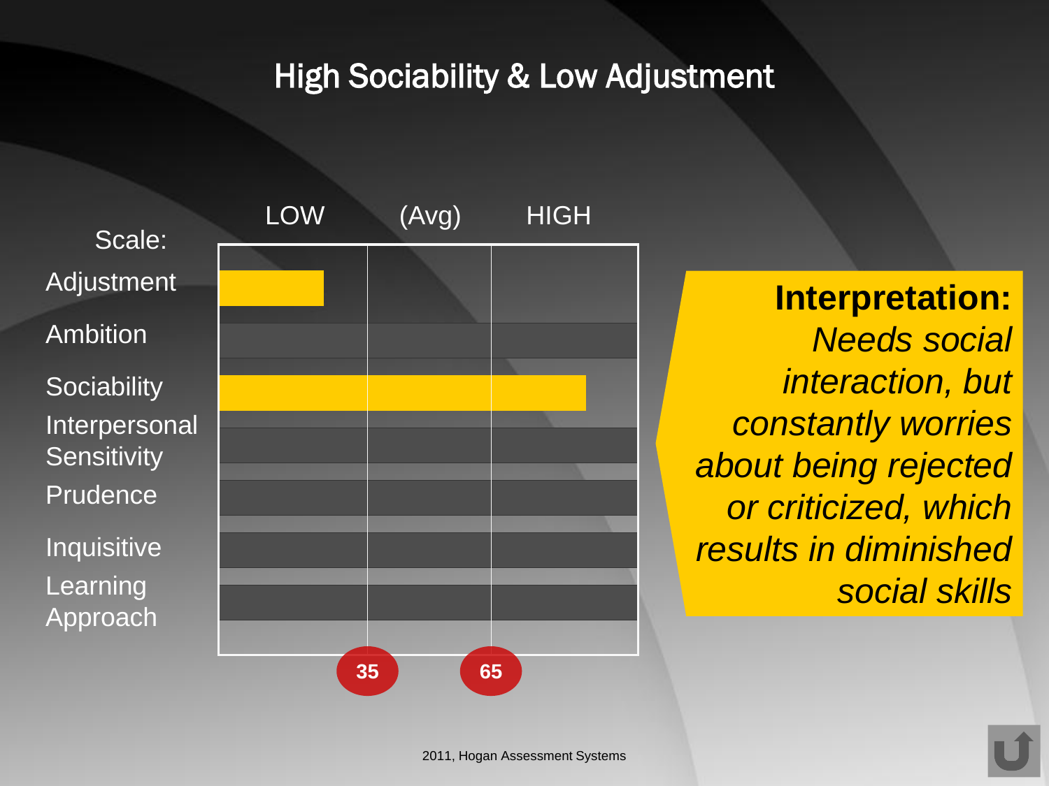# High Sociability & Low Adjustment

| Scale: | LOW | (Avg) | HIGH |
|---|---|---|---|
| Adjustment | | | |
| Ambition | | | |
| Sociability | | | |
| Interpersonal Sensitivity | | | |
| Prudence | | | |
| Inquisitive | | | |
| Learning Approach | | | |

35 65

**Interpretation:** *Needs social interaction, but constantly worries about being rejected or criticized, which results in diminished social skills*

2011, Hogan Assessment Systems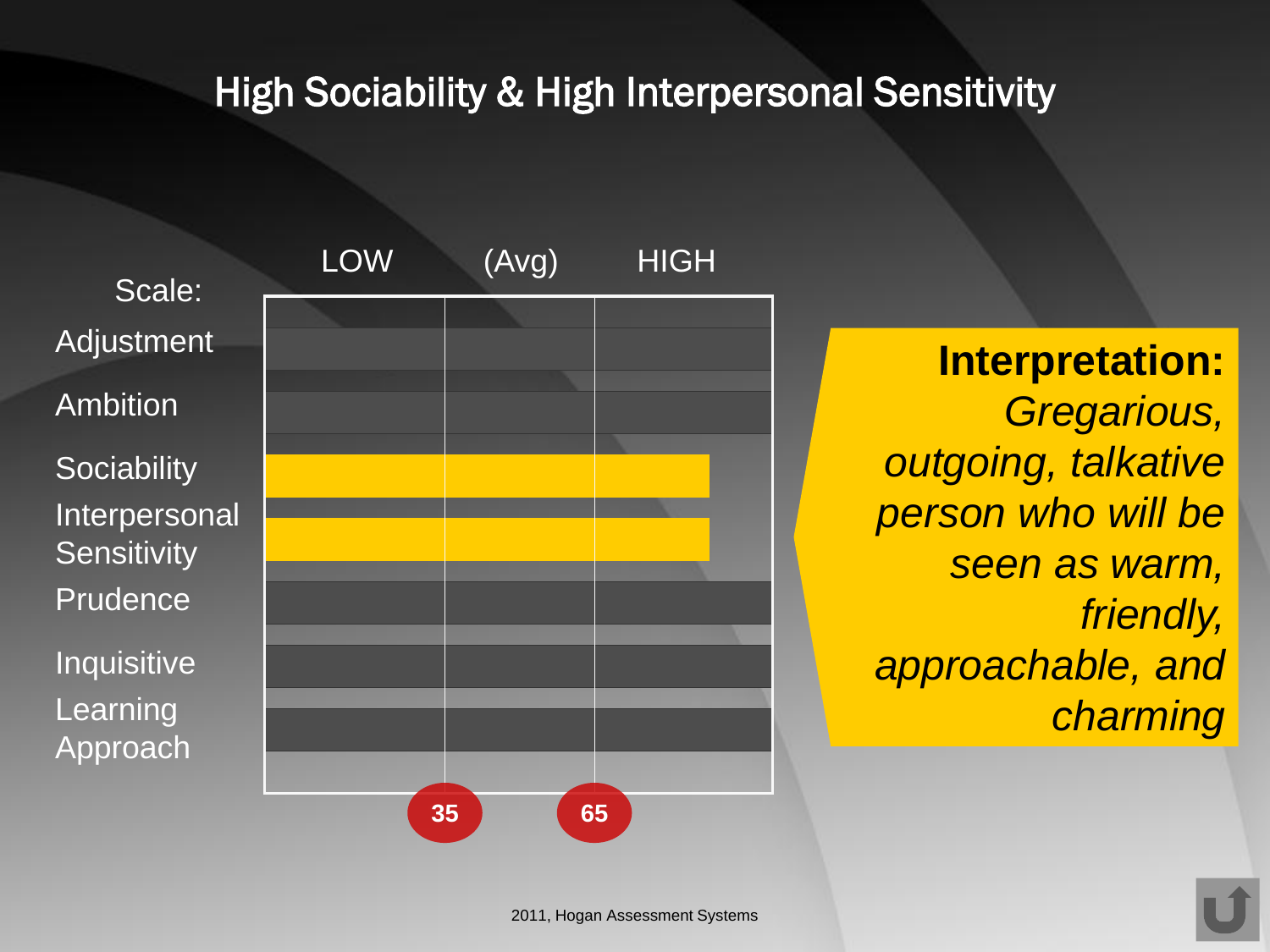# High Sociability & High Interpersonal Sensitivity

| Scale: | LOW | (Avg) | HIGH |
|---|---|---|---|
| Adjustment | | | |
| Ambition | | | |
| Sociability | | | |
| Interpersonal Sensitivity | | | |
| Prudence | | | |
| Inquisitive | | | |
| Learning Approach | | | |

35 65

**Interpretation:** *Gregarious, outgoing, talkative person who will be seen as warm, friendly, approachable, and charming*

2011, Hogan Assessment Systems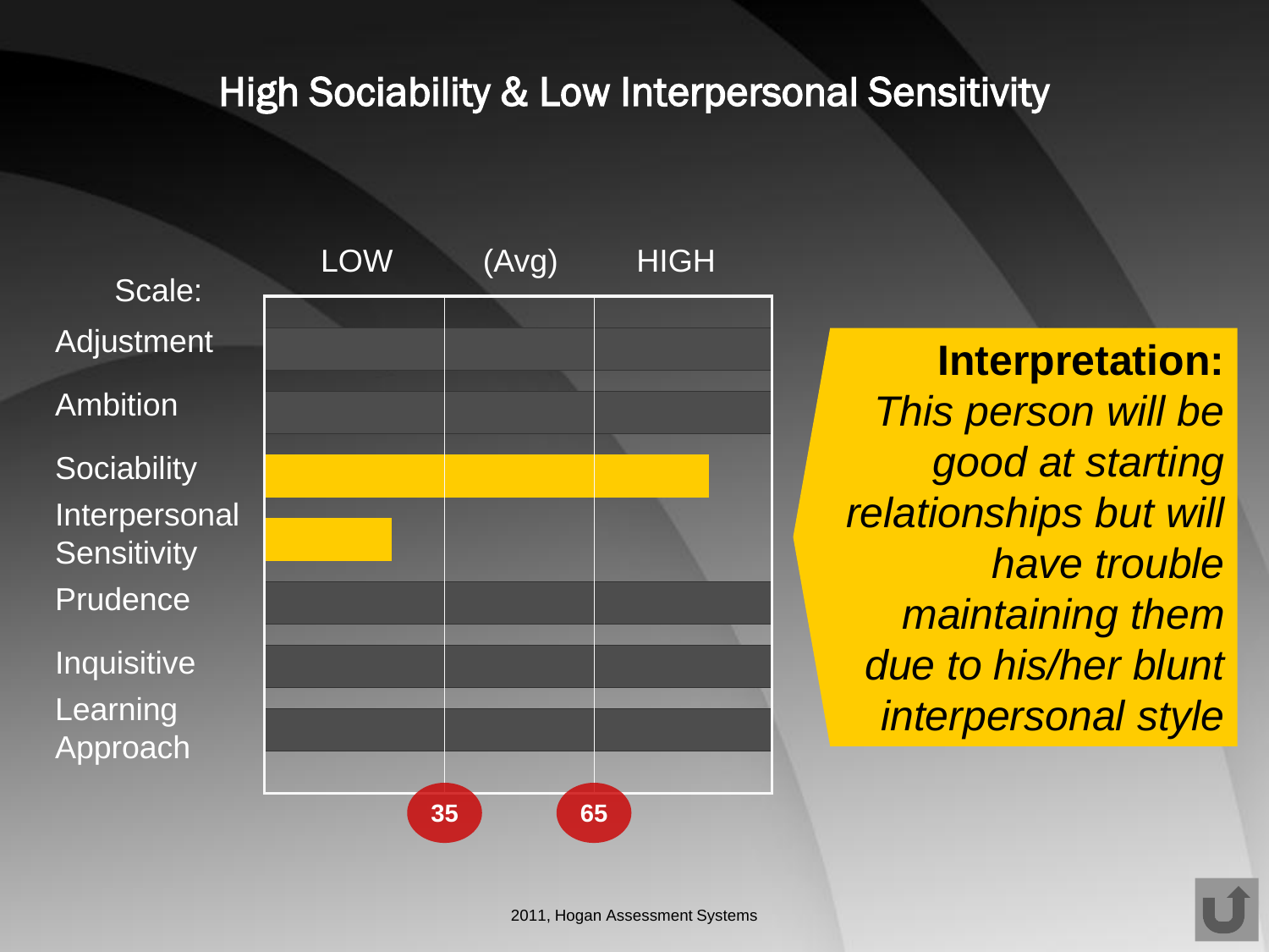# High Sociability & Low Interpersonal Sensitivity

| Scale: | LOW | (Avg) | HIGH |
|---|---|---|---|
| Adjustment | | | |
| Ambition | | | |
| Sociability | ███ | ███ | ██ |
| Interpersonal Sensitivity | ██ | | |
| Prudence | | | |
| Inquisitive | | | |
| Learning Approach | | | |

35 — 65

**Interpretation:** *This person will be good at starting relationships but will have trouble maintaining them due to his/her blunt interpersonal style*

2011, Hogan Assessment Systems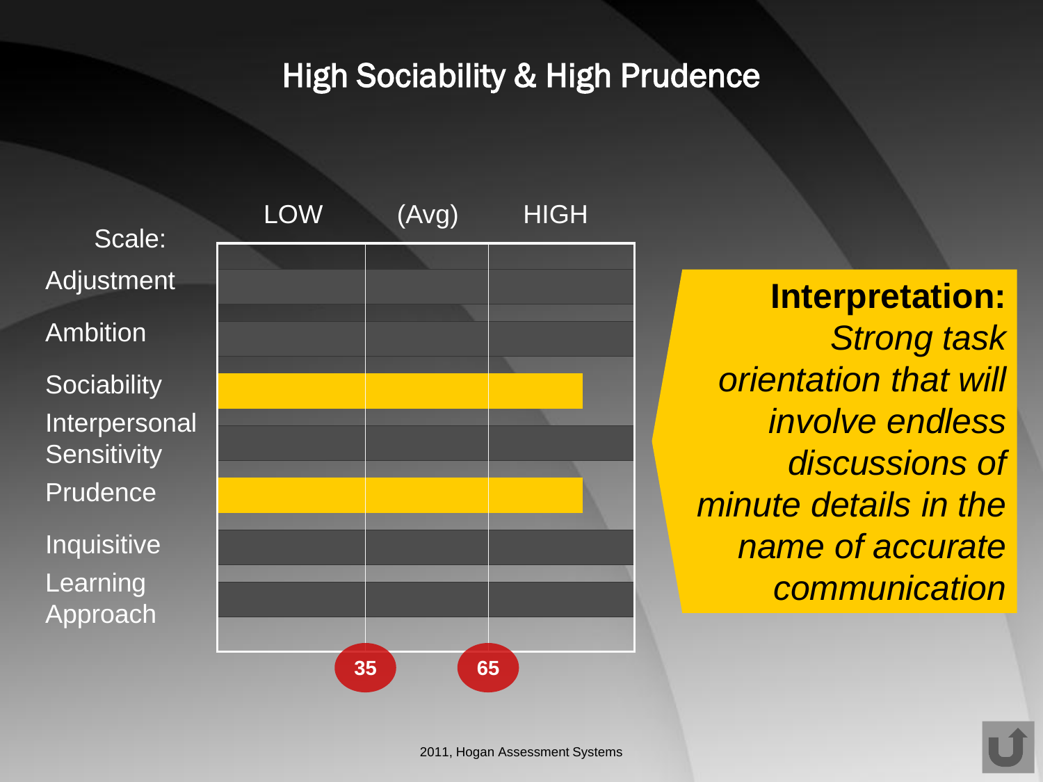# High Sociability & High Prudence

| Scale: | LOW | (Avg) | HIGH |
|---|---|---|---|
| Adjustment | | | |
| Ambition | | | |
| Sociability | | | |
| Interpersonal Sensitivity | | | |
| Prudence | | | |
| Inquisitive | | | |
| Learning Approach | | | |
| | 35 | 65 | |

**Interpretation:** *Strong task orientation that will involve endless discussions of minute details in the name of accurate communication*

2011, Hogan Assessment Systems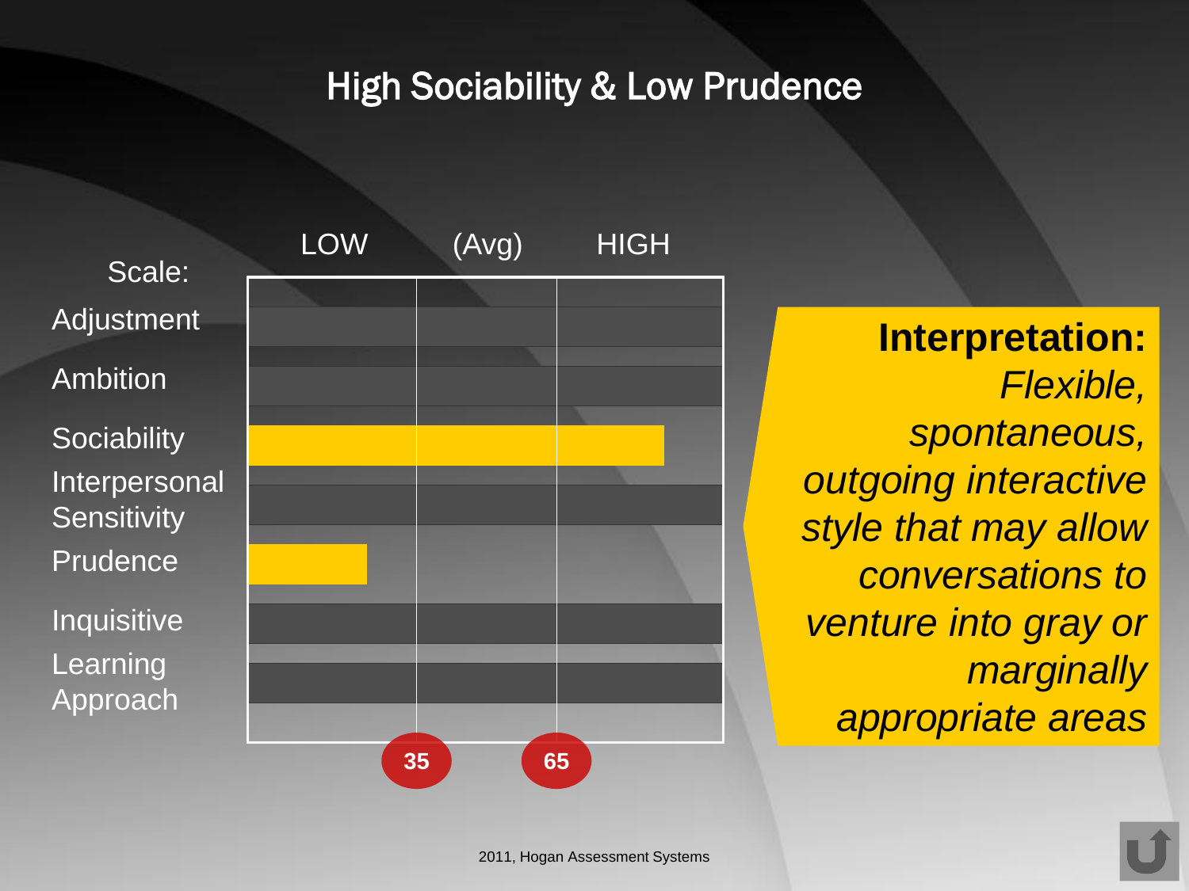# High Sociability & Low Prudence

| Scale: | LOW | (Avg) | HIGH |
|---|---|---|---|
| Adjustment | | | |
| Ambition | | | |
| Sociability | | | |
| Interpersonal Sensitivity | | | |
| Prudence | | | |
| Inquisitive | | | |
| Learning Approach | | | |

35 65

**Interpretation:** *Flexible, spontaneous, outgoing interactive style that may allow conversations to venture into gray or marginally appropriate areas*

2011, Hogan Assessment Systems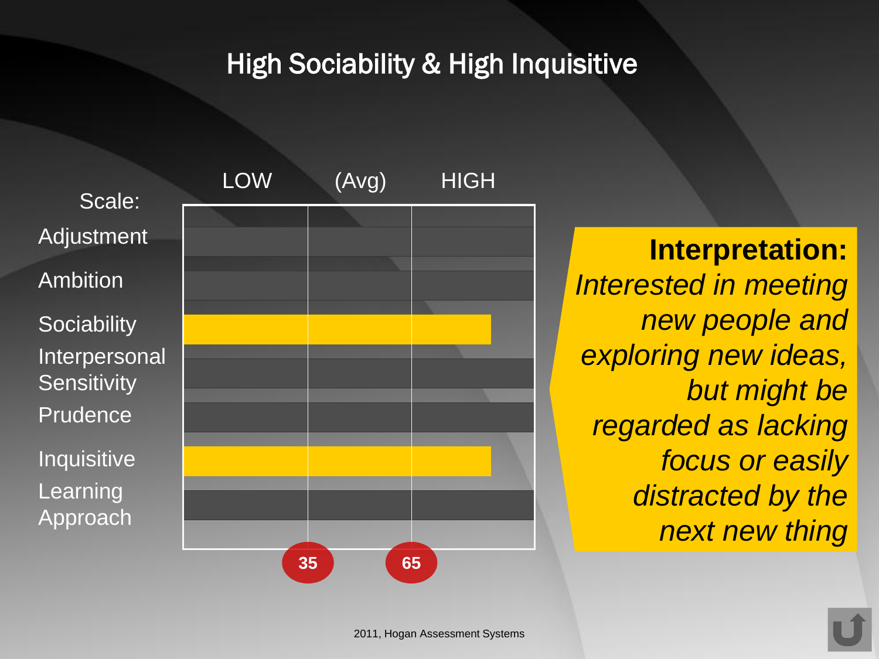# High Sociability & High Inquisitive

| Scale: | LOW | (Avg) | HIGH |
|---|---|---|---|
| Adjustment | | | |
| Ambition | | | |
| Sociability | ■ | ■ | ■ |
| Interpersonal Sensitivity | | | |
| Prudence | | | |
| Inquisitive | ■ | ■ | ■ |
| Learning Approach | | | |

35 65

**Interpretation:**
*Interested in meeting new people and exploring new ideas, but might be regarded as lacking focus or easily distracted by the next new thing*

2011, Hogan Assessment Systems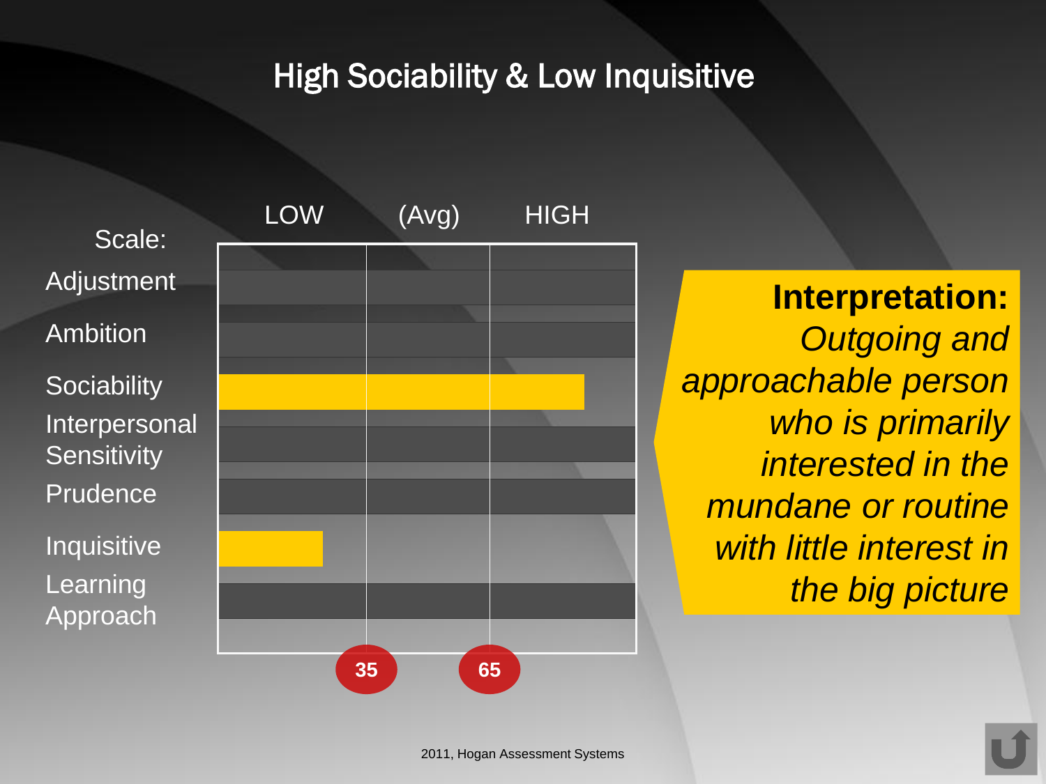# High Sociability & Low Inquisitive

| Scale: | LOW | (Avg) | HIGH |
|---|---|---|---|
| Adjustment | | | |
| Ambition | | | |
| Sociability | | | High |
| Interpersonal Sensitivity | | | |
| Prudence | | | |
| Inquisitive | Low | | |
| Learning Approach | | | |

35 | 65

**Interpretation:** *Outgoing and approachable person who is primarily interested in the mundane or routine with little interest in the big picture*

2011, Hogan Assessment Systems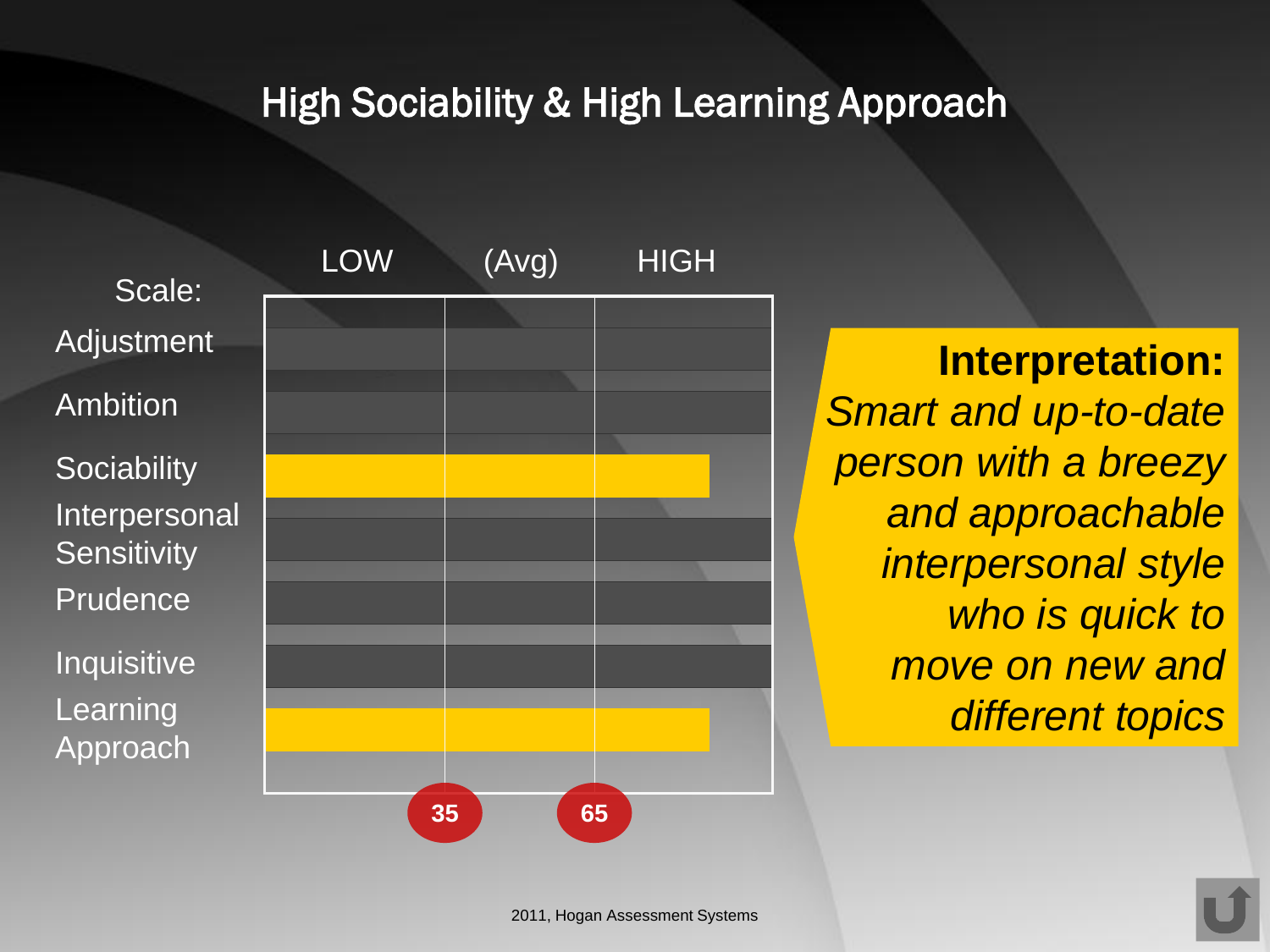# High Sociability & High Learning Approach

| Scale: | LOW | (Avg) | HIGH |
|---|---|---|---|
| Adjustment | | | |
| Ambition | | | |
| Sociability | ■ | ■ | ■ |
| Interpersonal Sensitivity | | | |
| Prudence | | | |
| Inquisitive | | | |
| Learning Approach | ■ | ■ | ■ |
| | 35 | 65 | |

**Interpretation:**
*Smart and up-to-date person with a breezy and approachable interpersonal style who is quick to move on new and different topics*

2011, Hogan Assessment Systems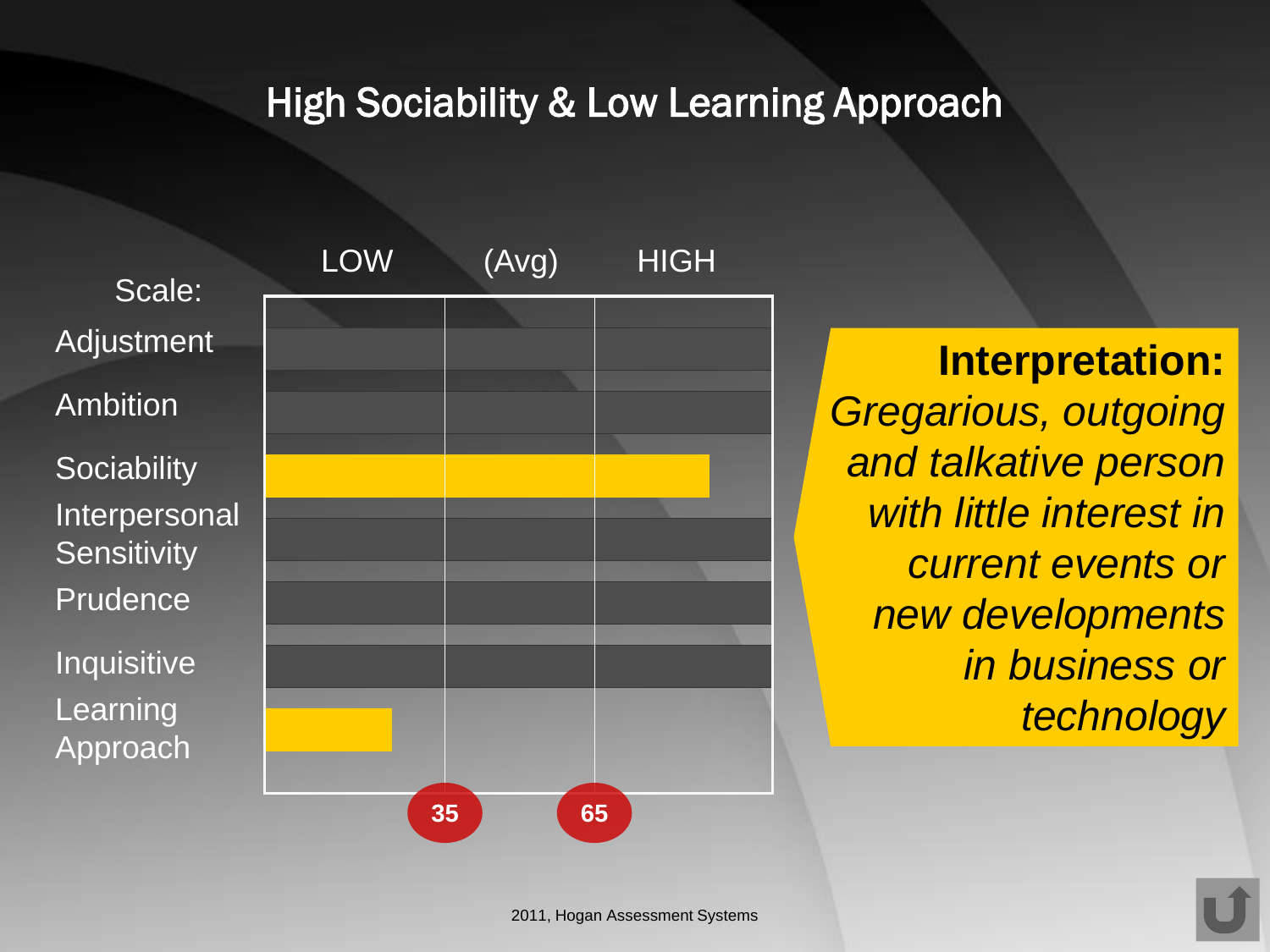# High Sociability & Low Learning Approach

| Scale: | LOW | (Avg) | HIGH |
|---|---|---|---|
| Adjustment | | | |
| Ambition | | | |
| Sociability | | | |
| Interpersonal Sensitivity | | | |
| Prudence | | | |
| Inquisitive | | | |
| Learning Approach | | | |

35 65

**Interpretation:**
*Gregarious, outgoing and talkative person with little interest in current events or new developments in business or technology*

2011, Hogan Assessment Systems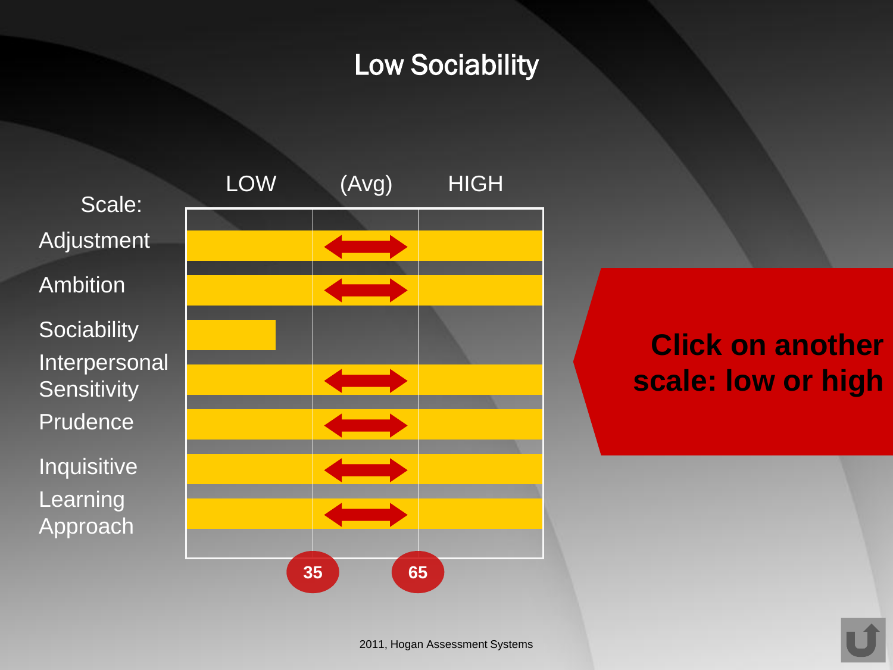# Low Sociability

| Scale: | LOW | (Avg) | HIGH |
|---|---|---|---|
| Adjustment | | ⟷ | |
| Ambition | | ⟷ | |
| Sociability | ▮ | | |
| Interpersonal Sensitivity | | ⟷ | |
| Prudence | | ⟷ | |
| Inquisitive | | ⟷ | |
| Learning Approach | | ⟷ | |

35 65

**Click on another scale: low or high**

2011, Hogan Assessment Systems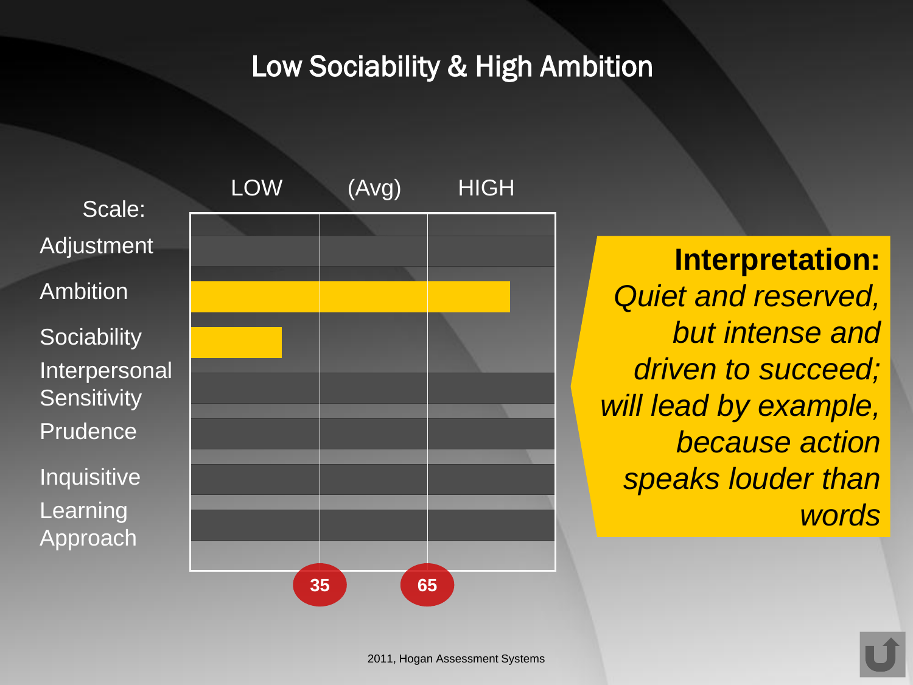# Low Sociability & High Ambition

| Scale: | LOW | (Avg) | HIGH |
| --- | --- | --- | --- |
| Adjustment | | | |
| Ambition | | | |
| Sociability | | | |
| Interpersonal Sensitivity | | | |
| Prudence | | | |
| Inquisitive | | | |
| Learning Approach | | | |
| | 35 | 65 | |

**Interpretation:** *Quiet and reserved, but intense and driven to succeed; will lead by example, because action speaks louder than words*

2011, Hogan Assessment Systems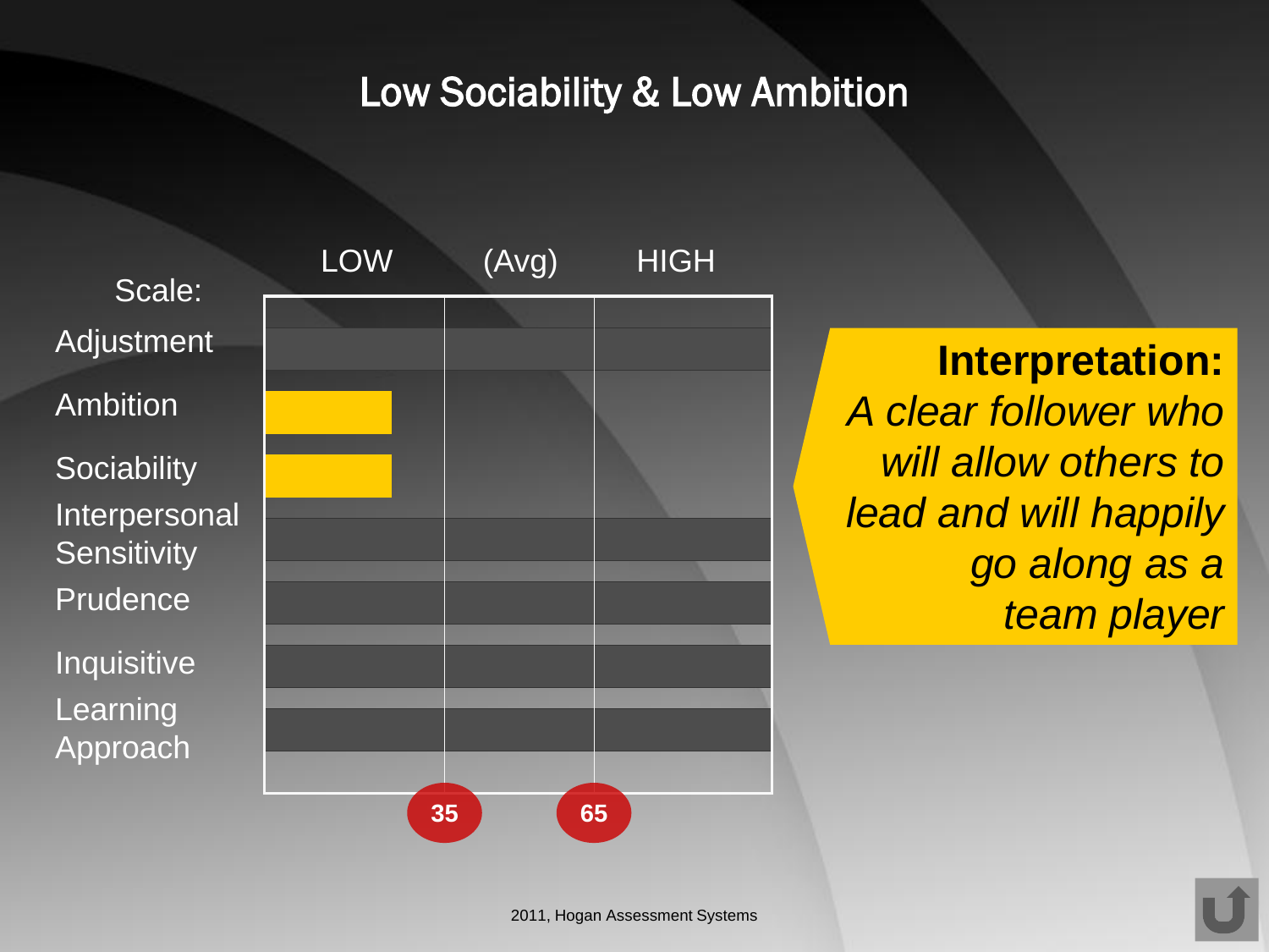# Low Sociability & Low Ambition

| Scale: | LOW | (Avg) | HIGH |
|---|---|---|---|
| Adjustment | | | |
| Ambition | ■ | | |
| Sociability | ■ | | |
| Interpersonal Sensitivity | | | |
| Prudence | | | |
| Inquisitive | | | |
| Learning Approach | | | |

35 | 65

**Interpretation:**
*A clear follower who will allow others to lead and will happily go along as a team player*

2011, Hogan Assessment Systems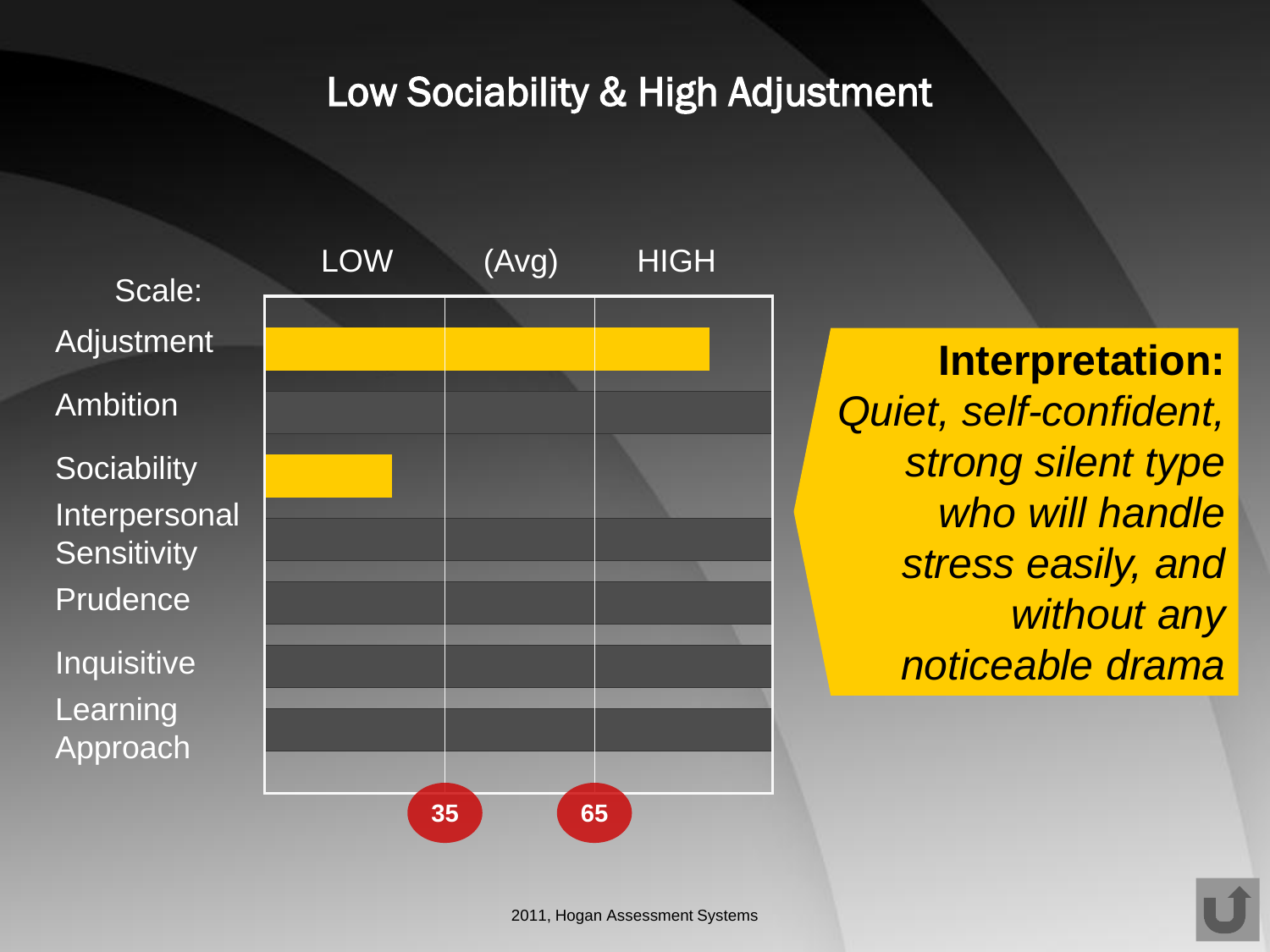# Low Sociability & High Adjustment

| Scale: | LOW | (Avg) | HIGH |
|---|---|---|---|
| Adjustment | ■ | ■ | ■ |
| Ambition | | | |
| Sociability | ■ | | |
| Interpersonal Sensitivity | | | |
| Prudence | | | |
| Inquisitive | | | |
| Learning Approach | | | |

35 65

**Interpretation:**
*Quiet, self-confident, strong silent type who will handle stress easily, and without any noticeable drama*

2011, Hogan Assessment Systems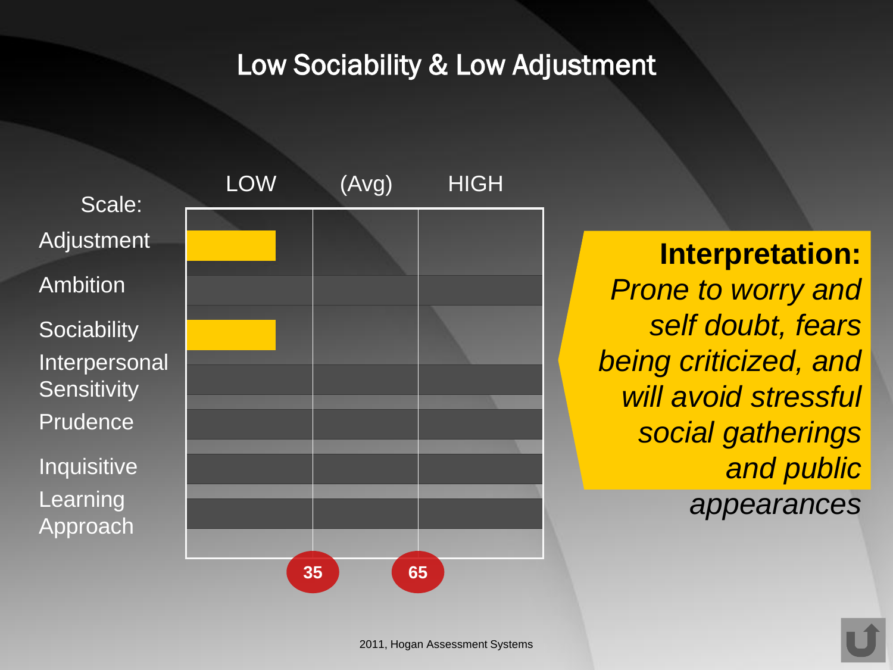# Low Sociability & Low Adjustment

| Scale: | LOW | (Avg) | HIGH |
|---|---|---|---|
| Adjustment | ▇ | | |
| Ambition | | | |
| Sociability | ▇ | | |
| Interpersonal Sensitivity | | | |
| Prudence | | | |
| Inquisitive | | | |
| Learning Approach | | | |

35 65

**Interpretation:**
*Prone to worry and self doubt, fears being criticized, and will avoid stressful social gatherings and public appearances*

2011, Hogan Assessment Systems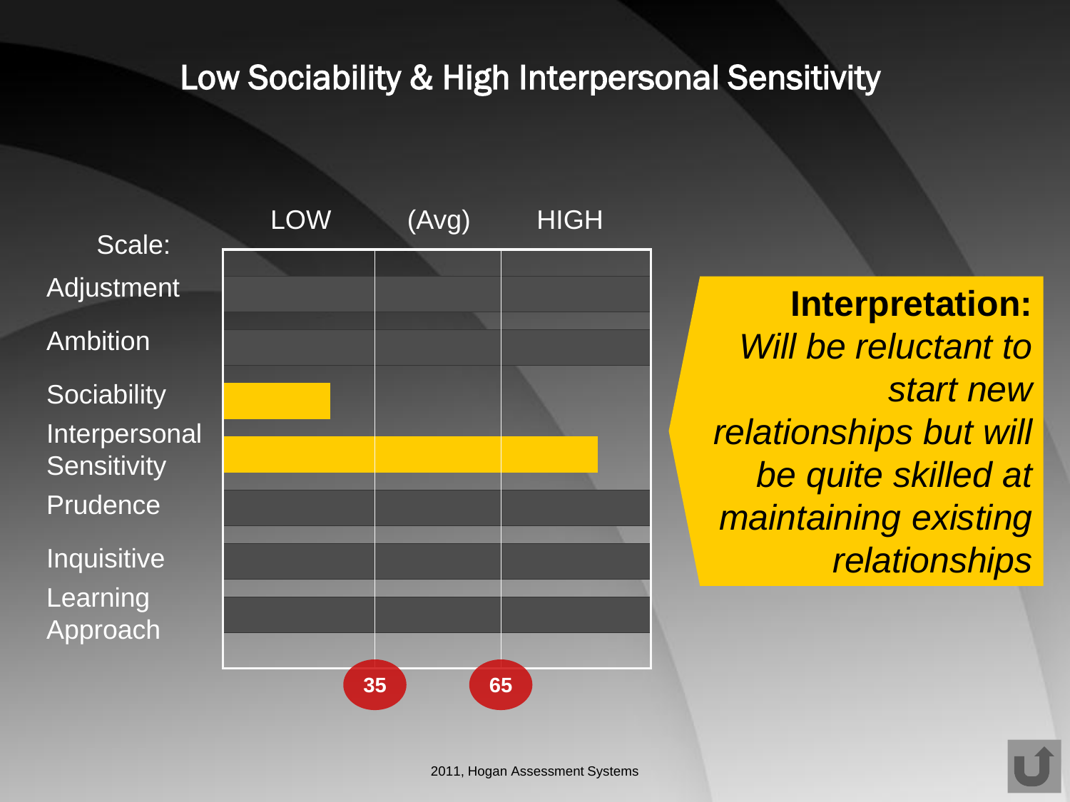# Low Sociability & High Interpersonal Sensitivity

| Scale: | LOW | (Avg) | HIGH |
|---|---|---|---|
| Adjustment | | | |
| Ambition | | | |
| Sociability | | | |
| Interpersonal Sensitivity | | | |
| Prudence | | | |
| Inquisitive | | | |
| Learning Approach | | | |

35 65

**Interpretation:**
*Will be reluctant to start new relationships but will be quite skilled at maintaining existing relationships*

2011, Hogan Assessment Systems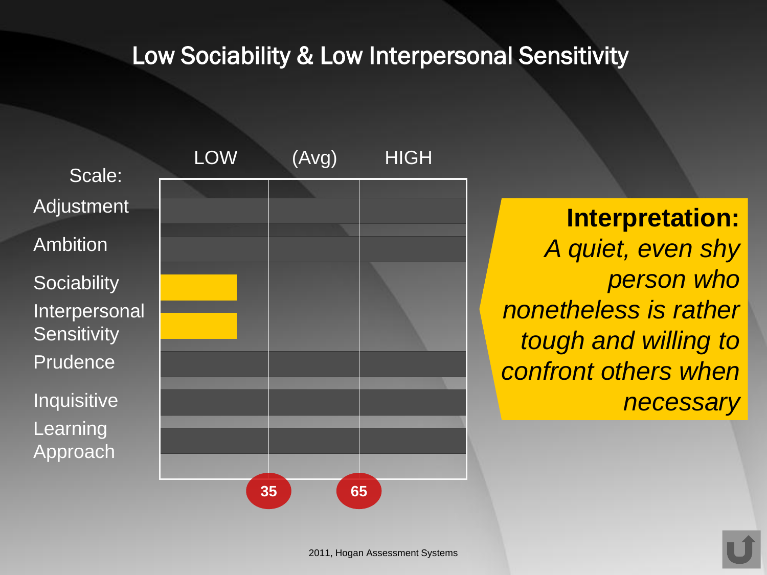# Low Sociability & Low Interpersonal Sensitivity

| Scale: | LOW | (Avg) | HIGH |
|---|---|---|---|
| Adjustment | | | |
| Ambition | | | |
| Sociability | ■ | | |
| Interpersonal Sensitivity | ■ | | |
| Prudence | | | |
| Inquisitive | | | |
| Learning Approach | | | |
| | 35 | 65 | |

**Interpretation:**
*A quiet, even shy person who nonetheless is rather tough and willing to confront others when necessary*

2011, Hogan Assessment Systems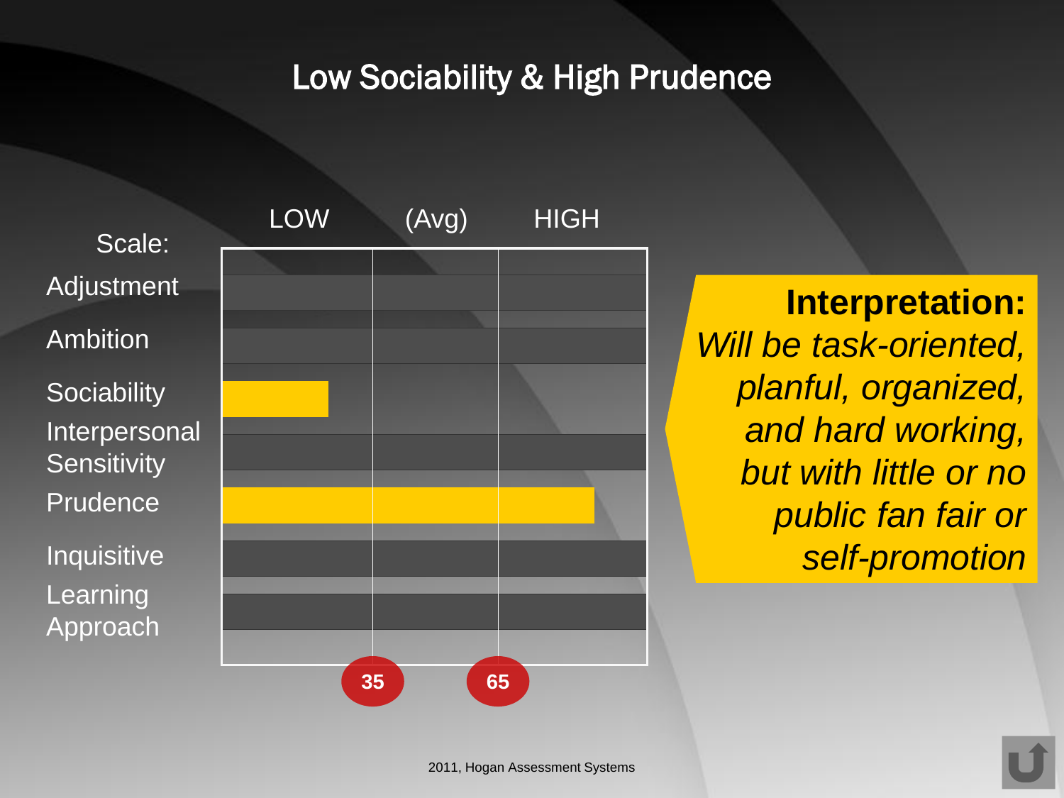# Low Sociability & High Prudence

| Scale: | LOW | (Avg) | HIGH |
|---|---|---|---|
| Adjustment | | | |
| Ambition | | | |
| Sociability | ■ | | |
| Interpersonal Sensitivity | | | |
| Prudence | ■ | ■ | ■ |
| Inquisitive | | | |
| Learning Approach | | | |

35 65

**Interpretation:**
*Will be task-oriented, planful, organized, and hard working, but with little or no public fan fair or self-promotion*

2011, Hogan Assessment Systems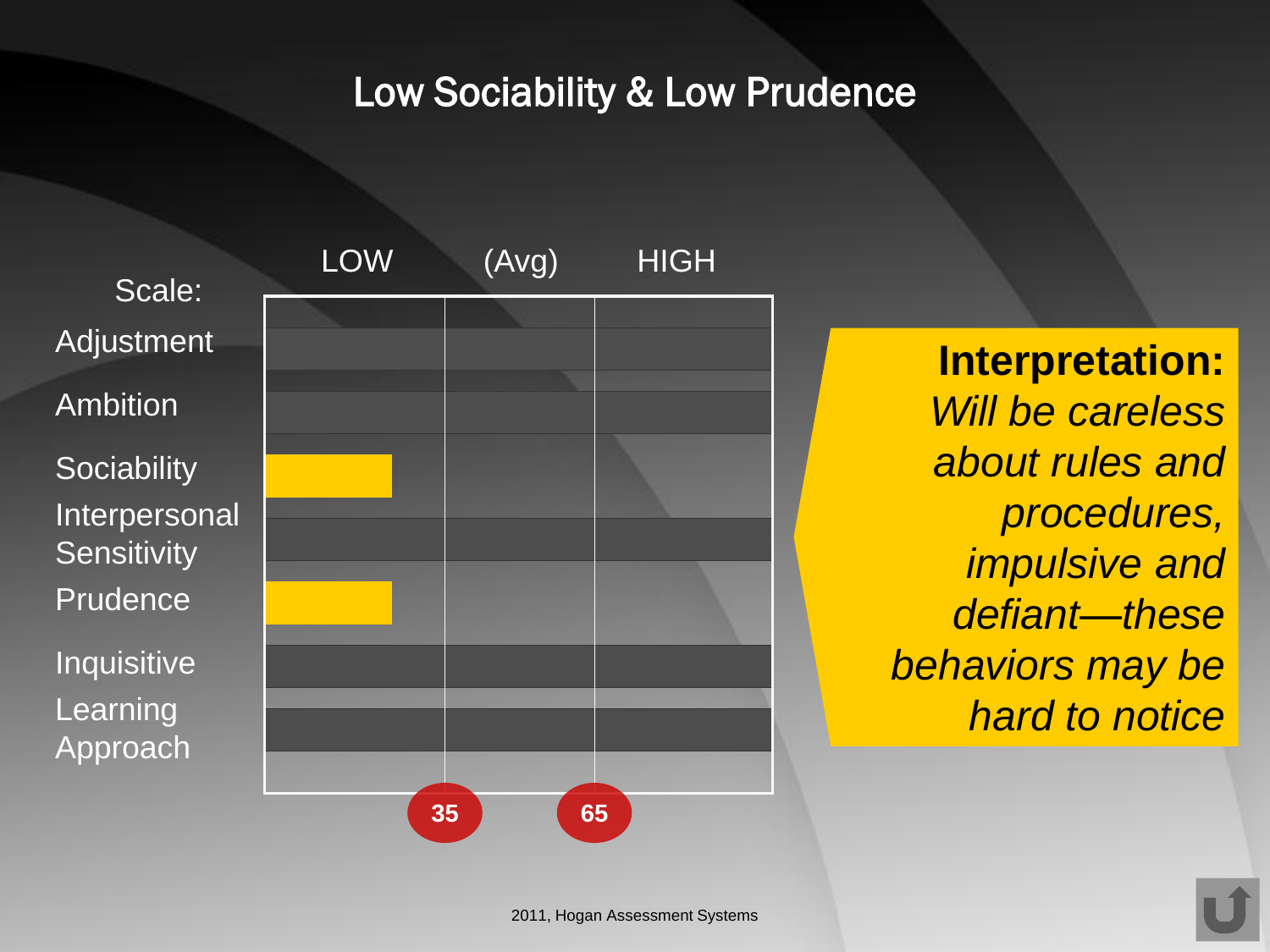# Low Sociability & Low Prudence

| Scale: | LOW | (Avg) | HIGH |
|---|---|---|---|
| Adjustment | | | |
| Ambition | | | |
| Sociability | ■ | | |
| Interpersonal Sensitivity | | | |
| Prudence | ■ | | |
| Inquisitive | | | |
| Learning Approach | | | |

35 65

**Interpretation:** *Will be careless about rules and procedures, impulsive and defiant—these behaviors may be hard to notice*

2011, Hogan Assessment Systems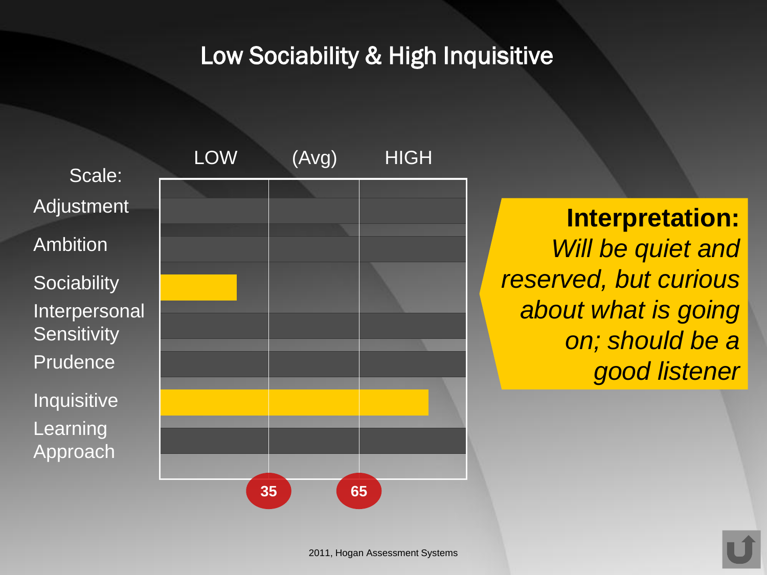# Low Sociability & High Inquisitive

| Scale: | LOW | (Avg) | HIGH |
|---|---|---|---|
| Adjustment | | | |
| Ambition | | | |
| Sociability | | | |
| Interpersonal Sensitivity | | | |
| Prudence | | | |
| Inquisitive | | | |
| Learning Approach | | | |

35 65

**Interpretation:** *Will be quiet and reserved, but curious about what is going on; should be a good listener*

2011, Hogan Assessment Systems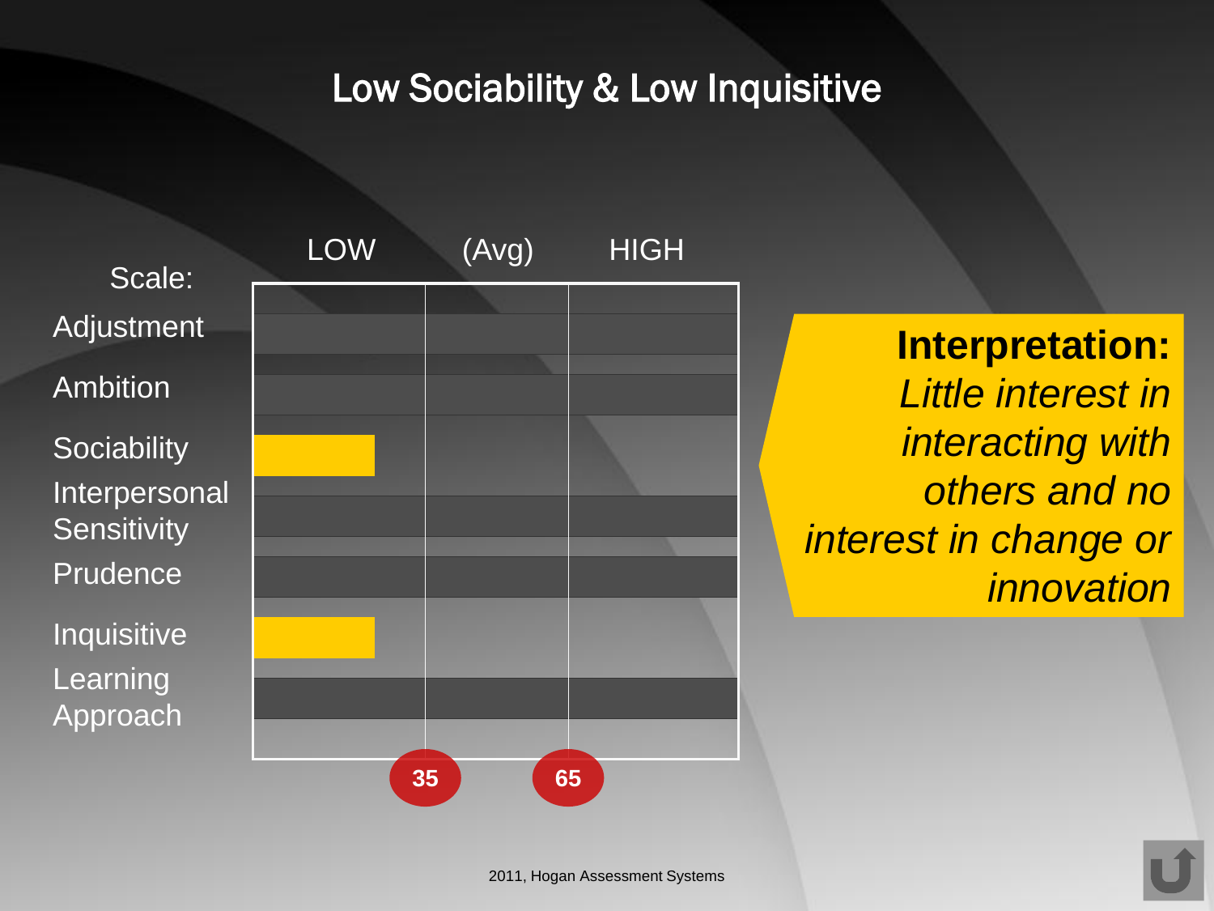# Low Sociability & Low Inquisitive

| Scale: | LOW | (Avg) | HIGH |
|---|---|---|---|
| Adjustment | | | |
| Ambition | | | |
| Sociability | ■ | | |
| Interpersonal Sensitivity | | | |
| Prudence | | | |
| Inquisitive | ■ | | |
| Learning Approach | | | |

35 &nbsp;&nbsp;&nbsp; 65

**Interpretation:** *Little interest in interacting with others and no interest in change or innovation*

2011, Hogan Assessment Systems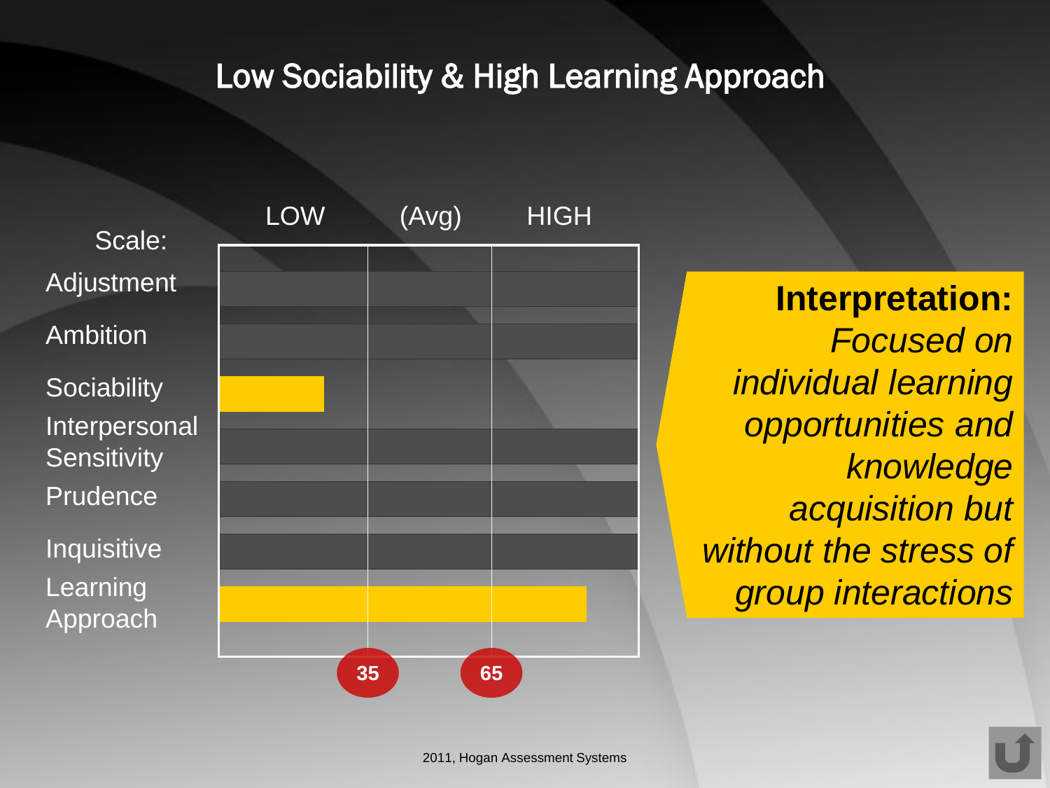# Low Sociability & High Learning Approach

| Scale: | LOW | (Avg) | HIGH |
|---|---|---|---|
| Adjustment | | | |
| Ambition | | | |
| Sociability | ■ | | |
| Interpersonal Sensitivity | | | |
| Prudence | | | |
| Inquisitive | | | |
| Learning Approach | ■ | ■ | ■ |

Reference lines at 35 and 65.

**Interpretation:** *Focused on individual learning opportunities and knowledge acquisition but without the stress of group interactions*

2011, Hogan Assessment Systems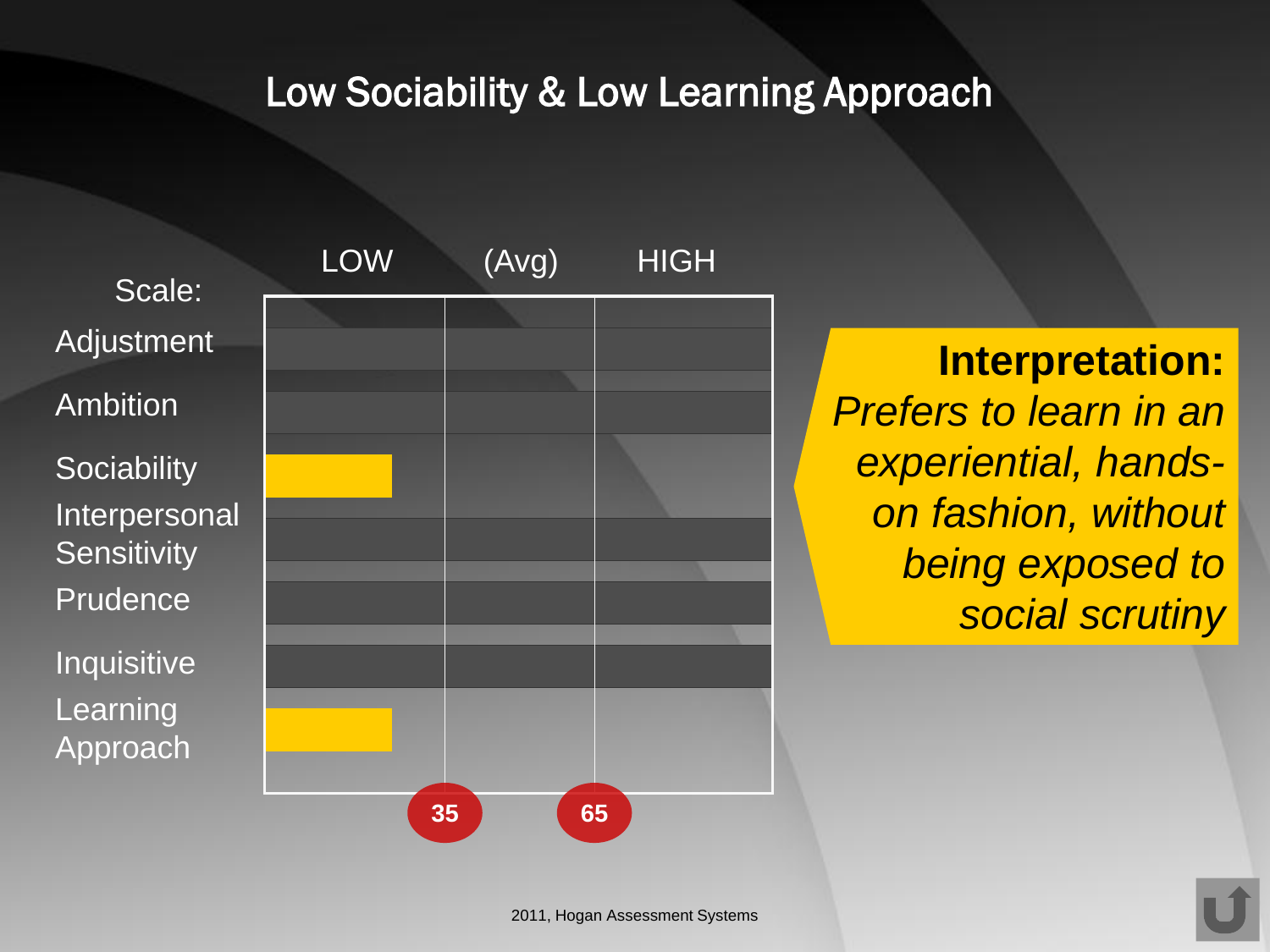# Low Sociability & Low Learning Approach

| Scale: | LOW | (Avg) | HIGH |
|---|---|---|---|
| Adjustment | | | |
| Ambition | | | |
| Sociability | ■ | | |
| Interpersonal Sensitivity | | | |
| Prudence | | | |
| Inquisitive | | | |
| Learning Approach | ■ | | |

35 &nbsp;&nbsp; 65

**Interpretation:**
*Prefers to learn in an experiential, hands-on fashion, without being exposed to social scrutiny*

2011, Hogan Assessment Systems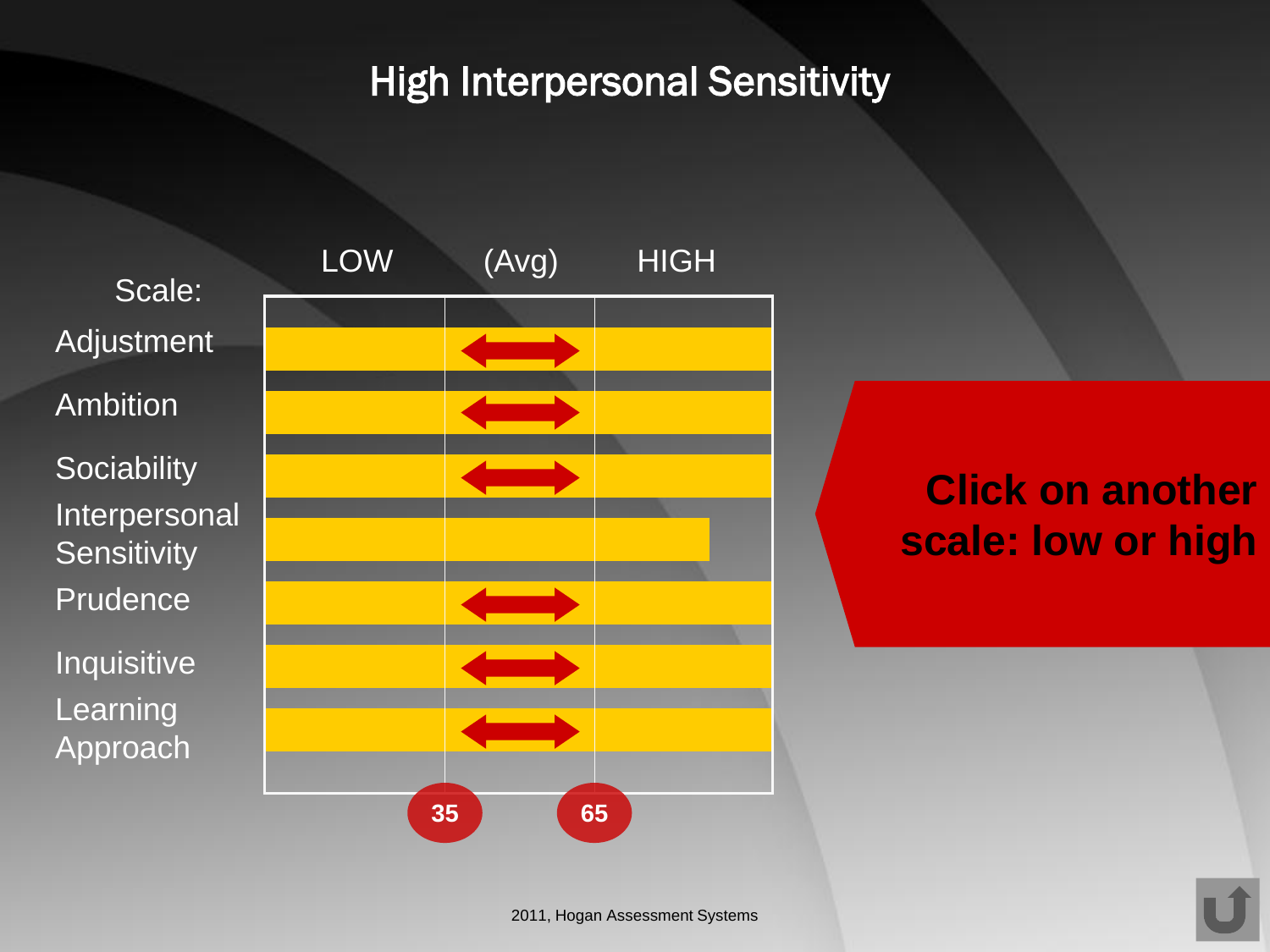# High Interpersonal Sensitivity

| Scale: | LOW | (Avg) | HIGH |
| --- | --- | --- | --- |
| Adjustment | | ⟷ | |
| Ambition | | ⟷ | |
| Sociability | | ⟷ | |
| Interpersonal Sensitivity | | | |
| Prudence | | ⟷ | |
| Inquisitive | | ⟷ | |
| Learning Approach | | ⟷ | |
| | 35 | | 65 |

**Click on another scale: low or high**

2011, Hogan Assessment Systems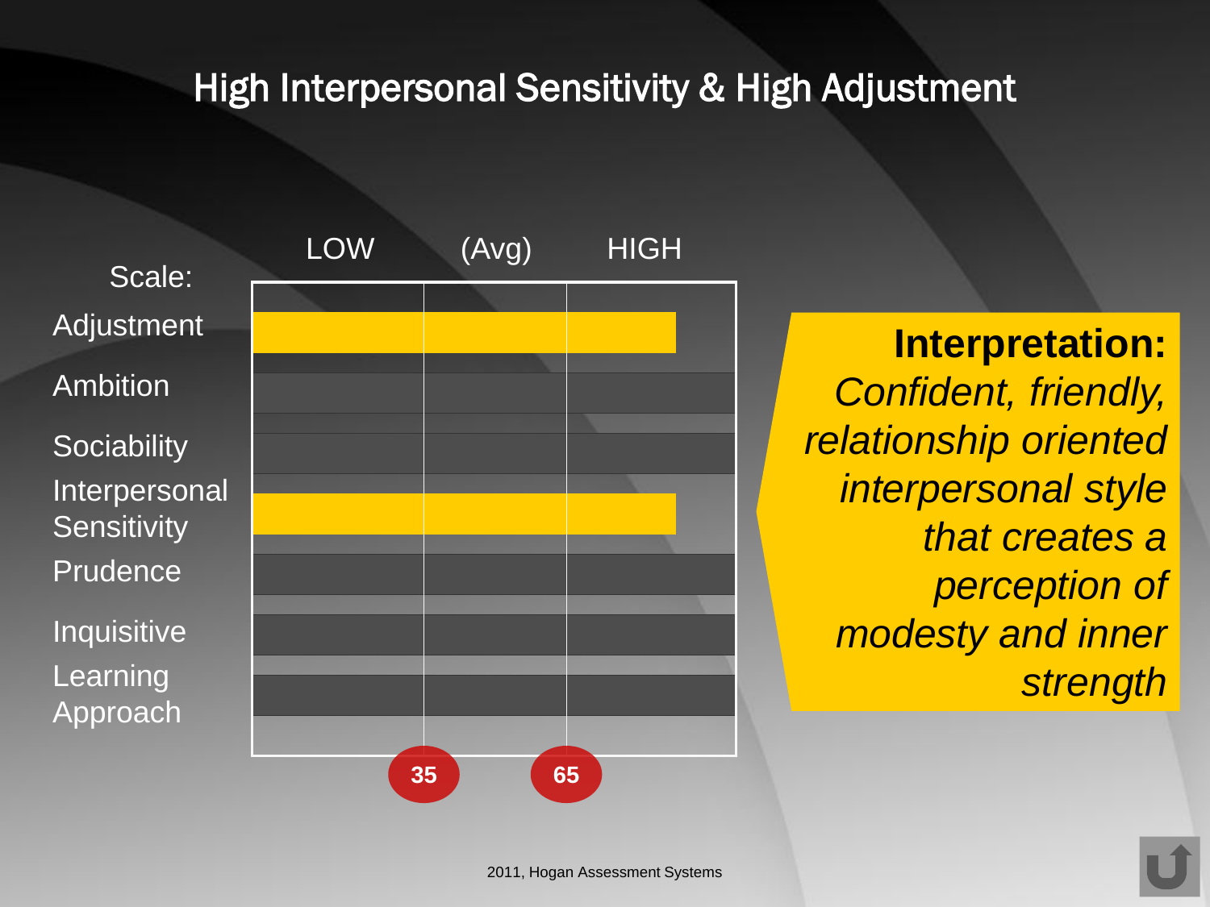# High Interpersonal Sensitivity & High Adjustment

| Scale: | LOW | (Avg) | HIGH |
|---|---|---|---|
| Adjustment | | | |
| Ambition | | | |
| Sociability | | | |
| Interpersonal Sensitivity | | | |
| Prudence | | | |
| Inquisitive | | | |
| Learning Approach | | | |

35 | 65

**Interpretation:**
*Confident, friendly, relationship oriented interpersonal style that creates a perception of modesty and inner strength*

2011, Hogan Assessment Systems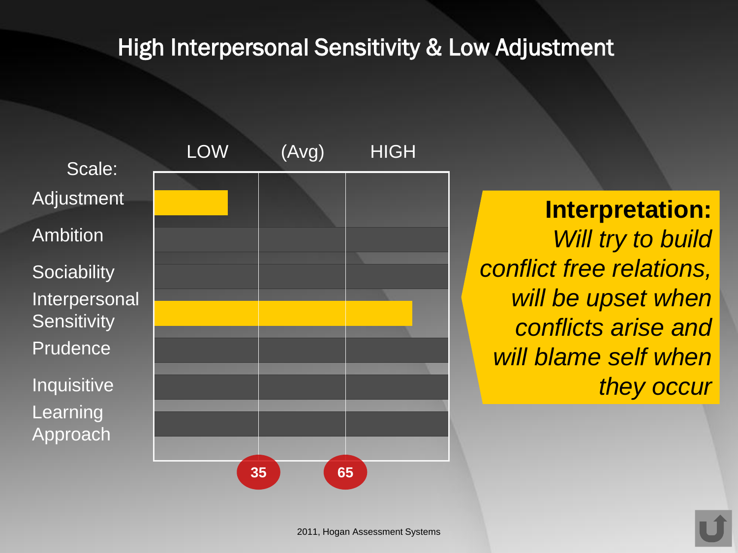# High Interpersonal Sensitivity & Low Adjustment

| Scale: | LOW | (Avg) | HIGH |
|---|---|---|---|
| Adjustment | | | |
| Ambition | | | |
| Sociability | | | |
| Interpersonal Sensitivity | | | |
| Prudence | | | |
| Inquisitive | | | |
| Learning Approach | | | |

35 65

**Interpretation:**
*Will try to build conflict free relations, will be upset when conflicts arise and will blame self when they occur*

2011, Hogan Assessment Systems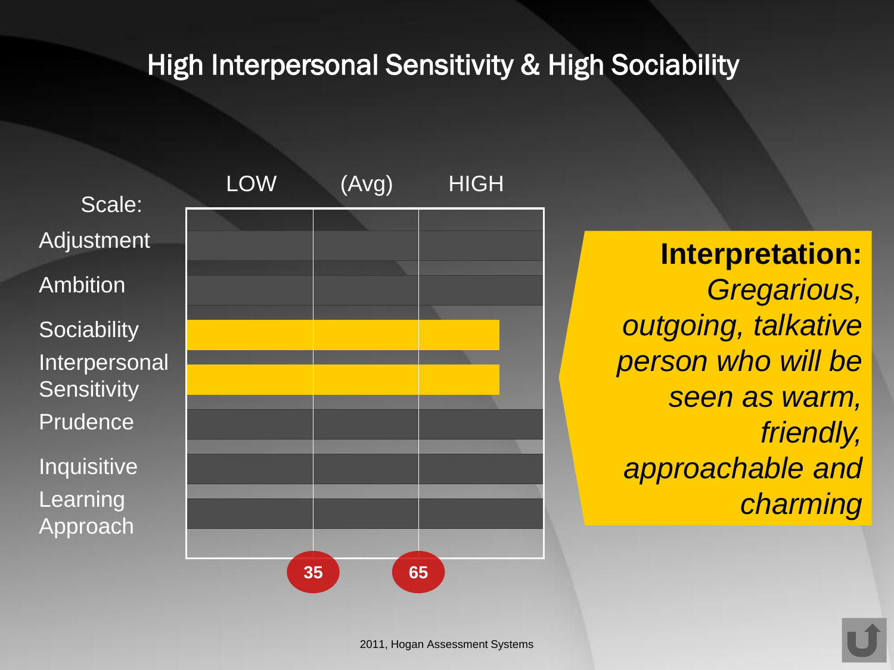# High Interpersonal Sensitivity & High Sociability

| Scale: | LOW | (Avg) | HIGH |
|---|---|---|---|
| Adjustment | | | |
| Ambition | | | |
| Sociability | | | |
| Interpersonal Sensitivity | | | |
| Prudence | | | |
| Inquisitive | | | |
| Learning Approach | | | |

35 65

**Interpretation:** *Gregarious, outgoing, talkative person who will be seen as warm, friendly, approachable and charming*

2011, Hogan Assessment Systems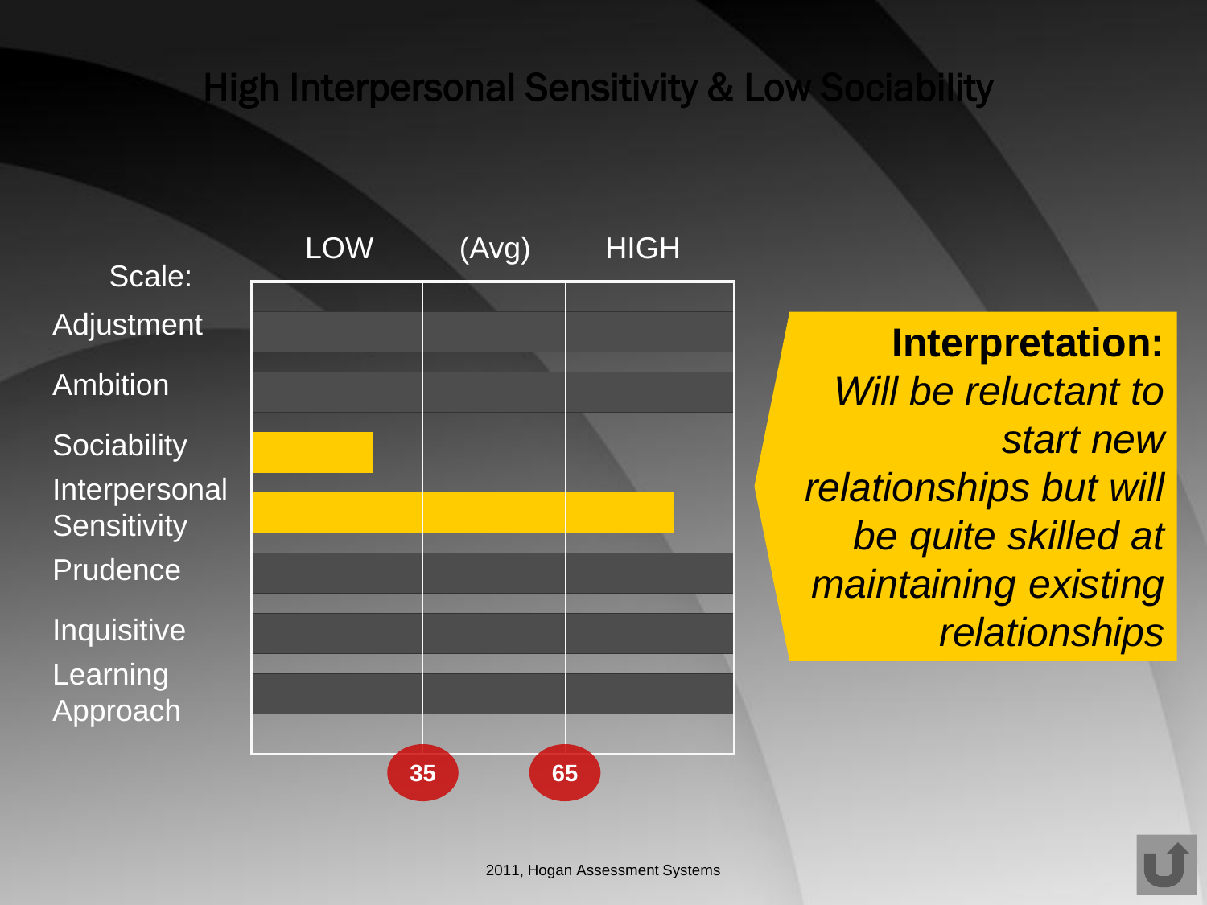# High Interpersonal Sensitivity & Low Sociability

| Scale: | LOW | (Avg) | HIGH |
|---|---|---|---|
| Adjustment | | | |
| Ambition | | | |
| Sociability | | | |
| Interpersonal Sensitivity | | | |
| Prudence | | | |
| Inquisitive | | | |
| Learning Approach | | | |

35 65

**Interpretation:** *Will be reluctant to start new relationships but will be quite skilled at maintaining existing relationships*

2011, Hogan Assessment Systems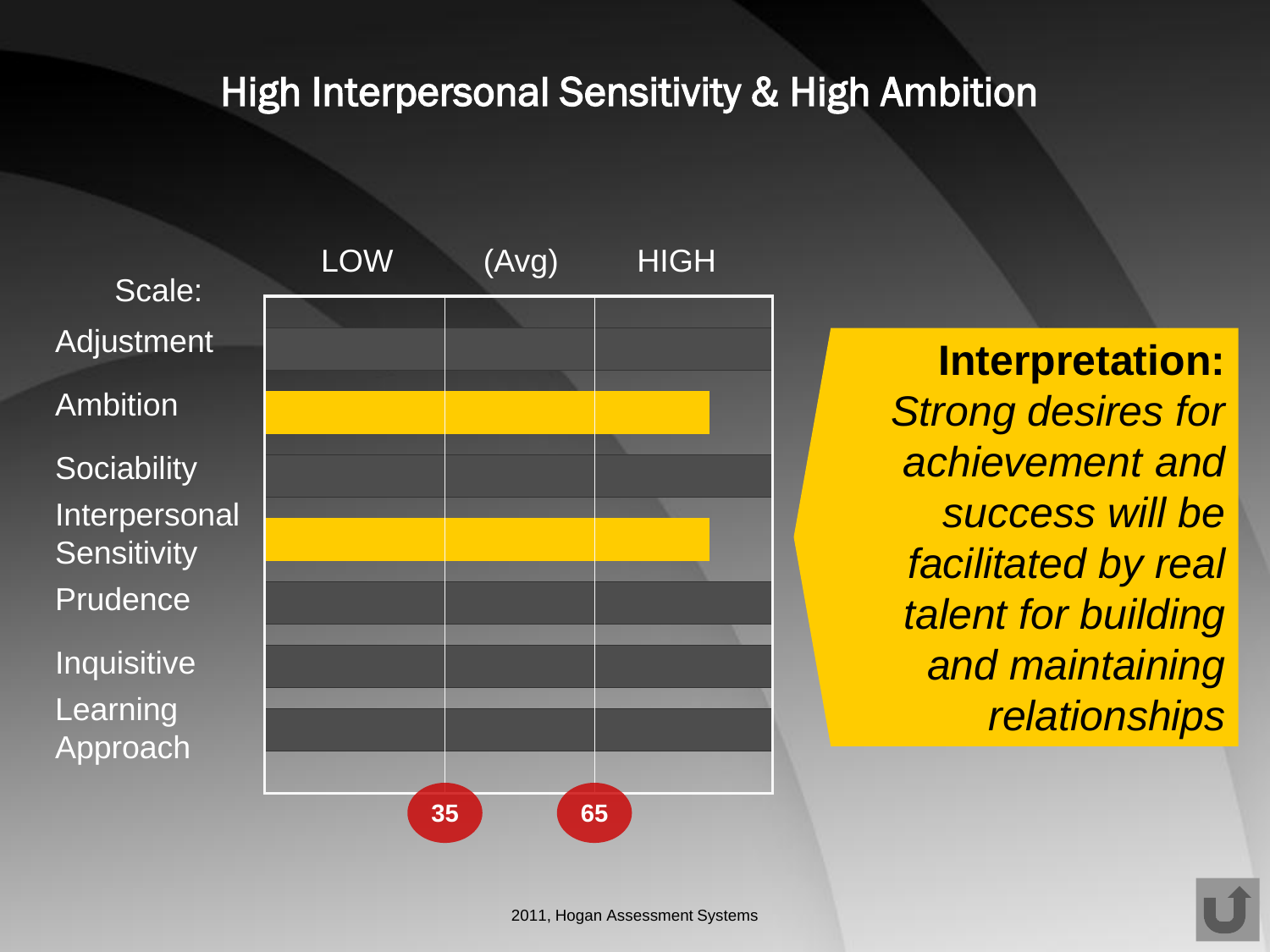# High Interpersonal Sensitivity & High Ambition

| Scale: | LOW | (Avg) | HIGH |
|---|---|---|---|
| Adjustment | | | |
| Ambition | | | |
| Sociability | | | |
| Interpersonal Sensitivity | | | |
| Prudence | | | |
| Inquisitive | | | |
| Learning Approach | | | |

35 65

**Interpretation:** *Strong desires for achievement and success will be facilitated by real talent for building and maintaining relationships*

2011, Hogan Assessment Systems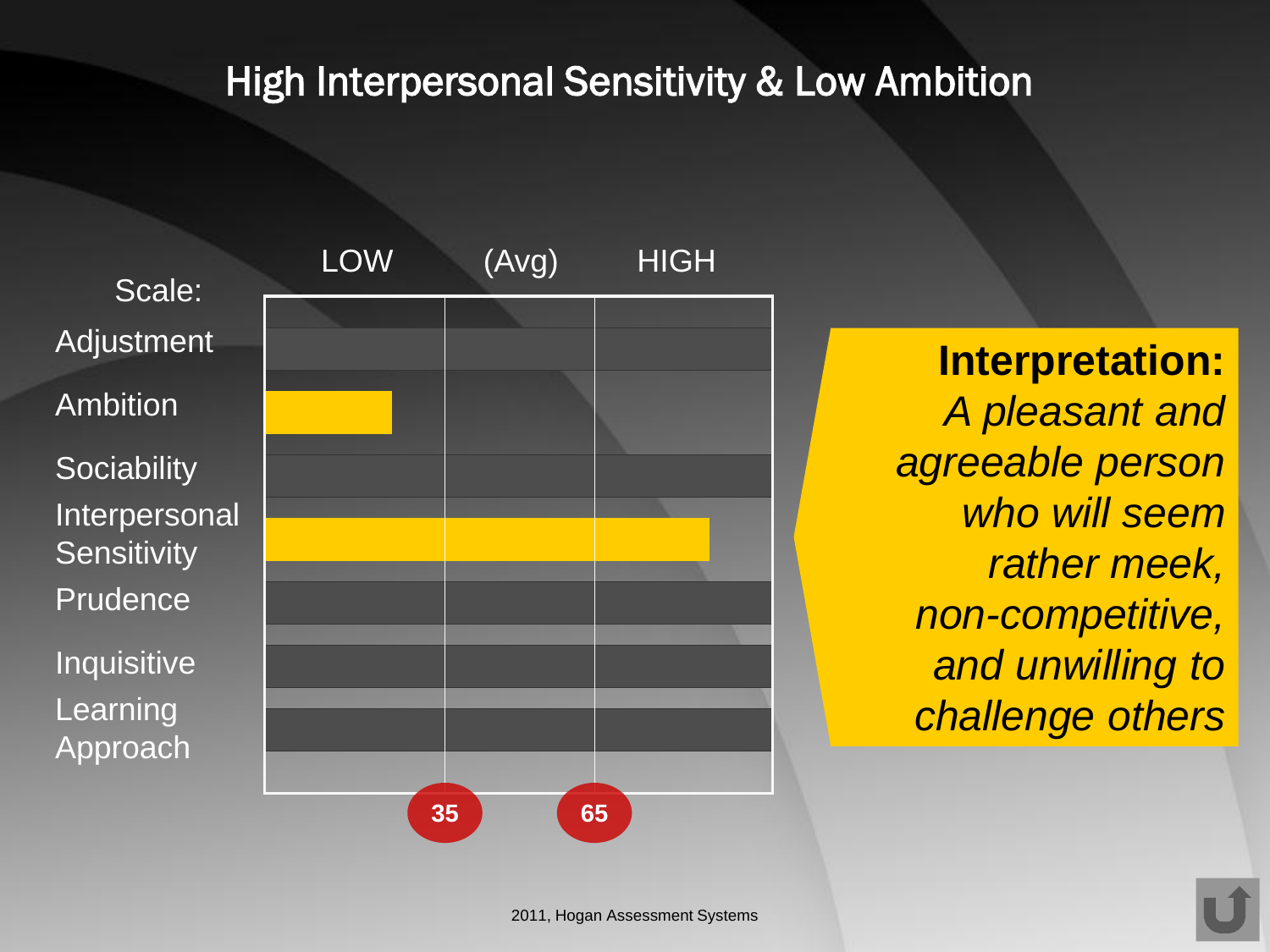# High Interpersonal Sensitivity & Low Ambition

| Scale: | LOW | (Avg) | HIGH |
|---|---|---|---|
| Adjustment | | | |
| Ambition | ■ | | |
| Sociability | | | |
| Interpersonal Sensitivity | ■ | ■ | ■ |
| Prudence | | | |
| Inquisitive | | | |
| Learning Approach | | | |

35 | 65

**Interpretation:** *A pleasant and agreeable person who will seem rather meek, non-competitive, and unwilling to challenge others*

2011, Hogan Assessment Systems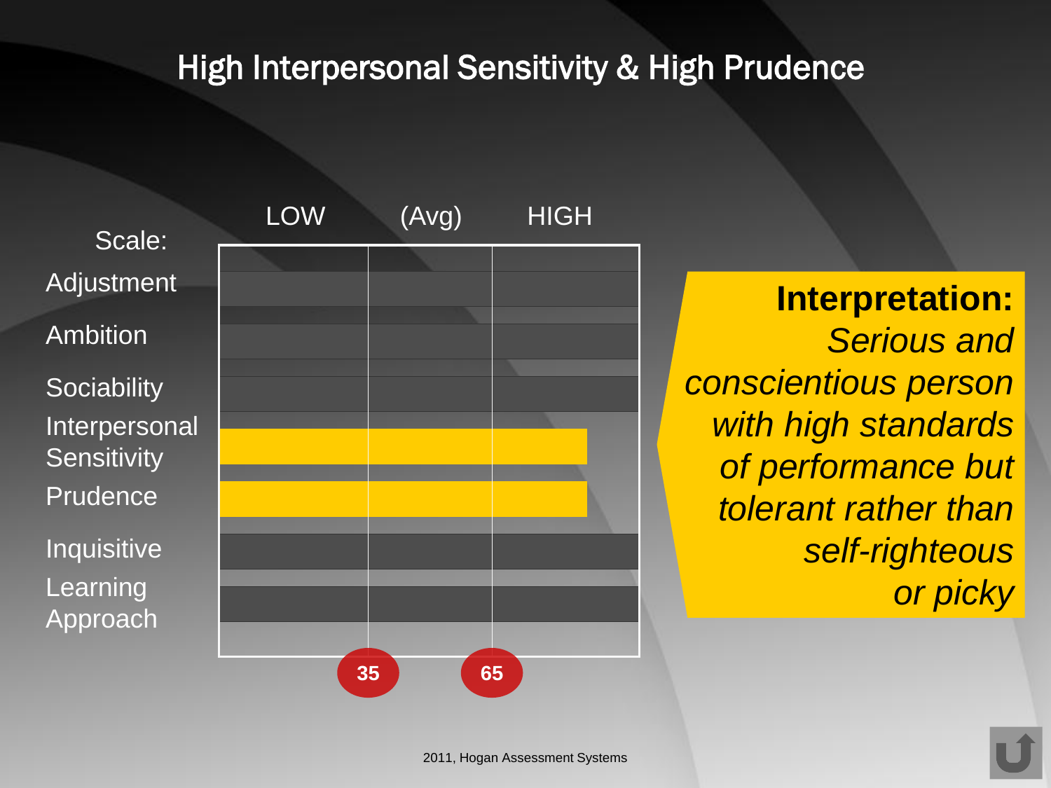# High Interpersonal Sensitivity & High Prudence

| Scale: | LOW | (Avg) | HIGH |
|---|---|---|---|
| Adjustment | | | |
| Ambition | | | |
| Sociability | | | |
| Interpersonal Sensitivity | | | |
| Prudence | | | |
| Inquisitive | | | |
| Learning Approach | | | |
| | 35 | 65 | |

**Interpretation:** *Serious and conscientious person with high standards of performance but tolerant rather than self-righteous or picky*

2011, Hogan Assessment Systems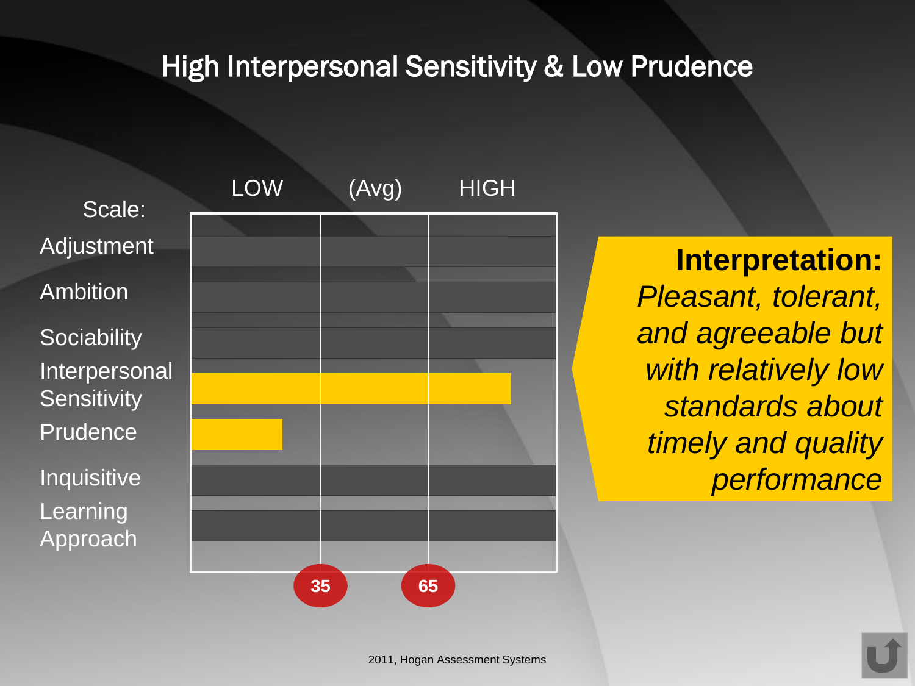# High Interpersonal Sensitivity & Low Prudence

| Scale: | LOW | (Avg) | HIGH |
|---|---|---|---|
| Adjustment | | | |
| Ambition | | | |
| Sociability | | | |
| Interpersonal Sensitivity | | | |
| Prudence | | | |
| Inquisitive | | | |
| Learning Approach | | | |

35 65

**Interpretation:** *Pleasant, tolerant, and agreeable but with relatively low standards about timely and quality performance*

2011, Hogan Assessment Systems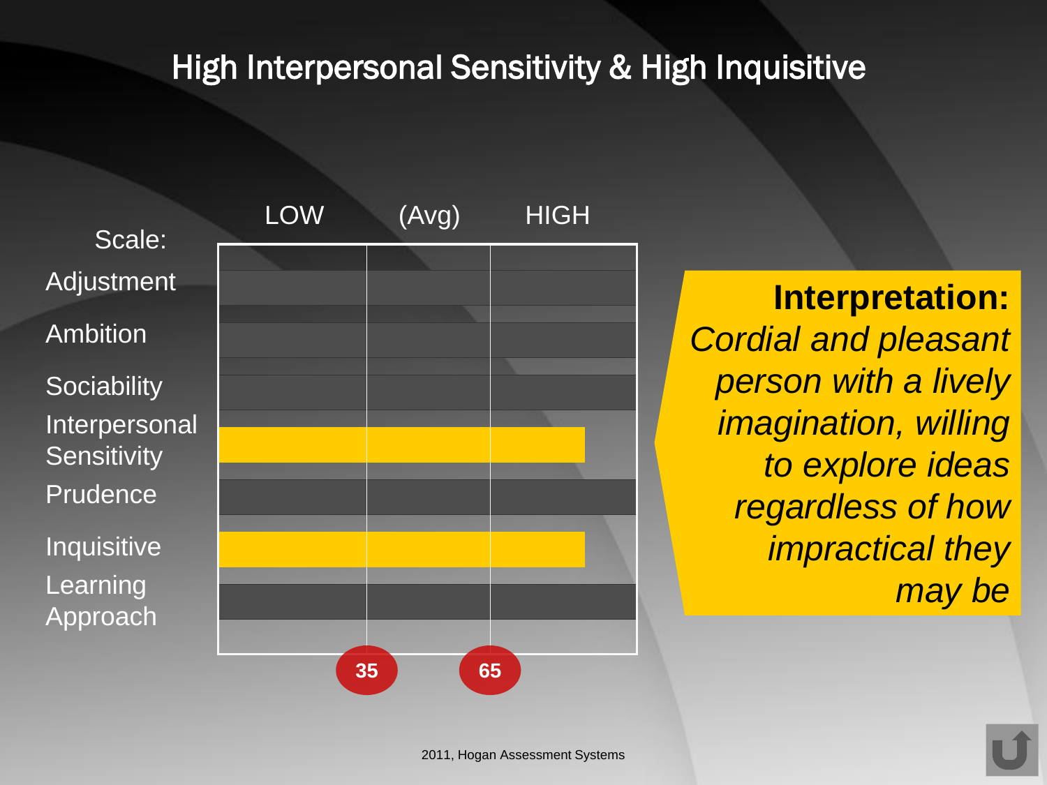# High Interpersonal Sensitivity & High Inquisitive

| Scale: | LOW | (Avg) | HIGH |
|---|---|---|---|
| Adjustment | | | |
| Ambition | | | |
| Sociability | | | |
| Interpersonal Sensitivity | | | |
| Prudence | | | |
| Inquisitive | | | |
| Learning Approach | | | |
| | 35 | 65 | |

**Interpretation:** *Cordial and pleasant person with a lively imagination, willing to explore ideas regardless of how impractical they may be*

2011, Hogan Assessment Systems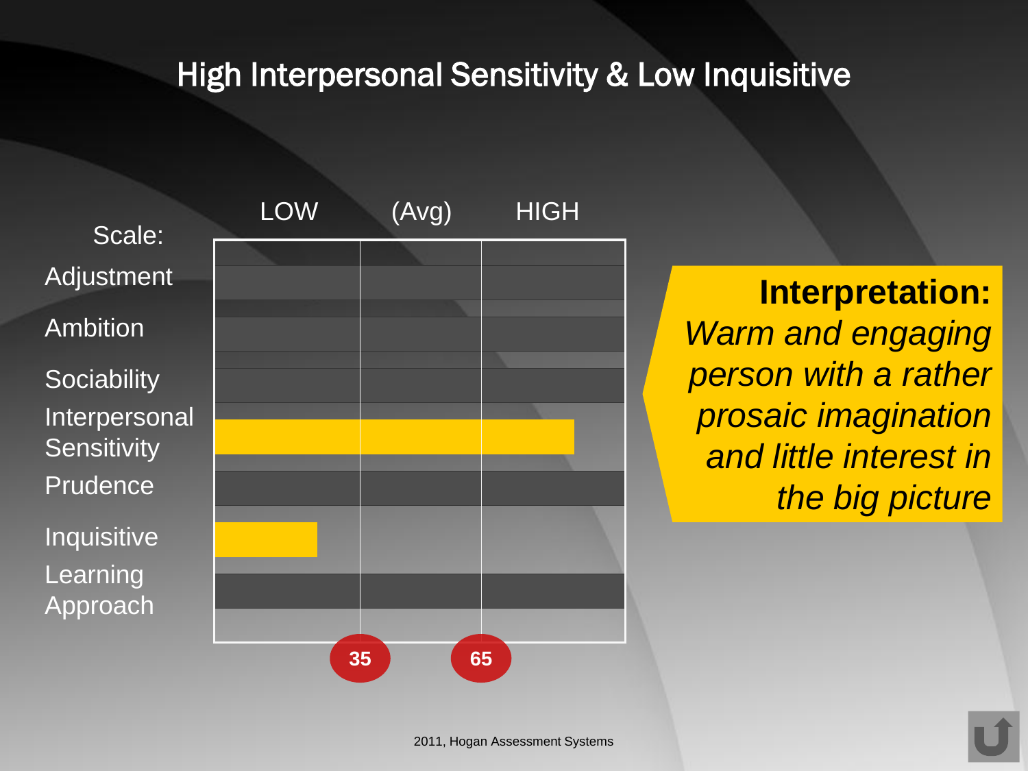# High Interpersonal Sensitivity & Low Inquisitive

| Scale: | LOW | (Avg) | HIGH |
|---|---|---|---|
| Adjustment | | | |
| Ambition | | | |
| Sociability | | | |
| Interpersonal Sensitivity | ■ | ■ | ■ |
| Prudence | | | |
| Inquisitive | ■ | | |
| Learning Approach | | | |
| | 35 | 65 | |

**Interpretation:**
*Warm and engaging person with a rather prosaic imagination and little interest in the big picture*

2011, Hogan Assessment Systems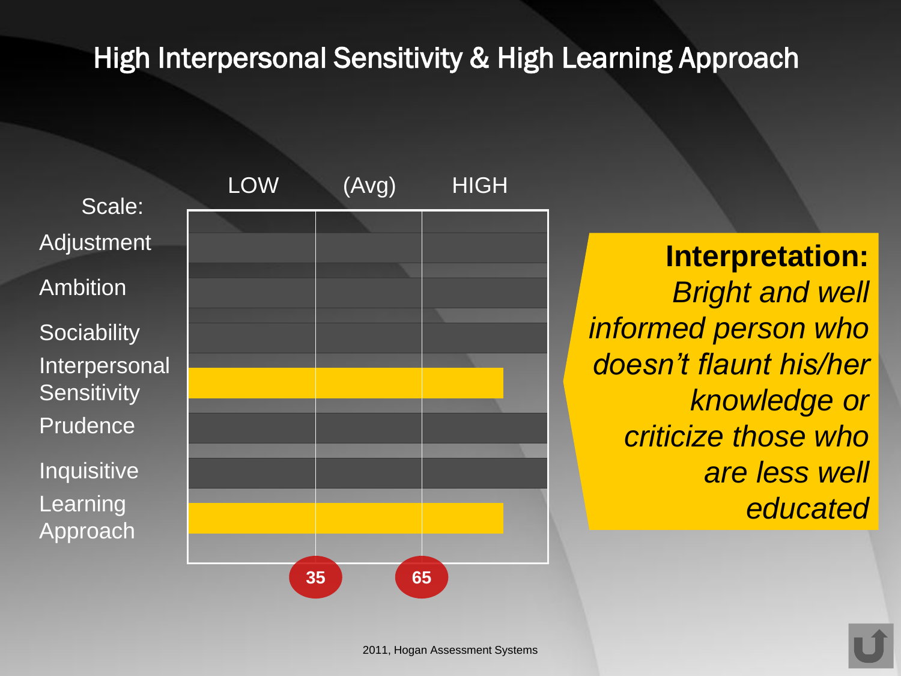# High Interpersonal Sensitivity & High Learning Approach

| Scale: | LOW | (Avg) | HIGH |
|---|---|---|---|
| Adjustment | | | |
| Ambition | | | |
| Sociability | | | |
| Interpersonal Sensitivity | | | |
| Prudence | | | |
| Inquisitive | | | |
| Learning Approach | | | |

35 65

**Interpretation:**
*Bright and well informed person who doesn't flaunt his/her knowledge or criticize those who are less well educated*

2011, Hogan Assessment Systems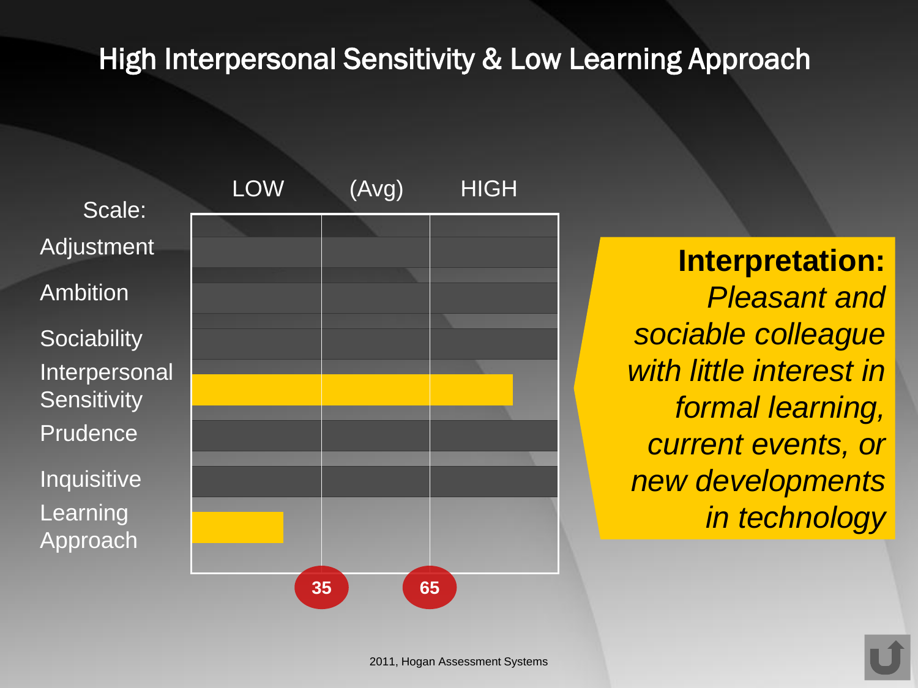# High Interpersonal Sensitivity & Low Learning Approach

| Scale: | LOW | (Avg) | HIGH |
|---|---|---|---|
| Adjustment | | | |
| Ambition | | | |
| Sociability | | | |
| Interpersonal Sensitivity | | | |
| Prudence | | | |
| Inquisitive | | | |
| Learning Approach | | | |

35 65

**Interpretation:** *Pleasant and sociable colleague with little interest in formal learning, current events, or new developments in technology*

2011, Hogan Assessment Systems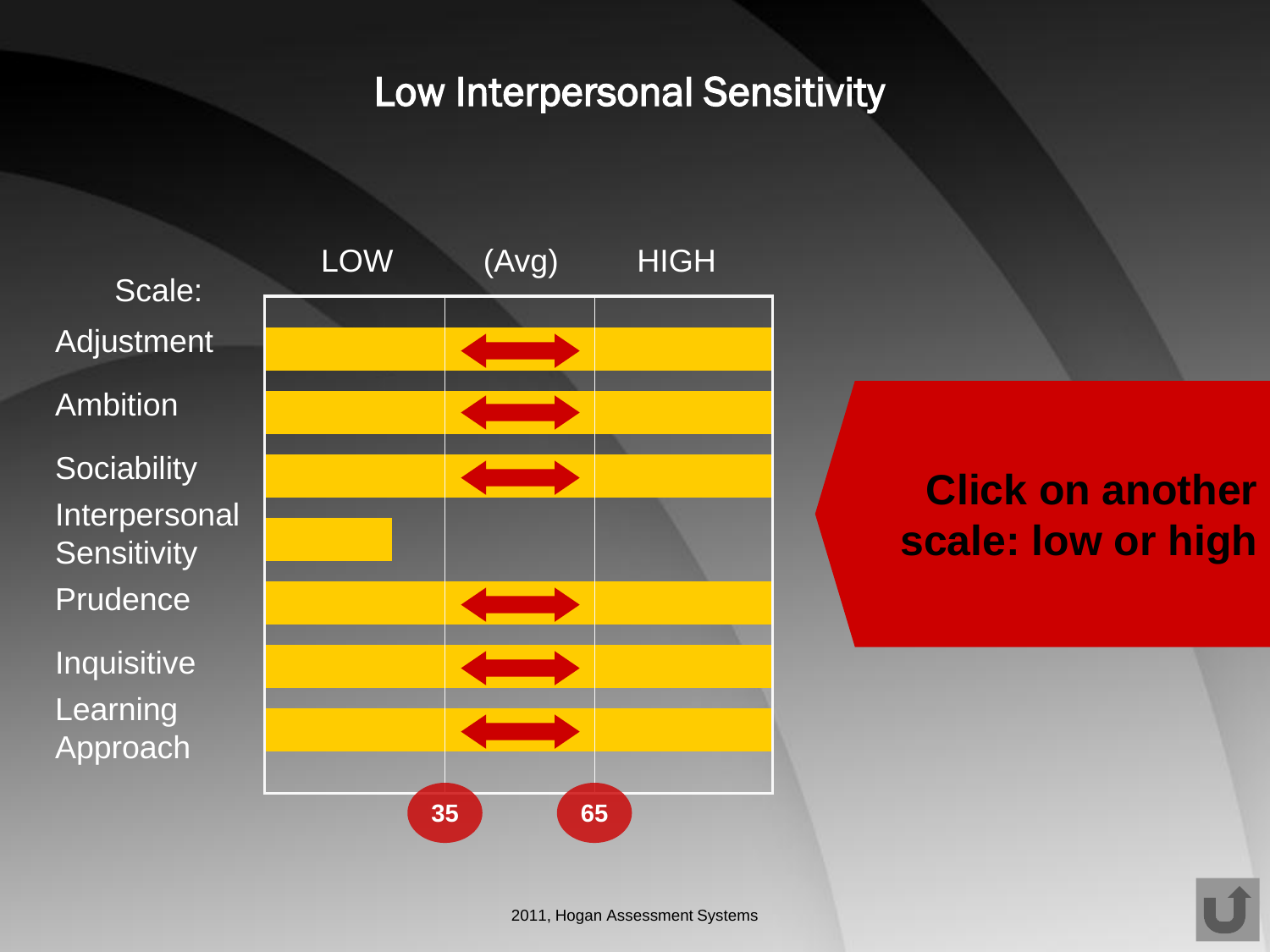# Low Interpersonal Sensitivity

| Scale: | LOW | (Avg) | HIGH |
|---|---|---|---|
| Adjustment | | ⟷ | |
| Ambition | | ⟷ | |
| Sociability | | ⟷ | |
| Interpersonal Sensitivity | ▬ | | |
| Prudence | | ⟷ | |
| Inquisitive | | ⟷ | |
| Learning Approach | | ⟷ | |
| | 35 | | 65 |

**Click on another scale: low or high**

2011, Hogan Assessment Systems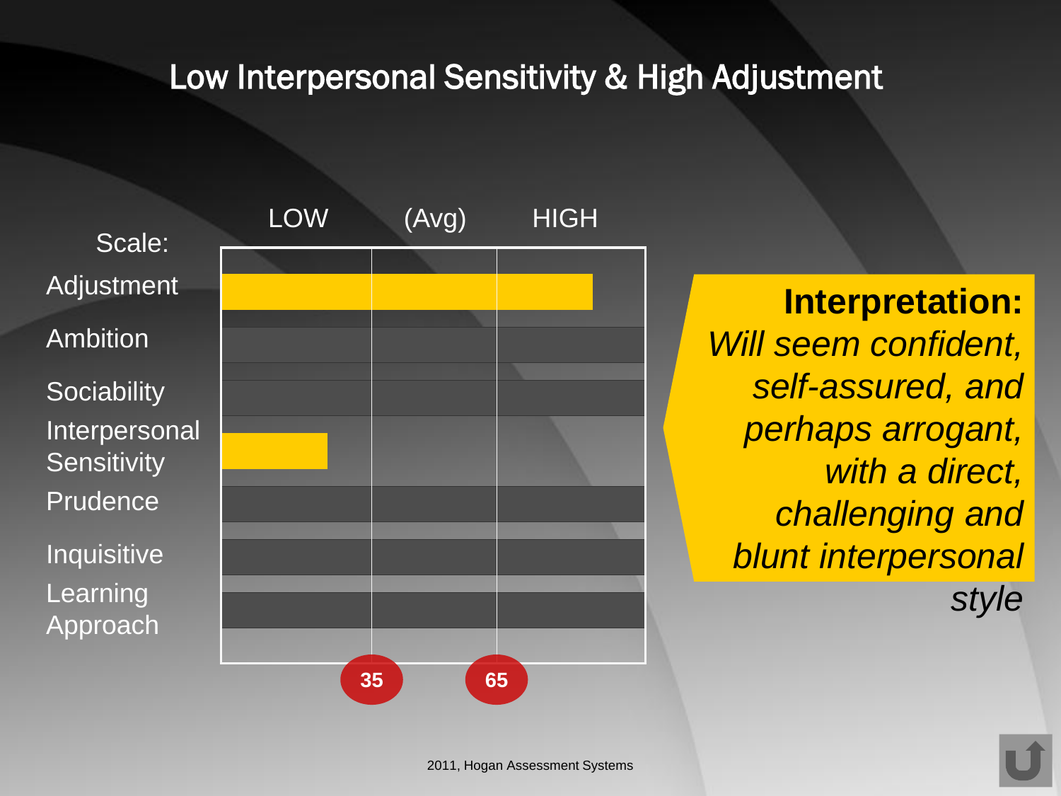# Low Interpersonal Sensitivity & High Adjustment

| Scale: | LOW | (Avg) | HIGH |
|---|---|---|---|
| Adjustment | | | |
| Ambition | | | |
| Sociability | | | |
| Interpersonal Sensitivity | | | |
| Prudence | | | |
| Inquisitive | | | |
| Learning Approach | | | |

35 65

**Interpretation:**
*Will seem confident, self-assured, and perhaps arrogant, with a direct, challenging and blunt interpersonal style*

2011, Hogan Assessment Systems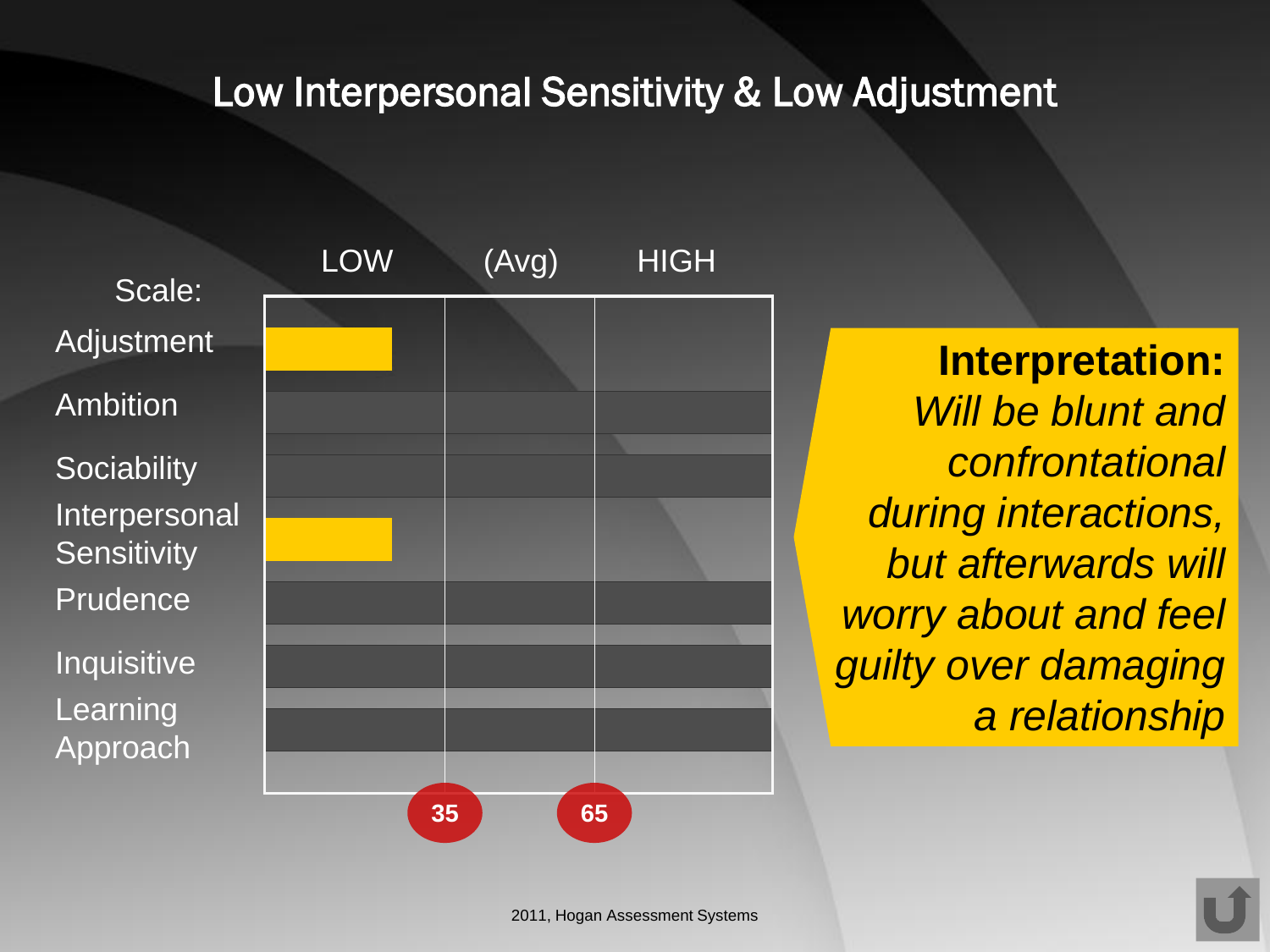# Low Interpersonal Sensitivity & Low Adjustment

| Scale: | LOW | (Avg) | HIGH |
| --- | --- | --- | --- |
| Adjustment | ■ | | |
| Ambition | | | |
| Sociability | | | |
| Interpersonal Sensitivity | ■ | | |
| Prudence | | | |
| Inquisitive | | | |
| Learning Approach | | | |

35 65

**Interpretation:** *Will be blunt and confrontational during interactions, but afterwards will worry about and feel guilty over damaging a relationship*

2011, Hogan Assessment Systems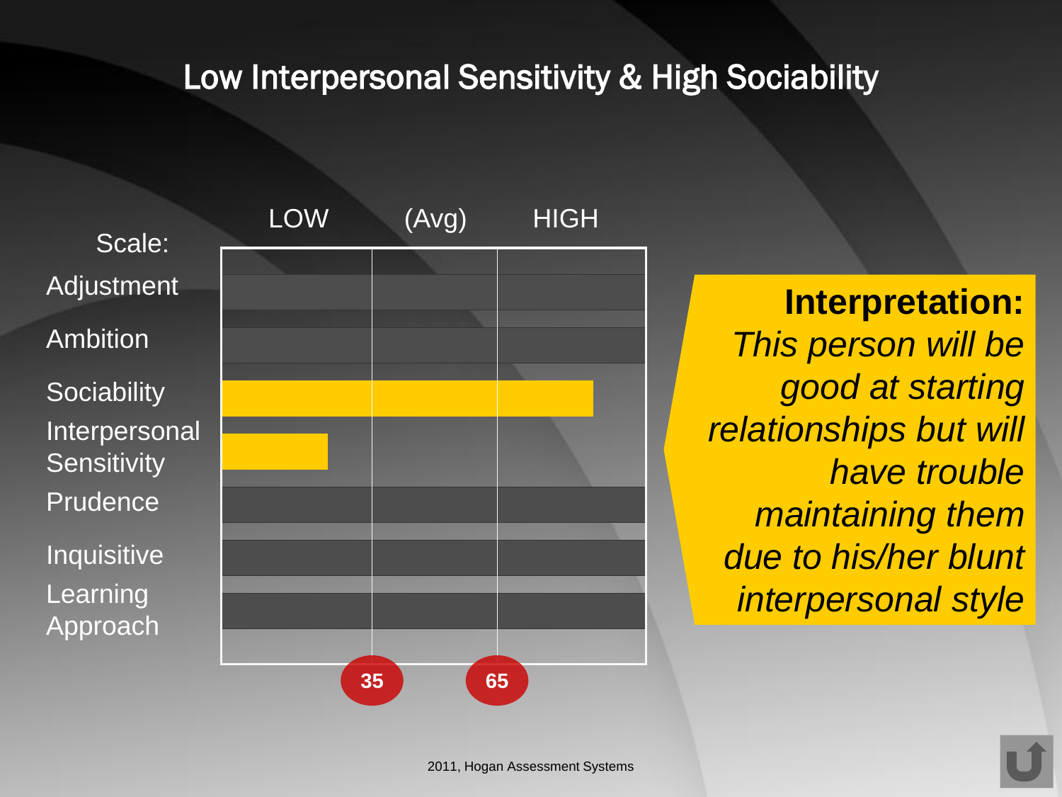# Low Interpersonal Sensitivity & High Sociability

| Scale: | LOW | (Avg) | HIGH |
|---|---|---|---|
| Adjustment | | | |
| Ambition | | | |
| Sociability | | | |
| Interpersonal Sensitivity | | | |
| Prudence | | | |
| Inquisitive | | | |
| Learning Approach | | | |

35 65

**Interpretation:** *This person will be good at starting relationships but will have trouble maintaining them due to his/her blunt interpersonal style*

2011, Hogan Assessment Systems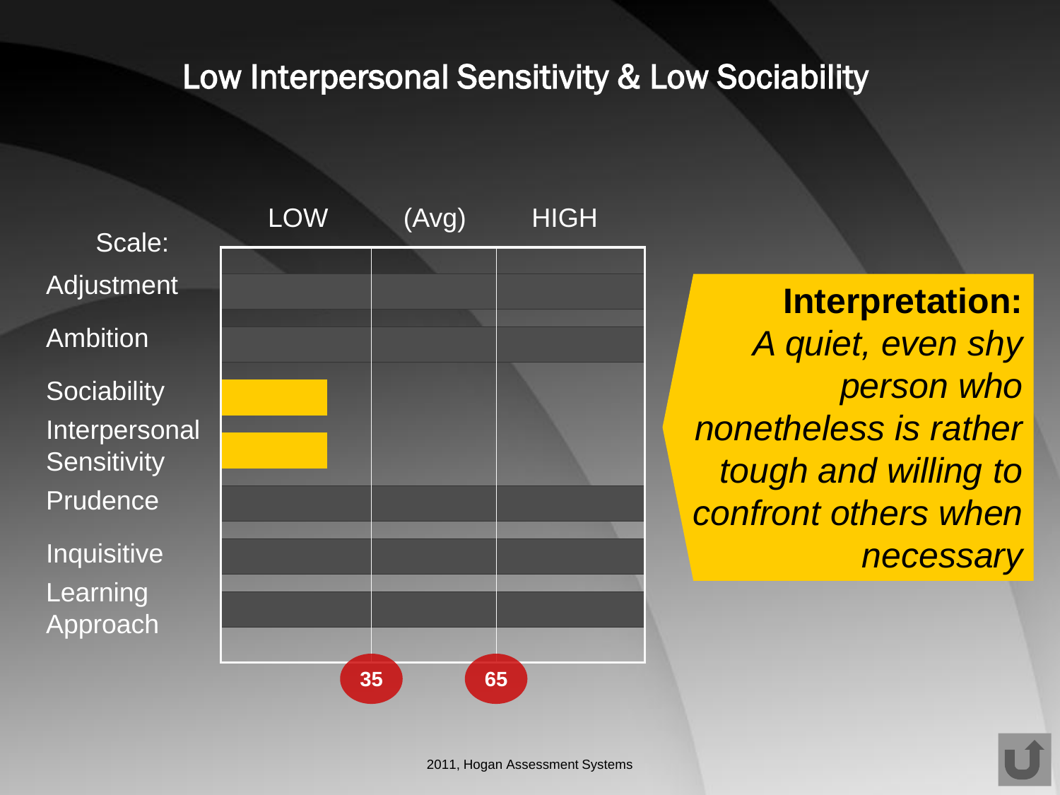# Low Interpersonal Sensitivity & Low Sociability

| Scale: | LOW | (Avg) | HIGH |
|---|---|---|---|
| Adjustment | | | |
| Ambition | | | |
| Sociability | ■ | | |
| Interpersonal Sensitivity | ■ | | |
| Prudence | | | |
| Inquisitive | | | |
| Learning Approach | | | |

35 65

**Interpretation:**
*A quiet, even shy person who nonetheless is rather tough and willing to confront others when necessary*

2011, Hogan Assessment Systems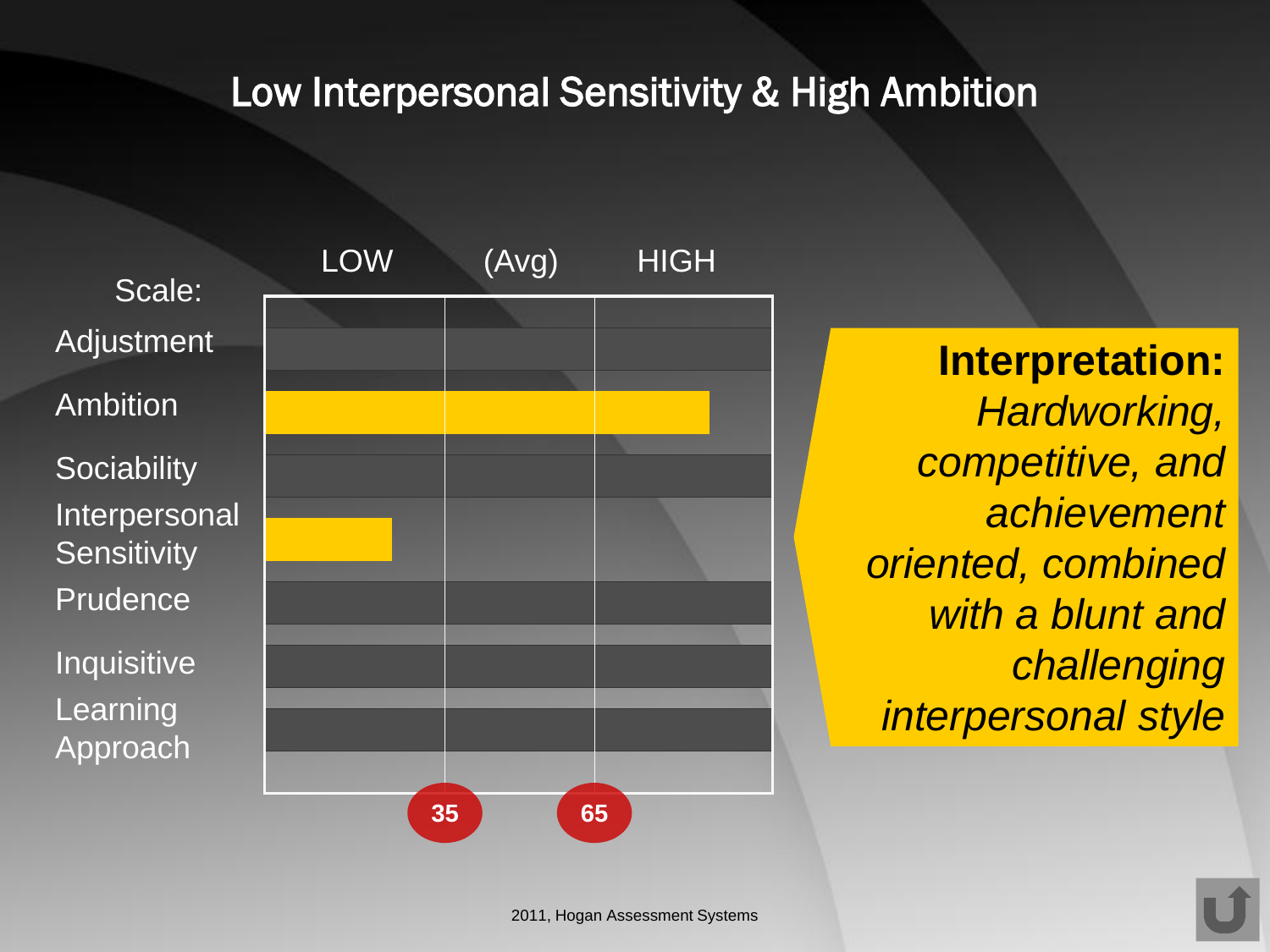# Low Interpersonal Sensitivity & High Ambition

| Scale: | LOW | (Avg) | HIGH |
|---|---|---|---|
| Adjustment | | | |
| Ambition | ████ | ████ | ███ |
| Sociability | | | |
| Interpersonal Sensitivity | ███ | | |
| Prudence | | | |
| Inquisitive | | | |
| Learning Approach | | | |

35 65

**Interpretation:** *Hardworking, competitive, and achievement oriented, combined with a blunt and challenging interpersonal style*

2011, Hogan Assessment Systems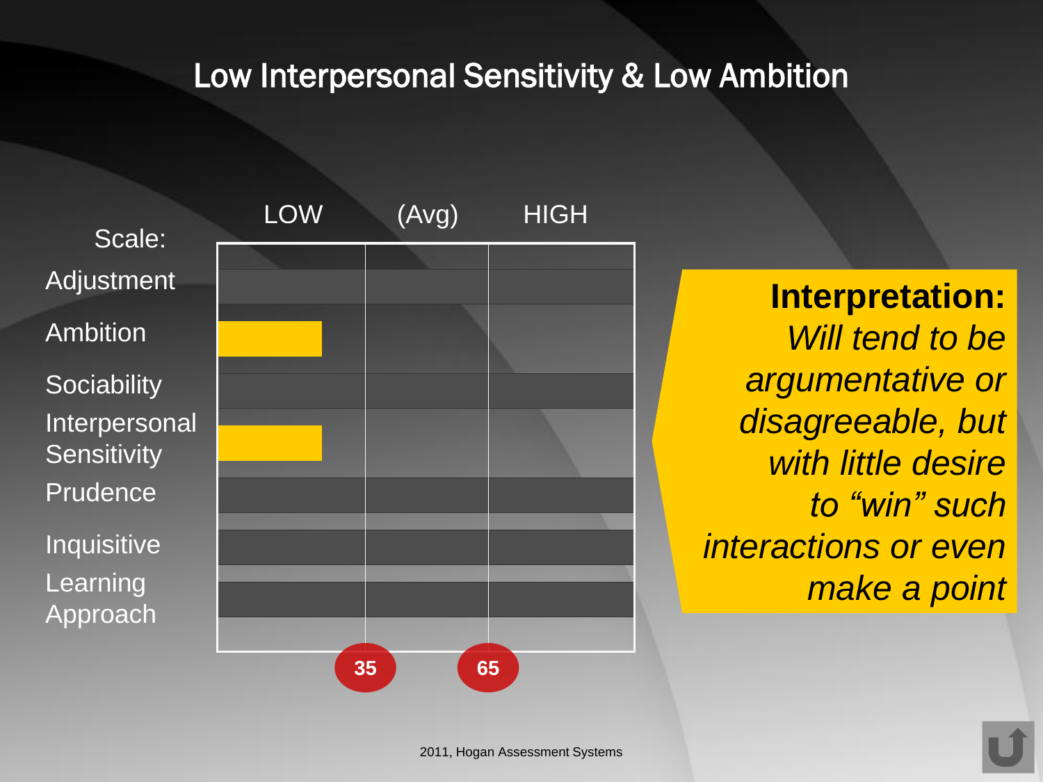# Low Interpersonal Sensitivity & Low Ambition

| Scale: | LOW | (Avg) | HIGH |
|---|---|---|---|
| Adjustment | | | |
| Ambition | ■ | | |
| Sociability | | | |
| Interpersonal Sensitivity | ■ | | |
| Prudence | | | |
| Inquisitive | | | |
| Learning Approach | | | |

35 65

**Interpretation:**
*Will tend to be argumentative or disagreeable, but with little desire to "win" such interactions or even make a point*

2011, Hogan Assessment Systems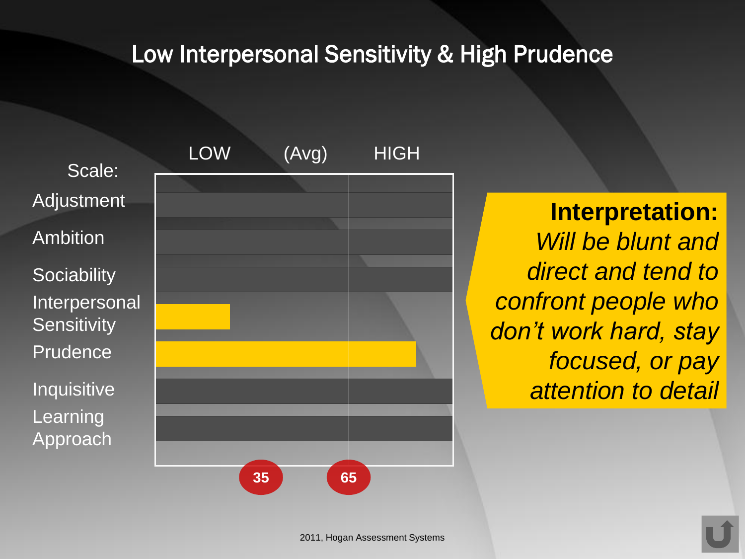# Low Interpersonal Sensitivity & High Prudence

| Scale: | LOW | (Avg) | HIGH |
|---|---|---|---|
| Adjustment | | | |
| Ambition | | | |
| Sociability | | | |
| Interpersonal Sensitivity | | | |
| Prudence | | | |
| Inquisitive | | | |
| Learning Approach | | | |

35 65

**Interpretation:**
*Will be blunt and direct and tend to confront people who don't work hard, stay focused, or pay attention to detail*

2011, Hogan Assessment Systems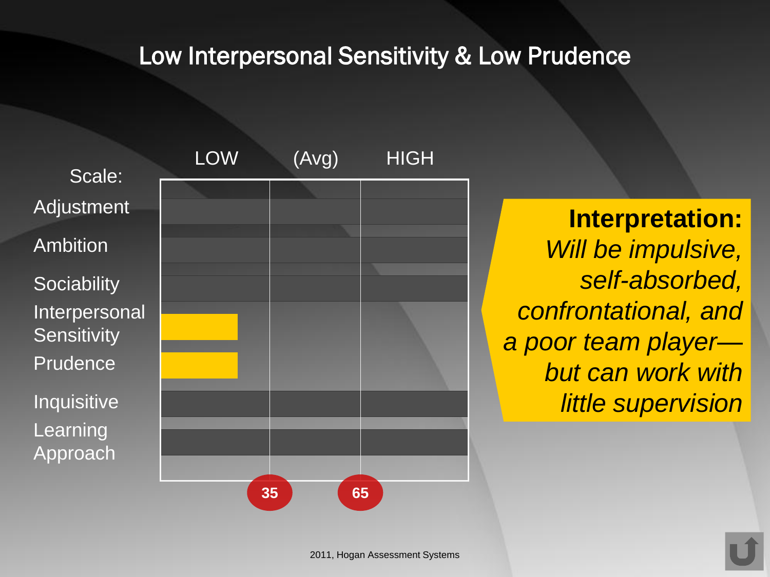# Low Interpersonal Sensitivity & Low Prudence

| Scale: | LOW | (Avg) | HIGH |
|---|---|---|---|
| Adjustment | | | |
| Ambition | | | |
| Sociability | | | |
| Interpersonal Sensitivity | ■ | | |
| Prudence | ■ | | |
| Inquisitive | | | |
| Learning Approach | | | |
| | 35 | 65 | |

**Interpretation:**
*Will be impulsive, self-absorbed, confrontational, and a poor team player—but can work with little supervision*

2011, Hogan Assessment Systems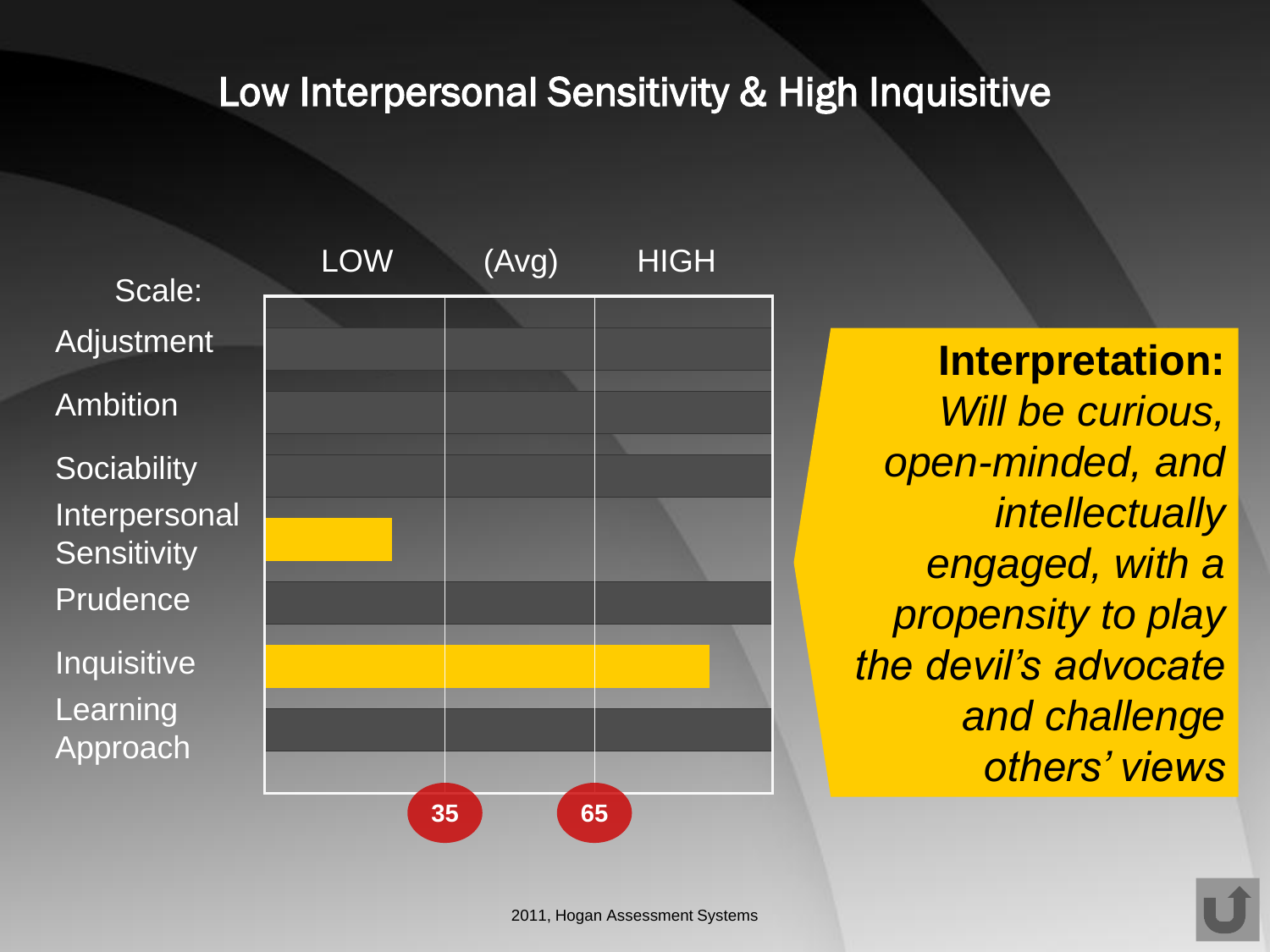# Low Interpersonal Sensitivity & High Inquisitive

| Scale: | LOW | (Avg) | HIGH |
|---|---|---|---|
| Adjustment | | | |
| Ambition | | | |
| Sociability | | | |
| Interpersonal Sensitivity | | | |
| Prudence | | | |
| Inquisitive | | | |
| Learning Approach | | | |

35 65

**Interpretation:**
*Will be curious, open-minded, and intellectually engaged, with a propensity to play the devil's advocate and challenge others' views*

2011, Hogan Assessment Systems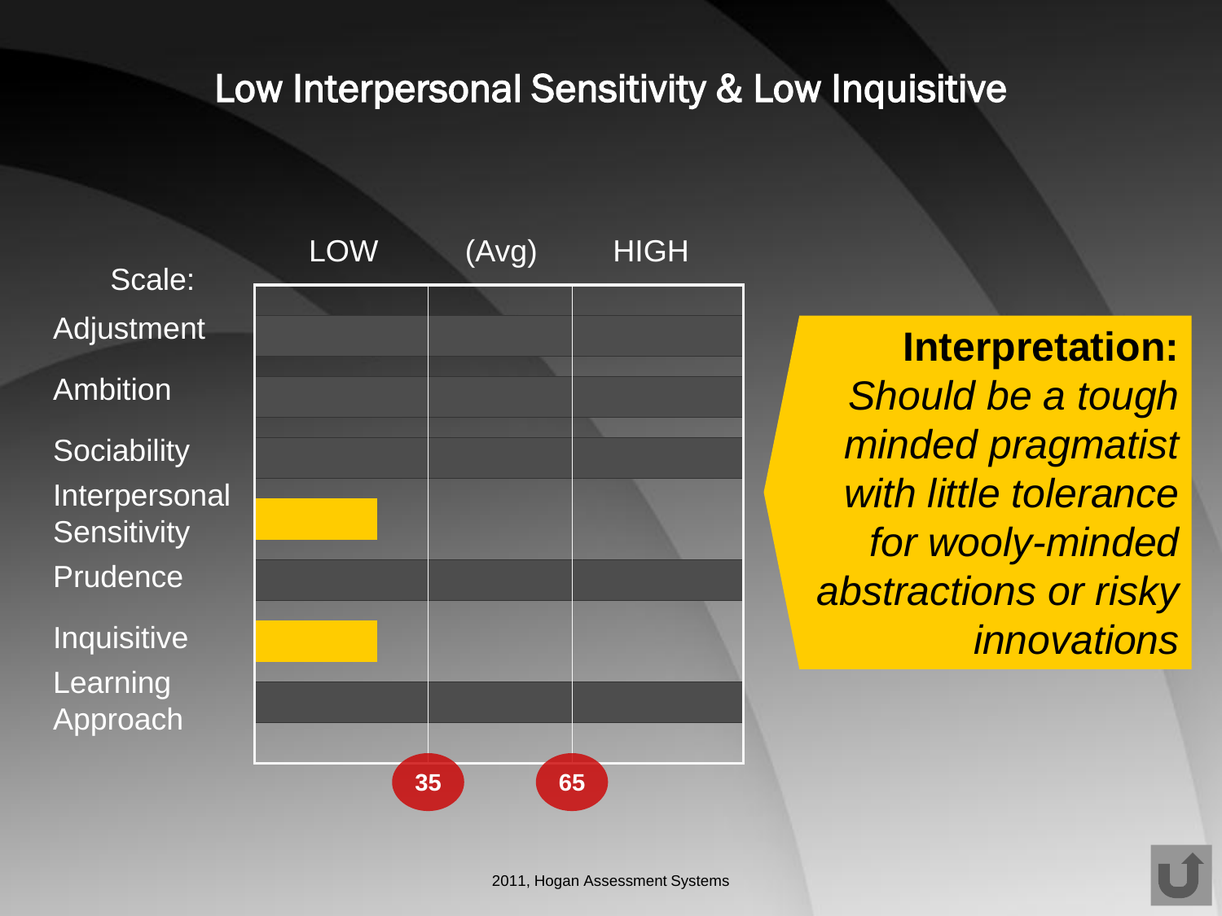# Low Interpersonal Sensitivity & Low Inquisitive

| Scale: | LOW | (Avg) | HIGH |
|---|---|---|---|
| Adjustment | | | |
| Ambition | | | |
| Sociability | | | |
| Interpersonal Sensitivity | ■ | | |
| Prudence | | | |
| Inquisitive | ■ | | |
| Learning Approach | | | |

35 65

**Interpretation:**
*Should be a tough minded pragmatist with little tolerance for wooly-minded abstractions or risky innovations*

2011, Hogan Assessment Systems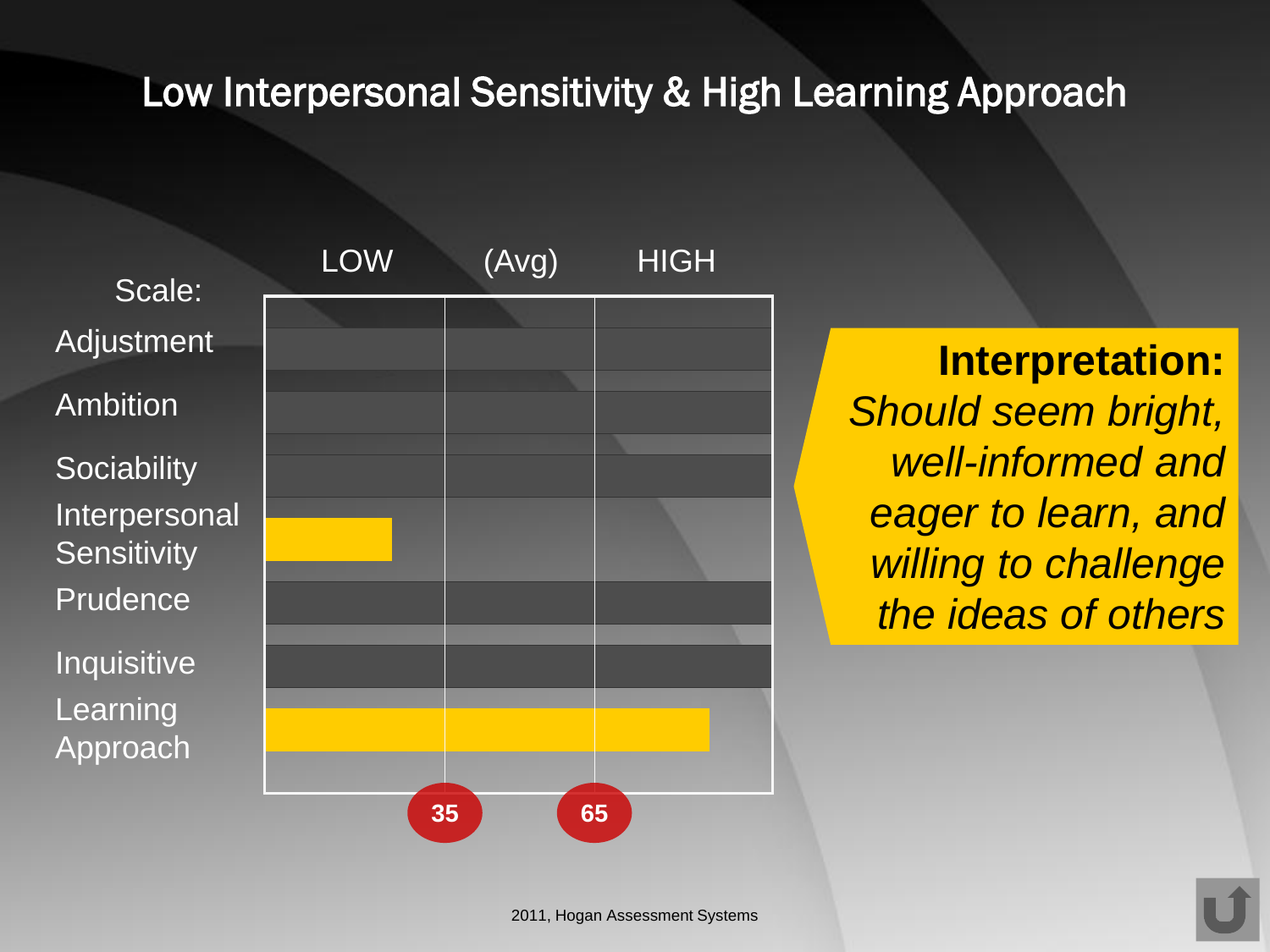# Low Interpersonal Sensitivity & High Learning Approach

| Scale: | LOW | (Avg) | HIGH |
| --- | --- | --- | --- |
| Adjustment | | | |
| Ambition | | | |
| Sociability | | | |
| Interpersonal Sensitivity | | | |
| Prudence | | | |
| Inquisitive | | | |
| Learning Approach | | | |

35 65

**Interpretation:** *Should seem bright, well-informed and eager to learn, and willing to challenge the ideas of others*

2011, Hogan Assessment Systems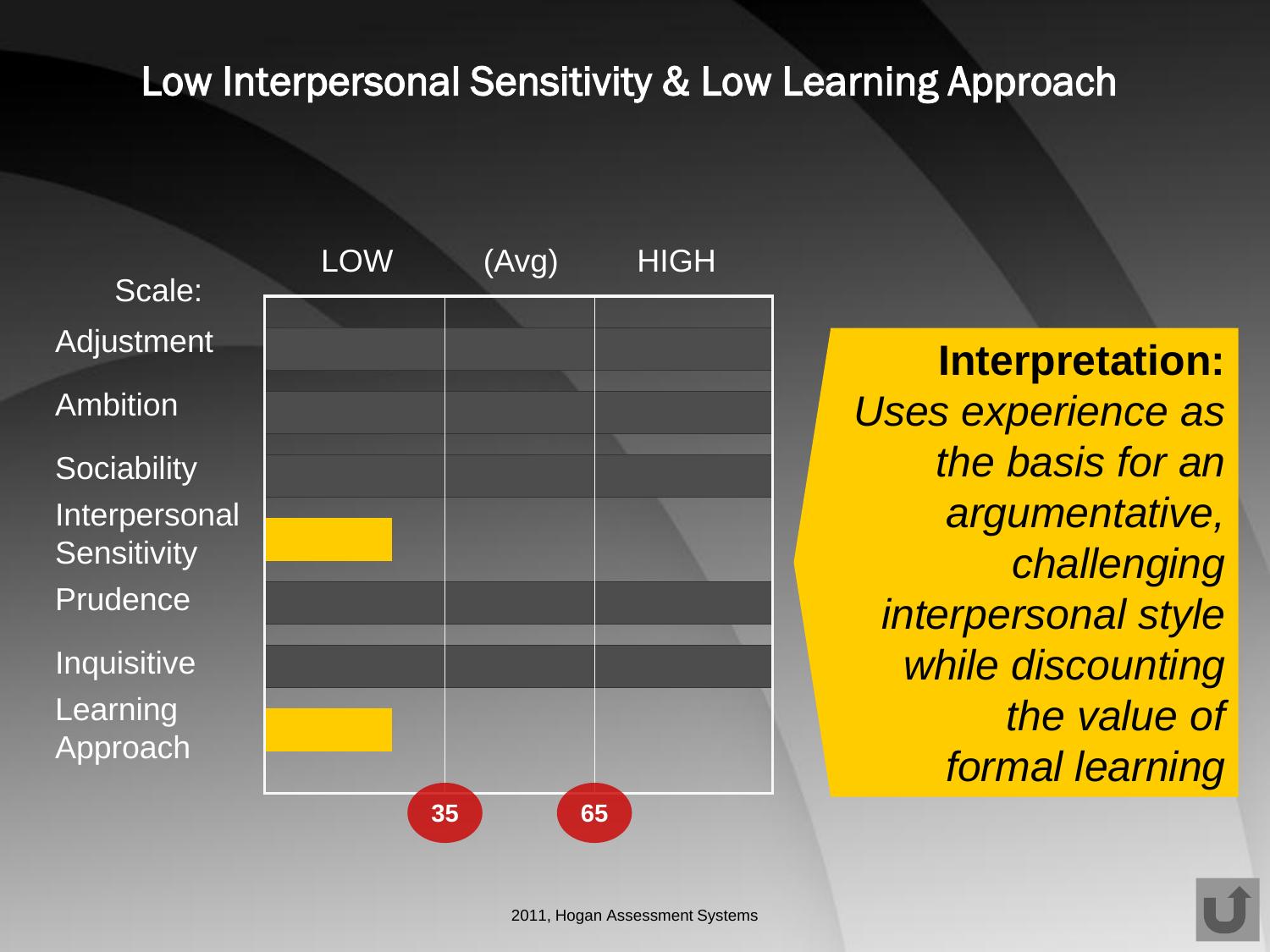# Low Interpersonal Sensitivity & Low Learning Approach

| Scale: | LOW | (Avg) | HIGH |
|---|---|---|---|
| Adjustment | | | |
| Ambition | | | |
| Sociability | | | |
| Interpersonal Sensitivity | ■ | | |
| Prudence | | | |
| Inquisitive | | | |
| Learning Approach | ■ | | |

35 — 65

**Interpretation:**
*Uses experience as the basis for an argumentative, challenging interpersonal style while discounting the value of formal learning*

2011, Hogan Assessment Systems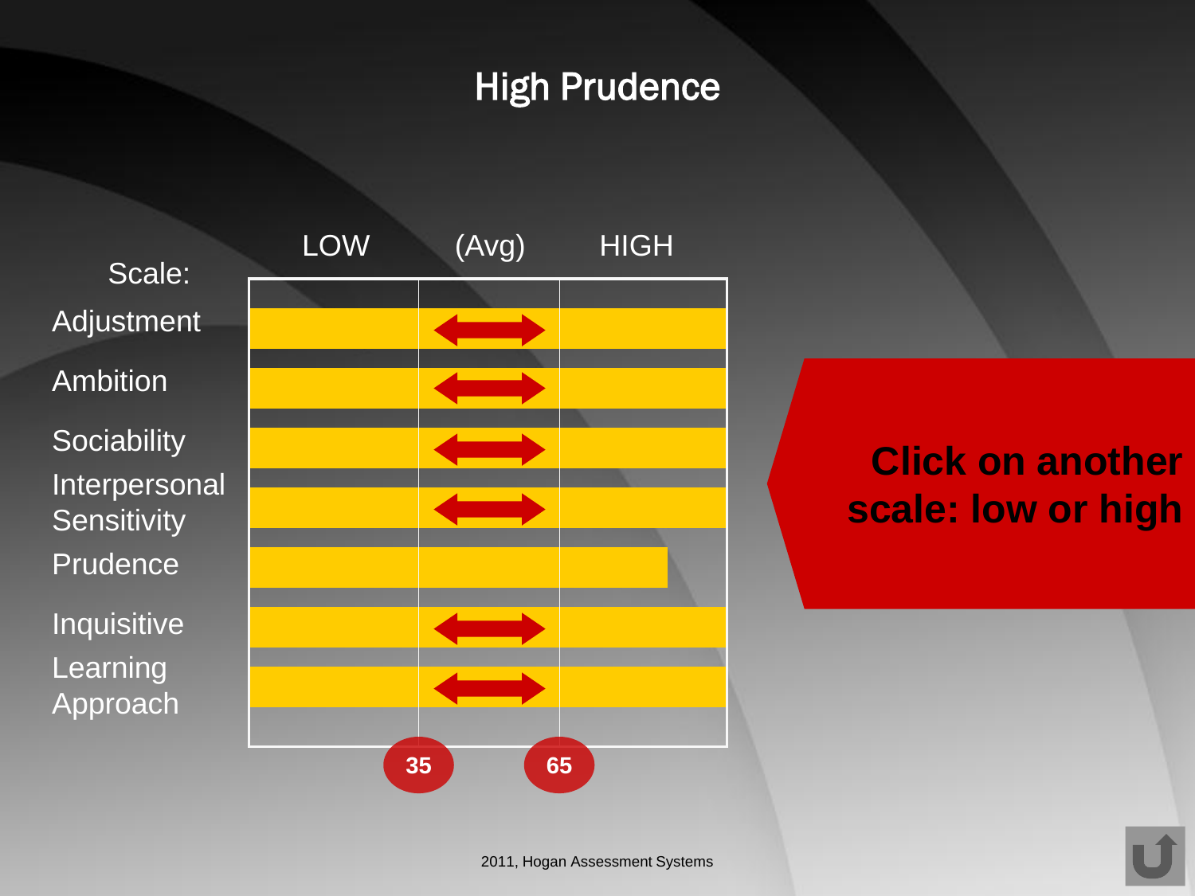# High Prudence

| Scale: | LOW | (Avg) | HIGH |
|---|---|---|---|
| Adjustment | | | |
| Ambition | | | |
| Sociability | | | |
| Interpersonal Sensitivity | | | |
| Prudence | | | |
| Inquisitive | | | |
| Learning Approach | | | |

35 65

**Click on another scale: low or high**

2011, Hogan Assessment Systems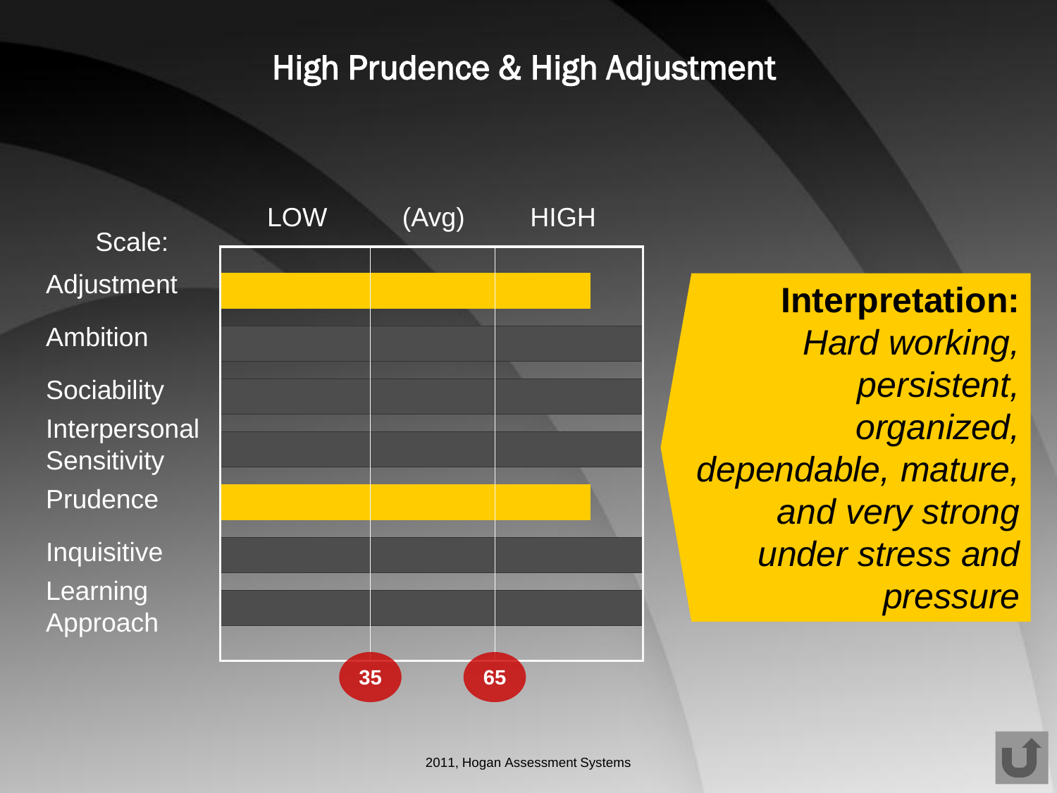# High Prudence & High Adjustment

| Scale: | LOW | (Avg) | HIGH |
|---|---|---|---|
| Adjustment | | | |
| Ambition | | | |
| Sociability | | | |
| Interpersonal Sensitivity | | | |
| Prudence | | | |
| Inquisitive | | | |
| Learning Approach | | | |

35 &nbsp;&nbsp;&nbsp; 65

**Interpretation:**
*Hard working, persistent, organized, dependable, mature, and very strong under stress and pressure*

2011, Hogan Assessment Systems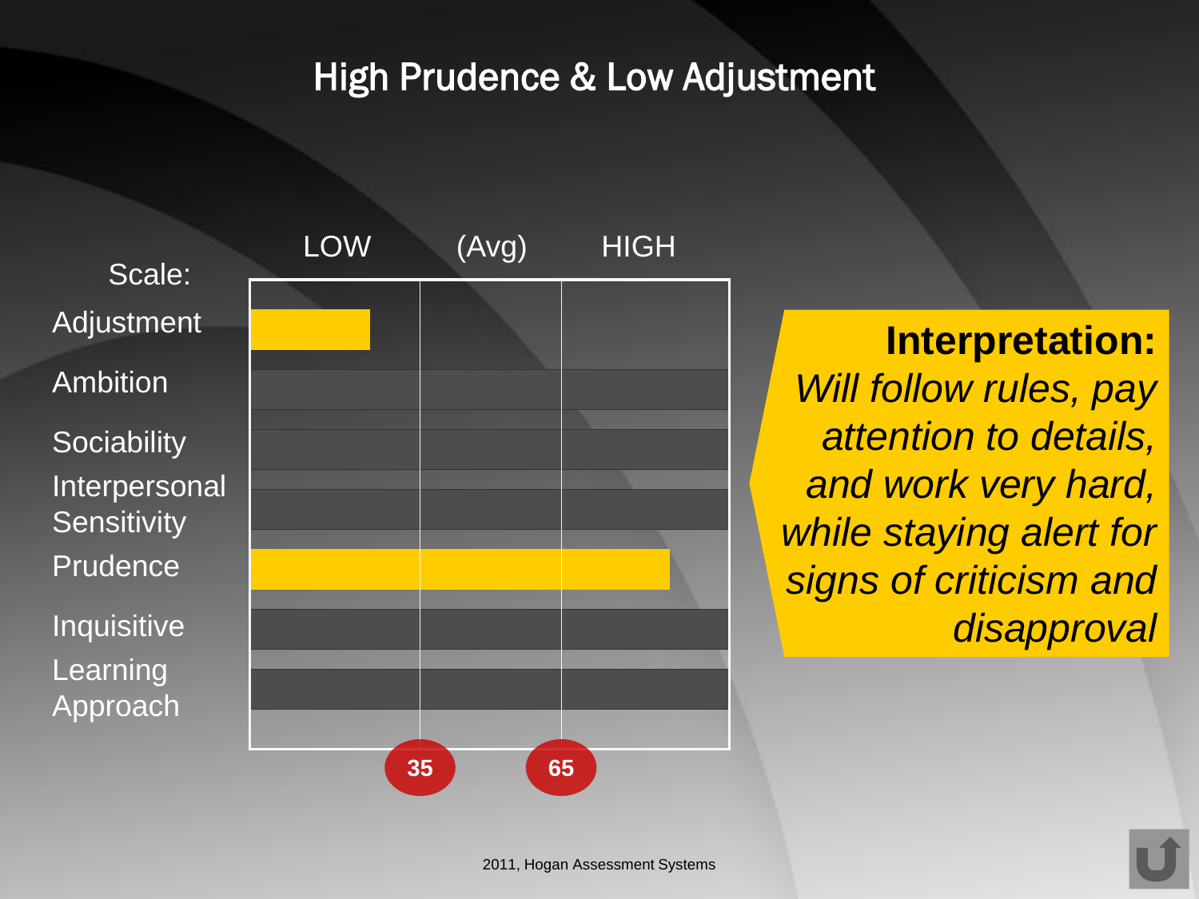# High Prudence & Low Adjustment

| Scale: | LOW | (Avg) | HIGH |
|---|---|---|---|
| Adjustment | | | |
| Ambition | | | |
| Sociability | | | |
| Interpersonal Sensitivity | | | |
| Prudence | | | |
| Inquisitive | | | |
| Learning Approach | | | |
| | | 35 | 65 |

**Interpretation:**
*Will follow rules, pay attention to details, and work very hard, while staying alert for signs of criticism and disapproval*

2011, Hogan Assessment Systems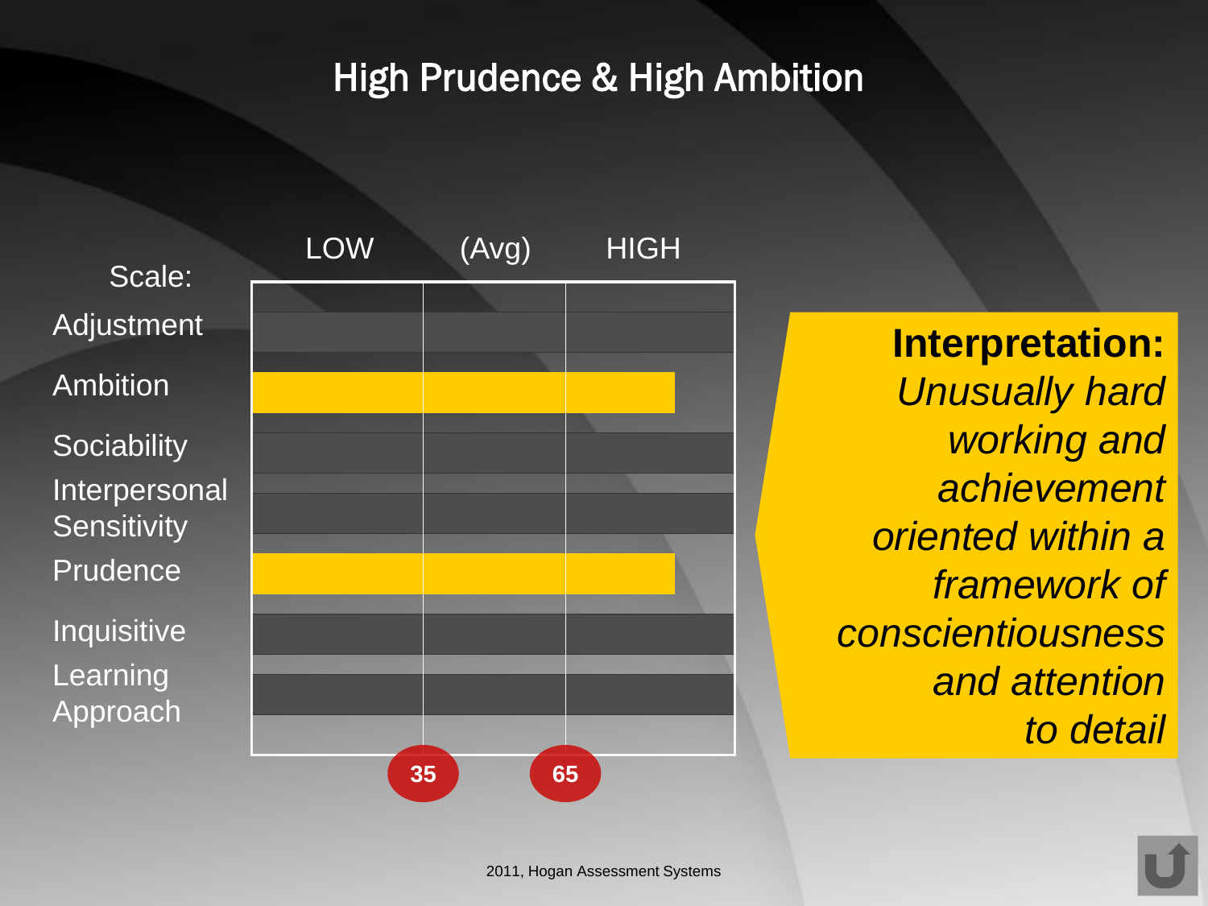# High Prudence & High Ambition

| Scale: | LOW | (Avg) | HIGH |
|---|---|---|---|
| Adjustment | | | |
| Ambition | | | |
| Sociability | | | |
| Interpersonal Sensitivity | | | |
| Prudence | | | |
| Inquisitive | | | |
| Learning Approach | | | |
| | 35 | 65 | |

**Interpretation:** *Unusually hard working and achievement oriented within a framework of conscientiousness and attention to detail*

2011, Hogan Assessment Systems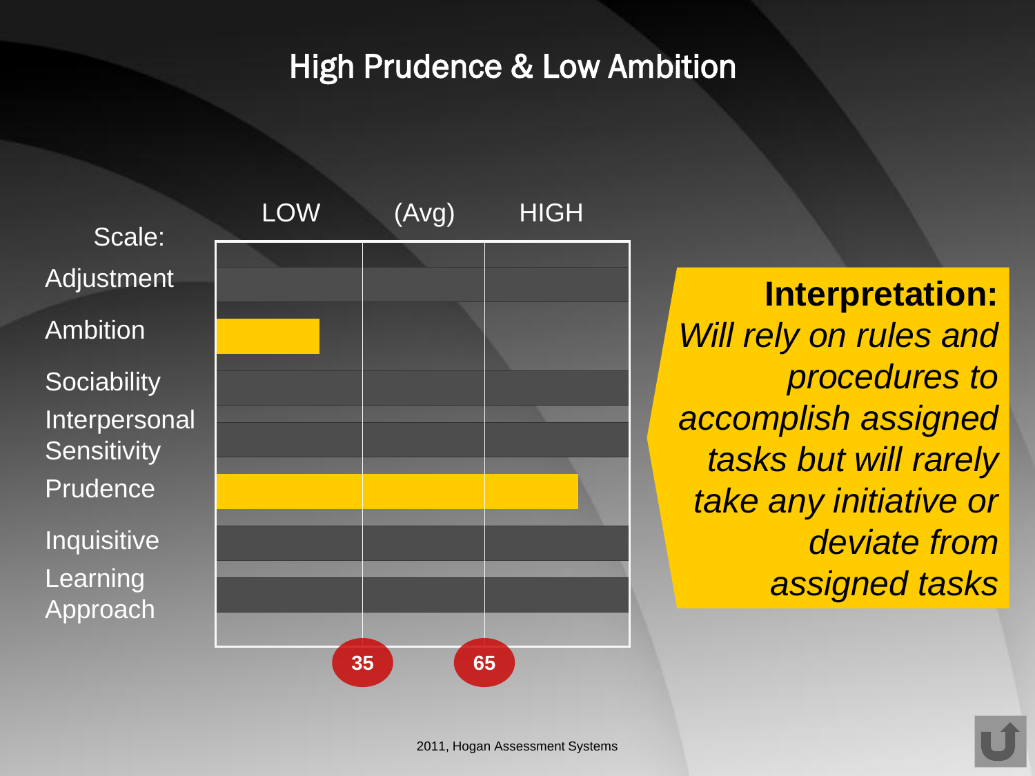# High Prudence & Low Ambition

| Scale: | LOW | (Avg) | HIGH |
|---|---|---|---|
| Adjustment | | | |
| Ambition | | | |
| Sociability | | | |
| Interpersonal Sensitivity | | | |
| Prudence | | | |
| Inquisitive | | | |
| Learning Approach | | | |

35 65

**Interpretation:** *Will rely on rules and procedures to accomplish assigned tasks but will rarely take any initiative or deviate from assigned tasks*

2011, Hogan Assessment Systems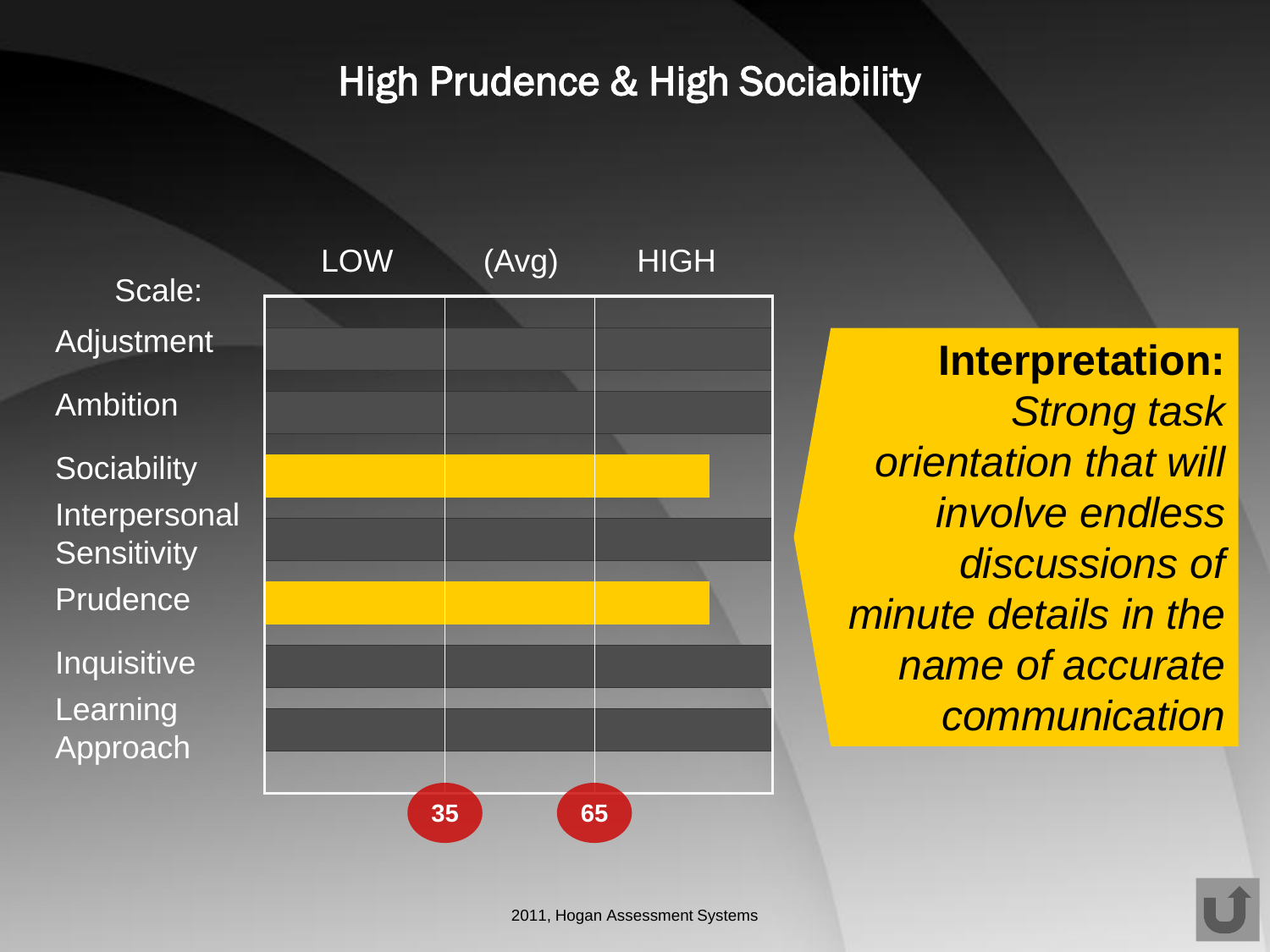# High Prudence & High Sociability

| Scale: | LOW | (Avg) | HIGH |
|---|---|---|---|
| Adjustment | | | |
| Ambition | | | |
| Sociability | | | |
| Interpersonal Sensitivity | | | |
| Prudence | | | |
| Inquisitive | | | |
| Learning Approach | | | |

35 65

**Interpretation:**
*Strong task orientation that will involve endless discussions of minute details in the name of accurate communication*

2011, Hogan Assessment Systems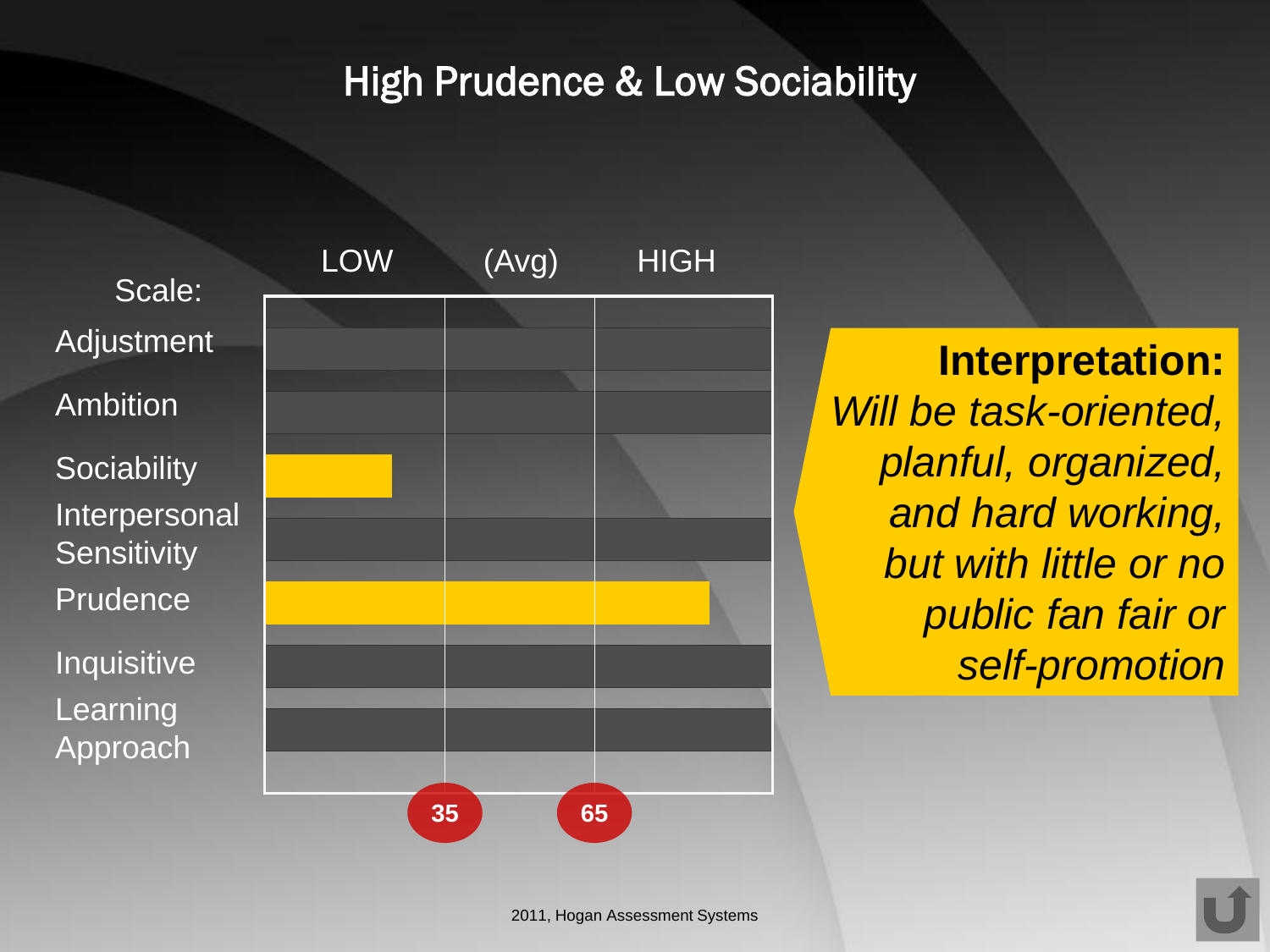# High Prudence & Low Sociability

| Scale: | LOW | (Avg) | HIGH |
|---|---|---|---|
| Adjustment | | | |
| Ambition | | | |
| Sociability | ▬ | | |
| Interpersonal Sensitivity | | | |
| Prudence | ▬ | ▬ | ▬ |
| Inquisitive | | | |
| Learning Approach | | | |

35 | 65

**Interpretation:** *Will be task-oriented, planful, organized, and hard working, but with little or no public fan fair or self-promotion*

2011, Hogan Assessment Systems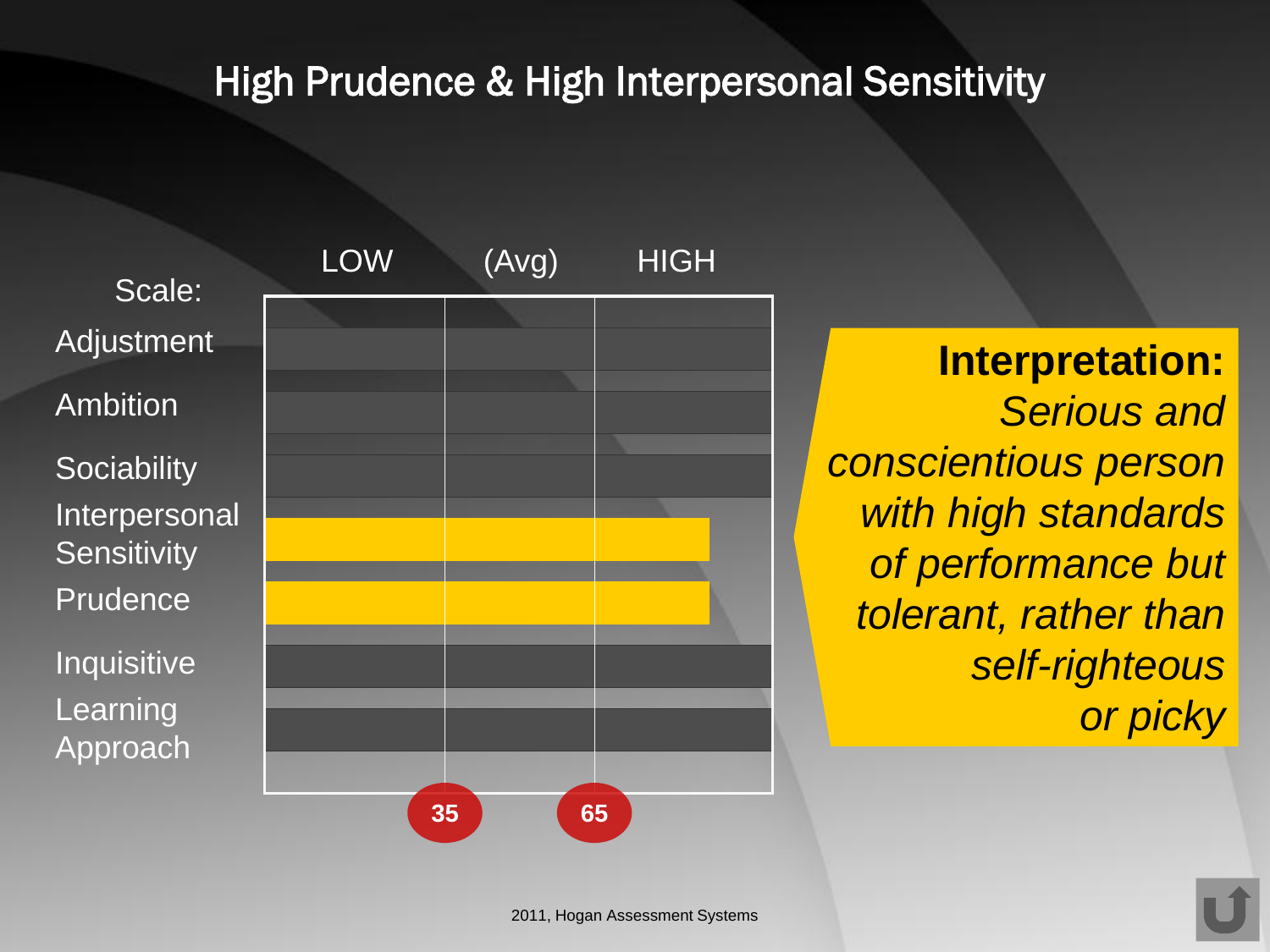# High Prudence & High Interpersonal Sensitivity

| Scale: | LOW | (Avg) | HIGH |
|---|---|---|---|
| Adjustment | | | |
| Ambition | | | |
| Sociability | | | |
| Interpersonal Sensitivity | | | |
| Prudence | | | |
| Inquisitive | | | |
| Learning Approach | | | |

35 65

**Interpretation:** *Serious and conscientious person with high standards of performance but tolerant, rather than self-righteous or picky*

2011, Hogan Assessment Systems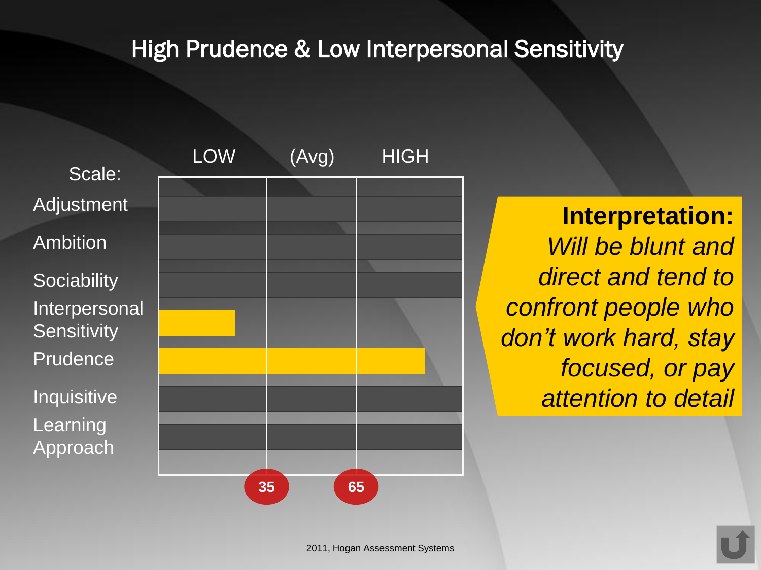# High Prudence & Low Interpersonal Sensitivity

| Scale: | LOW | (Avg) | HIGH |
|---|---|---|---|
| Adjustment | | | |
| Ambition | | | |
| Sociability | | | |
| Interpersonal Sensitivity | ■ | | |
| Prudence | ■ | ■ | ■ |
| Inquisitive | | | |
| Learning Approach | | | |

35 65

**Interpretation:**
*Will be blunt and direct and tend to confront people who don't work hard, stay focused, or pay attention to detail*

2011, Hogan Assessment Systems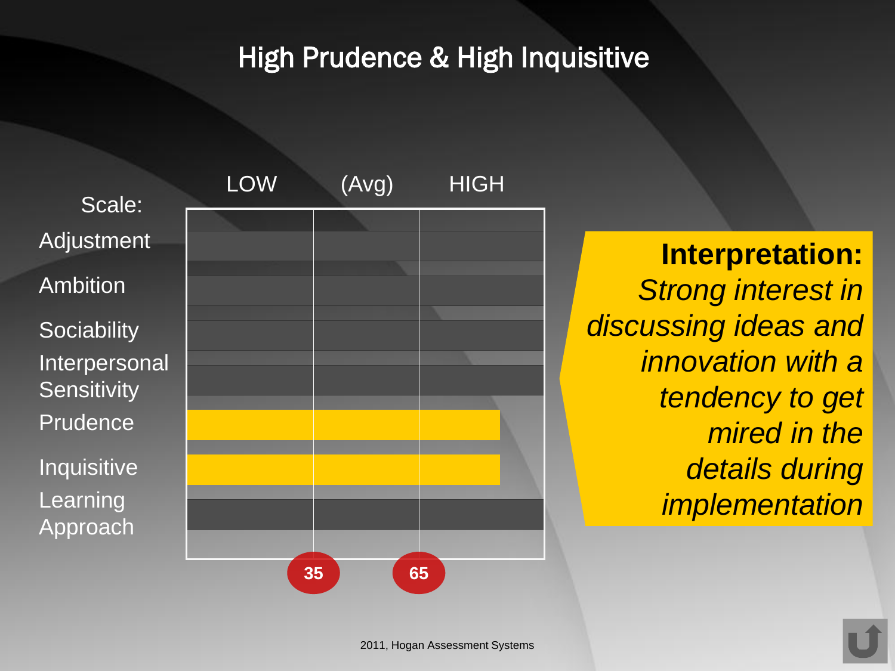# High Prudence & High Inquisitive

| Scale: | LOW | (Avg) | HIGH |
|---|---|---|---|
| Adjustment | | | |
| Ambition | | | |
| Sociability | | | |
| Interpersonal Sensitivity | | | |
| Prudence | | | |
| Inquisitive | | | |
| Learning Approach | | | |

35 65

**Interpretation:** *Strong interest in discussing ideas and innovation with a tendency to get mired in the details during implementation*

2011, Hogan Assessment Systems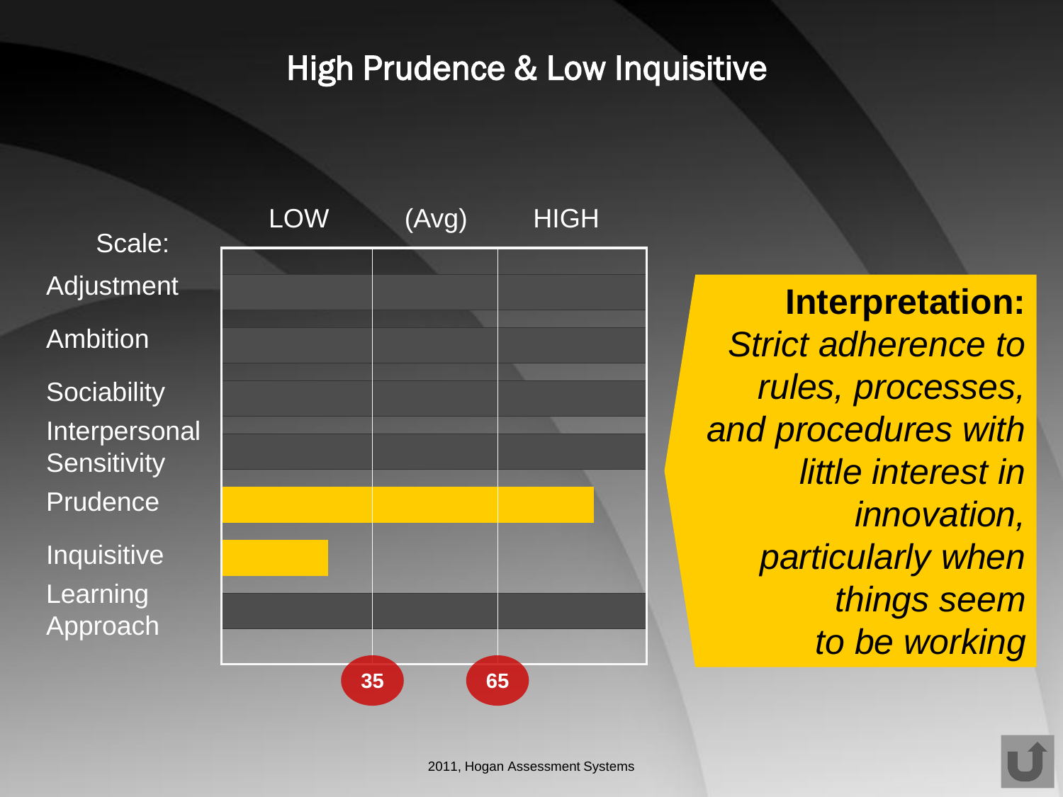# High Prudence & Low Inquisitive

LOW (Avg) HIGH

Scale:

- Adjustment
- Ambition
- Sociability
- Interpersonal Sensitivity
- Prudence
- Inquisitive
- Learning Approach

35 65

**Interpretation:** *Strict adherence to rules, processes, and procedures with little interest in innovation, particularly when things seem to be working*

2011, Hogan Assessment Systems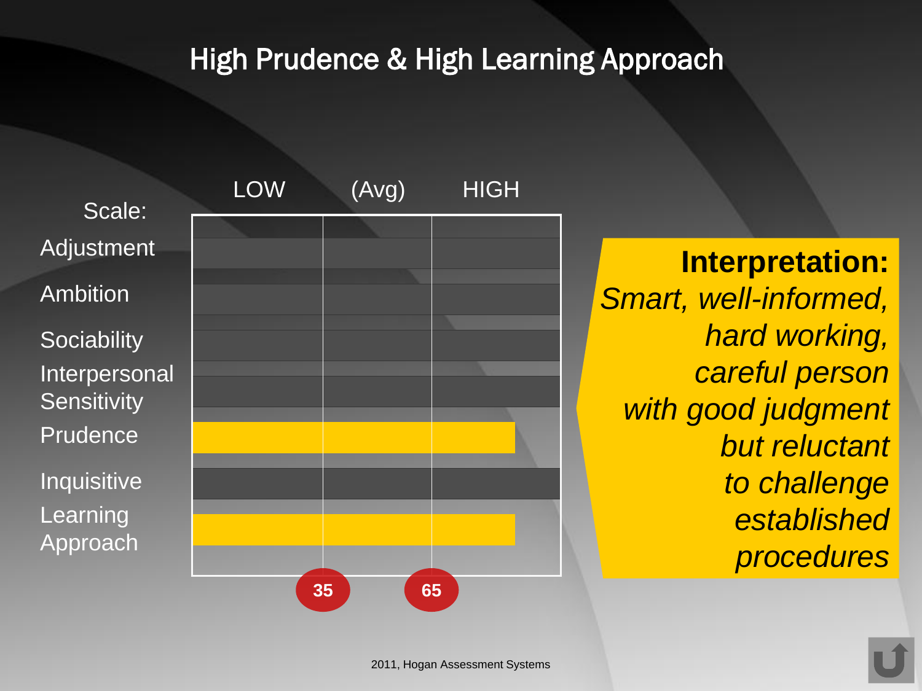# High Prudence & High Learning Approach

| Scale: | LOW | (Avg) | HIGH |
|---|---|---|---|
| Adjustment | | | |
| Ambition | | | |
| Sociability | | | |
| Interpersonal Sensitivity | | | |
| Prudence | | | |
| Inquisitive | | | |
| Learning Approach | | | |
| | 35 | 65 | |

**Interpretation:**
*Smart, well-informed, hard working, careful person with good judgment but reluctant to challenge established procedures*

2011, Hogan Assessment Systems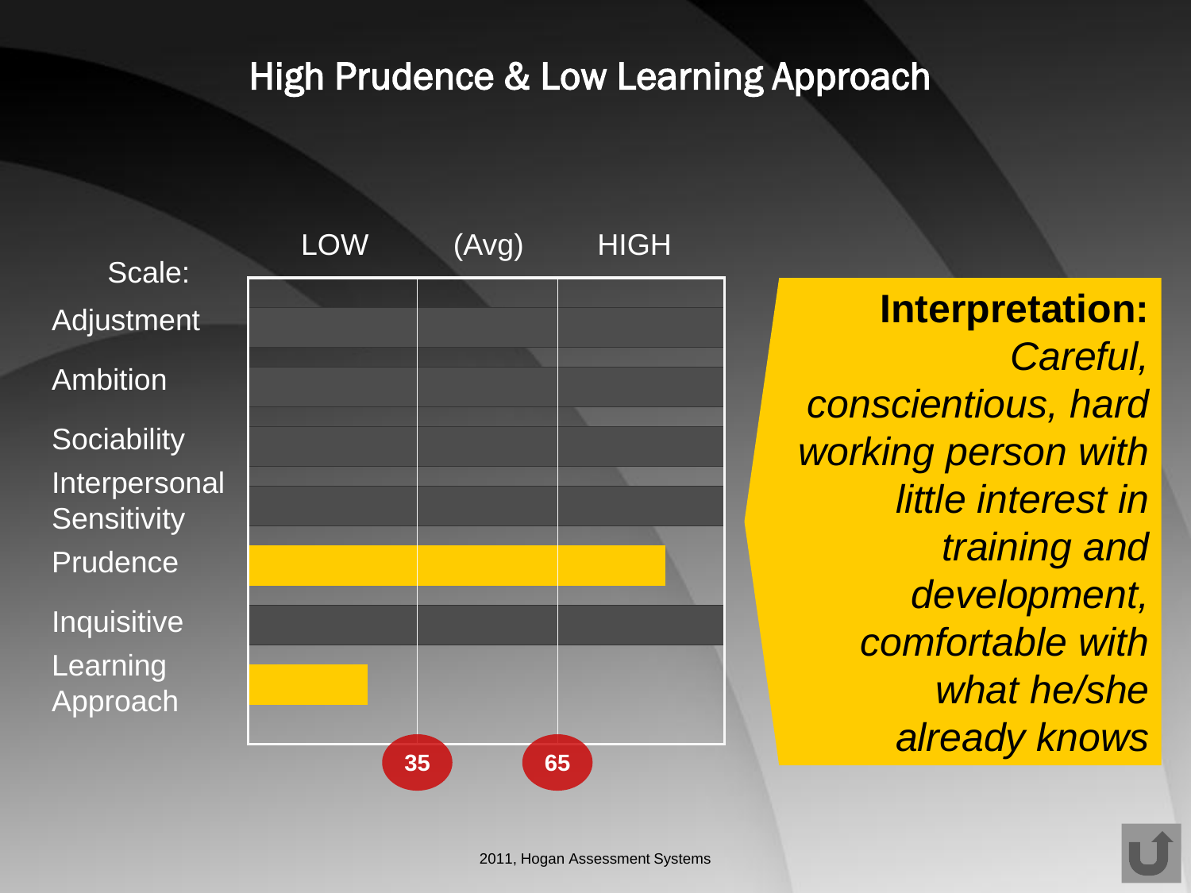# High Prudence & Low Learning Approach

| Scale: | LOW | (Avg) | HIGH |
|---|---|---|---|
| Adjustment | | | |
| Ambition | | | |
| Sociability | | | |
| Interpersonal Sensitivity | | | |
| Prudence | | | |
| Inquisitive | | | |
| Learning Approach | | | |

35 65

**Interpretation:** *Careful, conscientious, hard working person with little interest in training and development, comfortable with what he/she already knows*

2011, Hogan Assessment Systems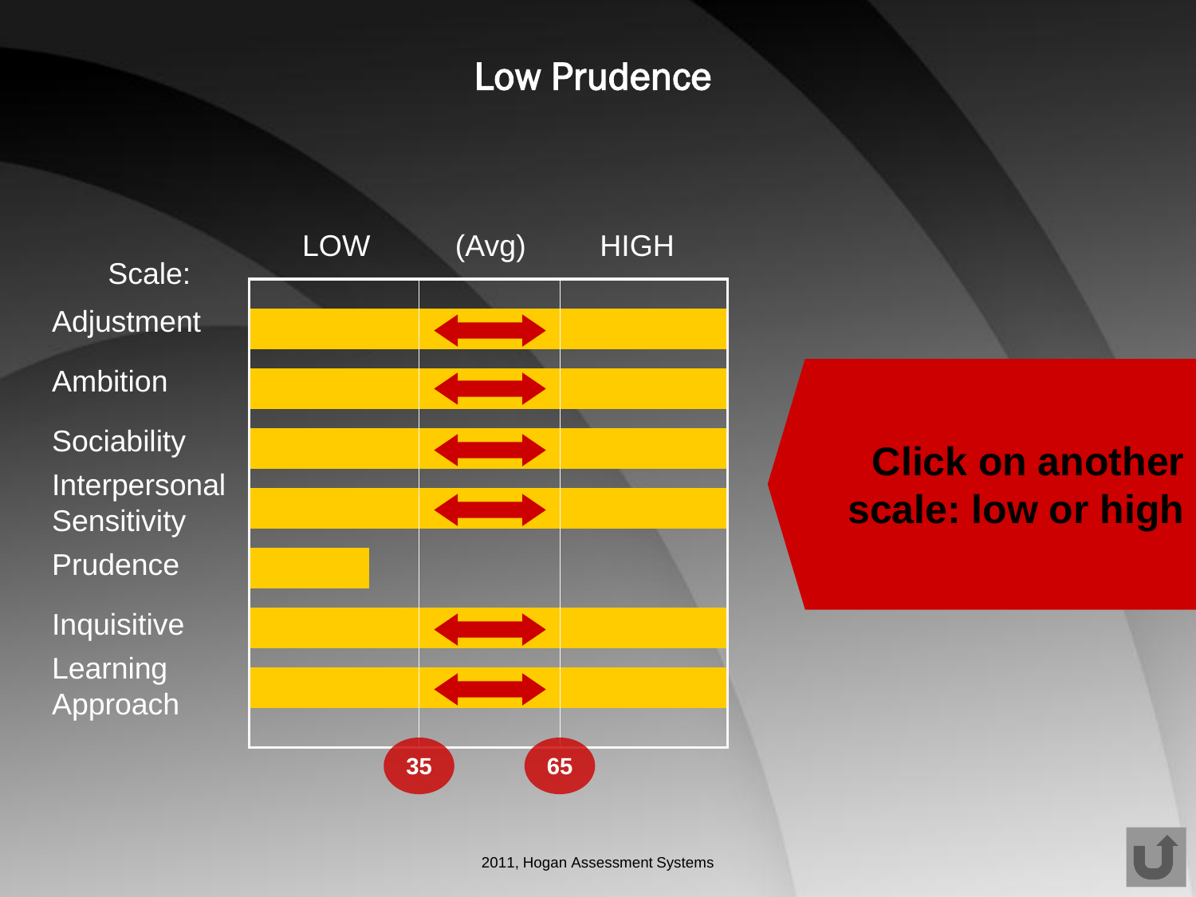# Low Prudence

| Scale: | LOW | (Avg) | HIGH |
|---|---|---|---|
| Adjustment | | ⟷ | |
| Ambition | | ⟷ | |
| Sociability | | ⟷ | |
| Interpersonal Sensitivity | | ⟷ | |
| Prudence | ■ | | |
| Inquisitive | | ⟷ | |
| Learning Approach | | ⟷ | |

35 &nbsp;&nbsp;&nbsp; 65

**Click on another scale: low or high**

2011, Hogan Assessment Systems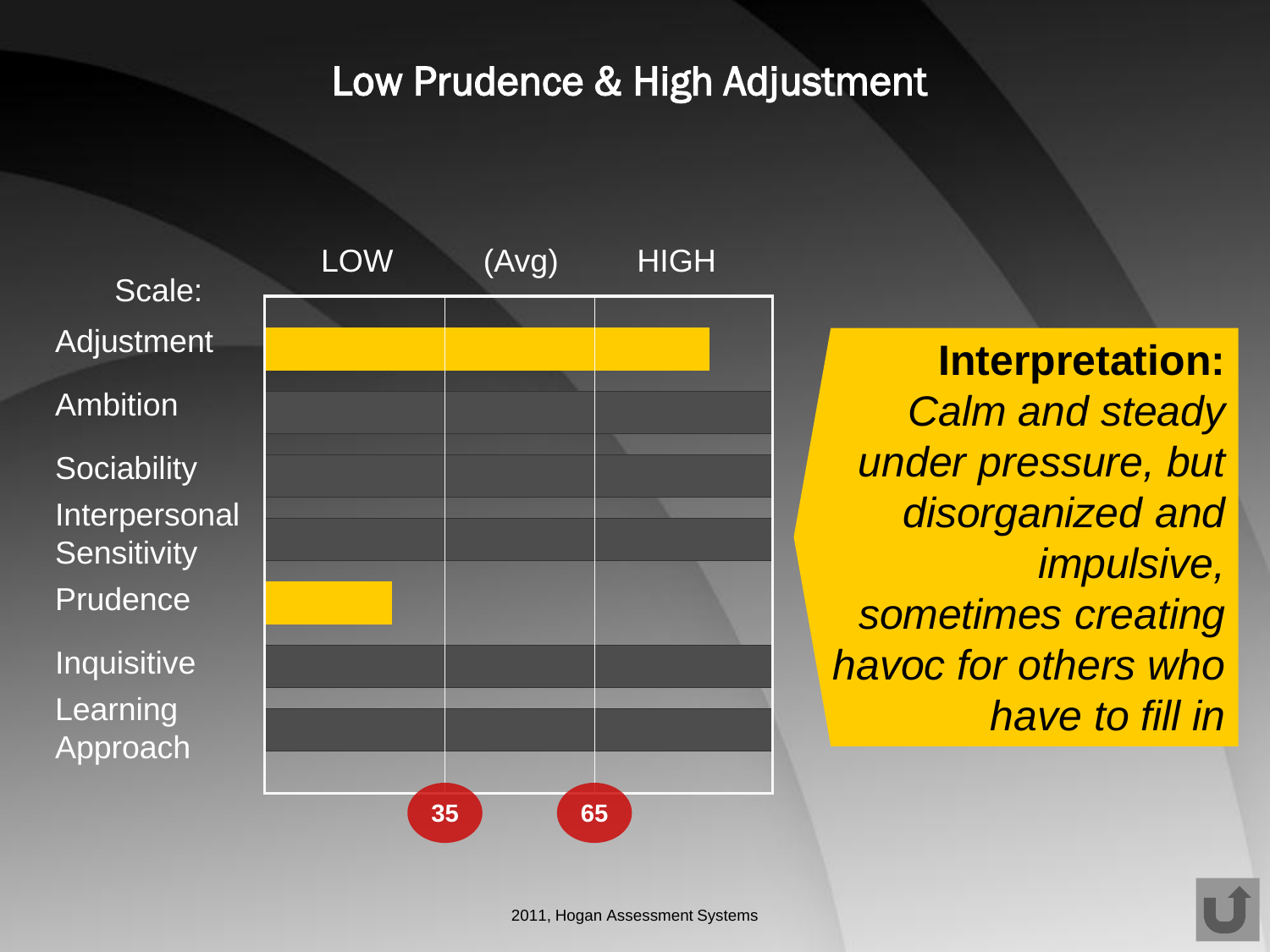# Low Prudence & High Adjustment

| Scale: | LOW | (Avg) | HIGH |
|---|---|---|---|
| Adjustment | | | |
| Ambition | | | |
| Sociability | | | |
| Interpersonal Sensitivity | | | |
| Prudence | | | |
| Inquisitive | | | |
| Learning Approach | | | |

35 &nbsp;&nbsp; 65

**Interpretation:** *Calm and steady under pressure, but disorganized and impulsive, sometimes creating havoc for others who have to fill in*

2011, Hogan Assessment Systems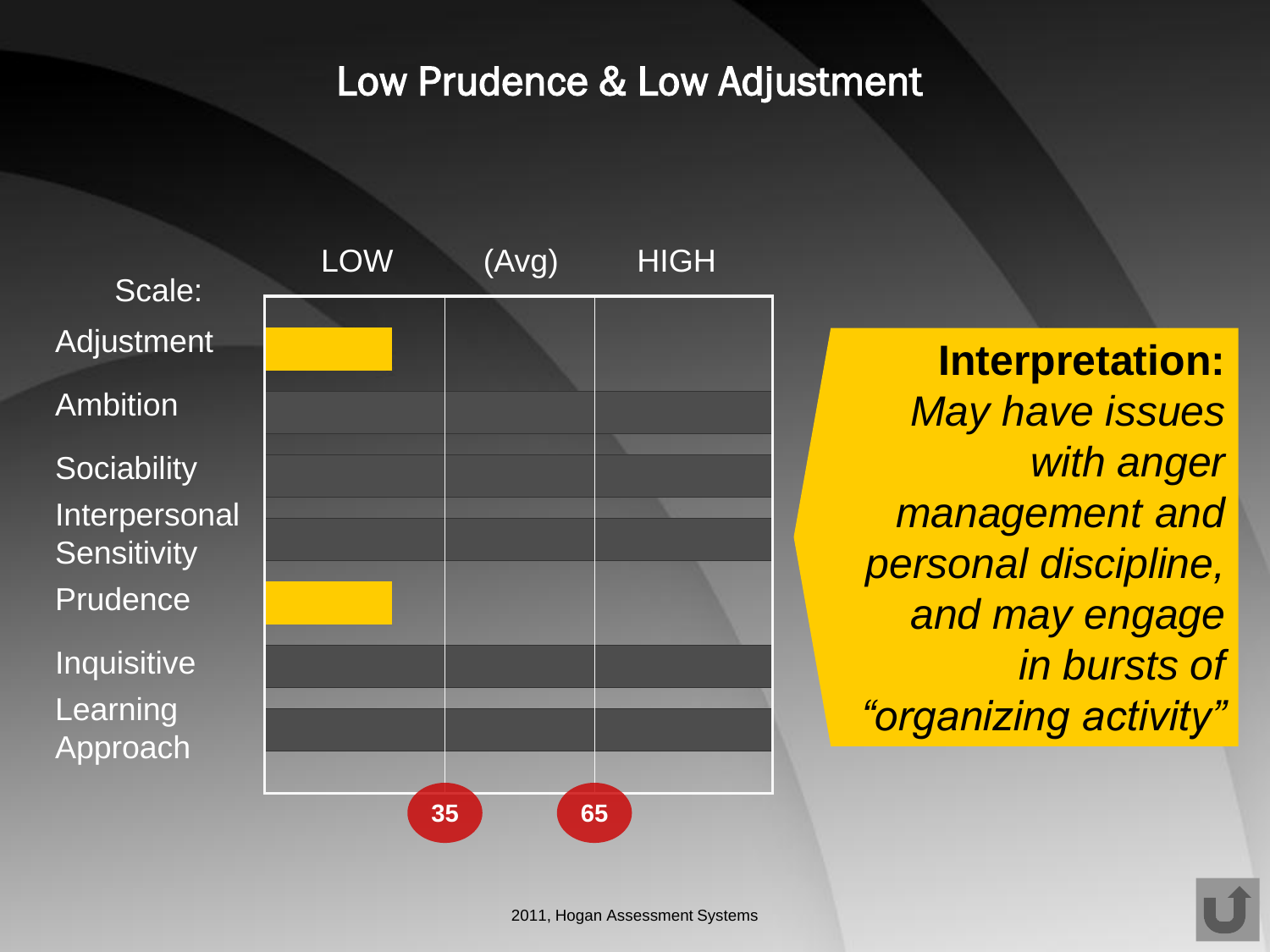# Low Prudence & Low Adjustment

| Scale: | LOW | (Avg) | HIGH |
|---|---|---|---|
| Adjustment | ■ | | |
| Ambition | | | |
| Sociability | | | |
| Interpersonal Sensitivity | | | |
| Prudence | ■ | | |
| Inquisitive | | | |
| Learning Approach | | | |

35 65

**Interpretation:** *May have issues with anger management and personal discipline, and may engage in bursts of "organizing activity"*

2011, Hogan Assessment Systems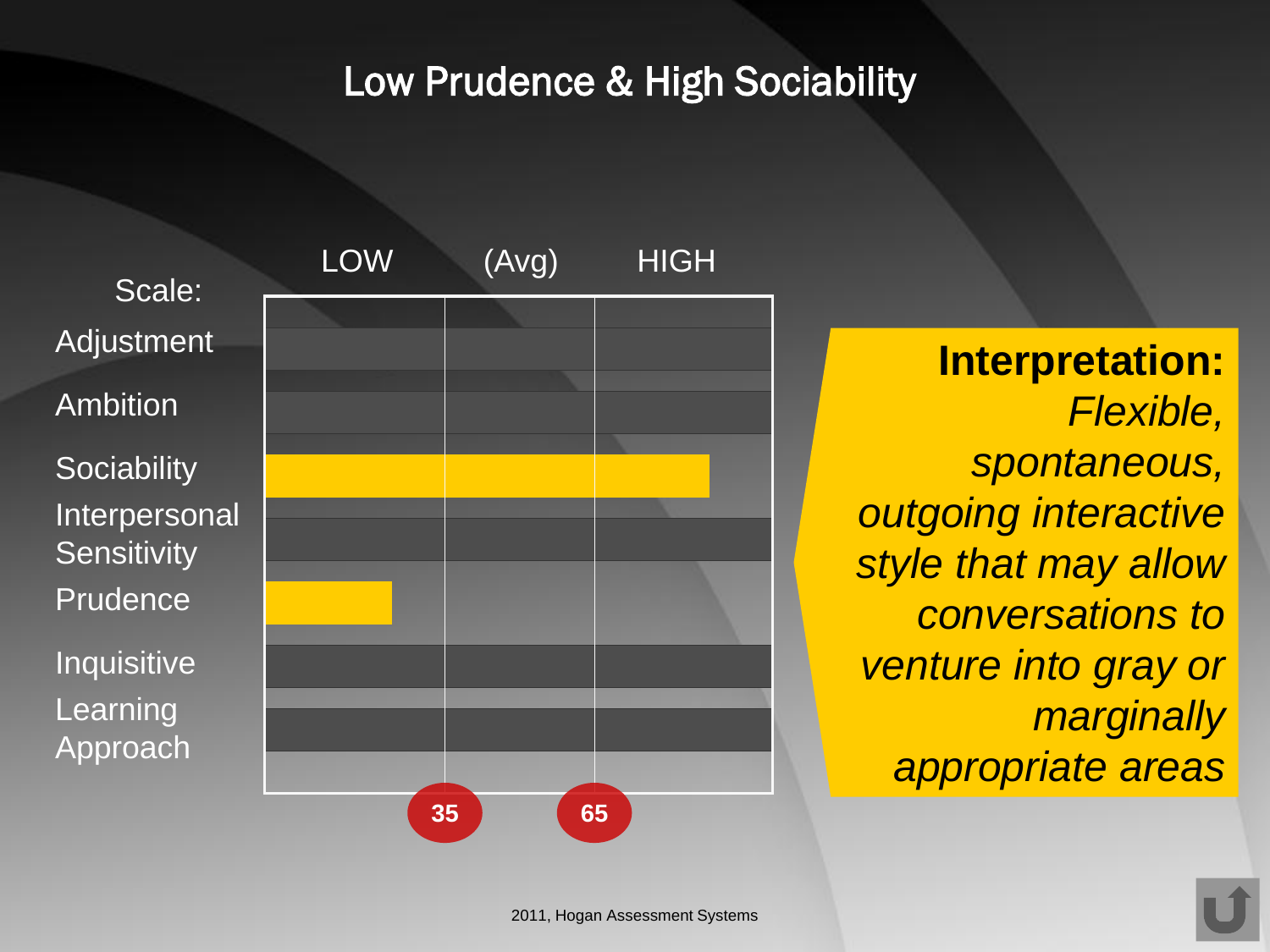# Low Prudence & High Sociability

| Scale: | LOW | (Avg) | HIGH |
|---|---|---|---|
| Adjustment | | | |
| Ambition | | | |
| Sociability | | | |
| Interpersonal Sensitivity | | | |
| Prudence | | | |
| Inquisitive | | | |
| Learning Approach | | | |

35 65

**Interpretation:** *Flexible, spontaneous, outgoing interactive style that may allow conversations to venture into gray or marginally appropriate areas*

2011, Hogan Assessment Systems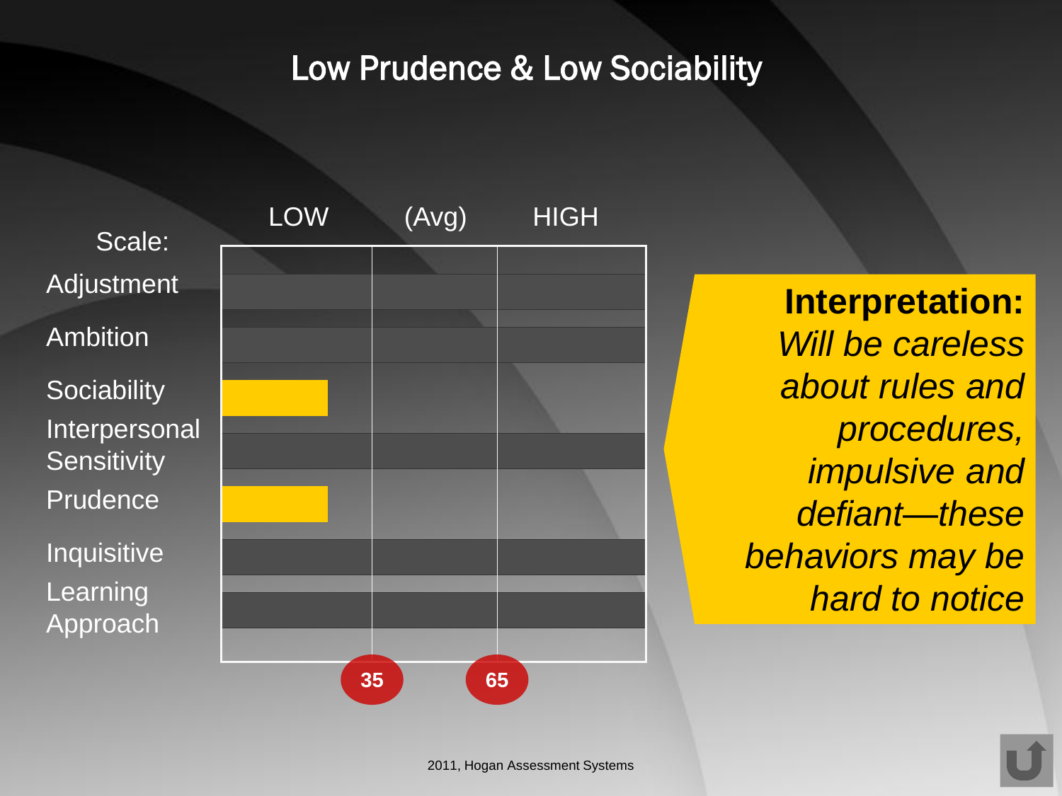# Low Prudence & Low Sociability

| Scale: | LOW | (Avg) | HIGH |
|---|---|---|---|
| Adjustment | | | |
| Ambition | | | |
| Sociability | ■ | | |
| Interpersonal Sensitivity | | | |
| Prudence | ■ | | |
| Inquisitive | | | |
| Learning Approach | | | |

35 65

**Interpretation:**
*Will be careless about rules and procedures, impulsive and defiant—these behaviors may be hard to notice*

2011, Hogan Assessment Systems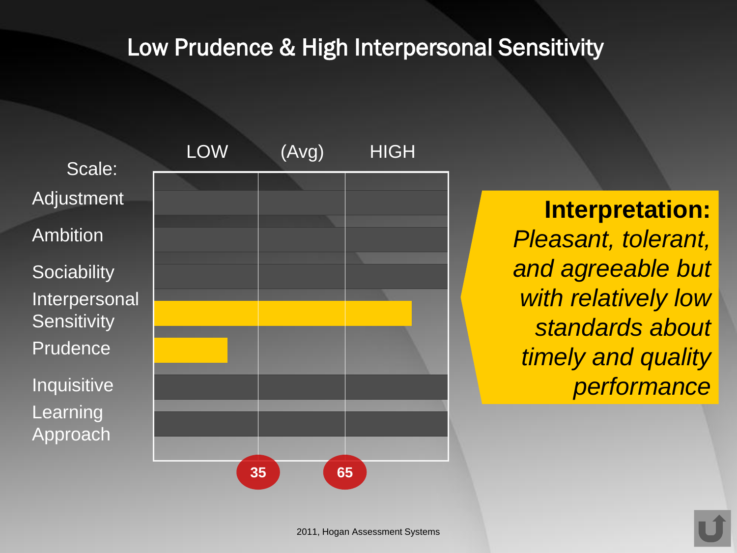# Low Prudence & High Interpersonal Sensitivity

| Scale: | LOW | (Avg) | HIGH |
|---|---|---|---|
| Adjustment | | | |
| Ambition | | | |
| Sociability | | | |
| Interpersonal Sensitivity | | | |
| Prudence | | | |
| Inquisitive | | | |
| Learning Approach | | | |
| | 35 | 65 | |

**Interpretation:** *Pleasant, tolerant, and agreeable but with relatively low standards about timely and quality performance*

2011, Hogan Assessment Systems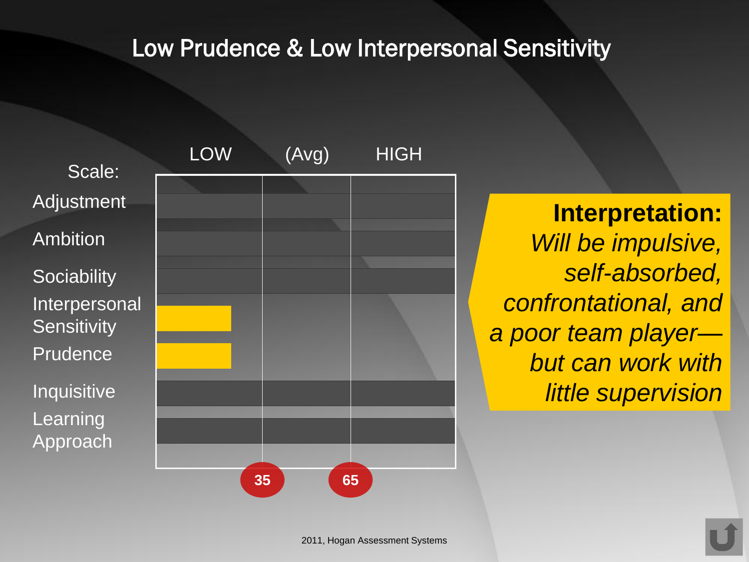# Low Prudence & Low Interpersonal Sensitivity

| Scale: | LOW | (Avg) | HIGH |
|---|---|---|---|
| Adjustment | | | |
| Ambition | | | |
| Sociability | | | |
| Interpersonal Sensitivity | ■ | | |
| Prudence | ■ | | |
| Inquisitive | | | |
| Learning Approach | | | |
| | 35 | 65 | |

**Interpretation:**
*Will be impulsive, self-absorbed, confrontational, and a poor team player—but can work with little supervision*

2011, Hogan Assessment Systems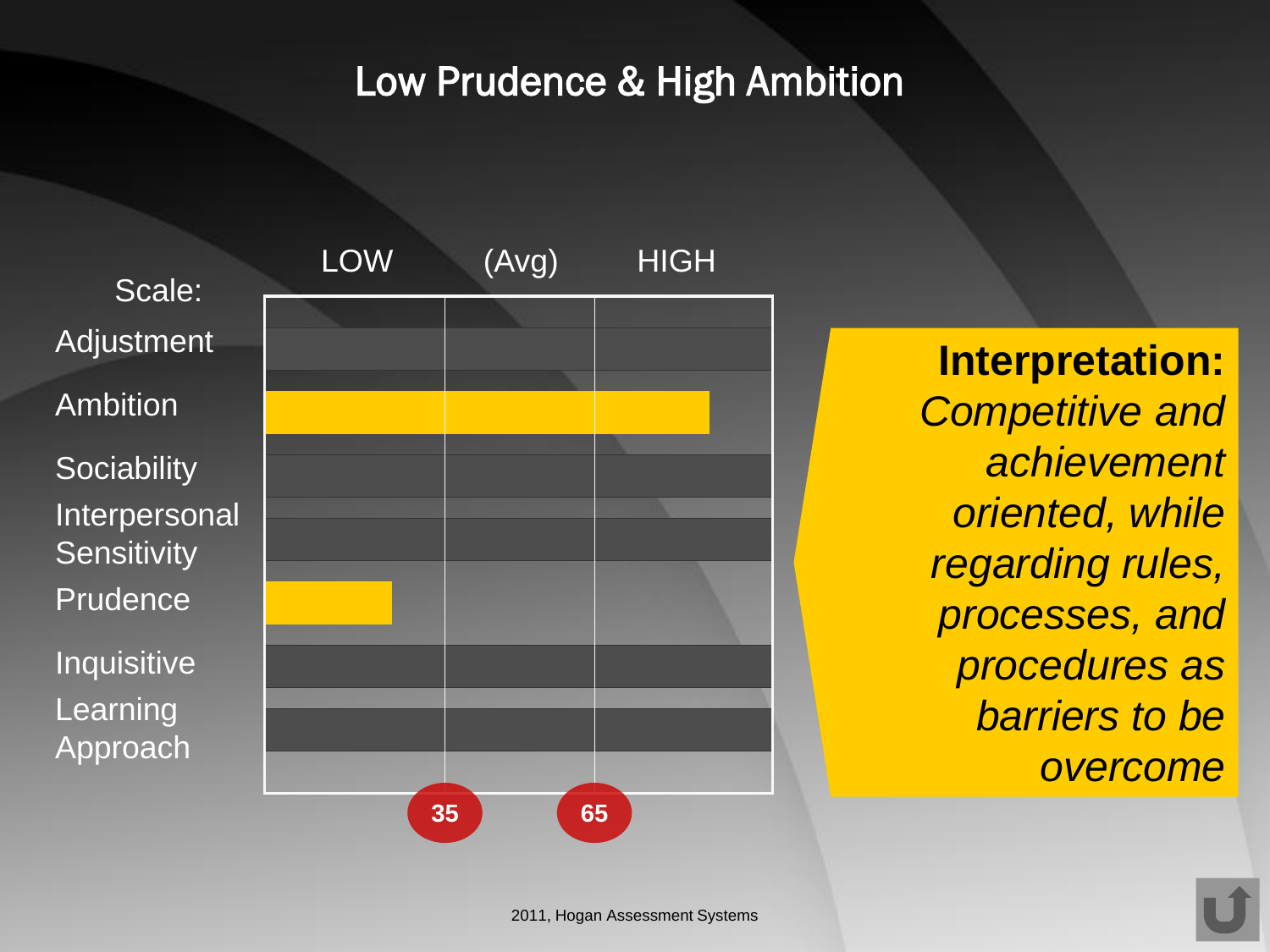# Low Prudence & High Ambition

| Scale: | LOW | (Avg) | HIGH |
|---|---|---|---|
| Adjustment | | | |
| Ambition | | | |
| Sociability | | | |
| Interpersonal Sensitivity | | | |
| Prudence | | | |
| Inquisitive | | | |
| Learning Approach | | | |

35 65

**Interpretation:** *Competitive and achievement oriented, while regarding rules, processes, and procedures as barriers to be overcome*

2011, Hogan Assessment Systems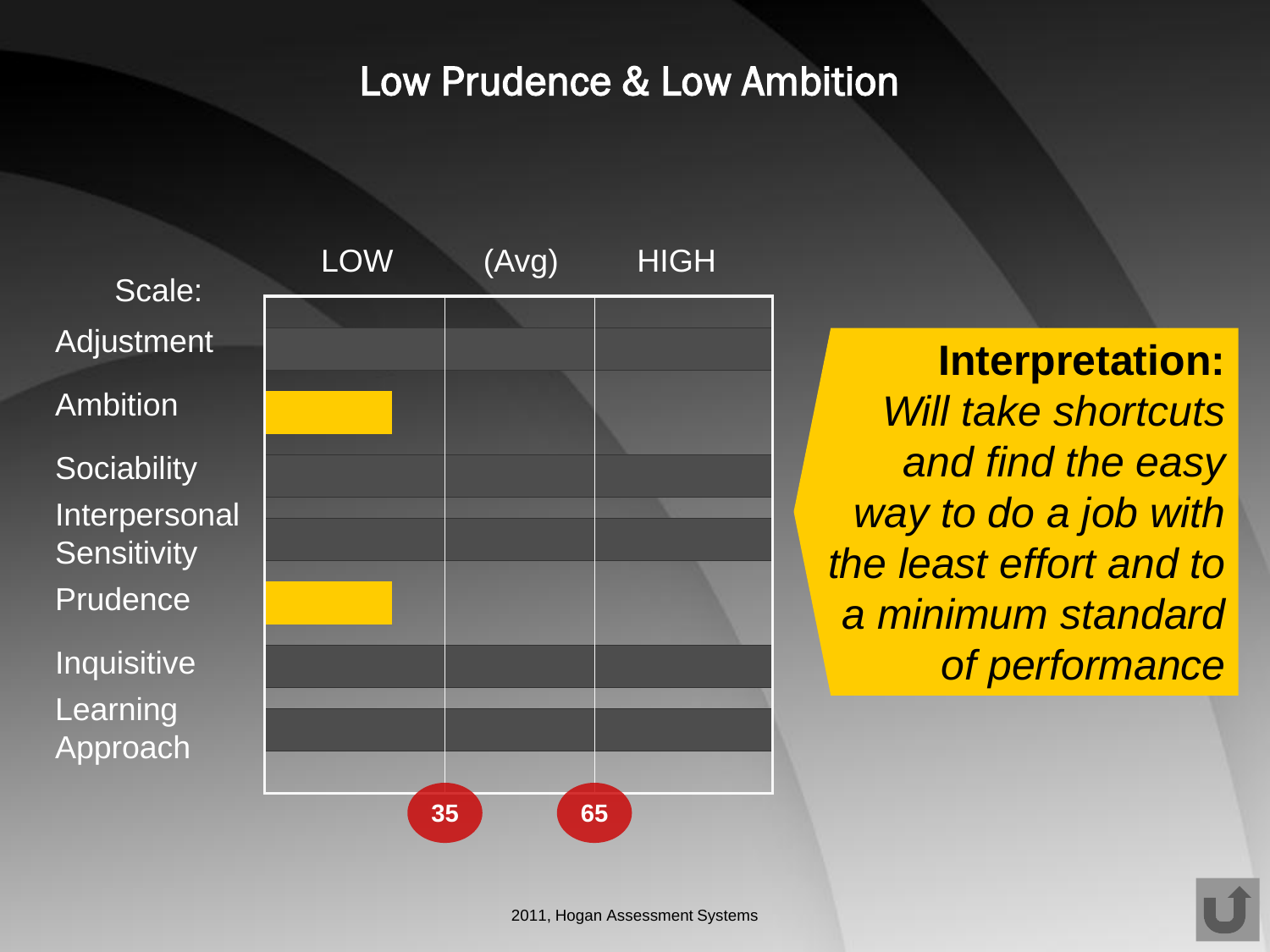# Low Prudence & Low Ambition

| Scale: | LOW | (Avg) | HIGH |
|---|---|---|---|
| Adjustment | | | |
| Ambition | ■ | | |
| Sociability | | | |
| Interpersonal Sensitivity | | | |
| Prudence | ■ | | |
| Inquisitive | | | |
| Learning Approach | | | |

35 65

**Interpretation:** *Will take shortcuts and find the easy way to do a job with the least effort and to a minimum standard of performance*

2011, Hogan Assessment Systems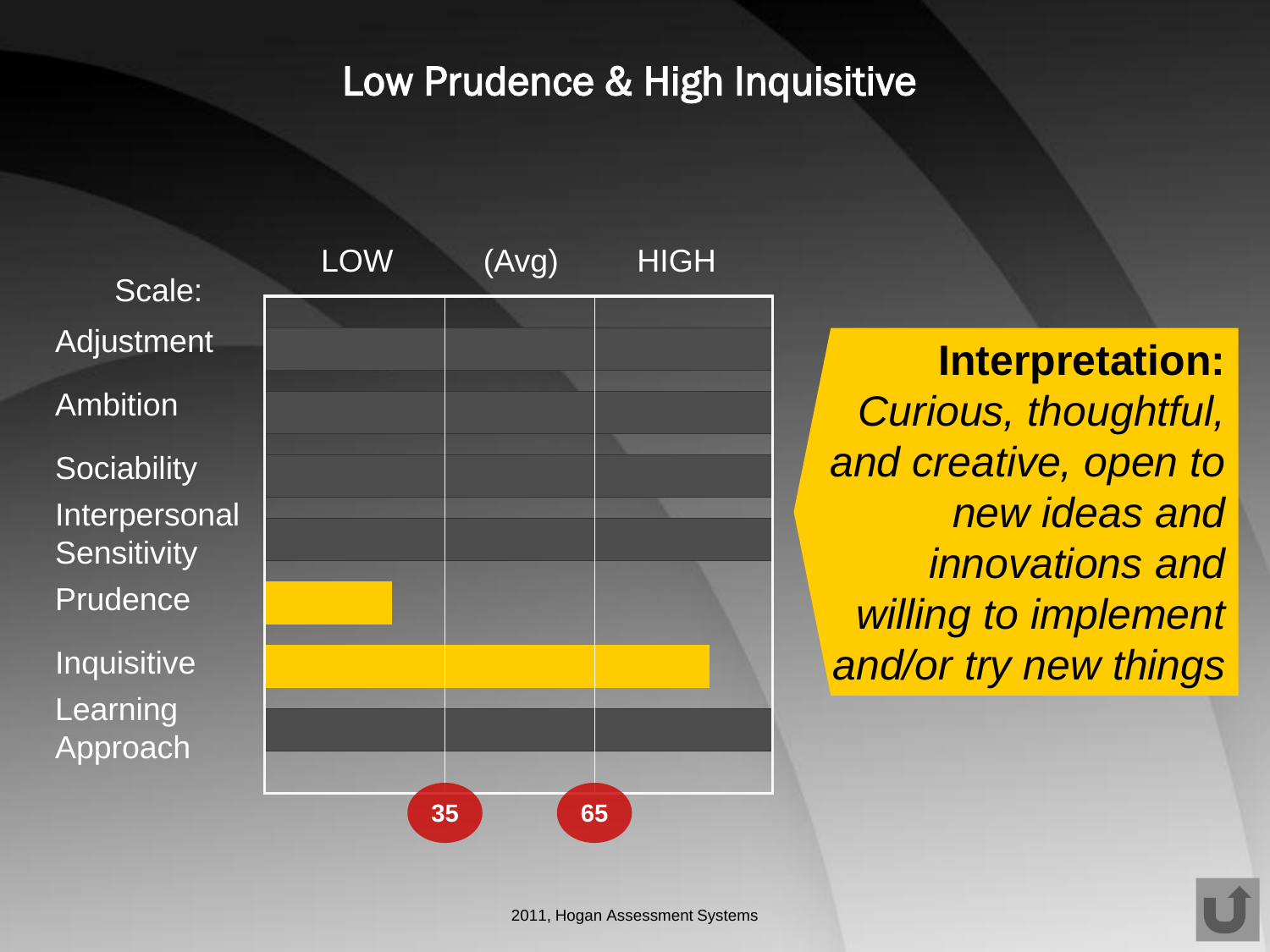# Low Prudence & High Inquisitive

| Scale: | LOW | (Avg) | HIGH |
|---|---|---|---|
| Adjustment | | | |
| Ambition | | | |
| Sociability | | | |
| Interpersonal Sensitivity | | | |
| Prudence | | | |
| Inquisitive | | | |
| Learning Approach | | | |

35 65

**Interpretation:** *Curious, thoughtful, and creative, open to new ideas and innovations and willing to implement and/or try new things*

2011, Hogan Assessment Systems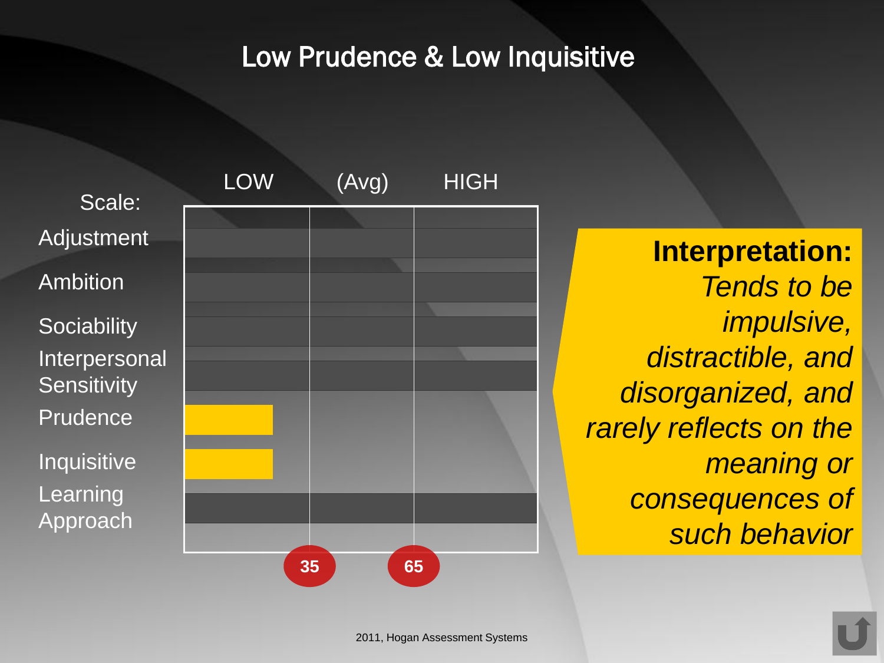# Low Prudence & Low Inquisitive

| Scale: | LOW | (Avg) | HIGH |
| --- | --- | --- | --- |
| Adjustment | | | |
| Ambition | | | |
| Sociability | | | |
| Interpersonal Sensitivity | | | |
| Prudence | ■ | | |
| Inquisitive | ■ | | |
| Learning Approach | | | |

35 65

**Interpretation:** *Tends to be impulsive, distractible, and disorganized, and rarely reflects on the meaning or consequences of such behavior*

2011, Hogan Assessment Systems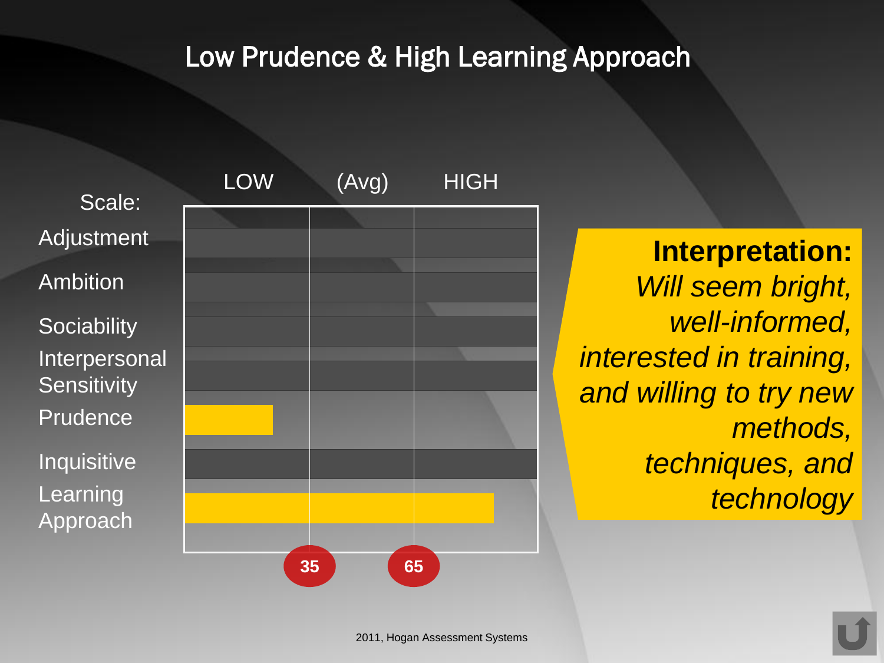# Low Prudence & High Learning Approach

| Scale: | LOW | (Avg) | HIGH |
|---|---|---|---|
| Adjustment | | | |
| Ambition | | | |
| Sociability | | | |
| Interpersonal Sensitivity | | | |
| Prudence | | | |
| Inquisitive | | | |
| Learning Approach | | | |

35 65

**Interpretation:**
*Will seem bright, well-informed, interested in training, and willing to try new methods, techniques, and technology*

2011, Hogan Assessment Systems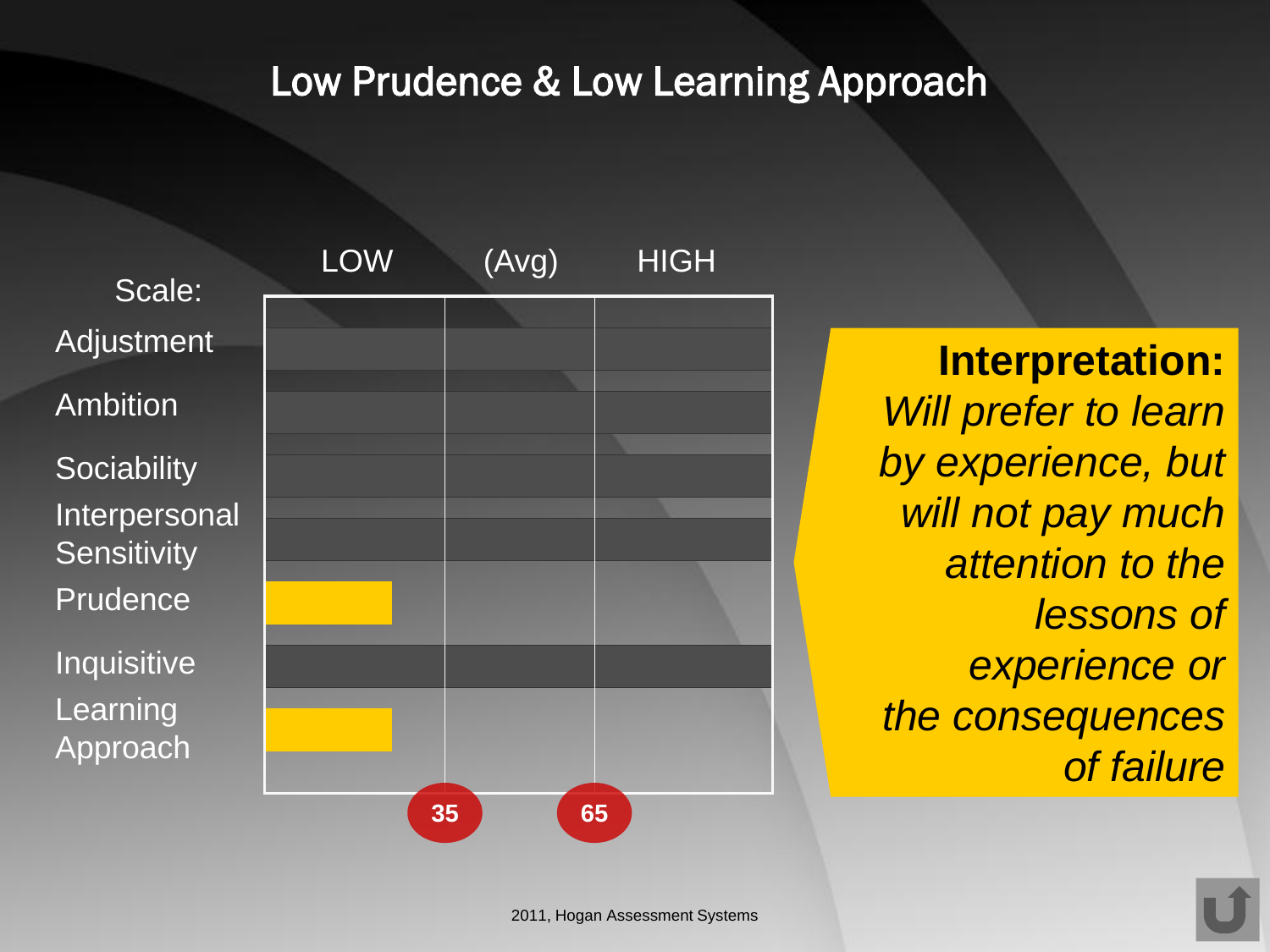# Low Prudence & Low Learning Approach

| Scale: | LOW | (Avg) | HIGH |
|---|---|---|---|
| Adjustment | | | |
| Ambition | | | |
| Sociability | | | |
| Interpersonal Sensitivity | | | |
| Prudence | ■ | | |
| Inquisitive | | | |
| Learning Approach | ■ | | |
| | 35 | 65 | |

**Interpretation:**
*Will prefer to learn by experience, but will not pay much attention to the lessons of experience or the consequences of failure*

2011, Hogan Assessment Systems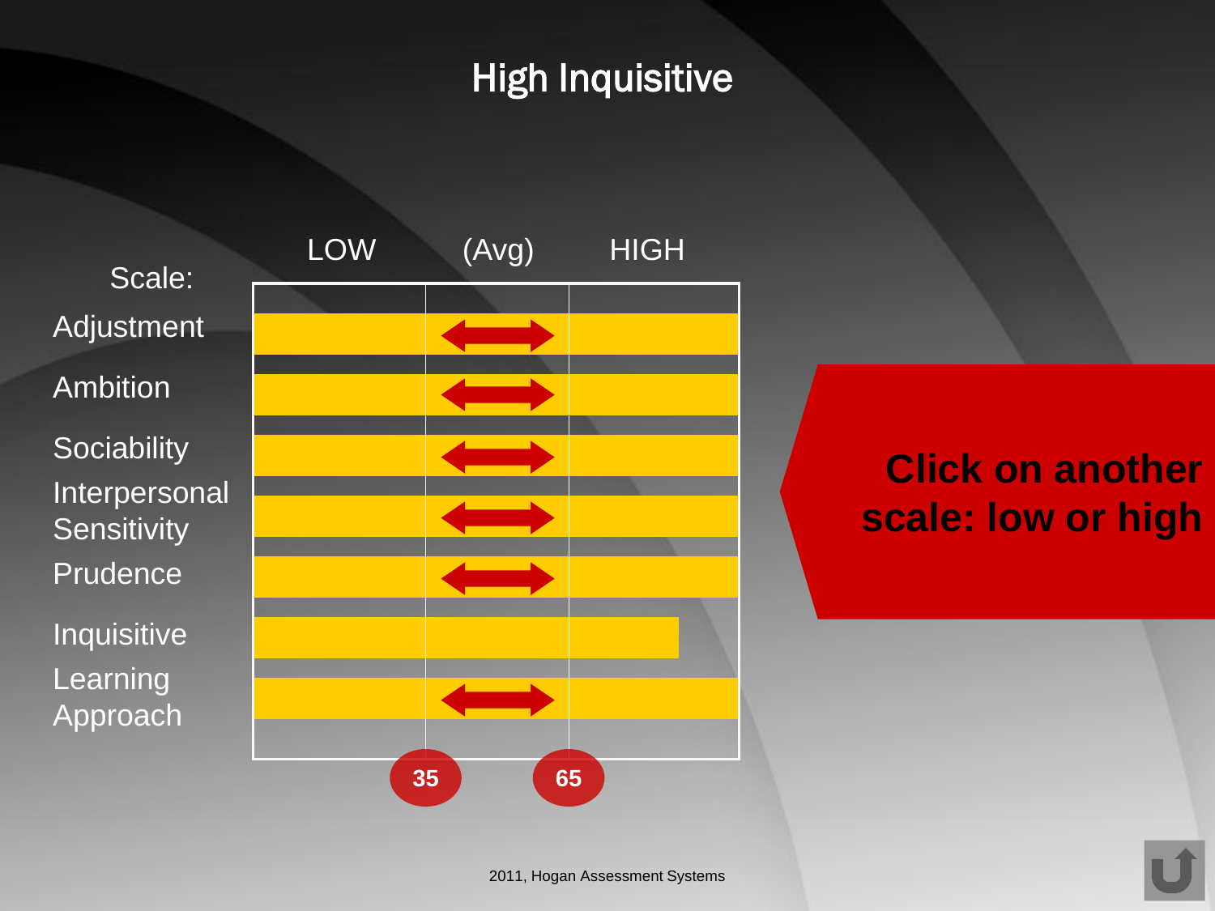# High Inquisitive

| Scale: | LOW | (Avg) | HIGH |
|---|---|---|---|
| Adjustment | | | |
| Ambition | | | |
| Sociability | | | |
| Interpersonal Sensitivity | | | |
| Prudence | | | |
| Inquisitive | | | |
| Learning Approach | | | |

35 65

**Click on another scale: low or high**

2011, Hogan Assessment Systems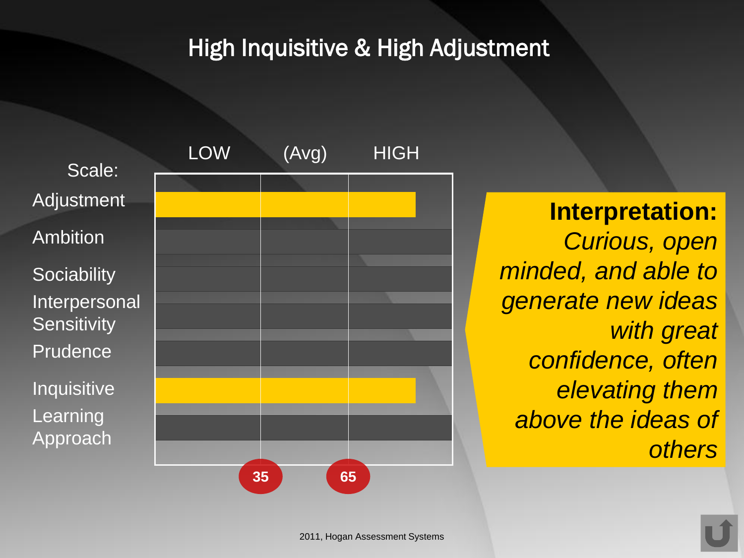# High Inquisitive & High Adjustment

| Scale: | LOW | (Avg) | HIGH |
|---|---|---|---|
| Adjustment | ██ | ██ | ██ |
| Ambition | | | |
| Sociability | | | |
| Interpersonal Sensitivity | | | |
| Prudence | | | |
| Inquisitive | ██ | ██ | ██ |
| Learning Approach | | | |
| | 35 | 65 | |

**Interpretation:** *Curious, open minded, and able to generate new ideas with great confidence, often elevating them above the ideas of others*

2011, Hogan Assessment Systems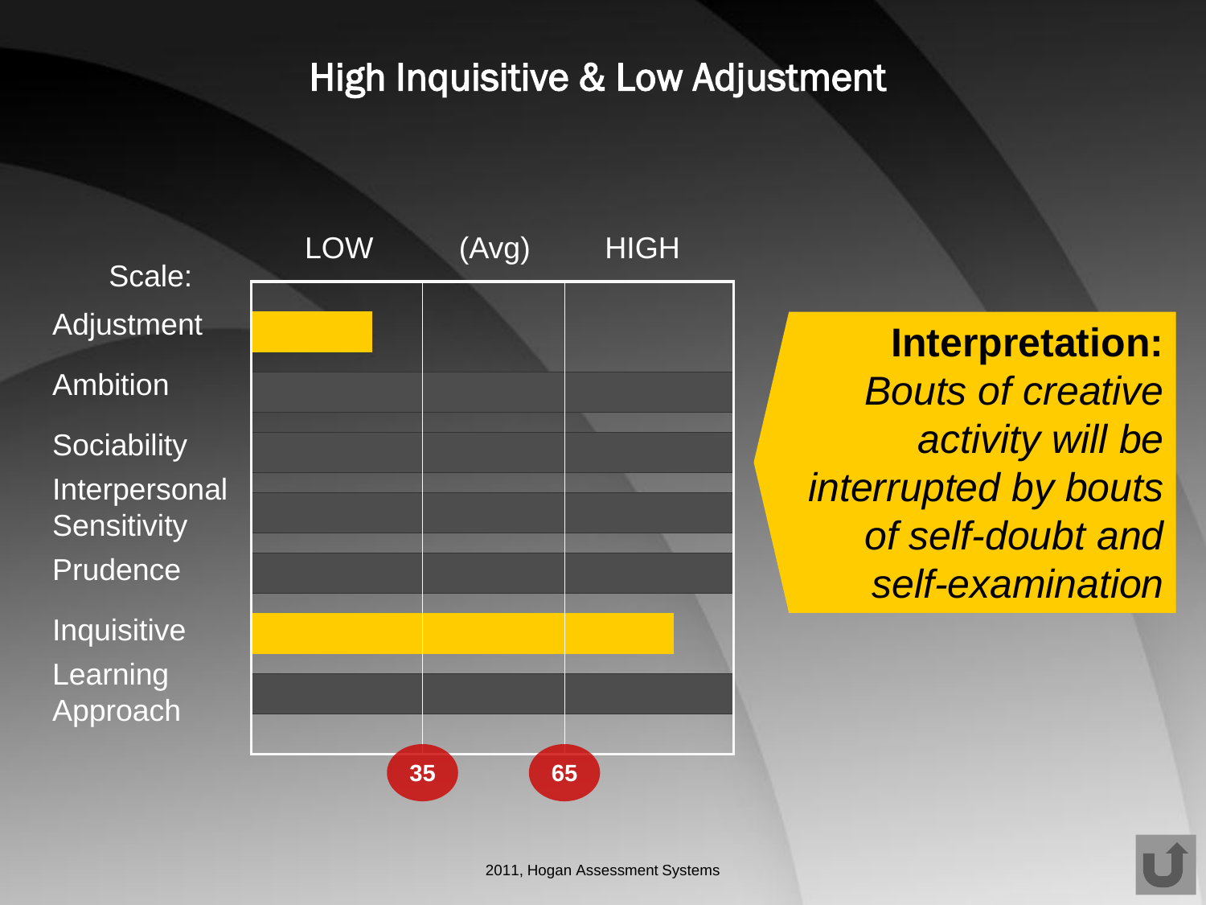# High Inquisitive & Low Adjustment

| Scale: | LOW | (Avg) | HIGH |
|---|---|---|---|
| Adjustment | ■ | | |
| Ambition | | | |
| Sociability | | | |
| Interpersonal Sensitivity | | | |
| Prudence | | | |
| Inquisitive | ■ | ■ | ■ |
| Learning Approach | | | |

35 65

**Interpretation:**
*Bouts of creative activity will be interrupted by bouts of self-doubt and self-examination*

2011, Hogan Assessment Systems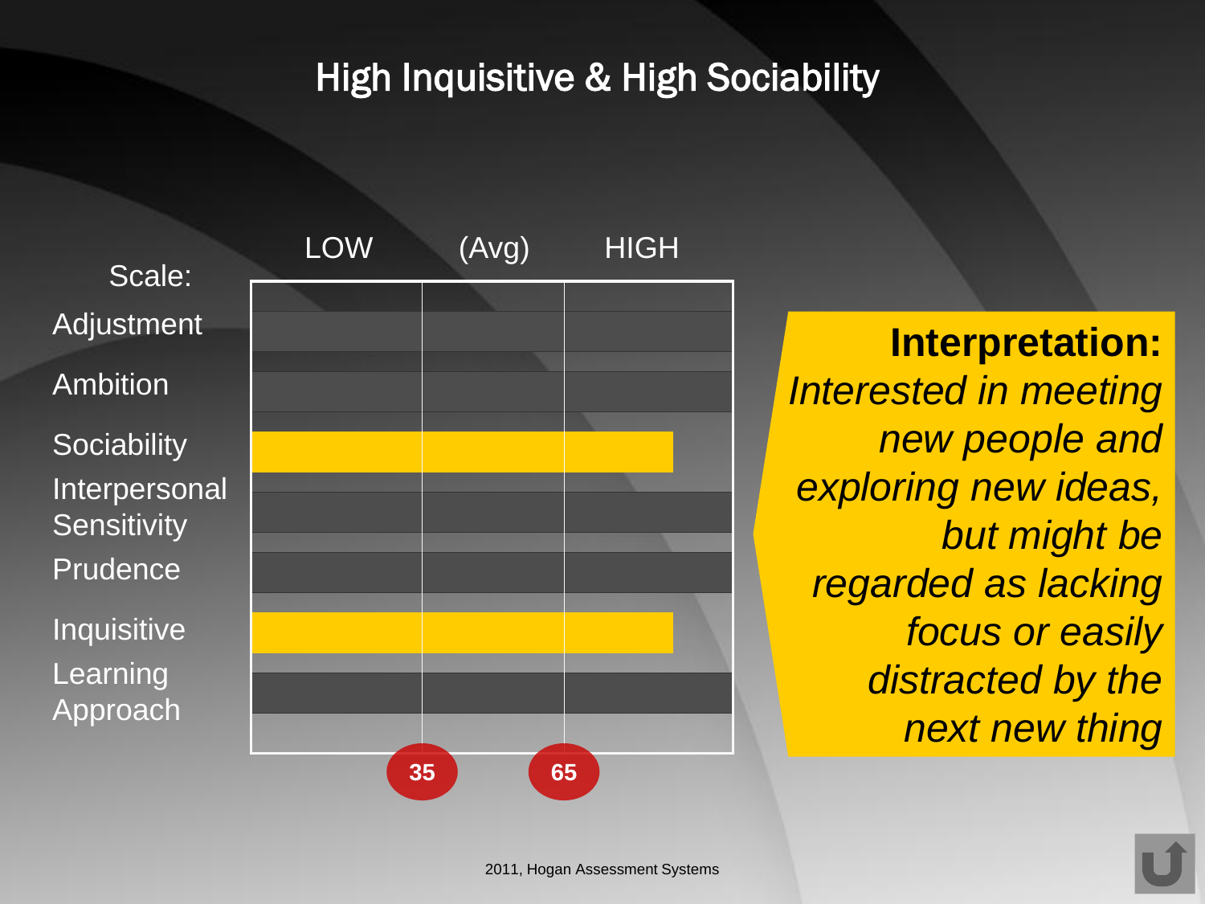# High Inquisitive & High Sociability

| Scale: | LOW | (Avg) | HIGH |
|---|---|---|---|
| Adjustment | | | |
| Ambition | | | |
| Sociability | | | |
| Interpersonal Sensitivity | | | |
| Prudence | | | |
| Inquisitive | | | |
| Learning Approach | | | |

35 65

**Interpretation:**
*Interested in meeting new people and exploring new ideas, but might be regarded as lacking focus or easily distracted by the next new thing*

2011, Hogan Assessment Systems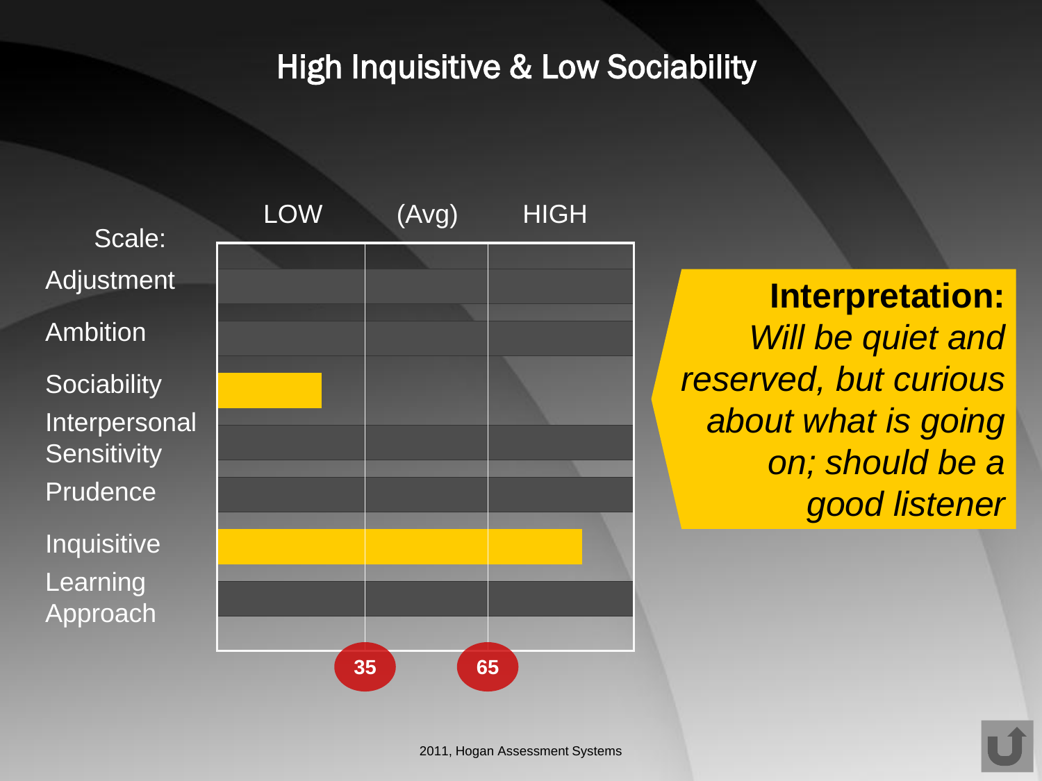# High Inquisitive & Low Sociability

| Scale: | LOW | (Avg) | HIGH |
|---|---|---|---|
| Adjustment | | | |
| Ambition | | | |
| Sociability | ■ | | |
| Interpersonal Sensitivity | | | |
| Prudence | | | |
| Inquisitive | ■ | ■ | ■ |
| Learning Approach | | | |

35 | 65

**Interpretation:**
*Will be quiet and reserved, but curious about what is going on; should be a good listener*

2011, Hogan Assessment Systems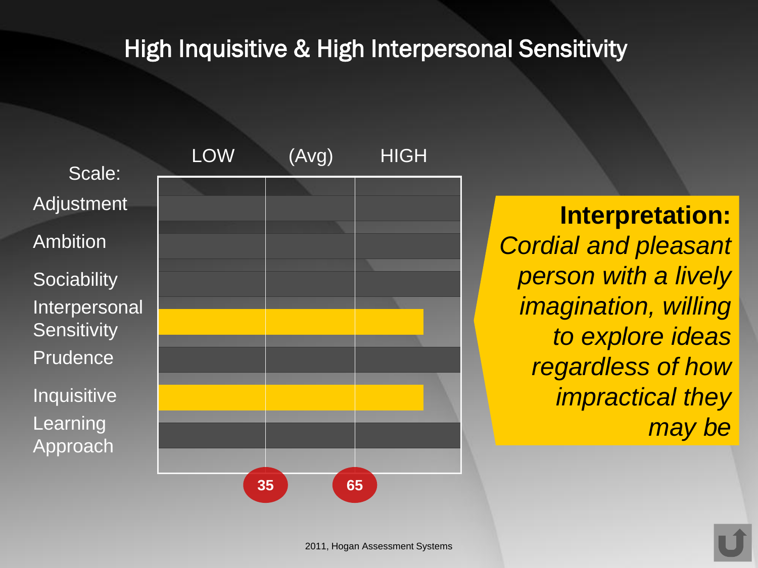# High Inquisitive & High Interpersonal Sensitivity

| Scale: | LOW | (Avg) | HIGH |
|---|---|---|---|
| Adjustment | | | |
| Ambition | | | |
| Sociability | | | |
| Interpersonal Sensitivity | | | |
| Prudence | | | |
| Inquisitive | | | |
| Learning Approach | | | |

35 65

**Interpretation:** *Cordial and pleasant person with a lively imagination, willing to explore ideas regardless of how impractical they may be*

2011, Hogan Assessment Systems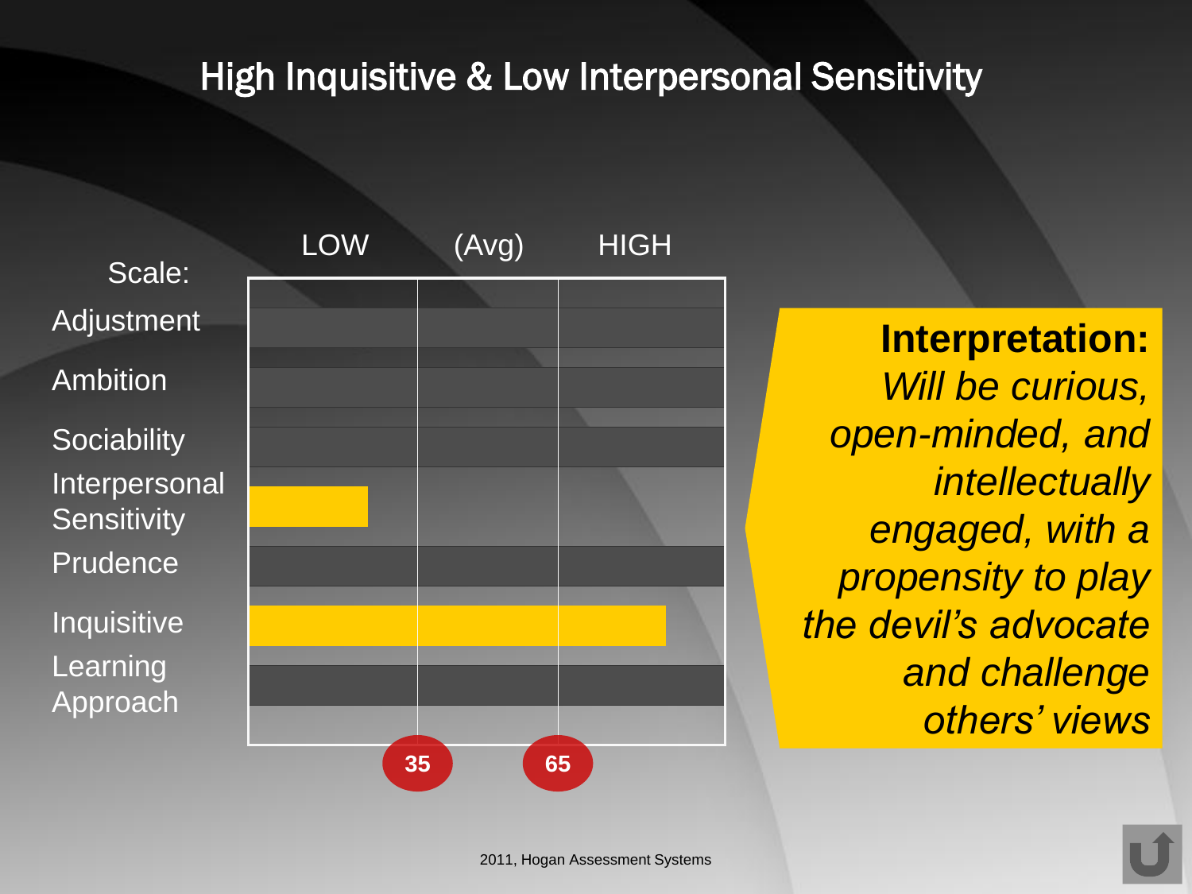# High Inquisitive & Low Interpersonal Sensitivity

LOW (Avg) HIGH

Scale:

- Adjustment
- Ambition
- Sociability
- Interpersonal Sensitivity
- Prudence
- Inquisitive
- Learning Approach

35 65

**Interpretation:**
*Will be curious, open-minded, and intellectually engaged, with a propensity to play the devil's advocate and challenge others' views*

2011, Hogan Assessment Systems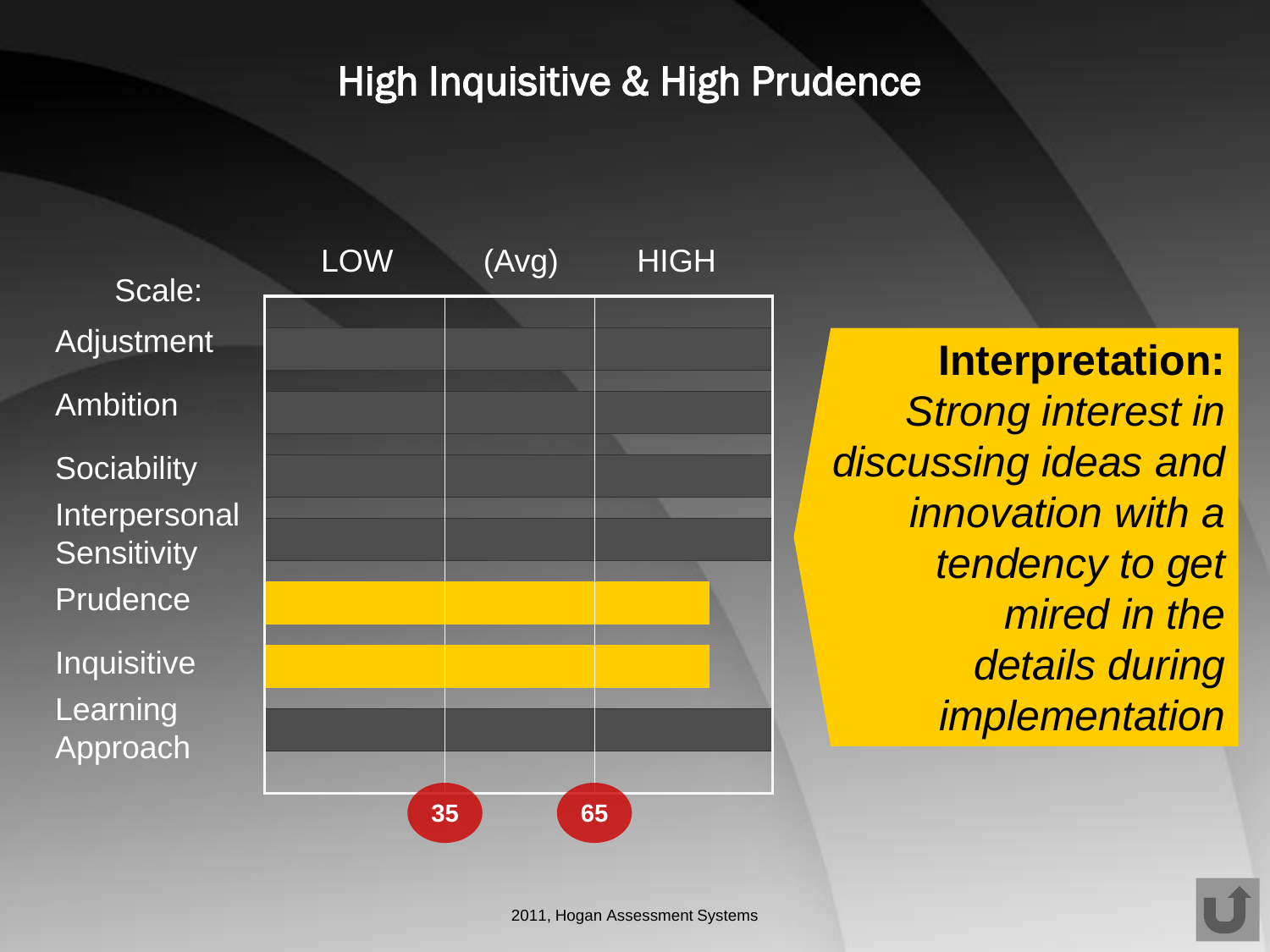# High Inquisitive & High Prudence

| Scale: | LOW | (Avg) | HIGH |
|---|---|---|---|
| Adjustment | | | |
| Ambition | | | |
| Sociability | | | |
| Interpersonal Sensitivity | | | |
| Prudence | ██████ | ██████ | ████ |
| Inquisitive | ██████ | ██████ | ████ |
| Learning Approach | | | |
| | 35 | 65 | |

**Interpretation:** *Strong interest in discussing ideas and innovation with a tendency to get mired in the details during implementation*

2011, Hogan Assessment Systems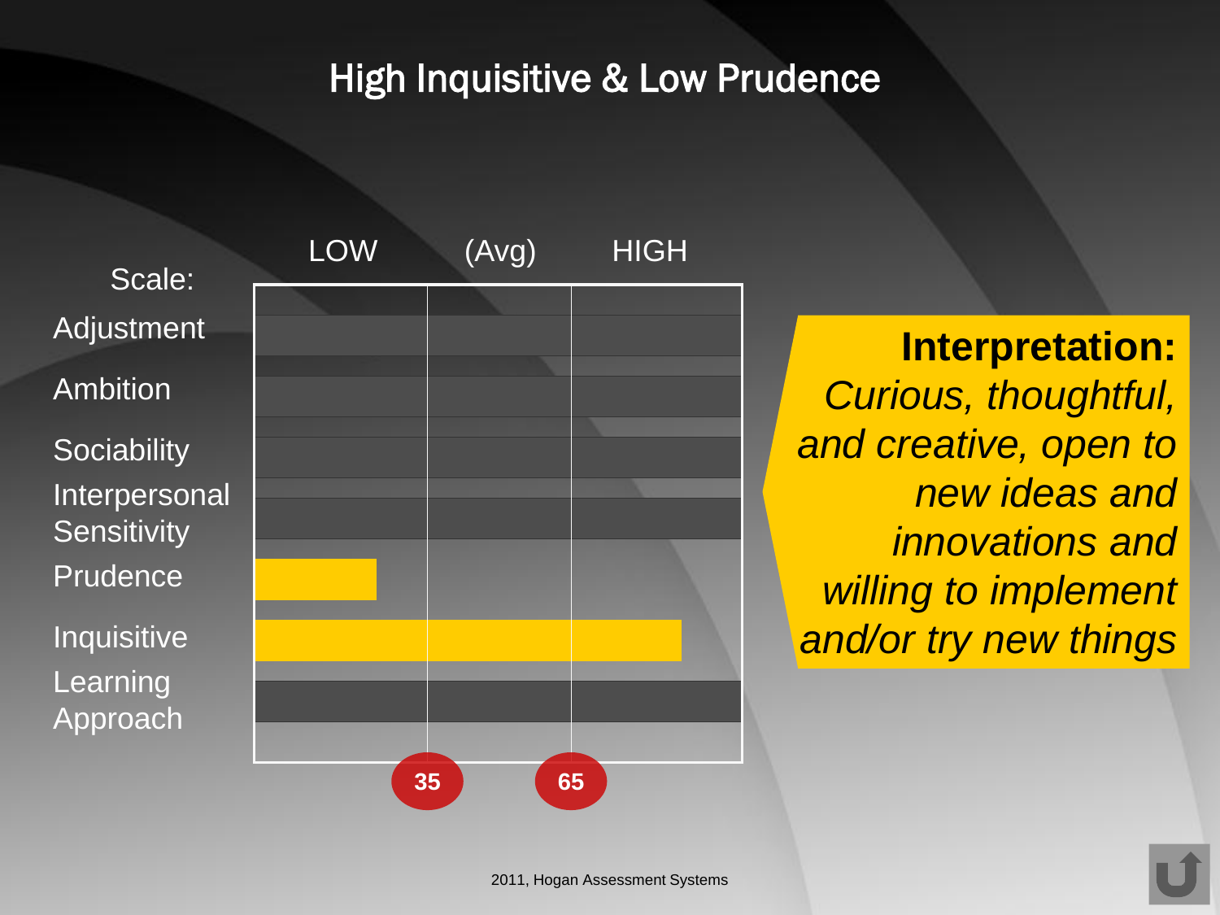# High Inquisitive & Low Prudence

| Scale: | LOW | (Avg) | HIGH |
|---|---|---|---|
| Adjustment | | | |
| Ambition | | | |
| Sociability | | | |
| Interpersonal Sensitivity | | | |
| Prudence | | | |
| Inquisitive | | | |
| Learning Approach | | | |

35 65

**Interpretation:** *Curious, thoughtful, and creative, open to new ideas and innovations and willing to implement and/or try new things*

2011, Hogan Assessment Systems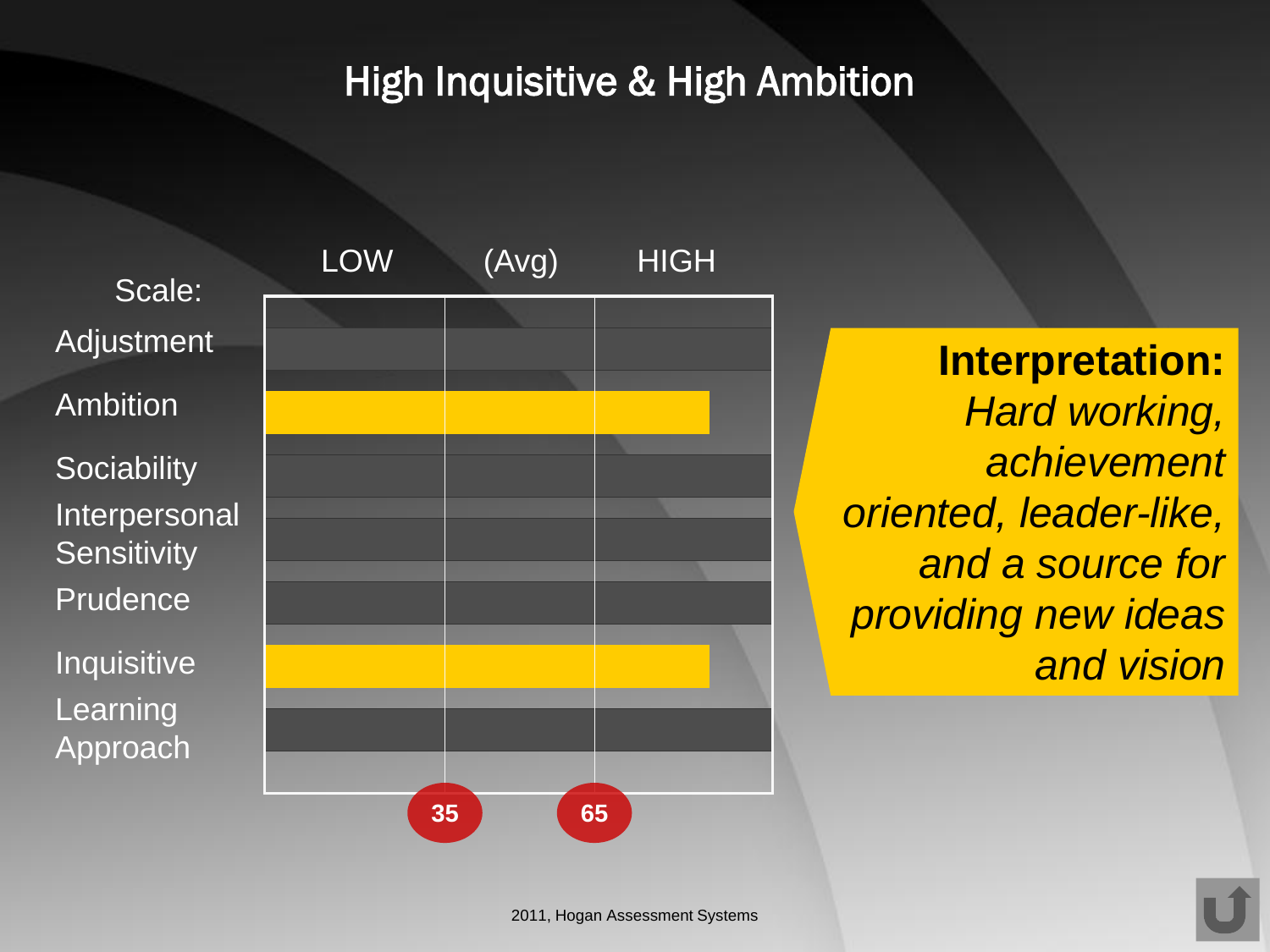# High Inquisitive & High Ambition

| Scale: | LOW | (Avg) | HIGH |
|---|---|---|---|
| Adjustment | | | |
| Ambition | ████ | ████ | ████ |
| Sociability | | | |
| Interpersonal Sensitivity | | | |
| Prudence | | | |
| Inquisitive | ████ | ████ | ████ |
| Learning Approach | | | |

35 65

**Interpretation:** *Hard working, achievement oriented, leader-like, and a source for providing new ideas and vision*

2011, Hogan Assessment Systems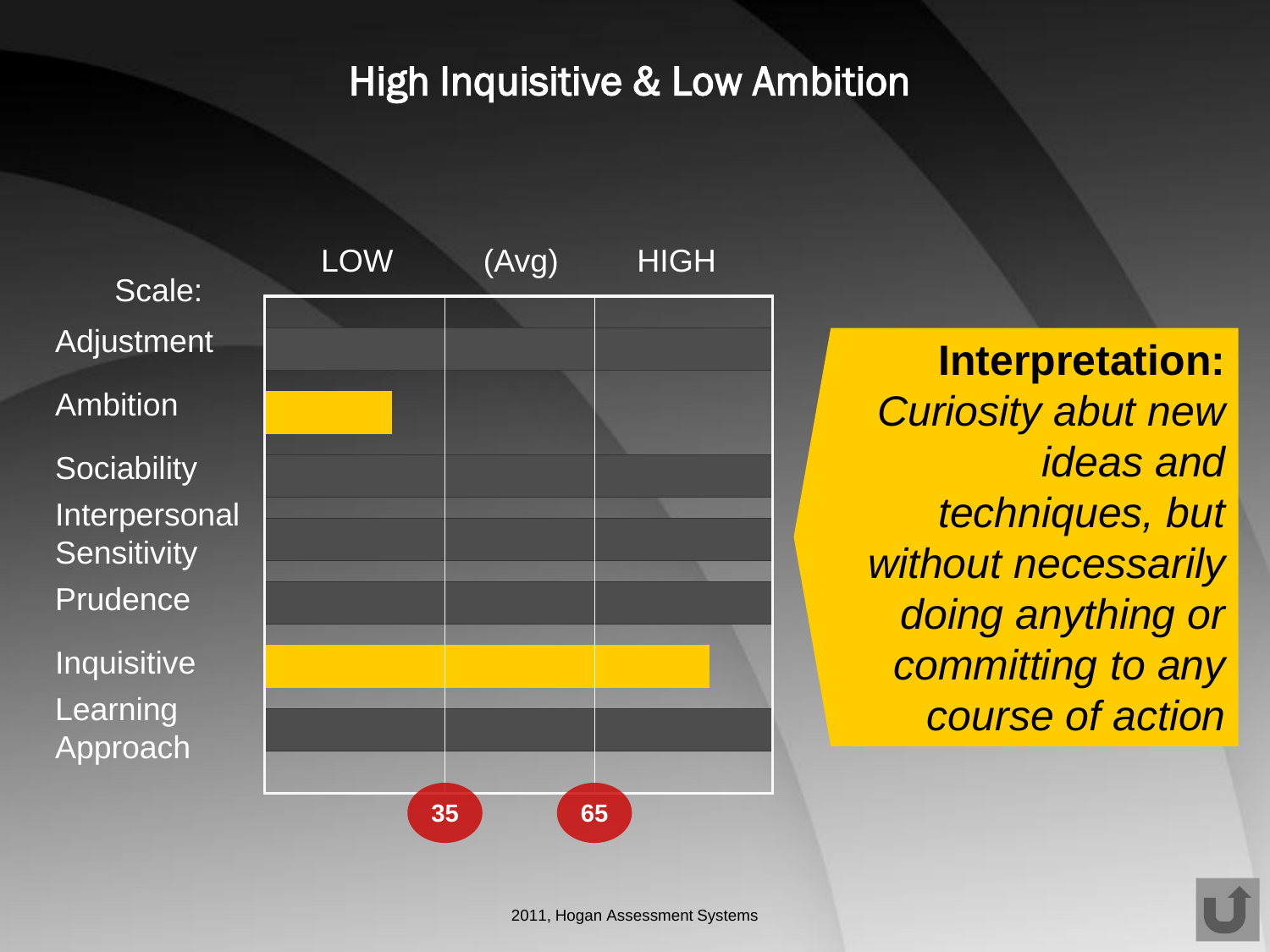# High Inquisitive & Low Ambition

| Scale: | LOW | (Avg) | HIGH |
|---|---|---|---|
| Adjustment | | | |
| Ambition | | | |
| Sociability | | | |
| Interpersonal Sensitivity | | | |
| Prudence | | | |
| Inquisitive | | | |
| Learning Approach | | | |

35 65

**Interpretation:** *Curiosity abut new ideas and techniques, but without necessarily doing anything or committing to any course of action*

2011, Hogan Assessment Systems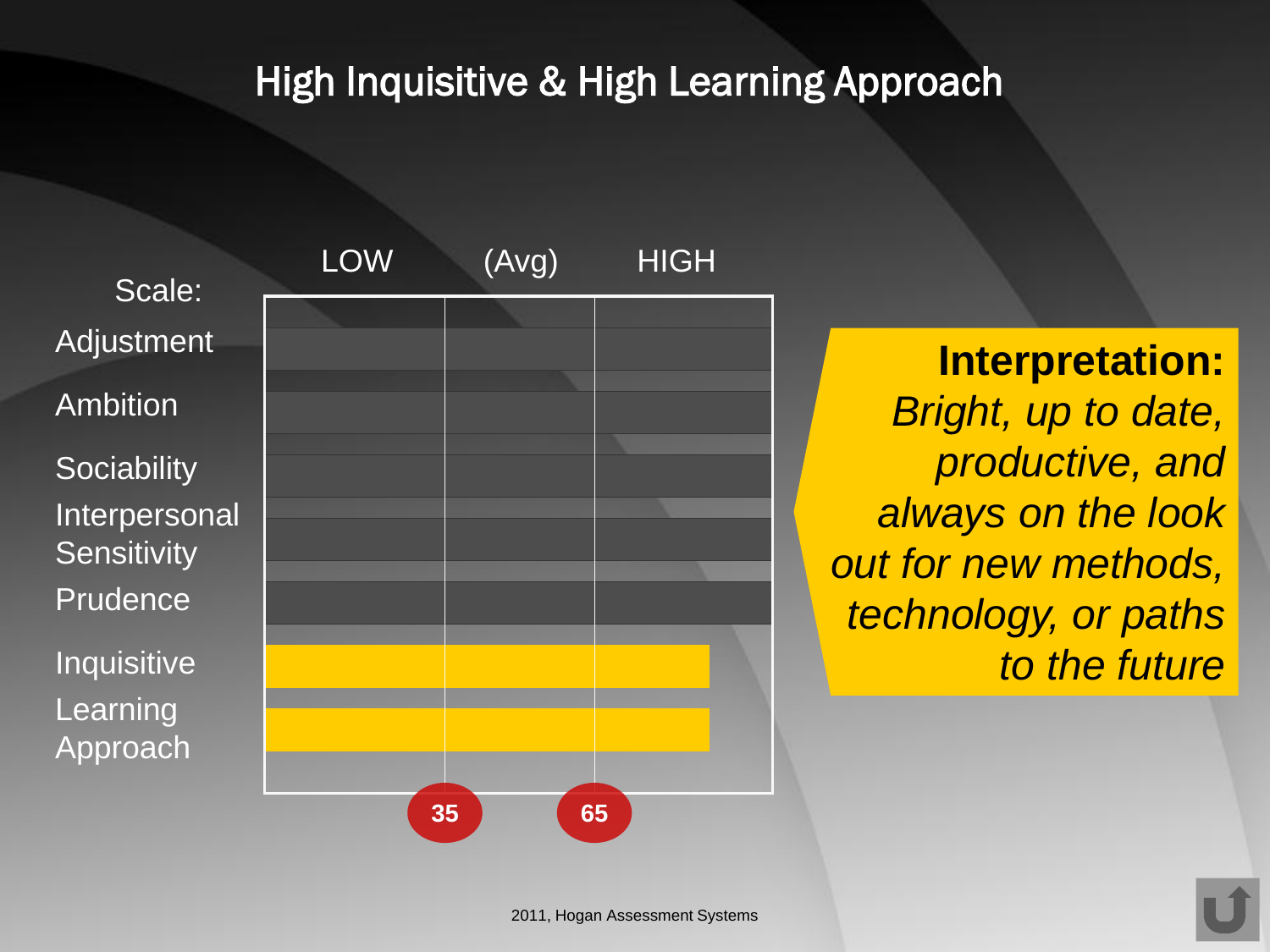# High Inquisitive & High Learning Approach

| Scale: | LOW | (Avg) | HIGH |
|---|---|---|---|
| Adjustment | | | |
| Ambition | | | |
| Sociability | | | |
| Interpersonal Sensitivity | | | |
| Prudence | | | |
| Inquisitive | | | |
| Learning Approach | | | |

35 65

**Interpretation:** *Bright, up to date, productive, and always on the look out for new methods, technology, or paths to the future*

2011, Hogan Assessment Systems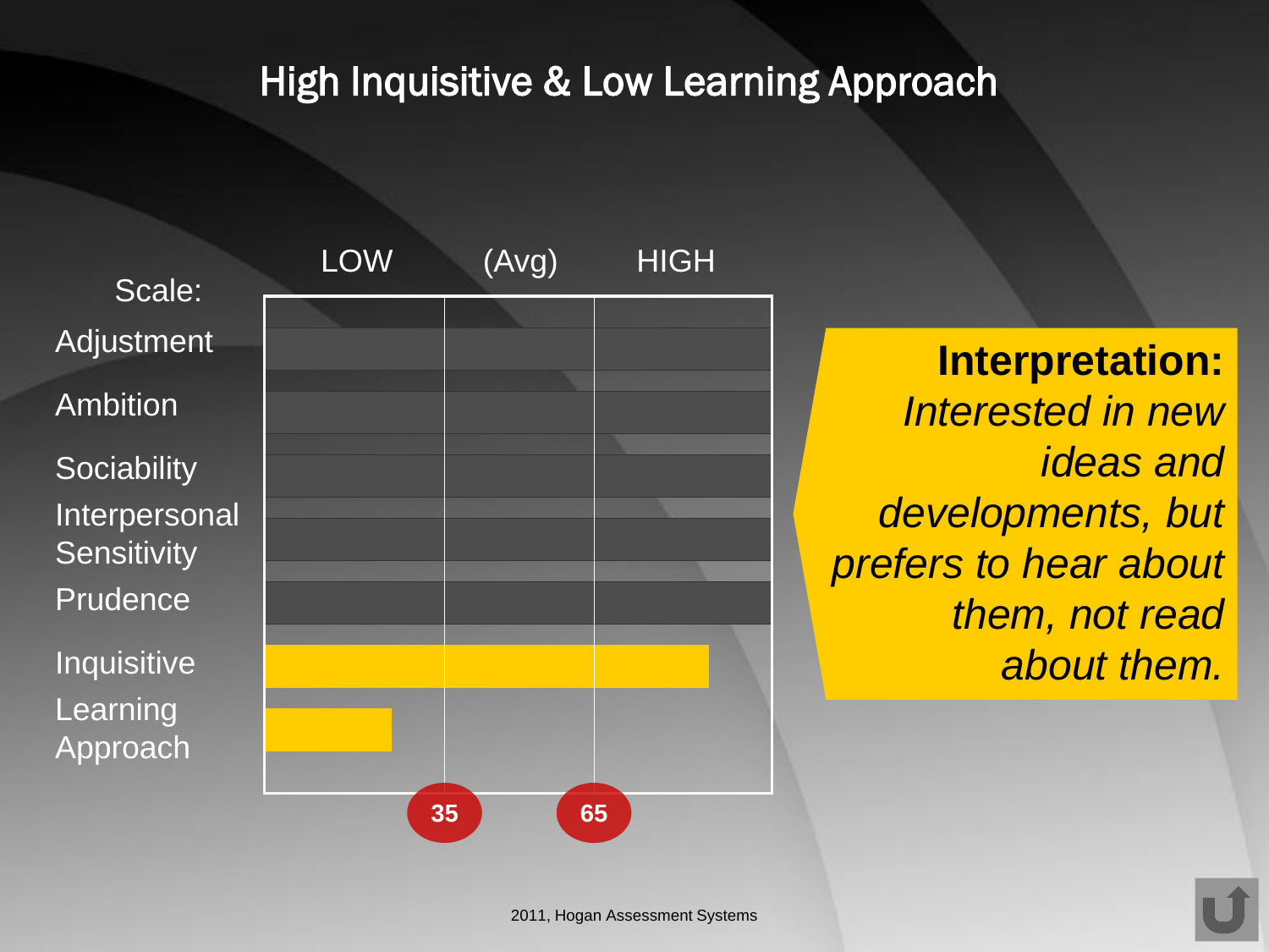# High Inquisitive & Low Learning Approach

| Scale: | LOW | (Avg) | HIGH |
|---|---|---|---|
| Adjustment | | | |
| Ambition | | | |
| Sociability | | | |
| Interpersonal Sensitivity | | | |
| Prudence | | | |
| Inquisitive | | | |
| Learning Approach | | | |

35 65

**Interpretation:** *Interested in new ideas and developments, but prefers to hear about them, not read about them.*

2011, Hogan Assessment Systems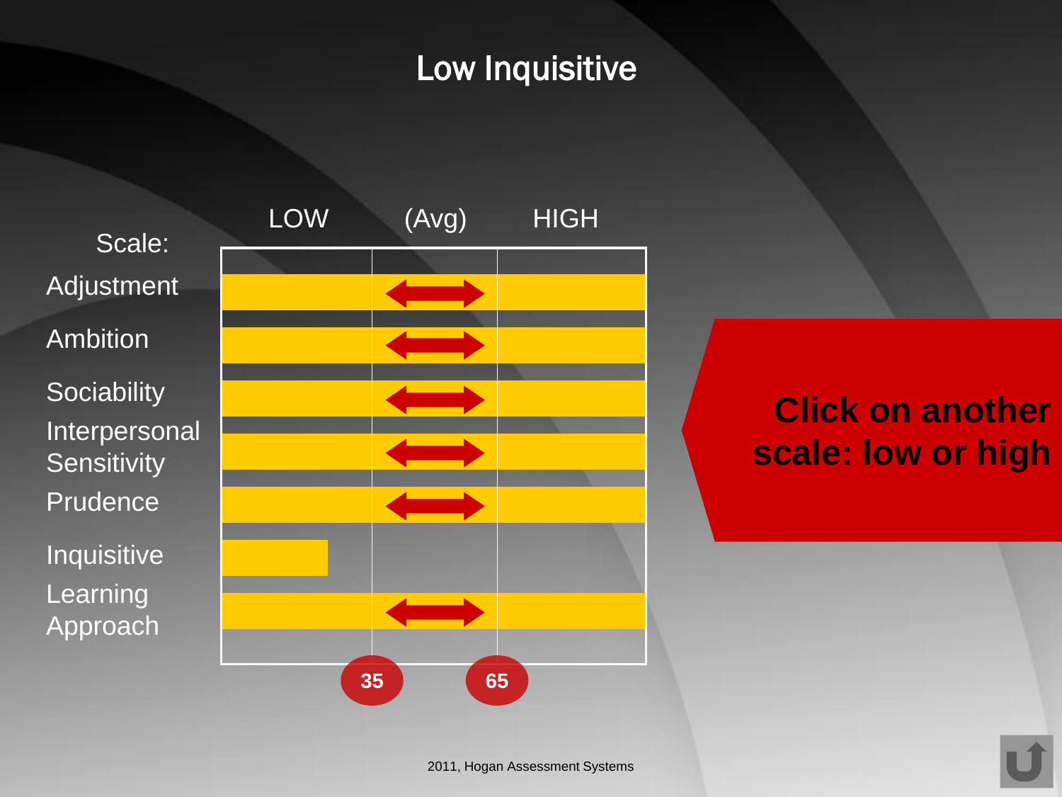# Low Inquisitive

| Scale: | LOW | (Avg) | HIGH |
|---|---|---|---|
| Adjustment | | ⟷ | |
| Ambition | | ⟷ | |
| Sociability | | ⟷ | |
| Interpersonal Sensitivity | | ⟷ | |
| Prudence | | ⟷ | |
| Inquisitive | ■ | | |
| Learning Approach | | ⟷ | |

35 — 65

**Click on another scale: low or high**

2011, Hogan Assessment Systems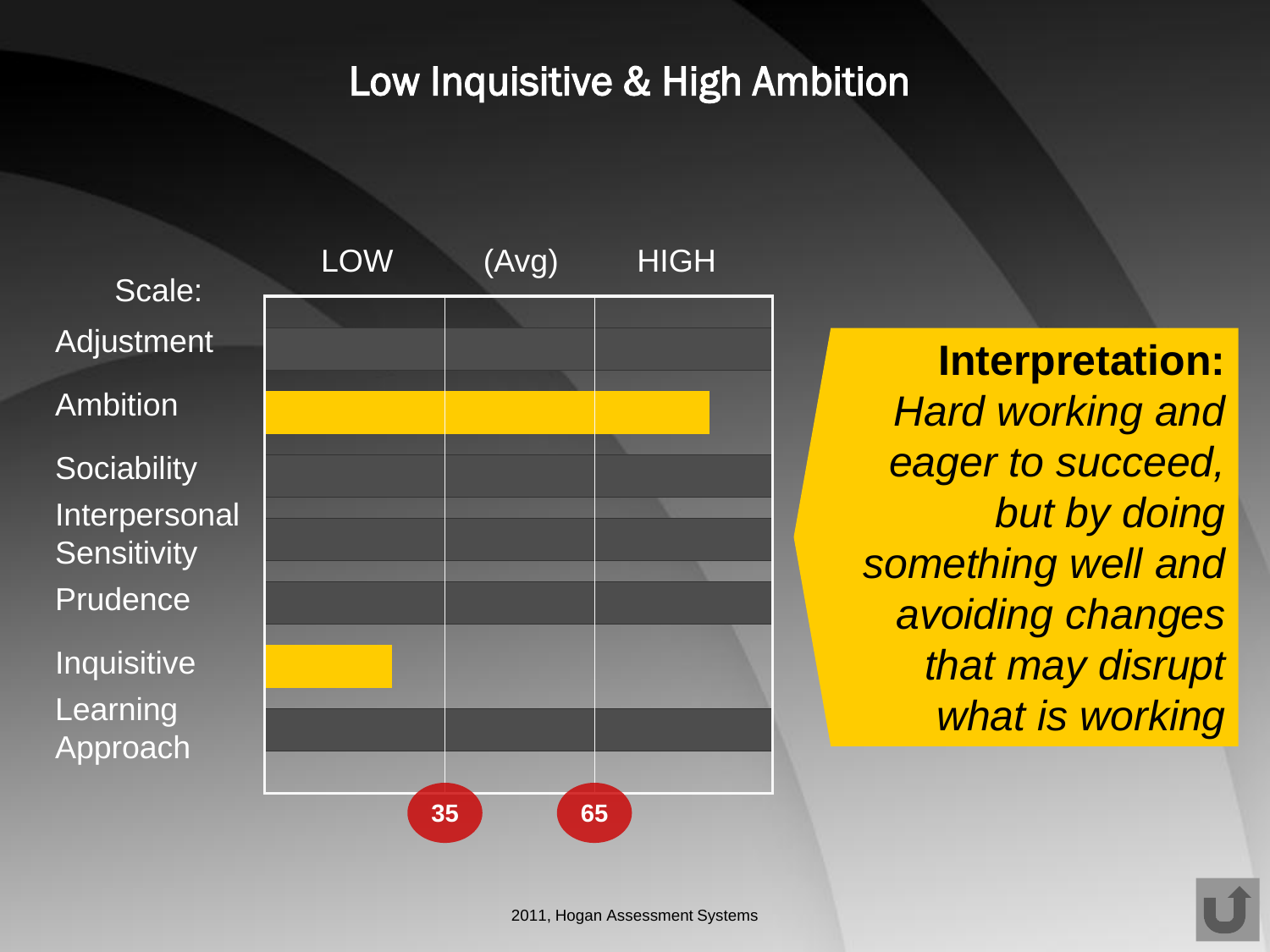# Low Inquisitive & High Ambition

| Scale: | LOW | (Avg) | HIGH |
|---|---|---|---|
| Adjustment | | | |
| Ambition | ■ | ■ | ■ |
| Sociability | | | |
| Interpersonal Sensitivity | | | |
| Prudence | | | |
| Inquisitive | ■ | | |
| Learning Approach | | | |

35 | 65

**Interpretation:** *Hard working and eager to succeed, but by doing something well and avoiding changes that may disrupt what is working*

2011, Hogan Assessment Systems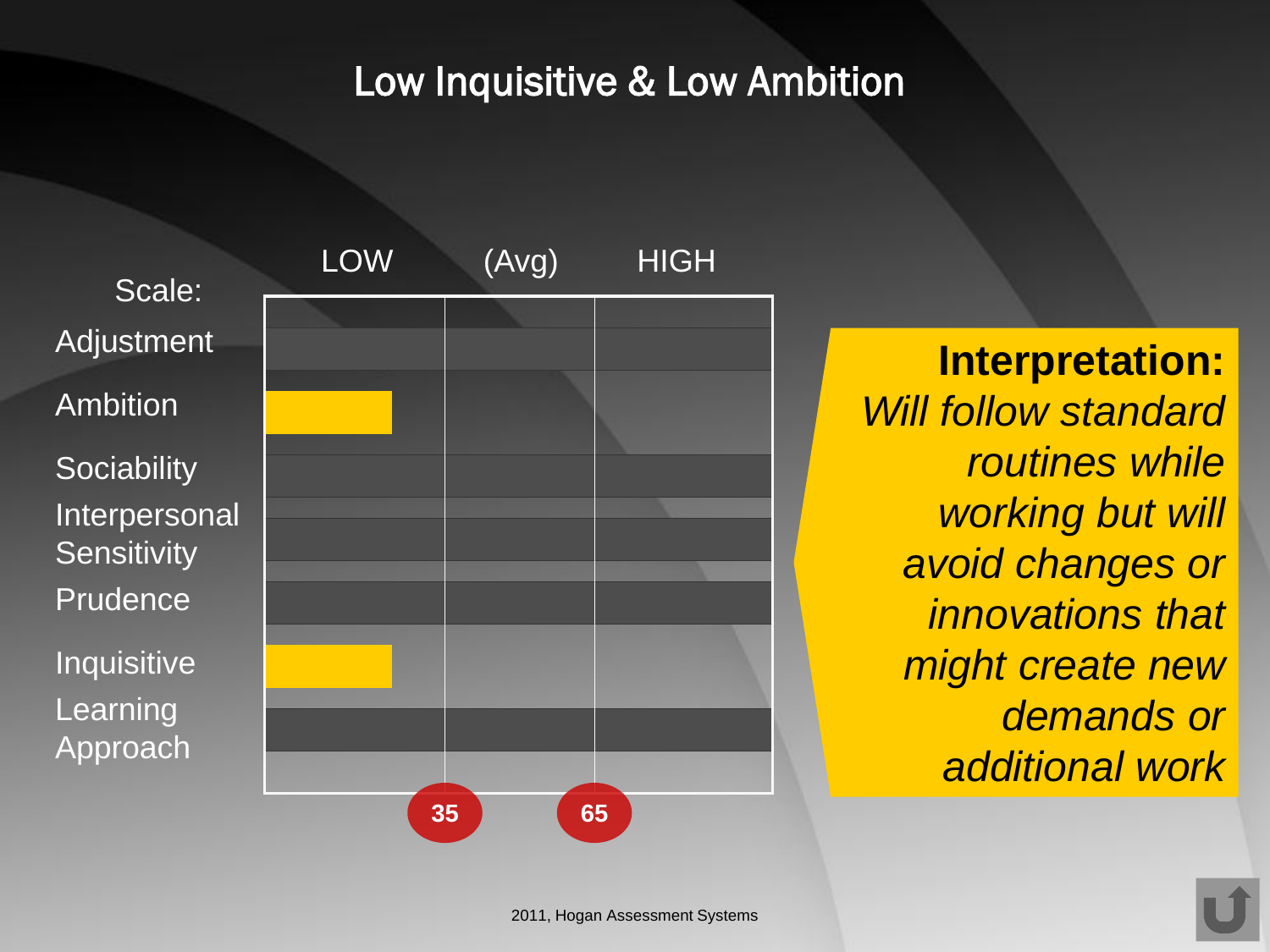# Low Inquisitive & Low Ambition

| Scale: | LOW | (Avg) | HIGH |
|---|---|---|---|
| Adjustment | | | |
| Ambition | ■ | | |
| Sociability | | | |
| Interpersonal Sensitivity | | | |
| Prudence | | | |
| Inquisitive | ■ | | |
| Learning Approach | | | |

35 65

**Interpretation:**
*Will follow standard routines while working but will avoid changes or innovations that might create new demands or additional work*

2011, Hogan Assessment Systems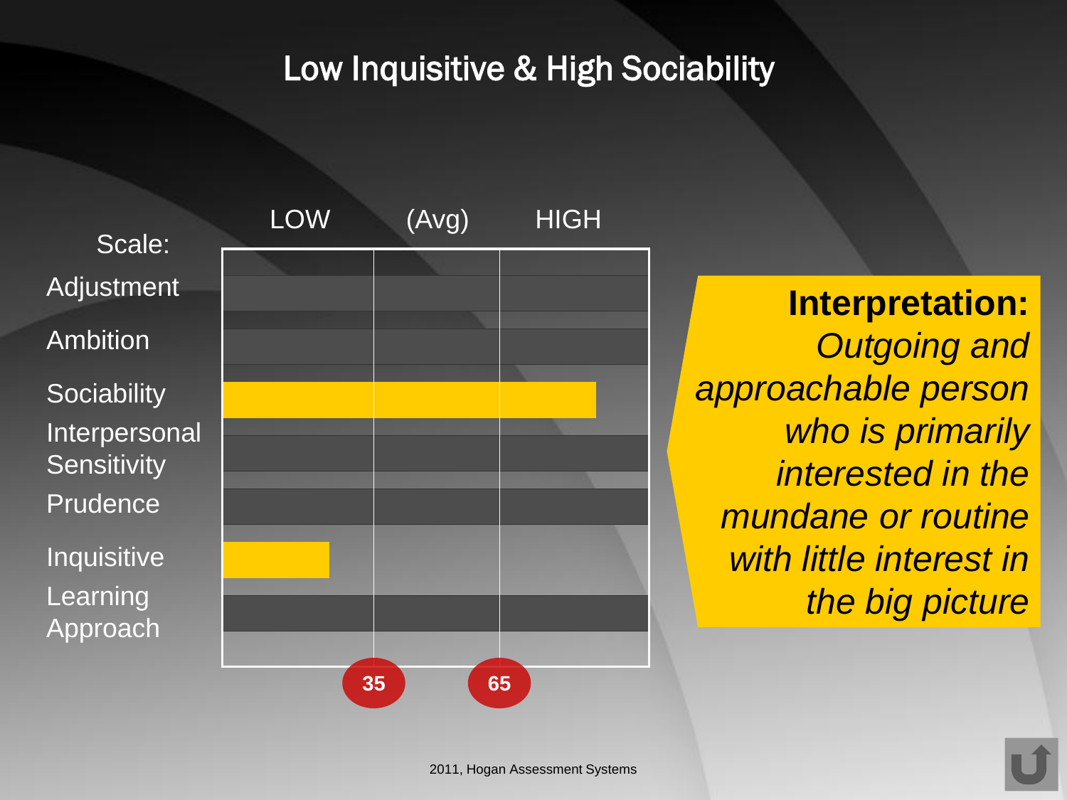# Low Inquisitive & High Sociability

| Scale: | LOW | (Avg) | HIGH |
|---|---|---|---|
| Adjustment | | | |
| Ambition | | | |
| Sociability | | | |
| Interpersonal Sensitivity | | | |
| Prudence | | | |
| Inquisitive | | | |
| Learning Approach | | | |

35 65

**Interpretation:** *Outgoing and approachable person who is primarily interested in the mundane or routine with little interest in the big picture*

2011, Hogan Assessment Systems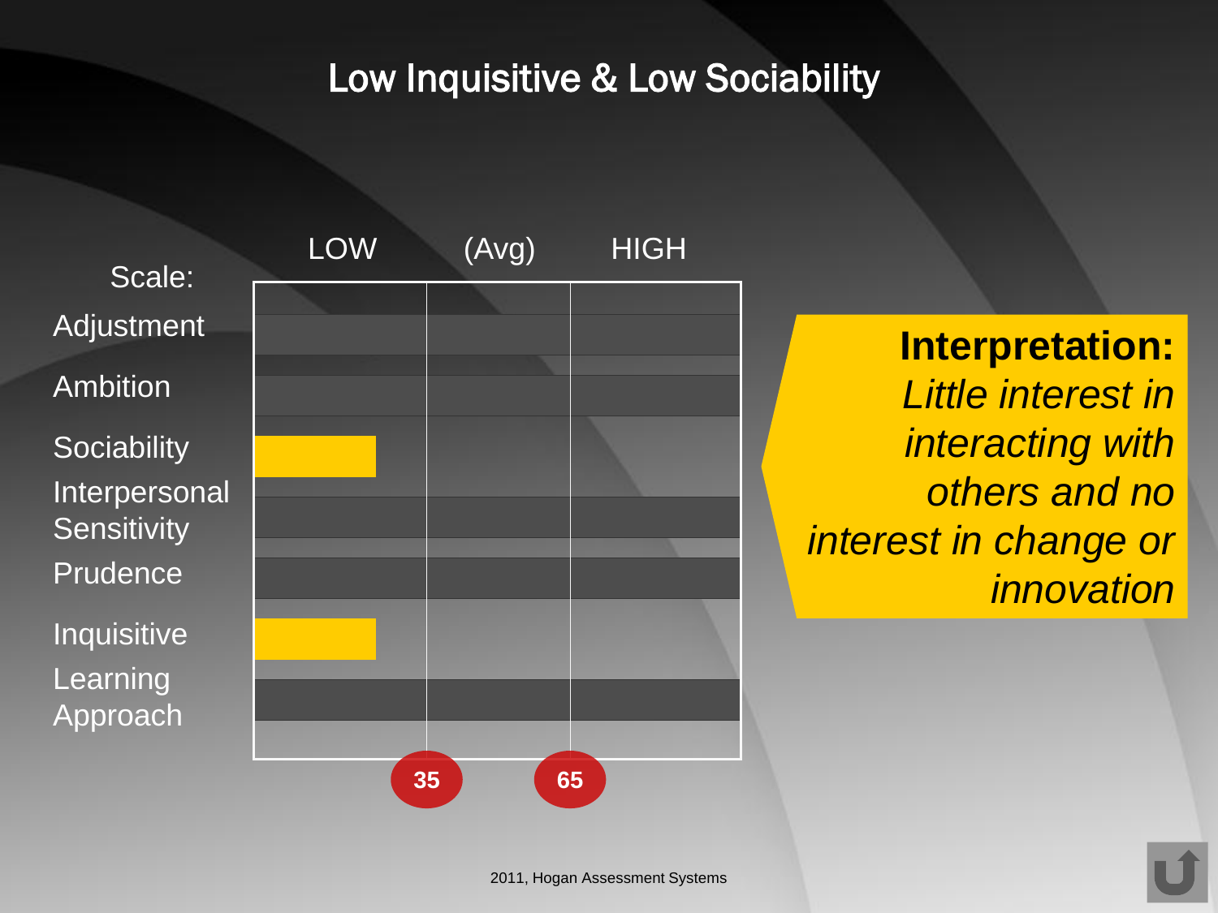# Low Inquisitive & Low Sociability

| Scale: | LOW | (Avg) | HIGH |
|---|---|---|---|
| Adjustment | | | |
| Ambition | | | |
| Sociability | ■ | | |
| Interpersonal Sensitivity | | | |
| Prudence | | | |
| Inquisitive | ■ | | |
| Learning Approach | | | |

35 65

**Interpretation:**
*Little interest in interacting with others and no interest in change or innovation*

2011, Hogan Assessment Systems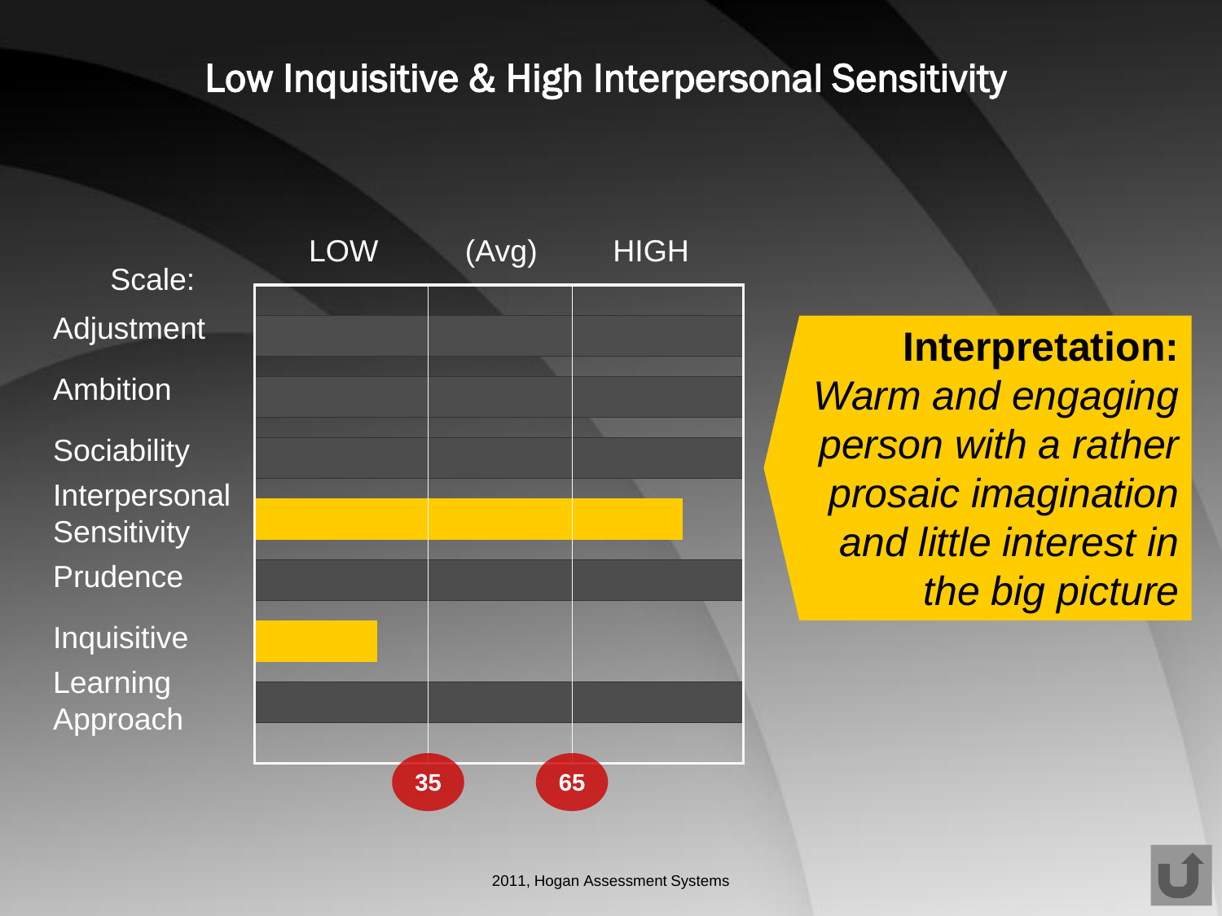# Low Inquisitive & High Interpersonal Sensitivity

| Scale: | LOW | (Avg) | HIGH |
|---|---|---|---|
| Adjustment | | | |
| Ambition | | | |
| Sociability | | | |
| Interpersonal Sensitivity | | | |
| Prudence | | | |
| Inquisitive | | | |
| Learning Approach | | | |

35 65

**Interpretation:**
*Warm and engaging person with a rather prosaic imagination and little interest in the big picture*

2011, Hogan Assessment Systems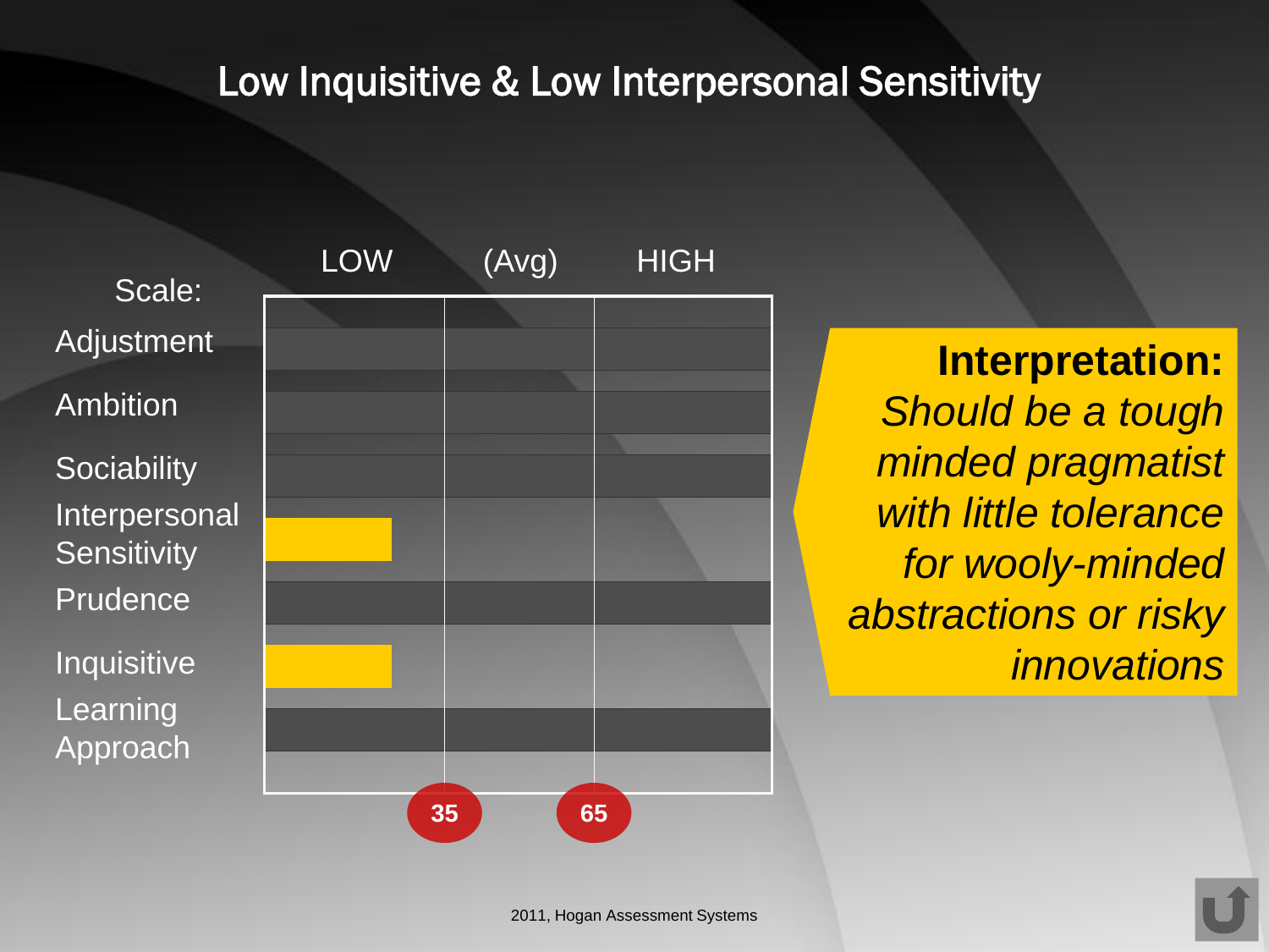# Low Inquisitive & Low Interpersonal Sensitivity

| Scale: | LOW | (Avg) | HIGH |
|---|---|---|---|
| Adjustment | | | |
| Ambition | | | |
| Sociability | | | |
| Interpersonal Sensitivity | ■ | | |
| Prudence | | | |
| Inquisitive | ■ | | |
| Learning Approach | | | |

35 65

**Interpretation:** *Should be a tough minded pragmatist with little tolerance for wooly-minded abstractions or risky innovations*

2011, Hogan Assessment Systems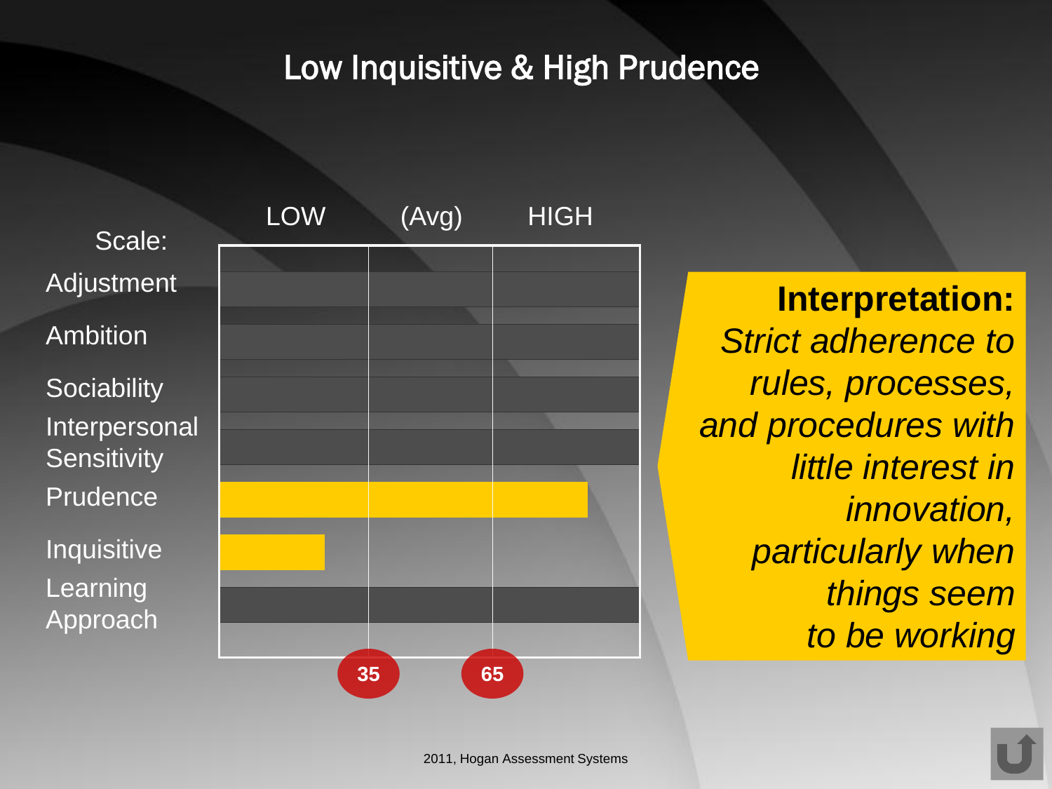# Low Inquisitive & High Prudence

| Scale: | LOW | (Avg) | HIGH |
|---|---|---|---|
| Adjustment | | | |
| Ambition | | | |
| Sociability | | | |
| Interpersonal Sensitivity | | | |
| Prudence | | | |
| Inquisitive | | | |
| Learning Approach | | | |

35 65

**Interpretation:** *Strict adherence to rules, processes, and procedures with little interest in innovation, particularly when things seem to be working*

2011, Hogan Assessment Systems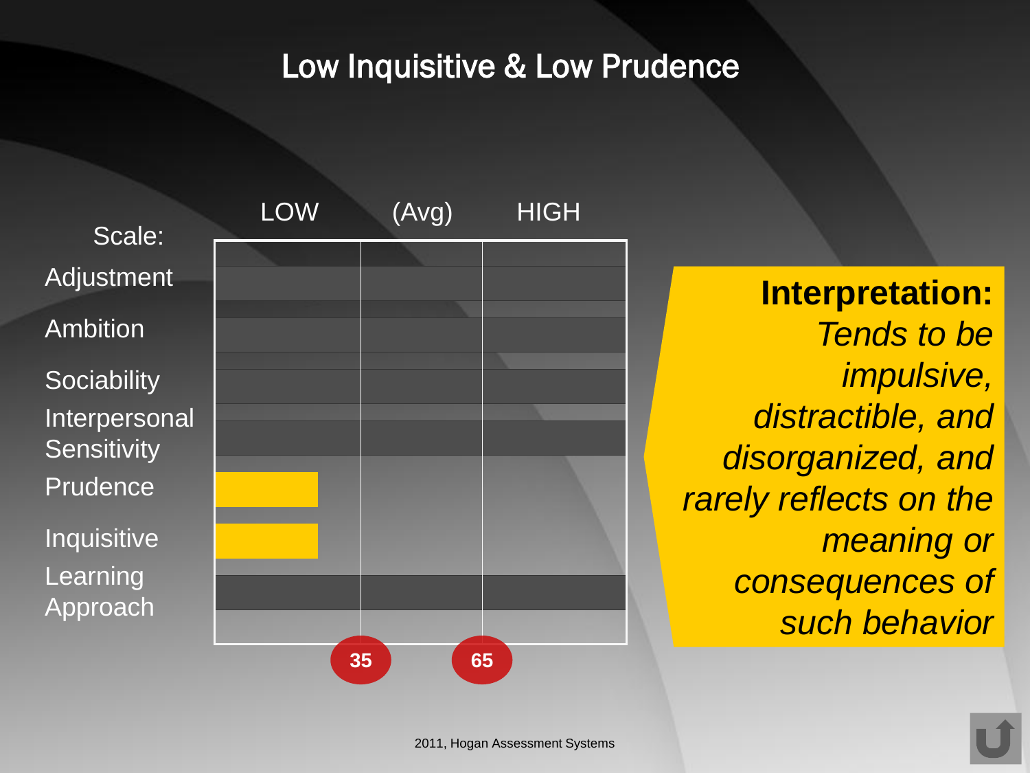# Low Inquisitive & Low Prudence

| Scale: | LOW | (Avg) | HIGH |
|---|---|---|---|
| Adjustment | | | |
| Ambition | | | |
| Sociability | | | |
| Interpersonal Sensitivity | | | |
| Prudence | ■ | | |
| Inquisitive | ■ | | |
| Learning Approach | | | |

35 — 65

**Interpretation:** *Tends to be impulsive, distractible, and disorganized, and rarely reflects on the meaning or consequences of such behavior*

2011, Hogan Assessment Systems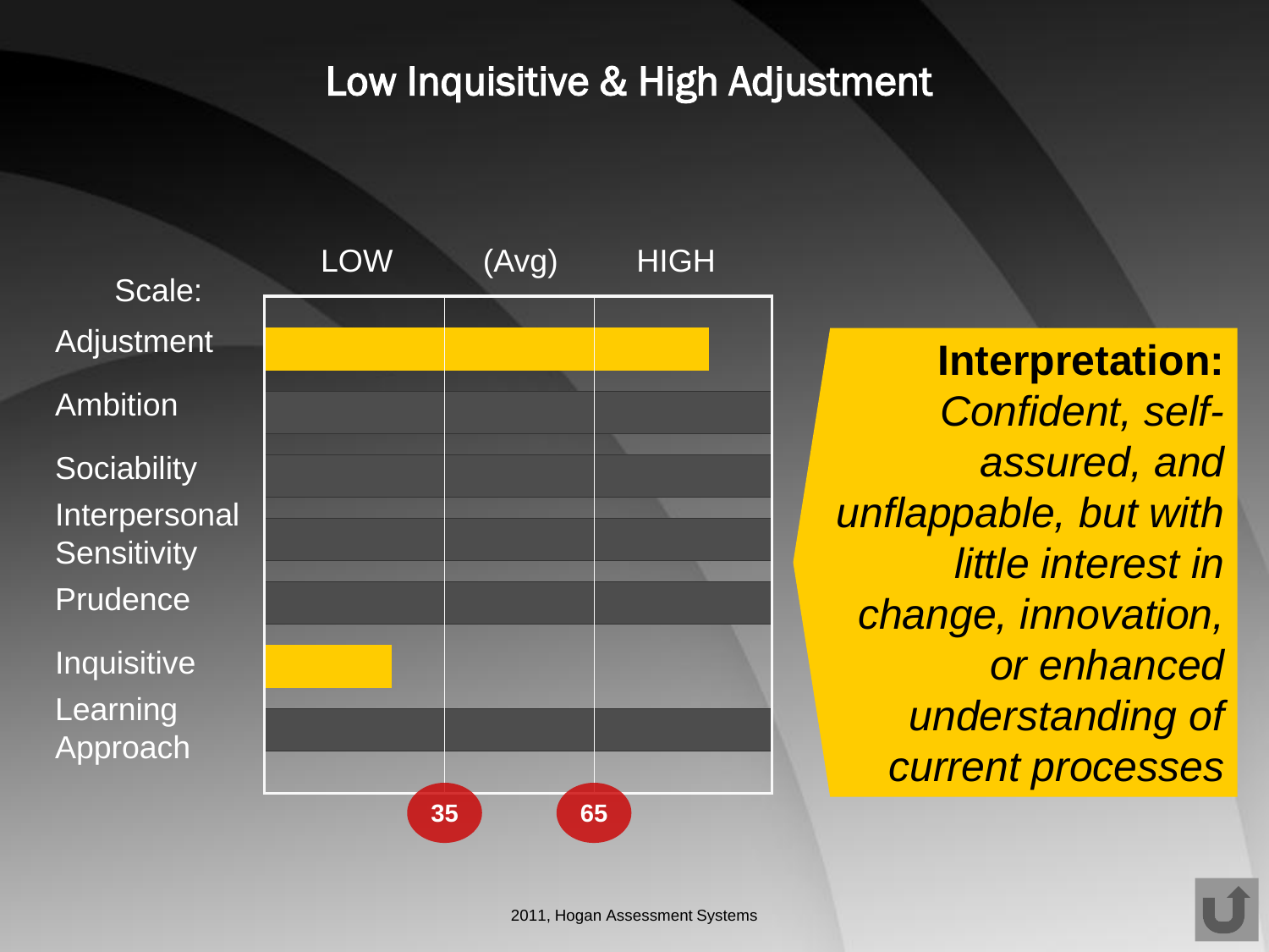# Low Inquisitive & High Adjustment

| Scale: | LOW | (Avg) | HIGH |
|---|---|---|---|
| Adjustment | | | |
| Ambition | | | |
| Sociability | | | |
| Interpersonal Sensitivity | | | |
| Prudence | | | |
| Inquisitive | | | |
| Learning Approach | | | |

35 65

**Interpretation:** *Confident, self-assured, and unflappable, but with little interest in change, innovation, or enhanced understanding of current processes*

2011, Hogan Assessment Systems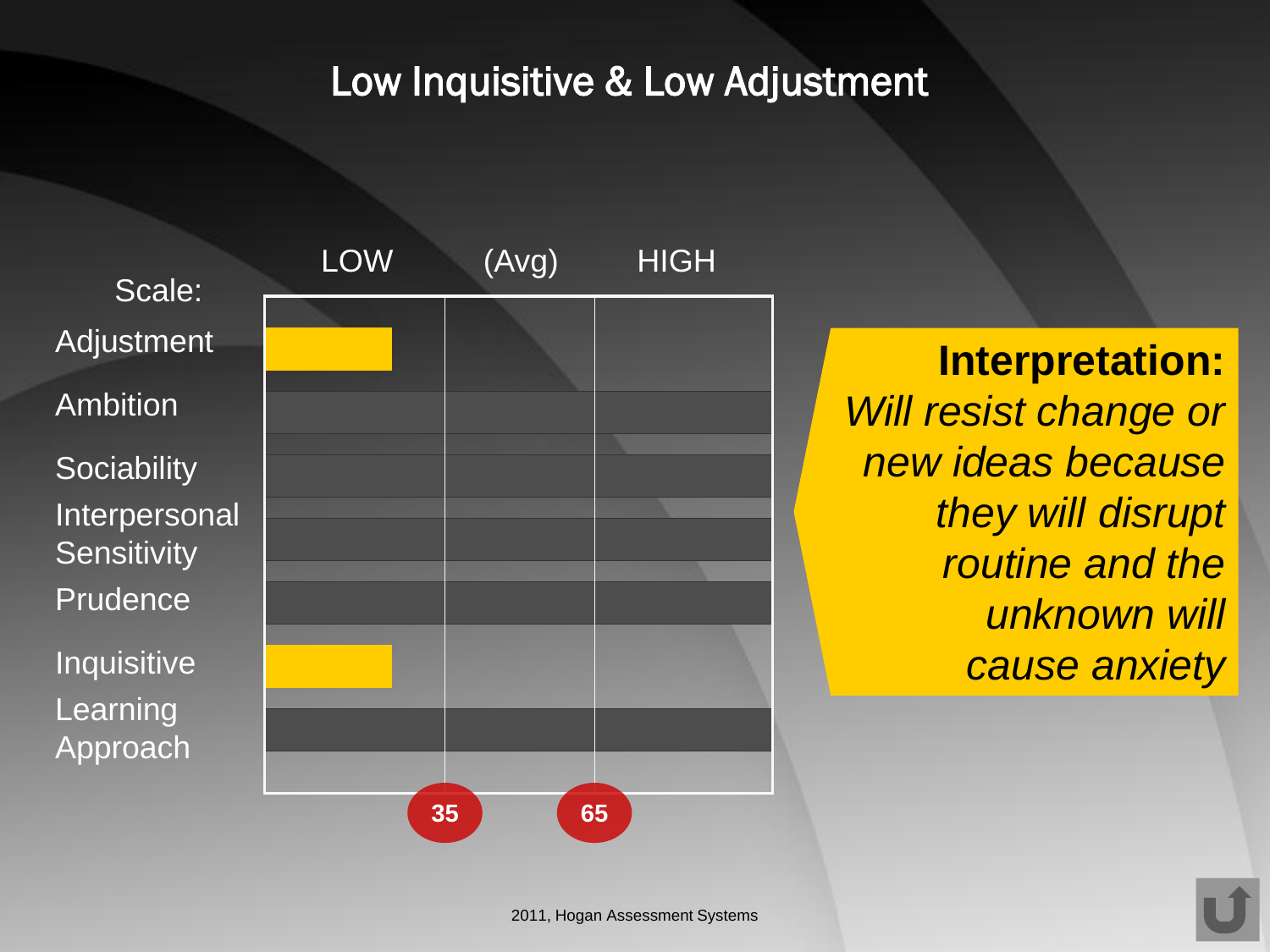# Low Inquisitive & Low Adjustment

| Scale: | LOW | (Avg) | HIGH |
|---|---|---|---|
| Adjustment | ■ | | |
| Ambition | | | |
| Sociability | | | |
| Interpersonal Sensitivity | | | |
| Prudence | | | |
| Inquisitive | ■ | | |
| Learning Approach | | | |

35 65

**Interpretation:** *Will resist change or new ideas because they will disrupt routine and the unknown will cause anxiety*

2011, Hogan Assessment Systems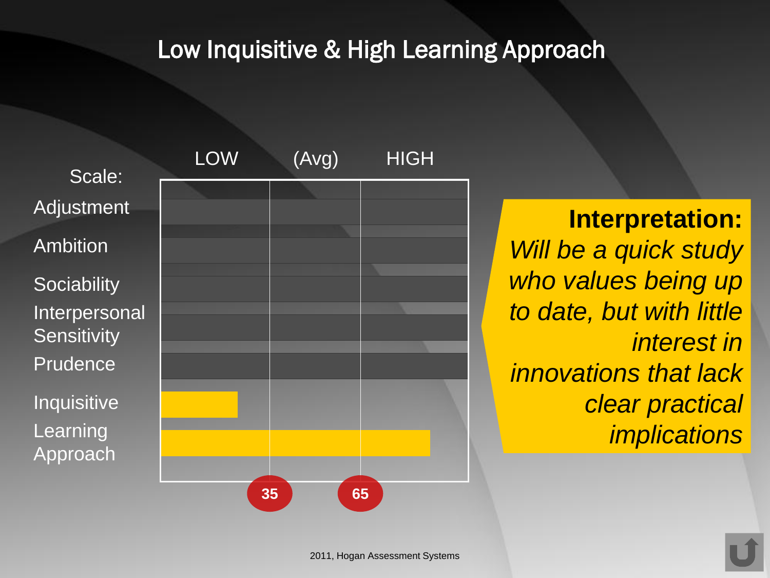# Low Inquisitive & High Learning Approach

| Scale: | LOW | (Avg) | HIGH |
|---|---|---|---|
| Adjustment | | | |
| Ambition | | | |
| Sociability | | | |
| Interpersonal Sensitivity | | | |
| Prudence | | | |
| Inquisitive | | | |
| Learning Approach | | | |

35 65

**Interpretation:**
*Will be a quick study who values being up to date, but with little interest in innovations that lack clear practical implications*

2011, Hogan Assessment Systems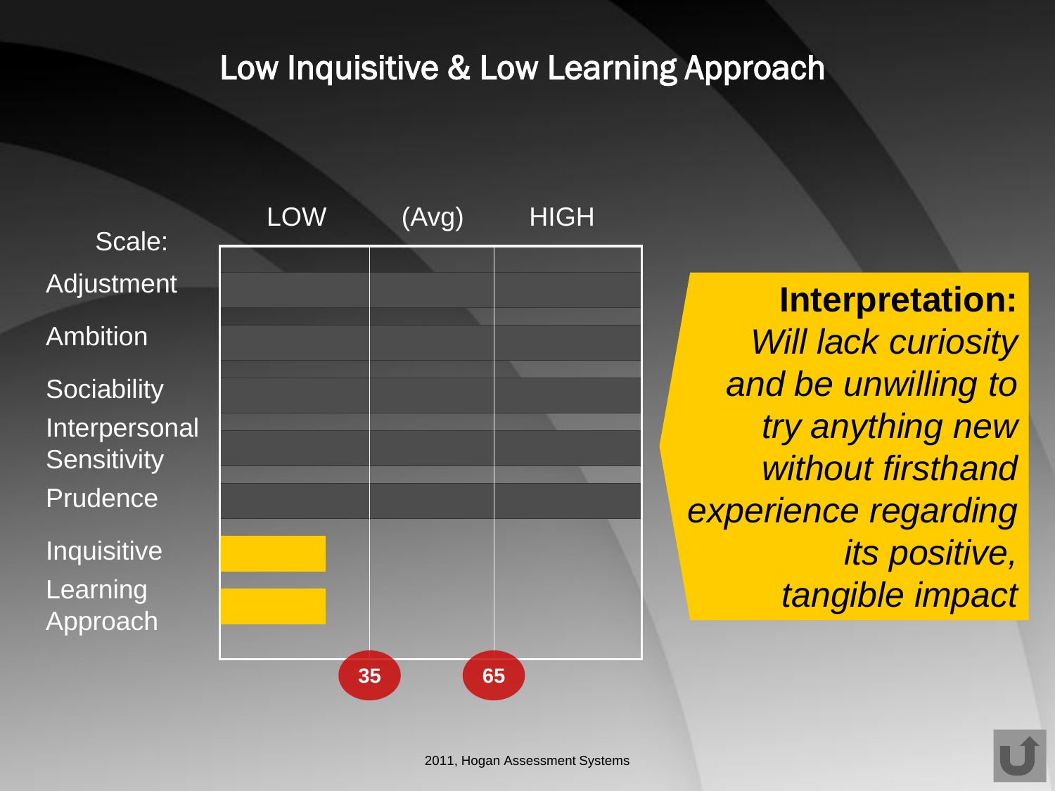# Low Inquisitive & Low Learning Approach

| Scale: | LOW | (Avg) | HIGH |
|---|---|---|---|
| Adjustment | | | |
| Ambition | | | |
| Sociability | | | |
| Interpersonal Sensitivity | | | |
| Prudence | | | |
| Inquisitive | ■ | | |
| Learning Approach | ■ | | |
| | 35 | 65 | |

**Interpretation:** *Will lack curiosity and be unwilling to try anything new without firsthand experience regarding its positive, tangible impact*

2011, Hogan Assessment Systems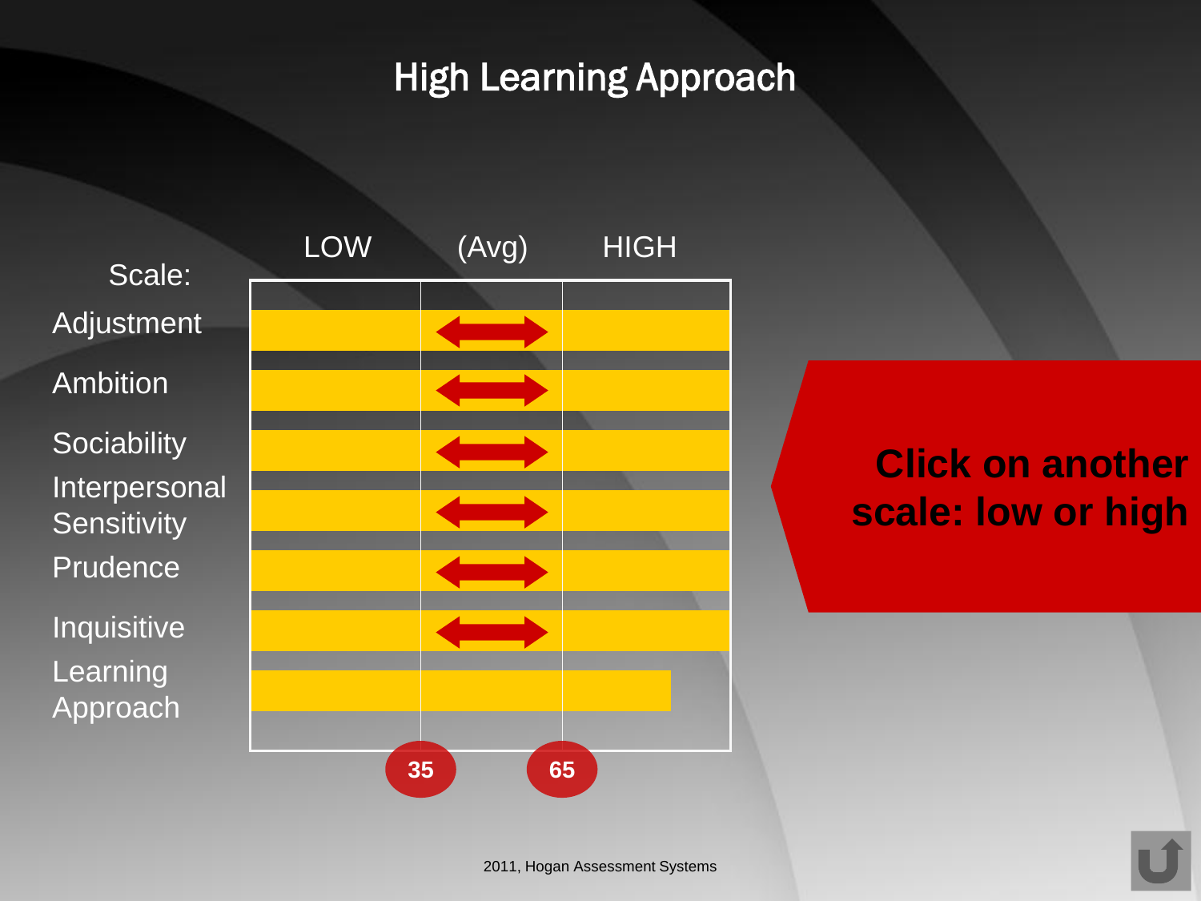# High Learning Approach

| Scale: | LOW | (Avg) | HIGH |
|---|---|---|---|
| Adjustment | | ⟷ | |
| Ambition | | ⟷ | |
| Sociability | | ⟷ | |
| Interpersonal Sensitivity | | ⟷ | |
| Prudence | | ⟷ | |
| Inquisitive | | ⟷ | |
| Learning Approach | | | |

35 65

**Click on another scale: low or high**

2011, Hogan Assessment Systems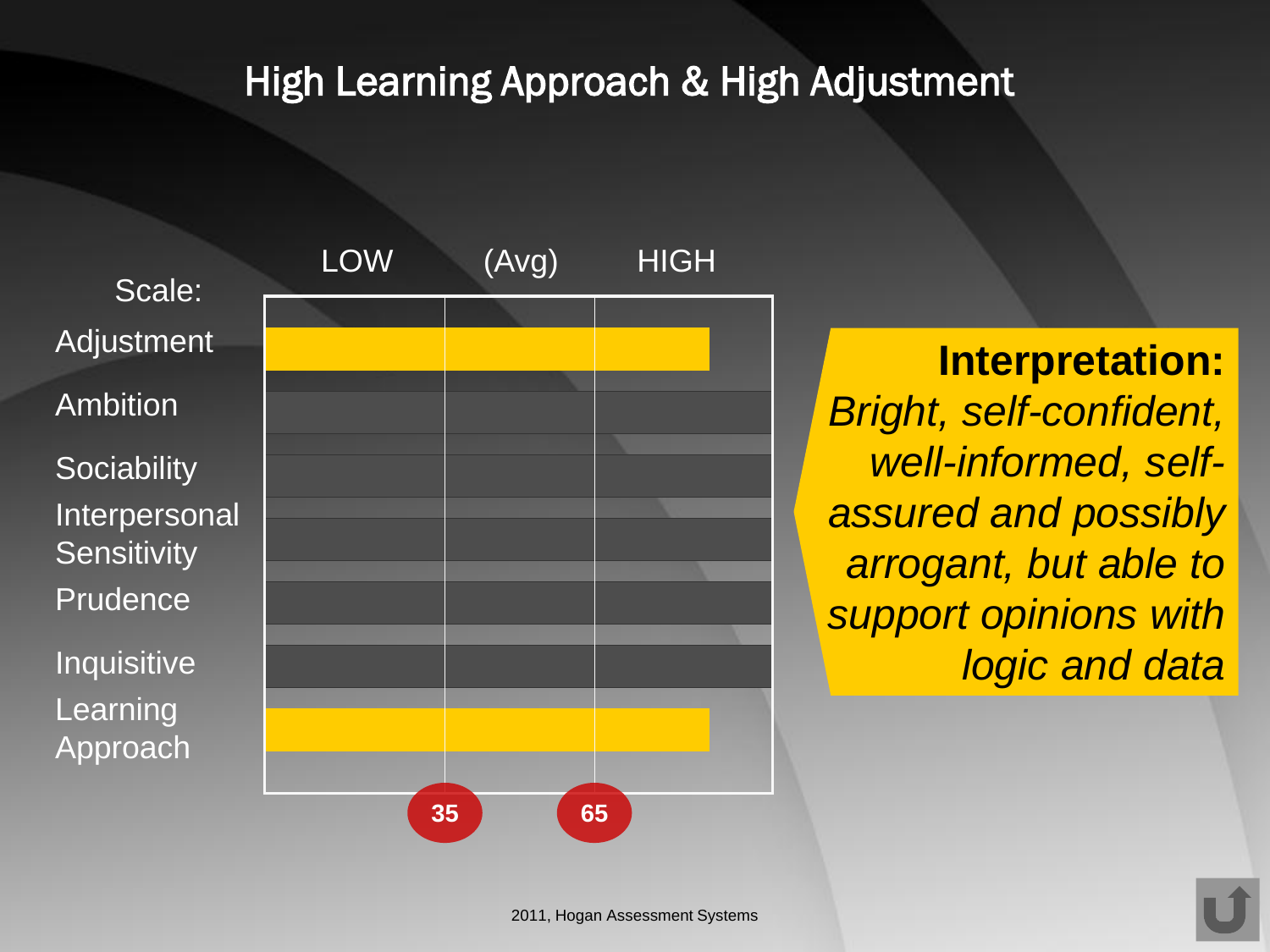# High Learning Approach & High Adjustment

| Scale: | LOW | (Avg) | HIGH |
|---|---|---|---|
| Adjustment | | | |
| Ambition | | | |
| Sociability | | | |
| Interpersonal Sensitivity | | | |
| Prudence | | | |
| Inquisitive | | | |
| Learning Approach | | | |

35 65

**Interpretation:**
*Bright, self-confident, well-informed, self-assured and possibly arrogant, but able to support opinions with logic and data*

2011, Hogan Assessment Systems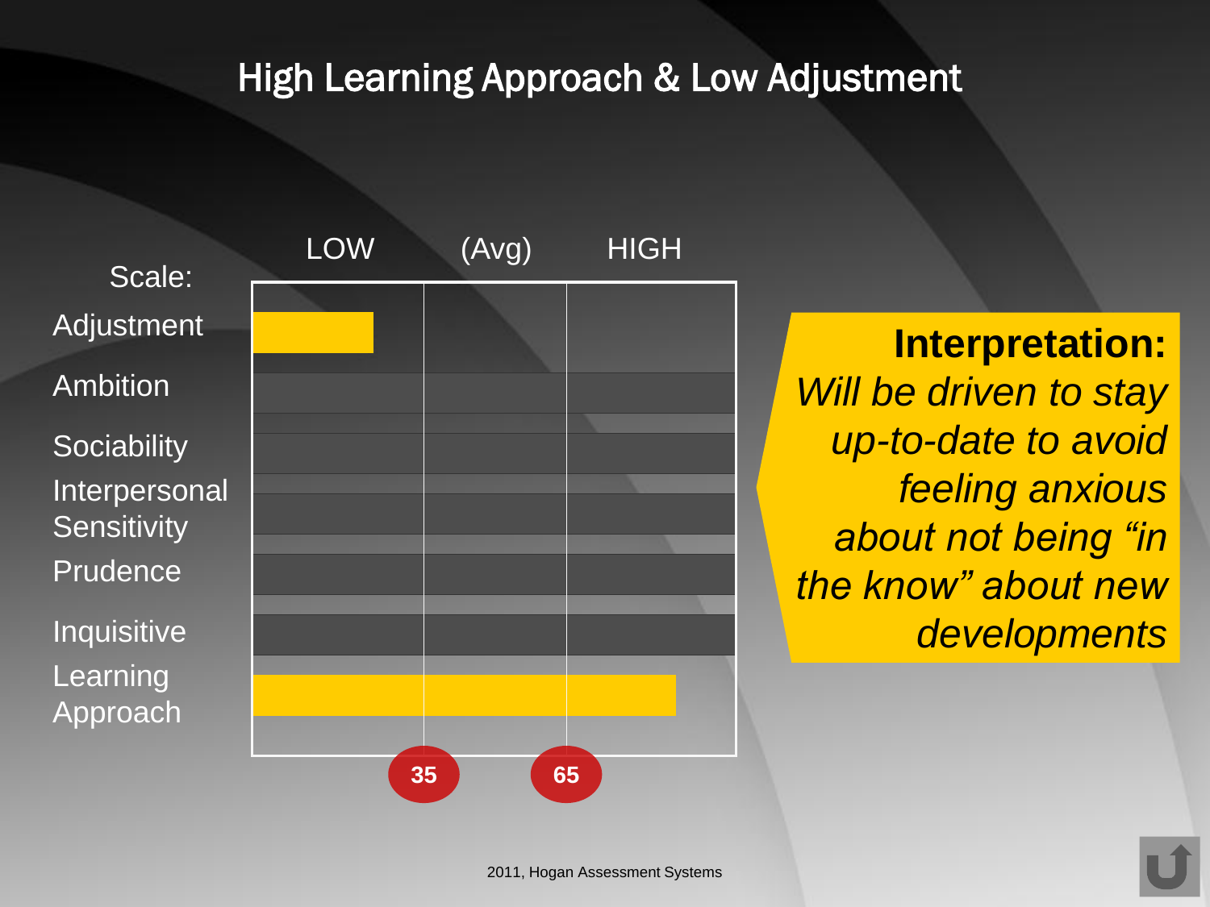# High Learning Approach & Low Adjustment

| Scale: | LOW | (Avg) | HIGH |
|---|---|---|---|
| Adjustment | | | |
| Ambition | | | |
| Sociability | | | |
| Interpersonal Sensitivity | | | |
| Prudence | | | |
| Inquisitive | | | |
| Learning Approach | | | |

35 65

**Interpretation:**
*Will be driven to stay up-to-date to avoid feeling anxious about not being "in the know" about new developments*

2011, Hogan Assessment Systems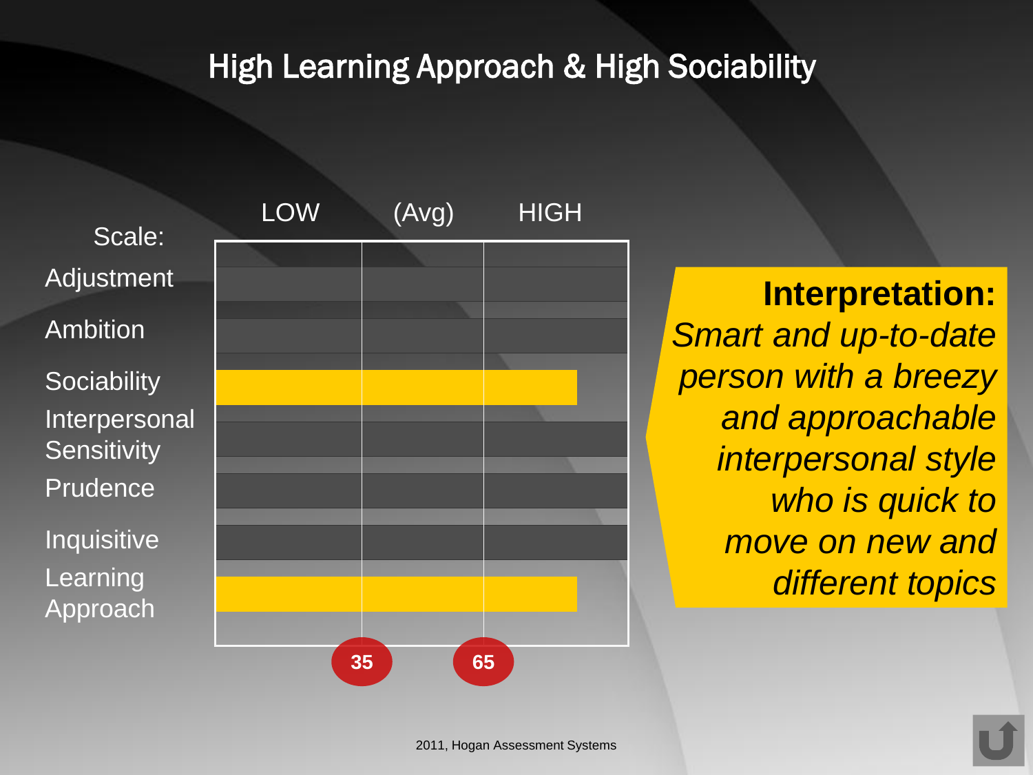# High Learning Approach & High Sociability

| Scale: | LOW | (Avg) | HIGH |
|---|---|---|---|
| Adjustment | | | |
| Ambition | | | |
| Sociability | | | |
| Interpersonal Sensitivity | | | |
| Prudence | | | |
| Inquisitive | | | |
| Learning Approach | | | |

35 65

**Interpretation:**
*Smart and up-to-date person with a breezy and approachable interpersonal style who is quick to move on new and different topics*

2011, Hogan Assessment Systems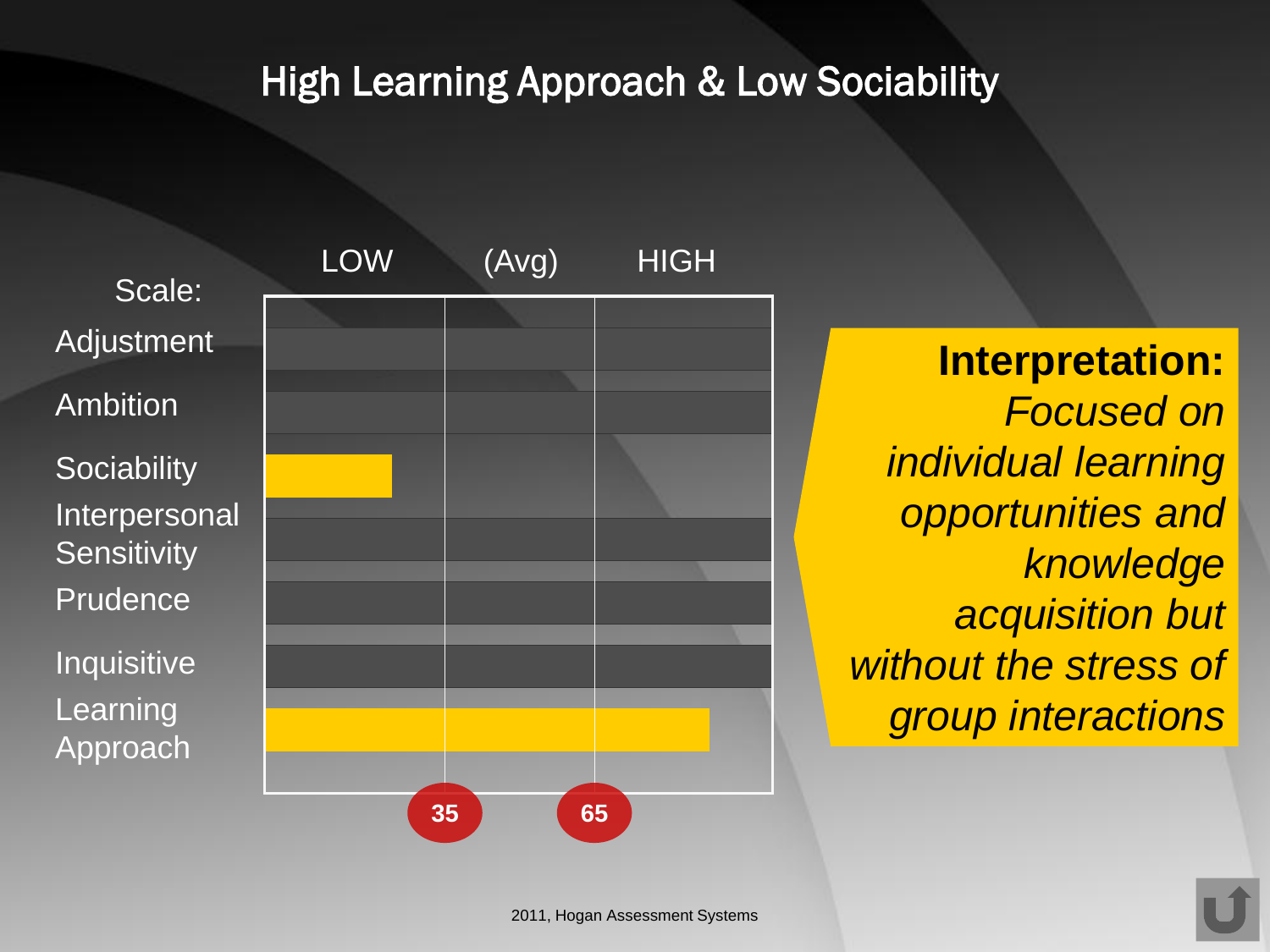# High Learning Approach & Low Sociability

| Scale: | LOW | (Avg) | HIGH |
|---|---|---|---|
| Adjustment | | | |
| Ambition | | | |
| Sociability | | | |
| Interpersonal Sensitivity | | | |
| Prudence | | | |
| Inquisitive | | | |
| Learning Approach | | | |

35 65

**Interpretation:** *Focused on individual learning opportunities and knowledge acquisition but without the stress of group interactions*

2011, Hogan Assessment Systems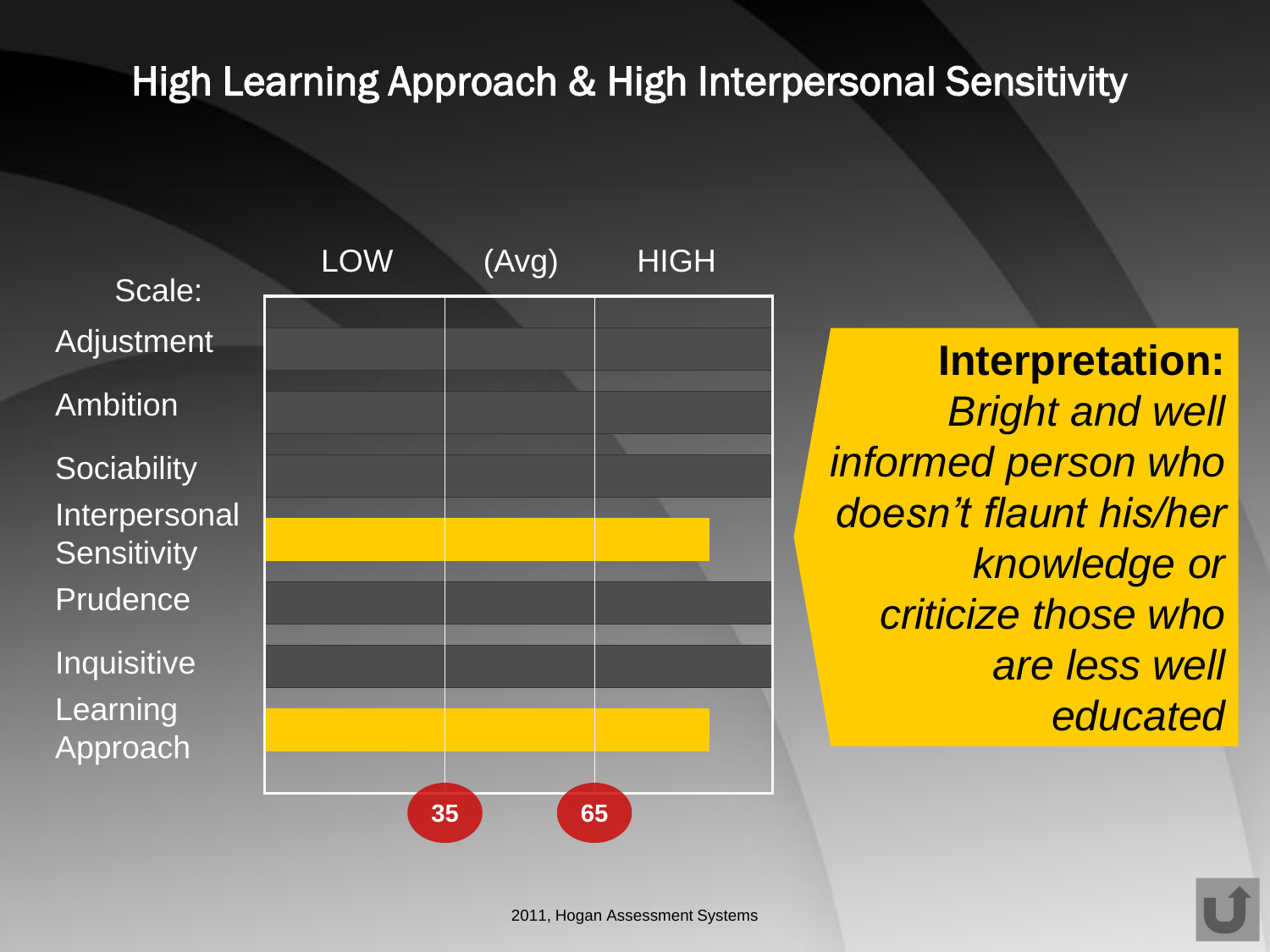# High Learning Approach & High Interpersonal Sensitivity

| Scale: | LOW | (Avg) | HIGH |
|---|---|---|---|
| Adjustment | | | |
| Ambition | | | |
| Sociability | | | |
| Interpersonal Sensitivity | | | |
| Prudence | | | |
| Inquisitive | | | |
| Learning Approach | | | |

35 65

**Interpretation:** *Bright and well informed person who doesn't flaunt his/her knowledge or criticize those who are less well educated*

2011, Hogan Assessment Systems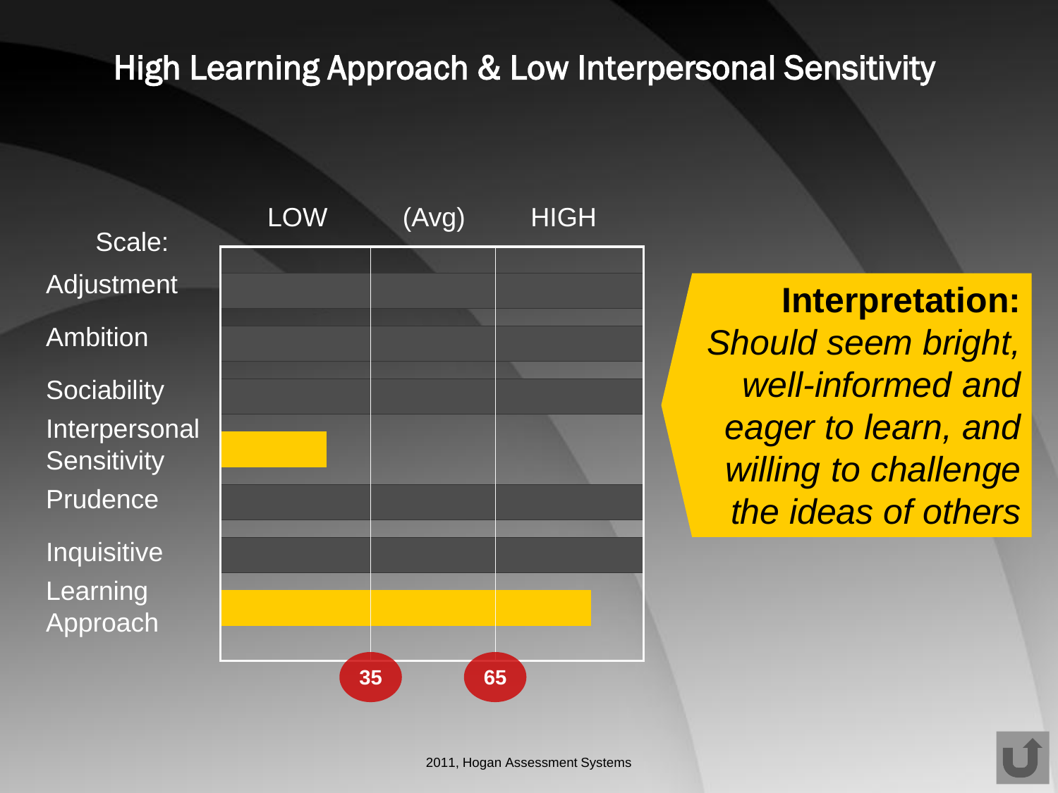# High Learning Approach & Low Interpersonal Sensitivity

| Scale: | LOW | (Avg) | HIGH |
|---|---|---|---|
| Adjustment | | | |
| Ambition | | | |
| Sociability | | | |
| Interpersonal Sensitivity | | | |
| Prudence | | | |
| Inquisitive | | | |
| Learning Approach | | | |

35 65

**Interpretation:**
*Should seem bright, well-informed and eager to learn, and willing to challenge the ideas of others*

2011, Hogan Assessment Systems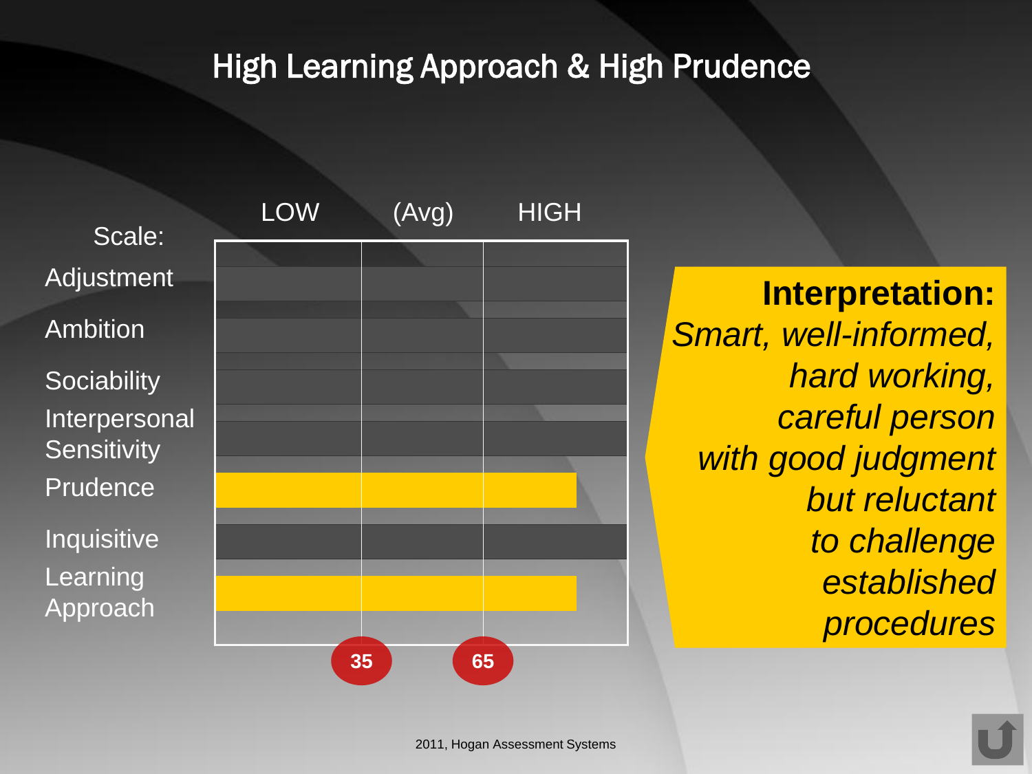# High Learning Approach & High Prudence

| Scale: | LOW | (Avg) | HIGH |
|---|---|---|---|
| Adjustment | | | |
| Ambition | | | |
| Sociability | | | |
| Interpersonal Sensitivity | | | |
| Prudence | | | |
| Inquisitive | | | |
| Learning Approach | | | |
| | 35 | 65 | |

**Interpretation:**
*Smart, well-informed, hard working, careful person with good judgment but reluctant to challenge established procedures*

2011, Hogan Assessment Systems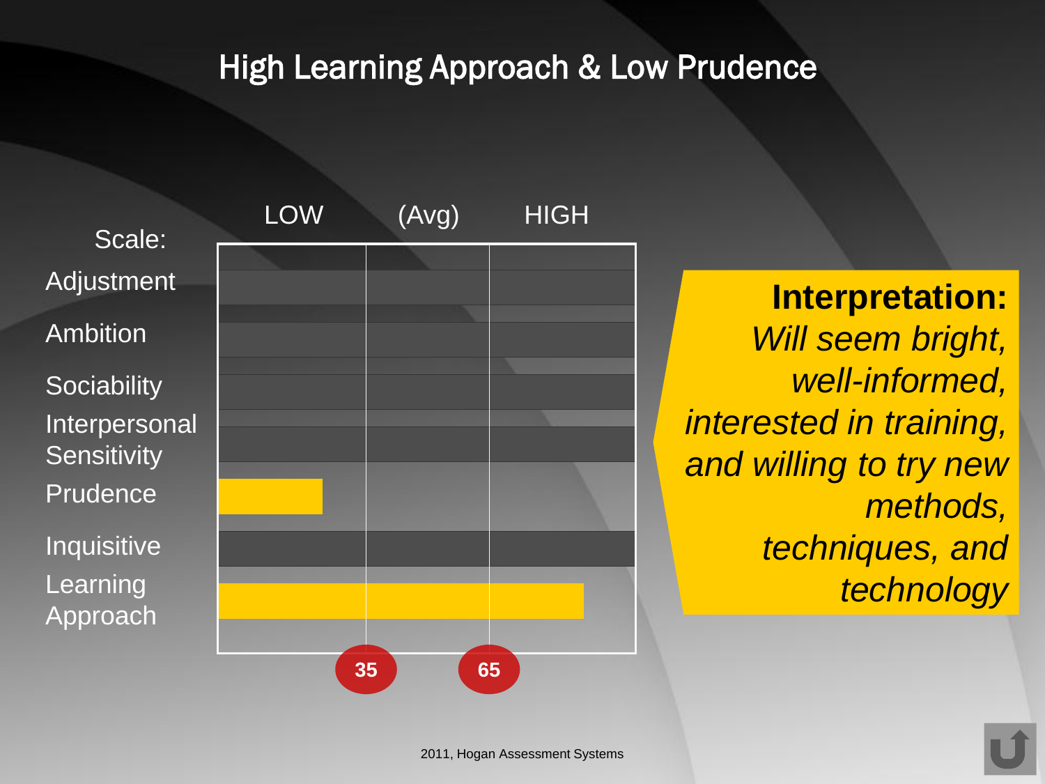# High Learning Approach & Low Prudence

| Scale: | LOW | (Avg) | HIGH |
|---|---|---|---|
| Adjustment | | | |
| Ambition | | | |
| Sociability | | | |
| Interpersonal Sensitivity | | | |
| Prudence | ■ | | |
| Inquisitive | | | |
| Learning Approach | ■ | ■ | ■ |

35 65

**Interpretation:**
*Will seem bright, well-informed, interested in training, and willing to try new methods, techniques, and technology*

2011, Hogan Assessment Systems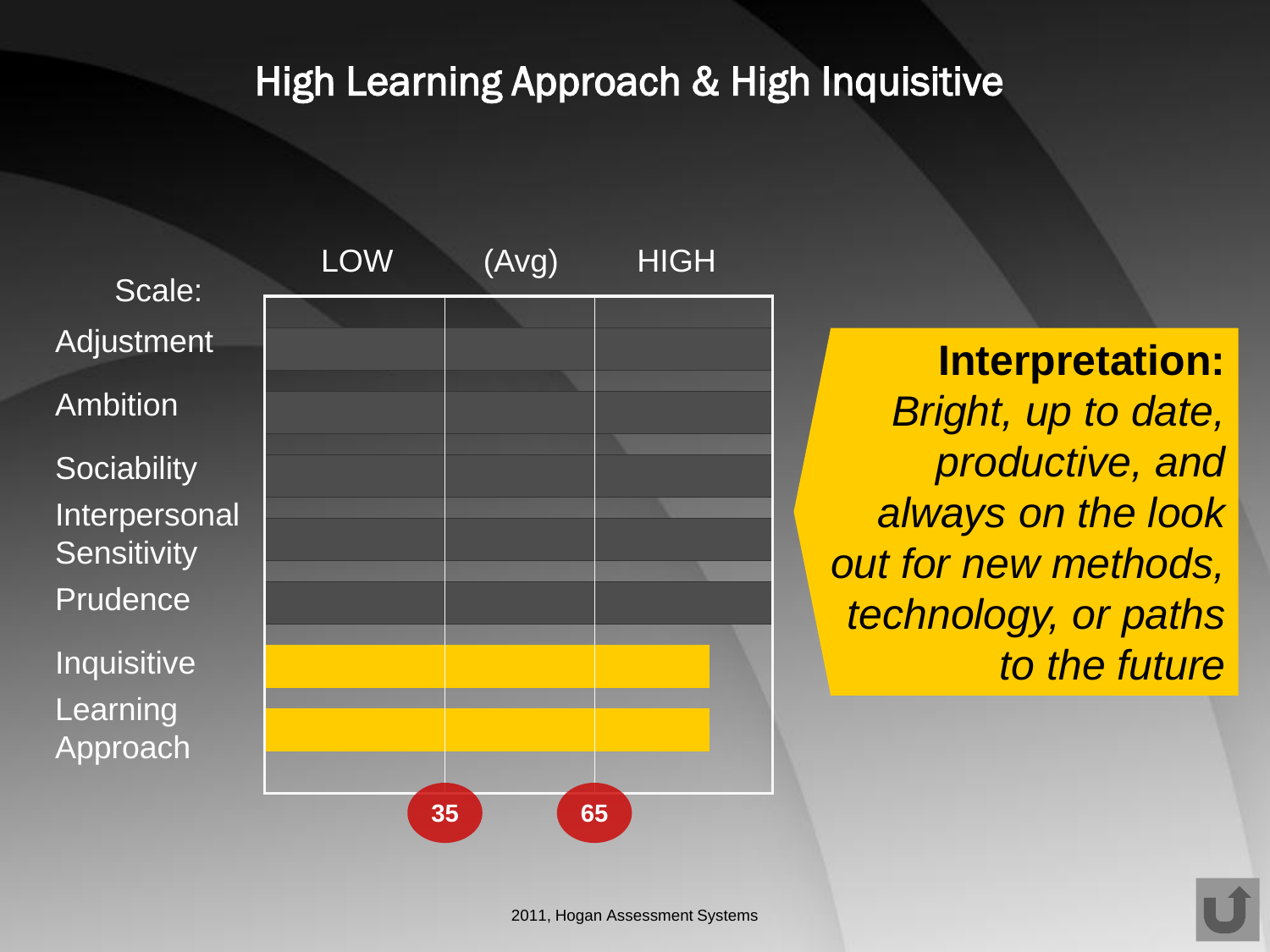# High Learning Approach & High Inquisitive

| Scale: | LOW | (Avg) | HIGH |
|---|---|---|---|
| Adjustment | | | |
| Ambition | | | |
| Sociability | | | |
| Interpersonal Sensitivity | | | |
| Prudence | | | |
| Inquisitive | | | |
| Learning Approach | | | |

35 65

**Interpretation:**
*Bright, up to date, productive, and always on the look out for new methods, technology, or paths to the future*

2011, Hogan Assessment Systems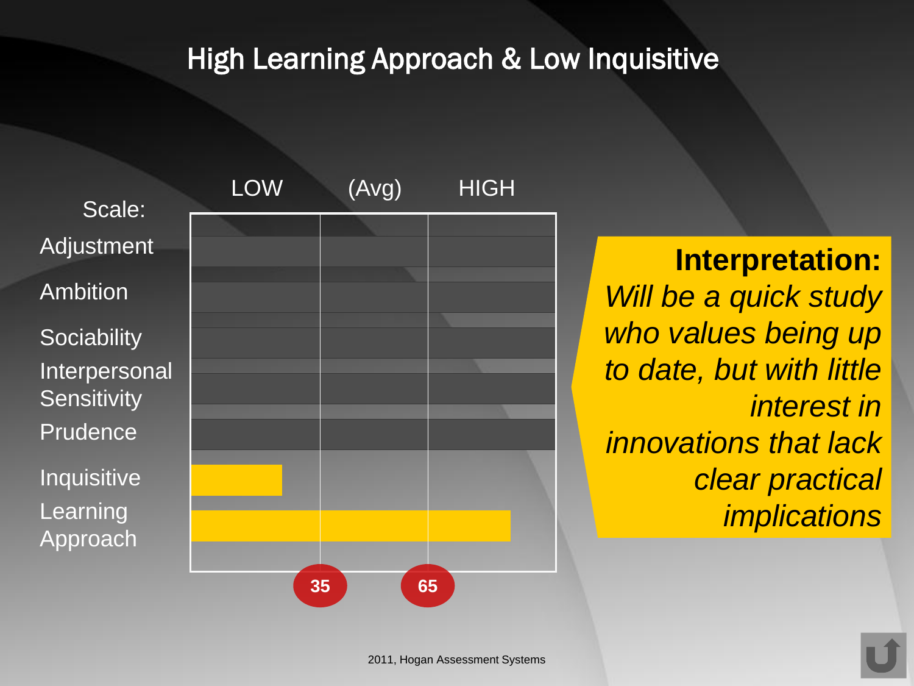# High Learning Approach & Low Inquisitive

| Scale: | LOW | (Avg) | HIGH |
|---|---|---|---|
| Adjustment | | | |
| Ambition | | | |
| Sociability | | | |
| Interpersonal Sensitivity | | | |
| Prudence | | | |
| Inquisitive | | | |
| Learning Approach | | | |

35 65

**Interpretation:**
*Will be a quick study who values being up to date, but with little interest in innovations that lack clear practical implications*

2011, Hogan Assessment Systems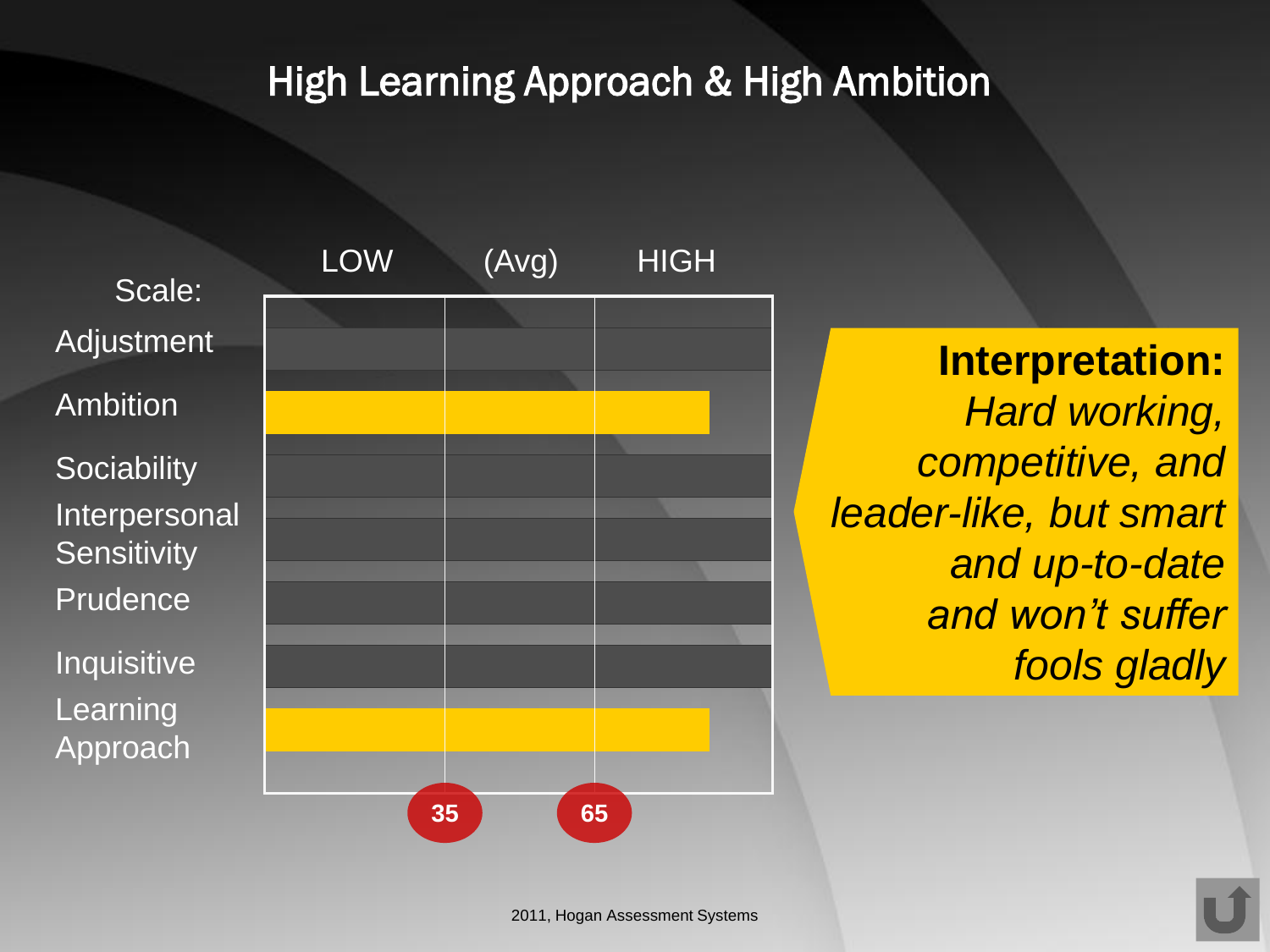# High Learning Approach & High Ambition

| Scale: | LOW | (Avg) | HIGH |
|---|---|---|---|
| Adjustment | | | |
| Ambition | ████ | ████ | ███ |
| Sociability | | | |
| Interpersonal Sensitivity | | | |
| Prudence | | | |
| Inquisitive | | | |
| Learning Approach | ████ | ████ | ███ |

35 | 65

**Interpretation:**
*Hard working, competitive, and leader-like, but smart and up-to-date and won't suffer fools gladly*

2011, Hogan Assessment Systems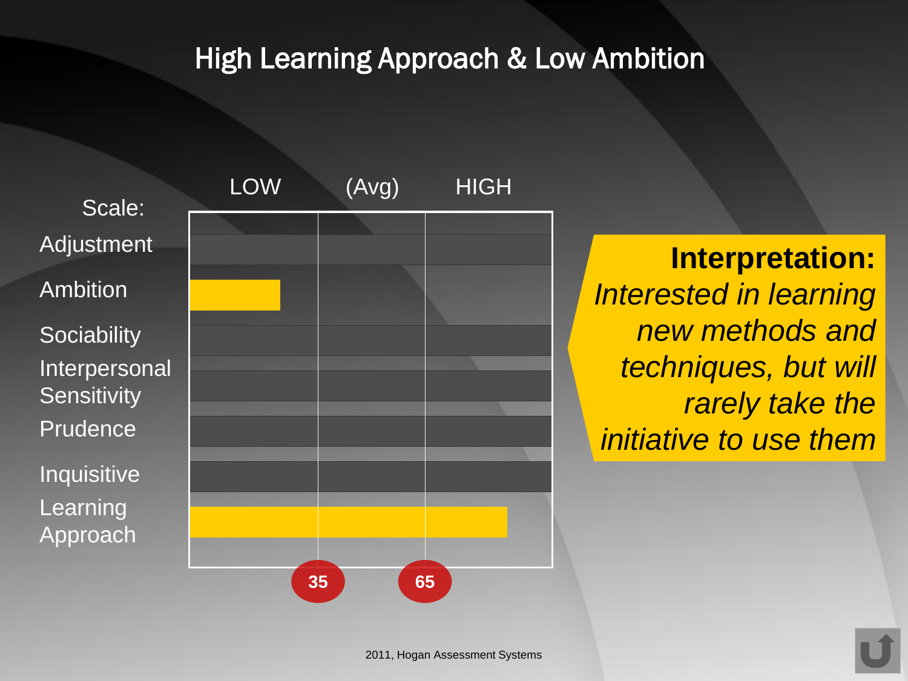# High Learning Approach & Low Ambition

| Scale: | LOW | (Avg) | HIGH |
|---|---|---|---|
| Adjustment | | | |
| Ambition | ■ | | |
| Sociability | | | |
| Interpersonal Sensitivity | | | |
| Prudence | | | |
| Inquisitive | | | |
| Learning Approach | ■ | ■ | ■ |

35 65

**Interpretation:**
*Interested in learning new methods and techniques, but will rarely take the initiative to use them*

2011, Hogan Assessment Systems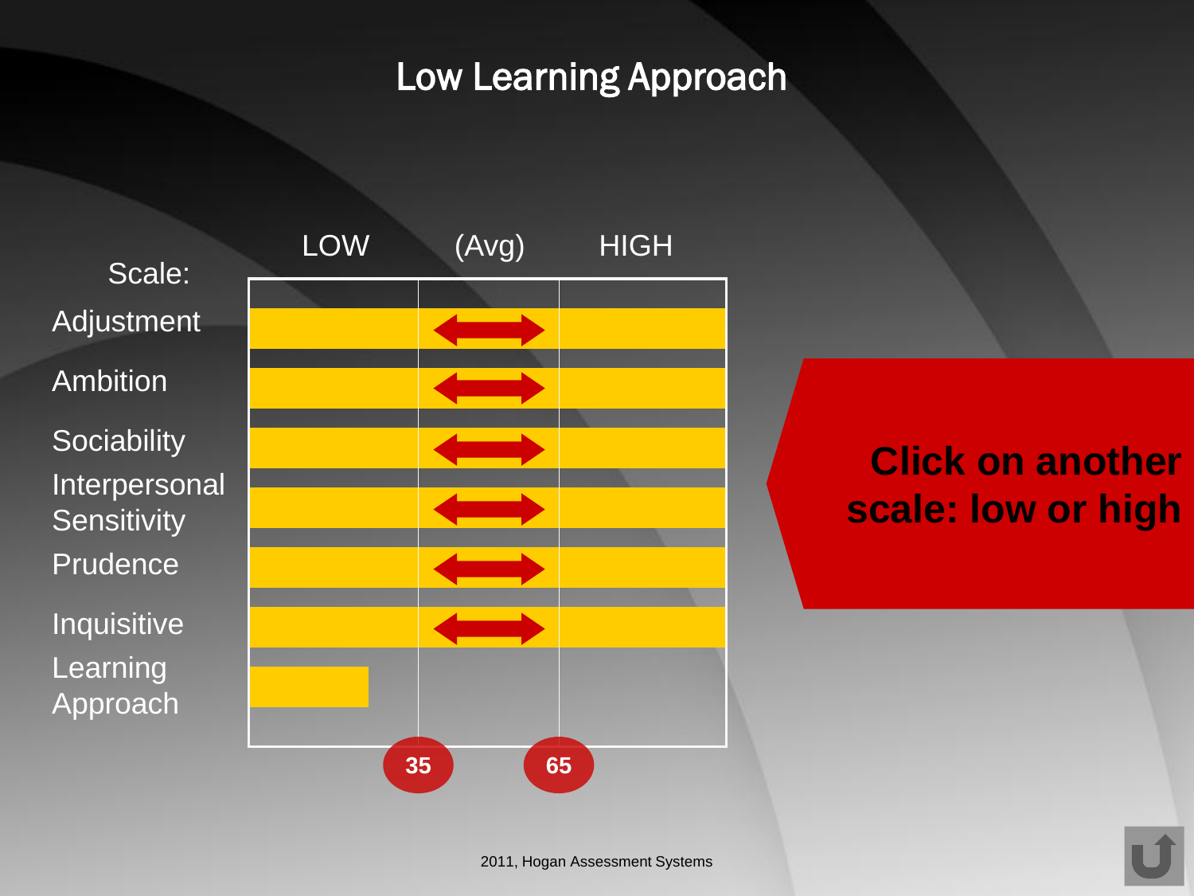# Low Learning Approach

| Scale: | LOW | (Avg) | HIGH |
|---|---|---|---|
| Adjustment | | ⟷ | |
| Ambition | | ⟷ | |
| Sociability | | ⟷ | |
| Interpersonal Sensitivity | | ⟷ | |
| Prudence | | ⟷ | |
| Inquisitive | | ⟷ | |
| Learning Approach | ■ | | |

35 65

**Click on another scale: low or high**

2011, Hogan Assessment Systems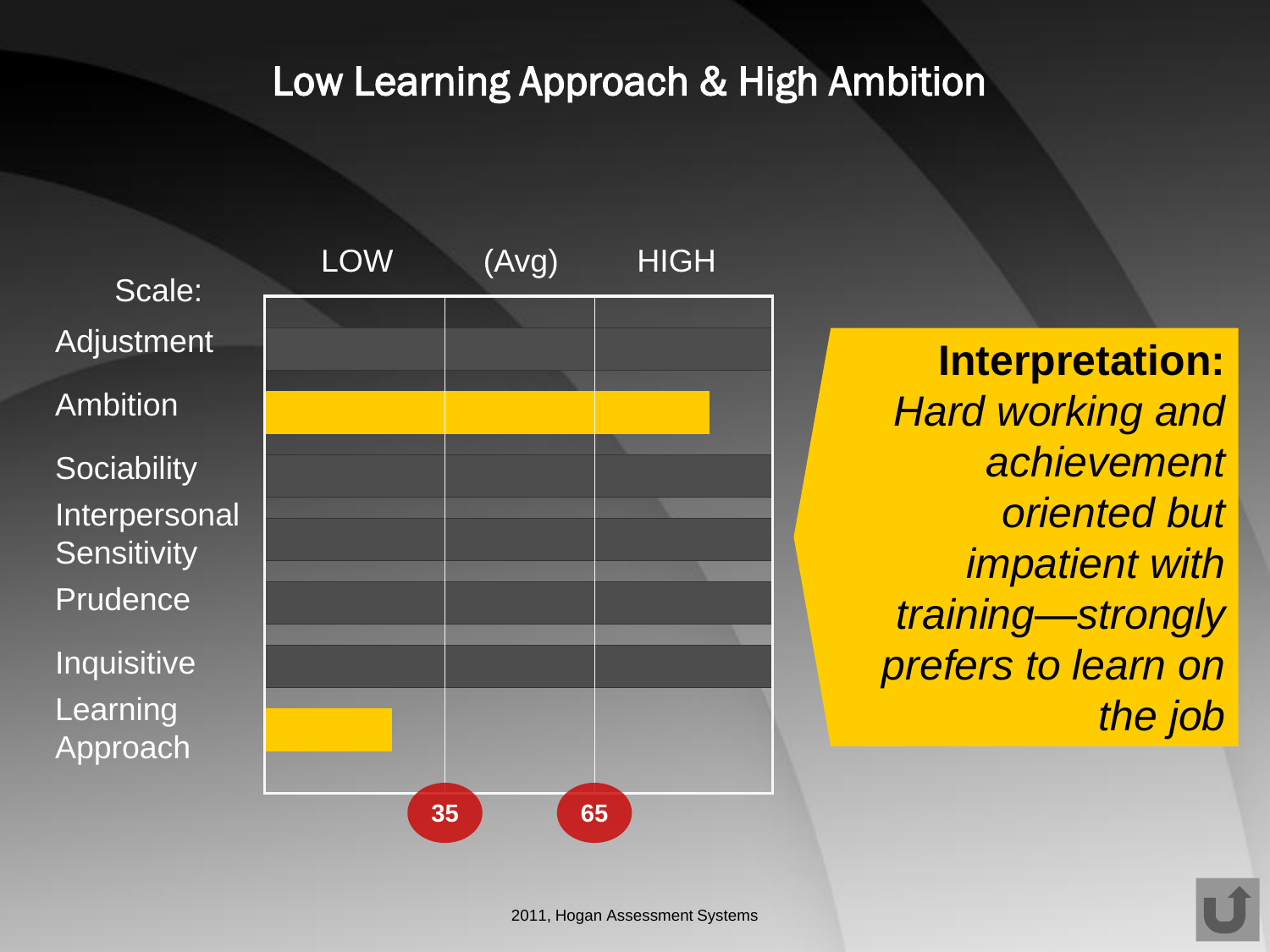# Low Learning Approach & High Ambition

| Scale: | LOW | (Avg) | HIGH |
|---|---|---|---|
| Adjustment | | | |
| Ambition | | | |
| Sociability | | | |
| Interpersonal Sensitivity | | | |
| Prudence | | | |
| Inquisitive | | | |
| Learning Approach | | | |

35 65

**Interpretation:** *Hard working and achievement oriented but impatient with training—strongly prefers to learn on the job*

2011, Hogan Assessment Systems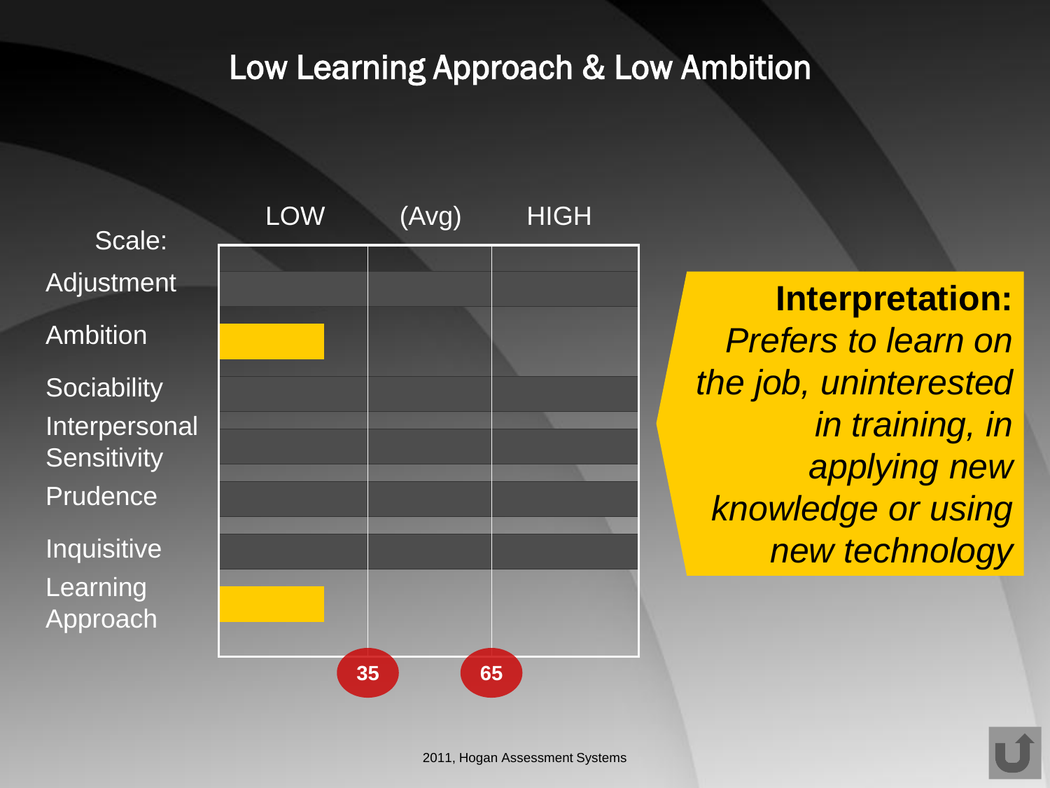# Low Learning Approach & Low Ambition

| Scale: | LOW | (Avg) | HIGH |
|---|---|---|---|
| Adjustment | | | |
| Ambition | ■ | | |
| Sociability | | | |
| Interpersonal Sensitivity | | | |
| Prudence | | | |
| Inquisitive | | | |
| Learning Approach | ■ | | |

35 &nbsp;&nbsp;&nbsp; 65

**Interpretation:**
*Prefers to learn on the job, uninterested in training, in applying new knowledge or using new technology*

2011, Hogan Assessment Systems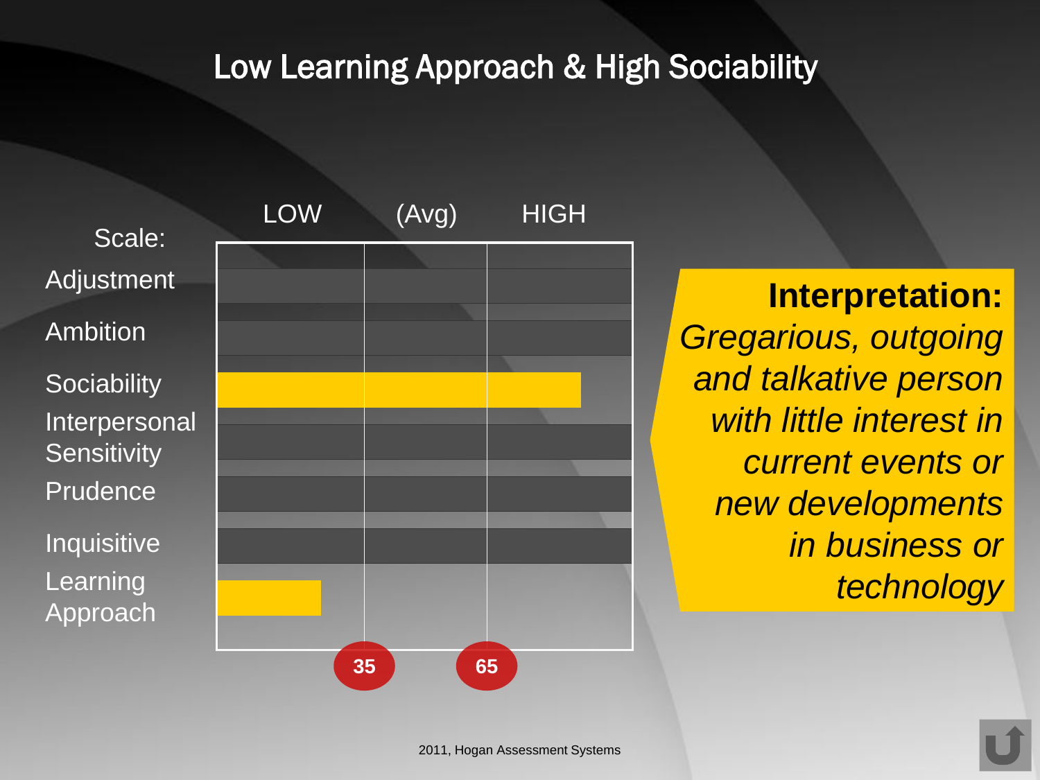# Low Learning Approach & High Sociability

| Scale: | LOW | (Avg) | HIGH |
|---|---|---|---|
| Adjustment | | | |
| Ambition | | | |
| Sociability | | | |
| Interpersonal Sensitivity | | | |
| Prudence | | | |
| Inquisitive | | | |
| Learning Approach | | | |
| | 35 | 65 | |

**Interpretation:**
*Gregarious, outgoing and talkative person with little interest in current events or new developments in business or technology*

2011, Hogan Assessment Systems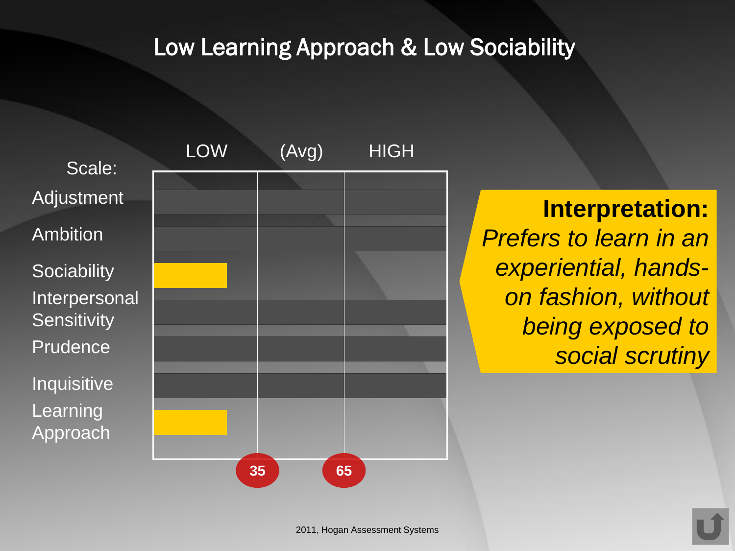# Low Learning Approach & Low Sociability

| Scale: | LOW | (Avg) | HIGH |
|---|---|---|---|
| Adjustment | | | |
| Ambition | | | |
| Sociability | ▇ | | |
| Interpersonal Sensitivity | | | |
| Prudence | | | |
| Inquisitive | | | |
| Learning Approach | ▇ | | |
| | | 35 | 65 |

**Interpretation:**
*Prefers to learn in an experiential, hands-on fashion, without being exposed to social scrutiny*

2011, Hogan Assessment Systems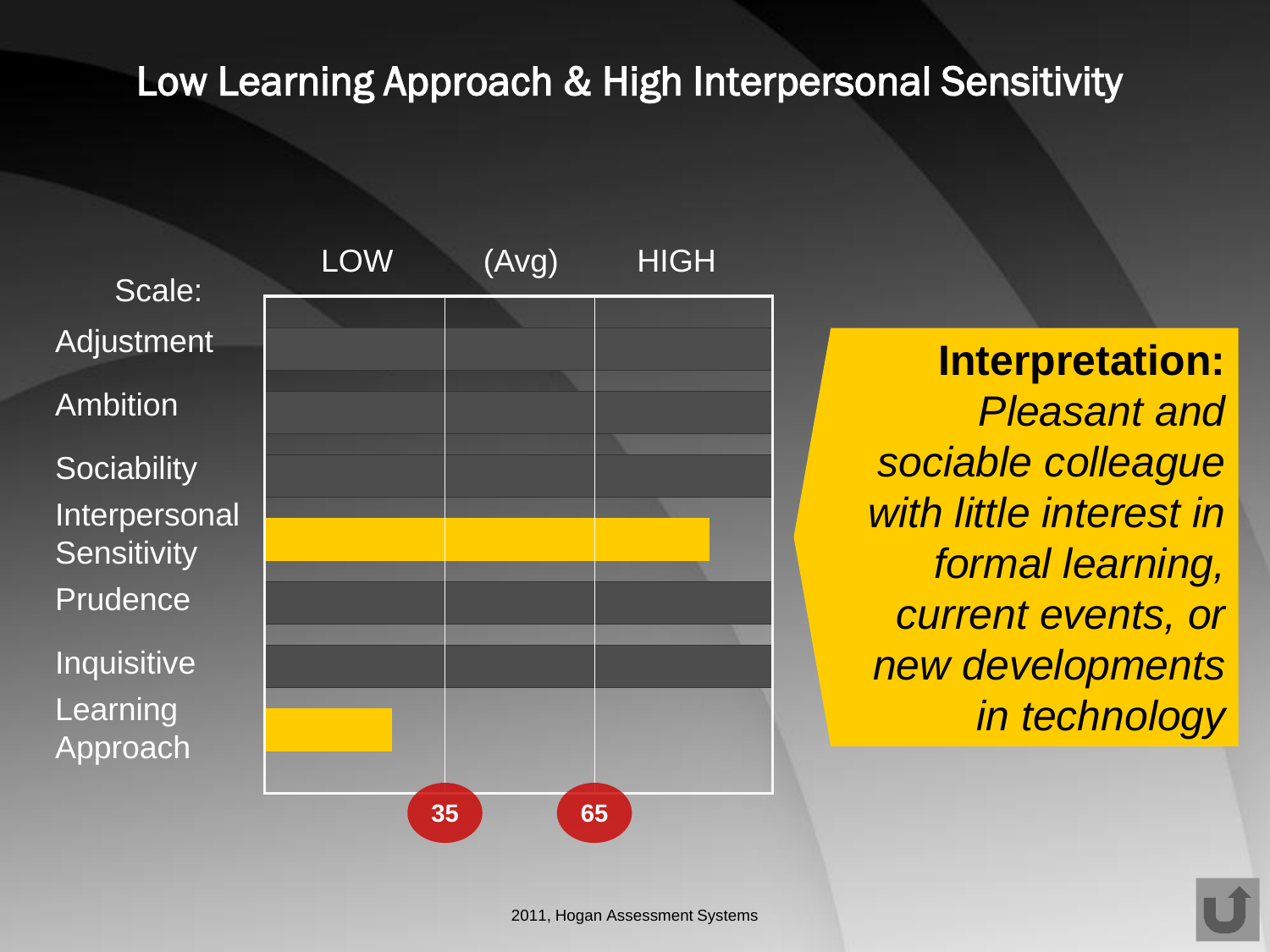# Low Learning Approach & High Interpersonal Sensitivity

| Scale: | LOW | (Avg) | HIGH |
|---|---|---|---|
| Adjustment | | | |
| Ambition | | | |
| Sociability | | | |
| Interpersonal Sensitivity | | | |
| Prudence | | | |
| Inquisitive | | | |
| Learning Approach | | | |

35 &nbsp;&nbsp;&nbsp; 65

**Interpretation:** *Pleasant and sociable colleague with little interest in formal learning, current events, or new developments in technology*

2011, Hogan Assessment Systems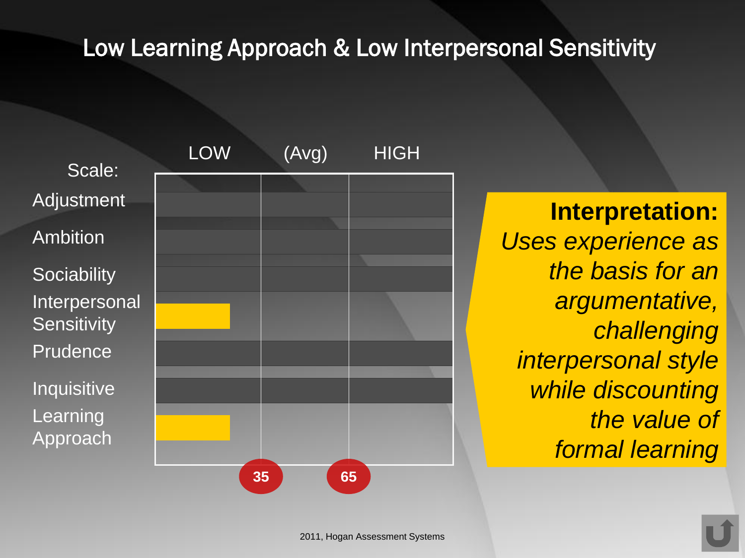# Low Learning Approach & Low Interpersonal Sensitivity

| Scale: | LOW | (Avg) | HIGH |
|---|---|---|---|
| Adjustment | | | |
| Ambition | | | |
| Sociability | | | |
| Interpersonal Sensitivity | LOW | | |
| Prudence | | | |
| Inquisitive | | | |
| Learning Approach | LOW | | |

35 65

**Interpretation:**
*Uses experience as the basis for an argumentative, challenging interpersonal style while discounting the value of formal learning*

2011, Hogan Assessment Systems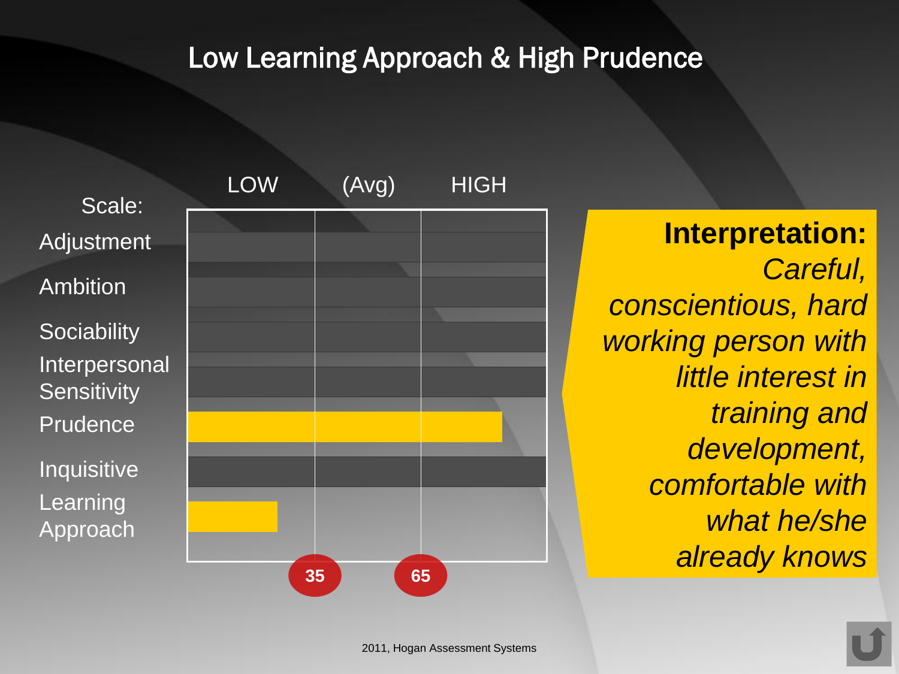# Low Learning Approach & High Prudence

| Scale: | LOW | (Avg) | HIGH |
|---|---|---|---|
| Adjustment | | | |
| Ambition | | | |
| Sociability | | | |
| Interpersonal Sensitivity | | | |
| Prudence | ████ | ████ | ███ |
| Inquisitive | | | |
| Learning Approach | ███ | | |

35 65

**Interpretation:** *Careful, conscientious, hard working person with little interest in training and development, comfortable with what he/she already knows*

2011, Hogan Assessment Systems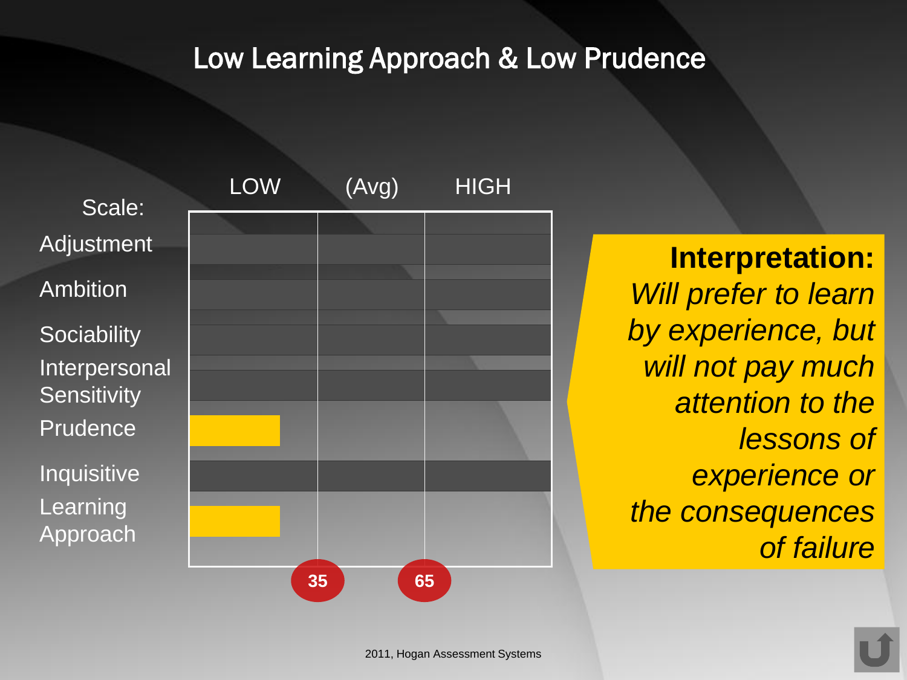# Low Learning Approach & Low Prudence

| Scale: | LOW | (Avg) | HIGH |
|---|---|---|---|
| Adjustment | | | |
| Ambition | | | |
| Sociability | | | |
| Interpersonal Sensitivity | | | |
| Prudence | ■ | | |
| Inquisitive | | | |
| Learning Approach | ■ | | |
| | 35 | 65 | |

**Interpretation:** *Will prefer to learn by experience, but will not pay much attention to the lessons of experience or the consequences of failure*

2011, Hogan Assessment Systems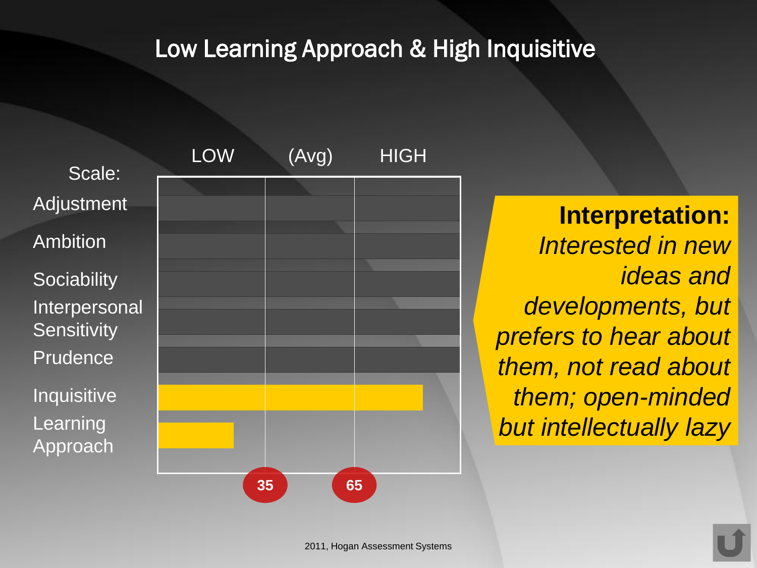# Low Learning Approach & High Inquisitive

| Scale: | LOW | (Avg) | HIGH |
|---|---|---|---|
| Adjustment | | | |
| Ambition | | | |
| Sociability | | | |
| Interpersonal Sensitivity | | | |
| Prudence | | | |
| Inquisitive | | | |
| Learning Approach | | | |

35 65

**Interpretation:** *Interested in new ideas and developments, but prefers to hear about them, not read about them; open-minded but intellectually lazy*

2011, Hogan Assessment Systems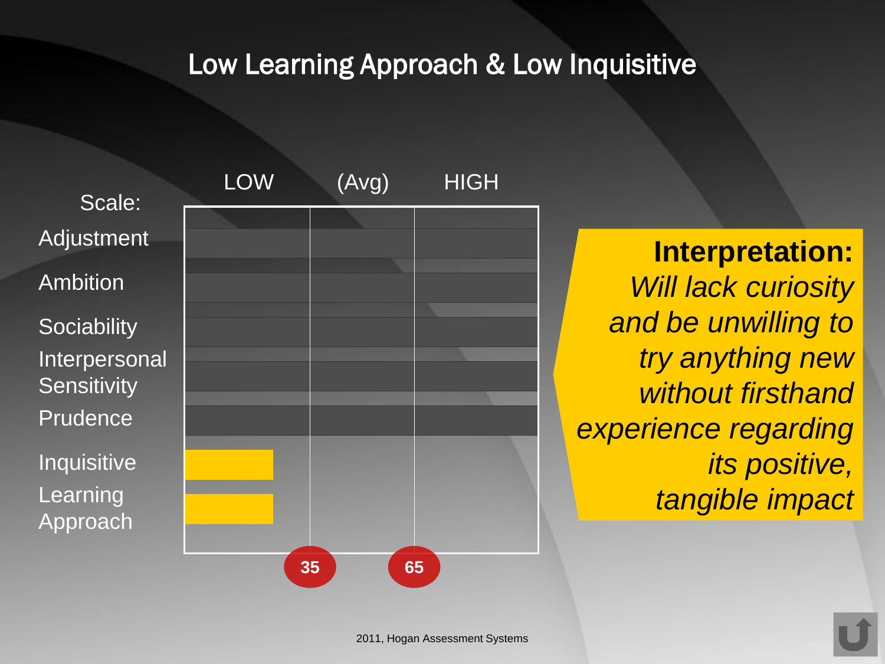# Low Learning Approach & Low Inquisitive

| Scale: | LOW | (Avg) | HIGH |
|---|---|---|---|
| Adjustment | | | |
| Ambition | | | |
| Sociability | | | |
| Interpersonal Sensitivity | | | |
| Prudence | | | |
| Inquisitive | ■ | | |
| Learning Approach | ■ | | |

35 65

**Interpretation:**
*Will lack curiosity and be unwilling to try anything new without firsthand experience regarding its positive, tangible impact*

2011, Hogan Assessment Systems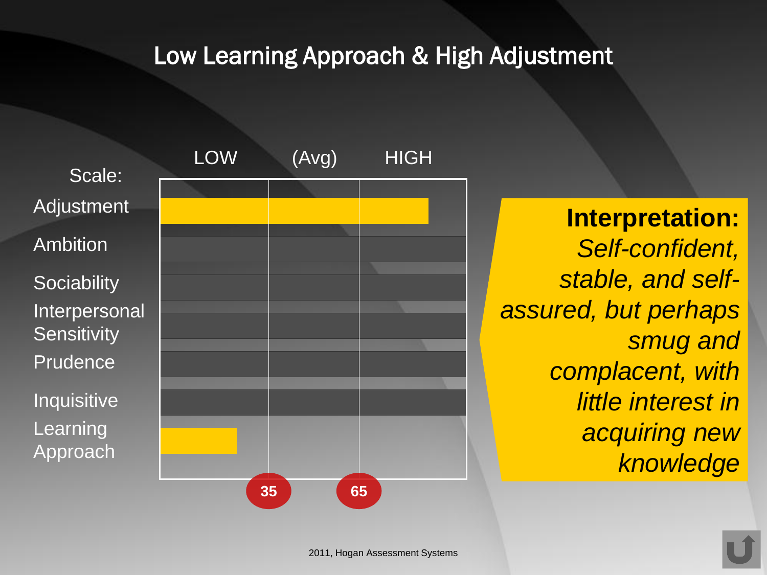# Low Learning Approach & High Adjustment

| Scale: | LOW | (Avg) | HIGH |
|---|---|---|---|
| Adjustment | | | |
| Ambition | | | |
| Sociability | | | |
| Interpersonal Sensitivity | | | |
| Prudence | | | |
| Inquisitive | | | |
| Learning Approach | | | |

35 65

**Interpretation:** *Self-confident, stable, and self-assured, but perhaps smug and complacent, with little interest in acquiring new knowledge*

2011, Hogan Assessment Systems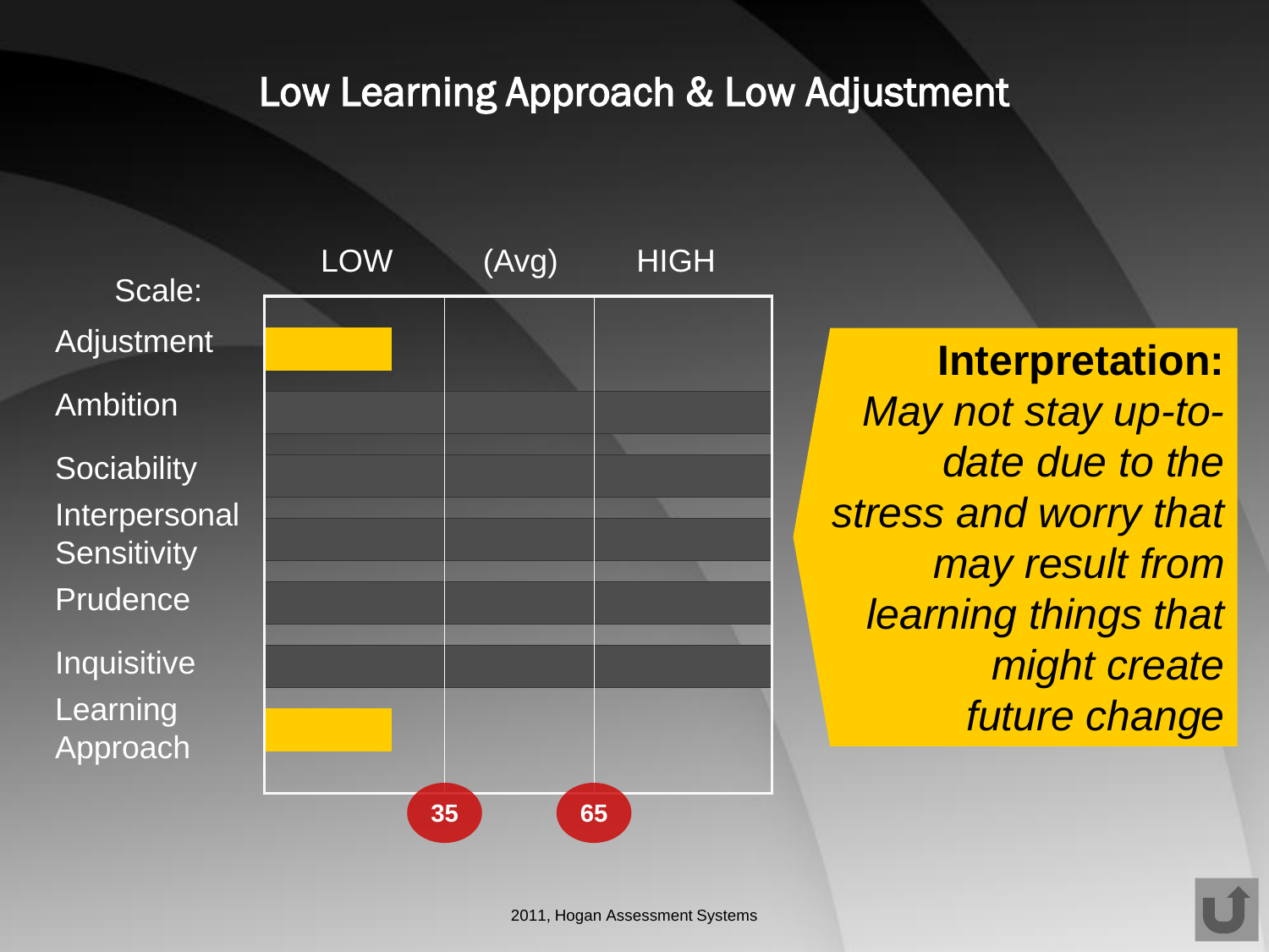# Low Learning Approach & Low Adjustment

LOW (Avg) HIGH

Scale:

Adjustment

Ambition

Sociability

Interpersonal Sensitivity

Prudence

Inquisitive

Learning Approach

35

65

**Interpretation:**

*May not stay up-to-date due to the stress and worry that may result from learning things that might create future change*

2011, Hogan Assessment Systems